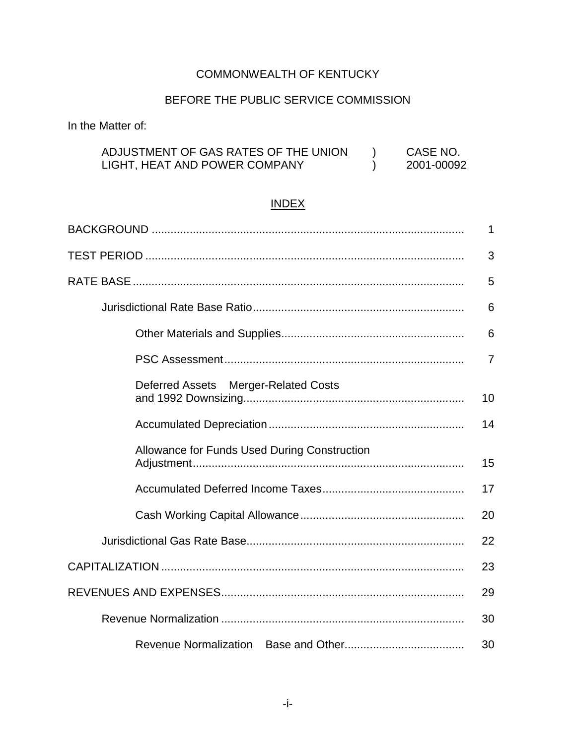COMMONWEALTH OF KENTUCKY

BEFORE THE PUBLIC SERVICE COMMISSION

In the Matter of:

| | | |
|---|---|---|
| ADJUSTMENT OF GAS RATES OF THE UNION LIGHT, HEAT AND POWER COMPANY | ) ) | CASE NO. 2001-00092 |

## INDEX

| | |
|---|---|
| BACKGROUND | 1 |
| TEST PERIOD | 3 |
| RATE BASE | 5 |
| &nbsp;&nbsp;&nbsp;&nbsp;Jurisdictional Rate Base Ratio | 6 |
| &nbsp;&nbsp;&nbsp;&nbsp;&nbsp;&nbsp;&nbsp;&nbsp;Other Materials and Supplies | 6 |
| &nbsp;&nbsp;&nbsp;&nbsp;&nbsp;&nbsp;&nbsp;&nbsp;PSC Assessment | 7 |
| &nbsp;&nbsp;&nbsp;&nbsp;&nbsp;&nbsp;&nbsp;&nbsp;Deferred Assets Merger-Related Costs and 1992 Downsizing | 10 |
| &nbsp;&nbsp;&nbsp;&nbsp;&nbsp;&nbsp;&nbsp;&nbsp;Accumulated Depreciation | 14 |
| &nbsp;&nbsp;&nbsp;&nbsp;&nbsp;&nbsp;&nbsp;&nbsp;Allowance for Funds Used During Construction Adjustment | 15 |
| &nbsp;&nbsp;&nbsp;&nbsp;&nbsp;&nbsp;&nbsp;&nbsp;Accumulated Deferred Income Taxes | 17 |
| &nbsp;&nbsp;&nbsp;&nbsp;&nbsp;&nbsp;&nbsp;&nbsp;Cash Working Capital Allowance | 20 |
| &nbsp;&nbsp;&nbsp;&nbsp;Jurisdictional Gas Rate Base | 22 |
| CAPITALIZATION | 23 |
| REVENUES AND EXPENSES | 29 |
| &nbsp;&nbsp;&nbsp;&nbsp;Revenue Normalization | 30 |
| &nbsp;&nbsp;&nbsp;&nbsp;&nbsp;&nbsp;&nbsp;&nbsp;Revenue Normalization Base and Other | 30 |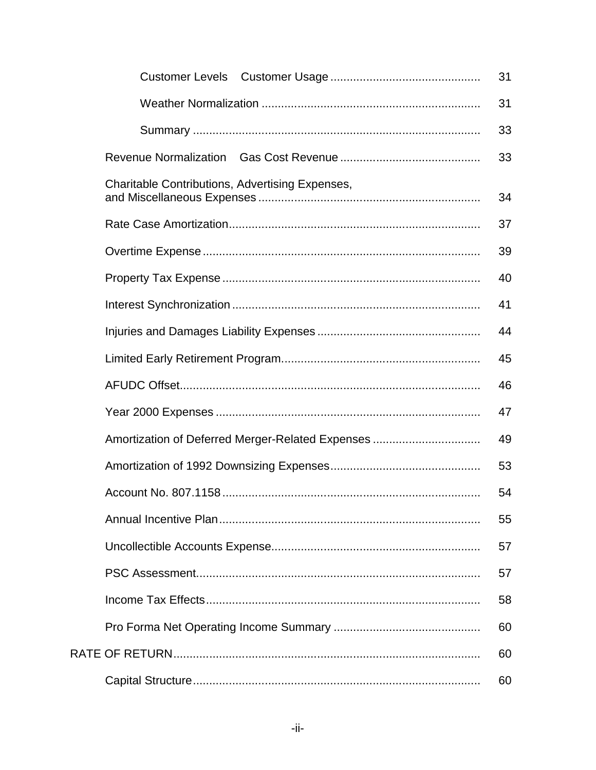| | |
|---|---|
| Customer Levels    Customer Usage | 31 |
| Weather Normalization | 31 |
| Summary | 33 |
| Revenue Normalization    Gas Cost Revenue | 33 |
| Charitable Contributions, Advertising Expenses, and Miscellaneous Expenses | 34 |
| Rate Case Amortization | 37 |
| Overtime Expense | 39 |
| Property Tax Expense | 40 |
| Interest Synchronization | 41 |
| Injuries and Damages Liability Expenses | 44 |
| Limited Early Retirement Program | 45 |
| AFUDC Offset | 46 |
| Year 2000 Expenses | 47 |
| Amortization of Deferred Merger-Related Expenses | 49 |
| Amortization of 1992 Downsizing Expenses | 53 |
| Account No. 807.1158 | 54 |
| Annual Incentive Plan | 55 |
| Uncollectible Accounts Expense | 57 |
| PSC Assessment | 57 |
| Income Tax Effects | 58 |
| Pro Forma Net Operating Income Summary | 60 |
| RATE OF RETURN | 60 |
| Capital Structure | 60 |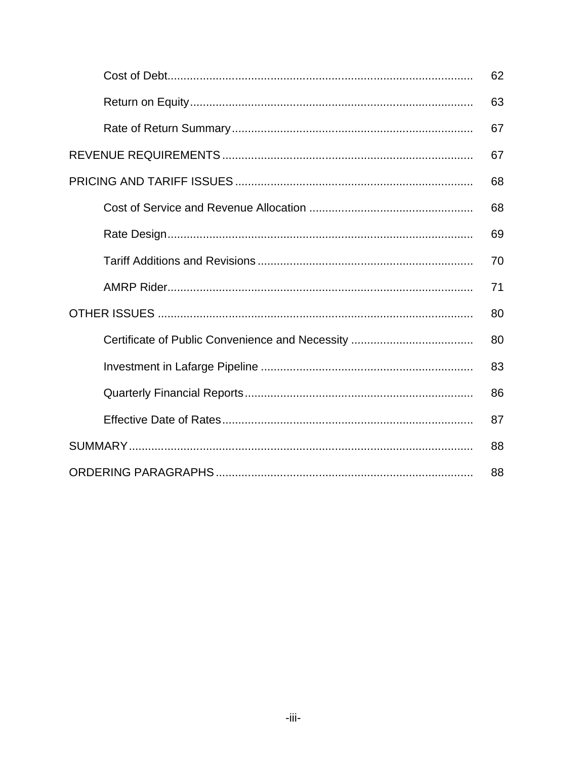| | |
|---|---|
| Cost of Debt | 62 |
| Return on Equity | 63 |
| Rate of Return Summary | 67 |
| REVENUE REQUIREMENTS | 67 |
| PRICING AND TARIFF ISSUES | 68 |
| Cost of Service and Revenue Allocation | 68 |
| Rate Design | 69 |
| Tariff Additions and Revisions | 70 |
| AMRP Rider | 71 |
| OTHER ISSUES | 80 |
| Certificate of Public Convenience and Necessity | 80 |
| Investment in Lafarge Pipeline | 83 |
| Quarterly Financial Reports | 86 |
| Effective Date of Rates | 87 |
| SUMMARY | 88 |
| ORDERING PARAGRAPHS | 88 |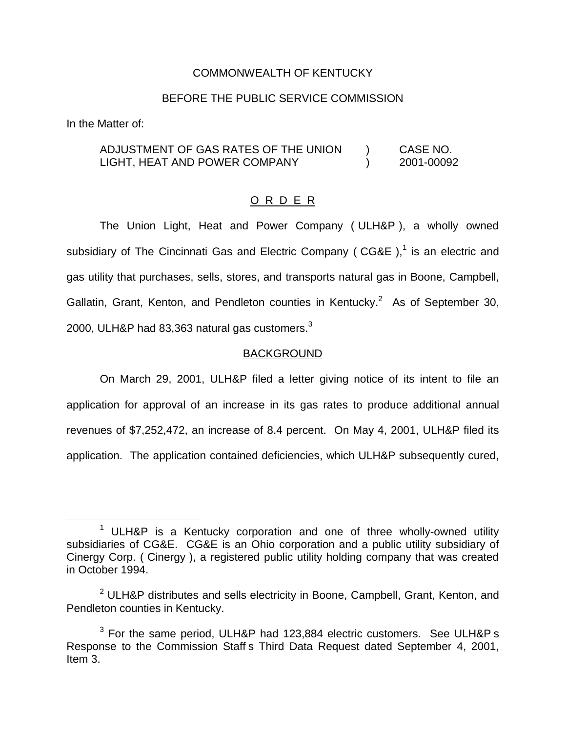COMMONWEALTH OF KENTUCKY

BEFORE THE PUBLIC SERVICE COMMISSION

In the Matter of:

| | | |
|---|---|---|
| ADJUSTMENT OF GAS RATES OF THE UNION LIGHT, HEAT AND POWER COMPANY | ) ) | CASE NO. 2001-00092 |

O R D E R

The Union Light, Heat and Power Company ( ULH&P ), a wholly owned subsidiary of The Cincinnati Gas and Electric Company ( CG&E ),[1] is an electric and gas utility that purchases, sells, stores, and transports natural gas in Boone, Campbell, Gallatin, Grant, Kenton, and Pendleton counties in Kentucky.[2] As of September 30, 2000, ULH&P had 83,363 natural gas customers.[3]

BACKGROUND

On March 29, 2001, ULH&P filed a letter giving notice of its intent to file an application for approval of an increase in its gas rates to produce additional annual revenues of $7,252,472, an increase of 8.4 percent. On May 4, 2001, ULH&P filed its application. The application contained deficiencies, which ULH&P subsequently cured,

---

[1] ULH&P is a Kentucky corporation and one of three wholly-owned utility subsidiaries of CG&E. CG&E is an Ohio corporation and a public utility subsidiary of Cinergy Corp. ( Cinergy ), a registered public utility holding company that was created in October 1994.

[2] ULH&P distributes and sells electricity in Boone, Campbell, Grant, Kenton, and Pendleton counties in Kentucky.

[3] For the same period, ULH&P had 123,884 electric customers. See ULH&P s Response to the Commission Staff s Third Data Request dated September 4, 2001, Item 3.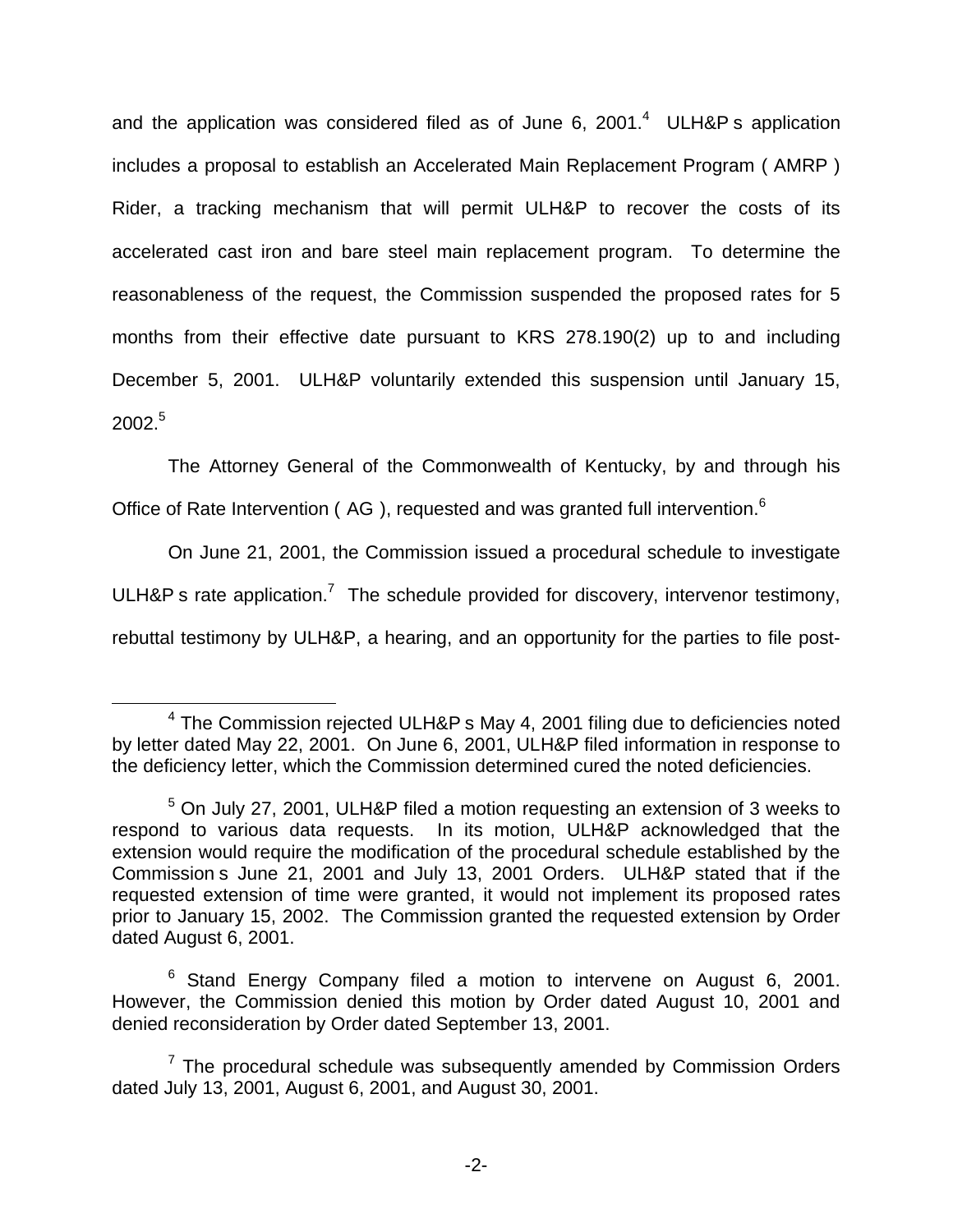and the application was considered filed as of June 6, 2001.[4] ULH&P s application includes a proposal to establish an Accelerated Main Replacement Program ( AMRP ) Rider, a tracking mechanism that will permit ULH&P to recover the costs of its accelerated cast iron and bare steel main replacement program. To determine the reasonableness of the request, the Commission suspended the proposed rates for 5 months from their effective date pursuant to KRS 278.190(2) up to and including December 5, 2001. ULH&P voluntarily extended this suspension until January 15, 2002.[5]

The Attorney General of the Commonwealth of Kentucky, by and through his Office of Rate Intervention ( AG ), requested and was granted full intervention.[6]

On June 21, 2001, the Commission issued a procedural schedule to investigate ULH&P s rate application.[7] The schedule provided for discovery, intervenor testimony, rebuttal testimony by ULH&P, a hearing, and an opportunity for the parties to file post-

[4] The Commission rejected ULH&P s May 4, 2001 filing due to deficiencies noted by letter dated May 22, 2001. On June 6, 2001, ULH&P filed information in response to the deficiency letter, which the Commission determined cured the noted deficiencies.

[5] On July 27, 2001, ULH&P filed a motion requesting an extension of 3 weeks to respond to various data requests. In its motion, ULH&P acknowledged that the extension would require the modification of the procedural schedule established by the Commission s June 21, 2001 and July 13, 2001 Orders. ULH&P stated that if the requested extension of time were granted, it would not implement its proposed rates prior to January 15, 2002. The Commission granted the requested extension by Order dated August 6, 2001.

[6] Stand Energy Company filed a motion to intervene on August 6, 2001. However, the Commission denied this motion by Order dated August 10, 2001 and denied reconsideration by Order dated September 13, 2001.

[7] The procedural schedule was subsequently amended by Commission Orders dated July 13, 2001, August 6, 2001, and August 30, 2001.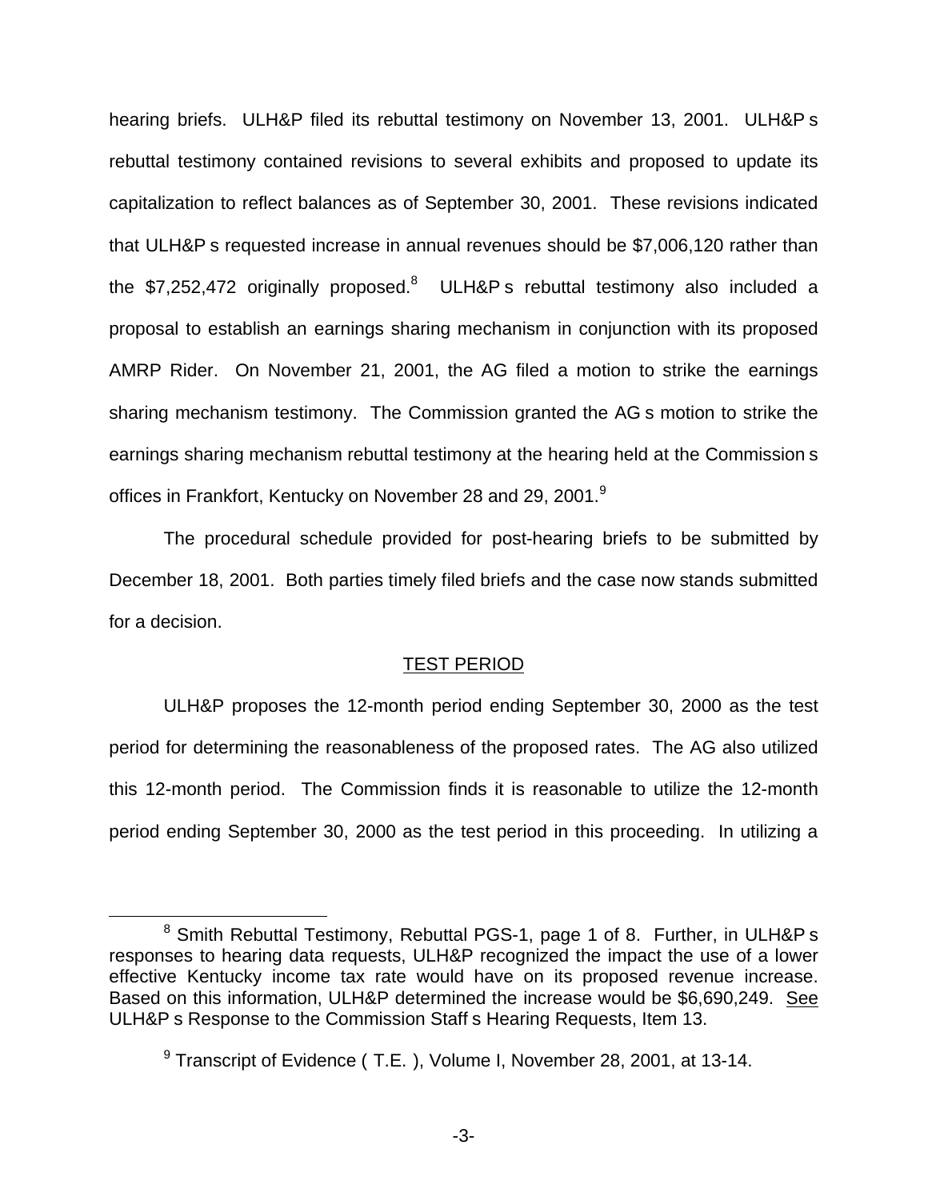hearing briefs. ULH&P filed its rebuttal testimony on November 13, 2001. ULH&P s rebuttal testimony contained revisions to several exhibits and proposed to update its capitalization to reflect balances as of September 30, 2001. These revisions indicated that ULH&P s requested increase in annual revenues should be $7,006,120 rather than the $7,252,472 originally proposed.[8] ULH&P s rebuttal testimony also included a proposal to establish an earnings sharing mechanism in conjunction with its proposed AMRP Rider. On November 21, 2001, the AG filed a motion to strike the earnings sharing mechanism testimony. The Commission granted the AG s motion to strike the earnings sharing mechanism rebuttal testimony at the hearing held at the Commission s offices in Frankfort, Kentucky on November 28 and 29, 2001.[9]

The procedural schedule provided for post-hearing briefs to be submitted by December 18, 2001. Both parties timely filed briefs and the case now stands submitted for a decision.

## TEST PERIOD

ULH&P proposes the 12-month period ending September 30, 2000 as the test period for determining the reasonableness of the proposed rates. The AG also utilized this 12-month period. The Commission finds it is reasonable to utilize the 12-month period ending September 30, 2000 as the test period in this proceeding. In utilizing a

---

[8] Smith Rebuttal Testimony, Rebuttal PGS-1, page 1 of 8. Further, in ULH&P s responses to hearing data requests, ULH&P recognized the impact the use of a lower effective Kentucky income tax rate would have on its proposed revenue increase. Based on this information, ULH&P determined the increase would be $6,690,249. See ULH&P s Response to the Commission Staff s Hearing Requests, Item 13.

[9] Transcript of Evidence ( T.E. ), Volume I, November 28, 2001, at 13-14.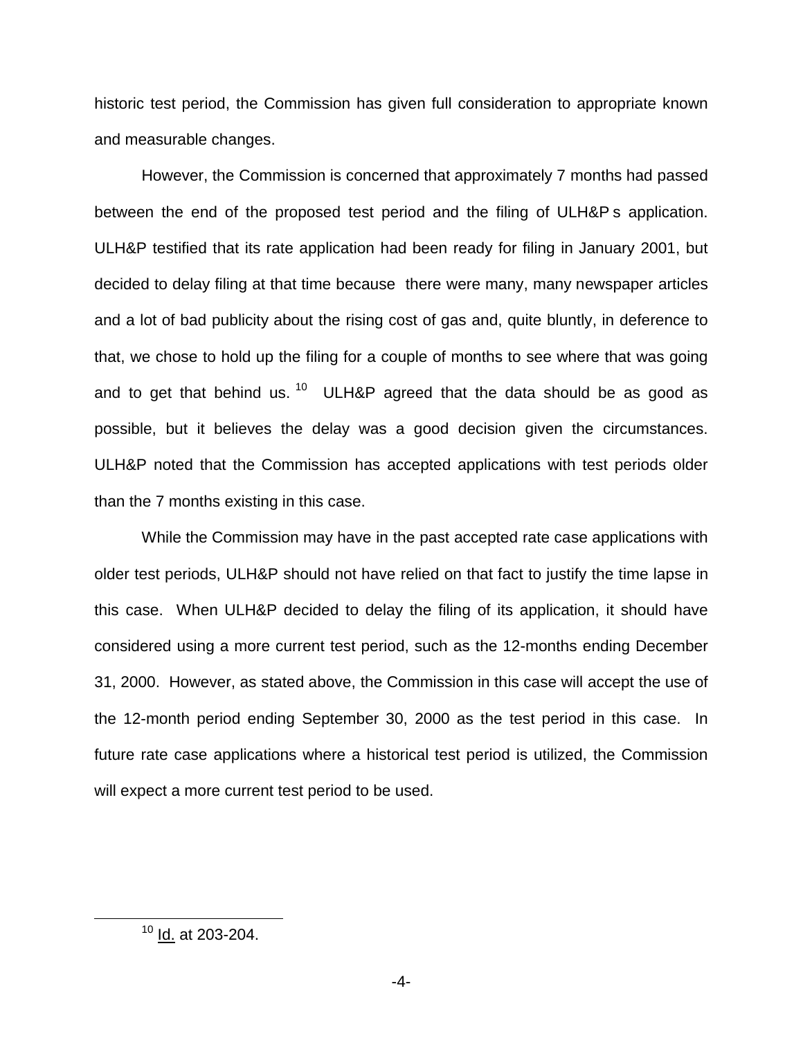historic test period, the Commission has given full consideration to appropriate known and measurable changes.

However, the Commission is concerned that approximately 7 months had passed between the end of the proposed test period and the filing of ULH&P s application. ULH&P testified that its rate application had been ready for filing in January 2001, but decided to delay filing at that time because there were many, many newspaper articles and a lot of bad publicity about the rising cost of gas and, quite bluntly, in deference to that, we chose to hold up the filing for a couple of months to see where that was going and to get that behind us.[10] ULH&P agreed that the data should be as good as possible, but it believes the delay was a good decision given the circumstances. ULH&P noted that the Commission has accepted applications with test periods older than the 7 months existing in this case.

While the Commission may have in the past accepted rate case applications with older test periods, ULH&P should not have relied on that fact to justify the time lapse in this case. When ULH&P decided to delay the filing of its application, it should have considered using a more current test period, such as the 12-months ending December 31, 2000. However, as stated above, the Commission in this case will accept the use of the 12-month period ending September 30, 2000 as the test period in this case. In future rate case applications where a historical test period is utilized, the Commission will expect a more current test period to be used.

[10] Id. at 203-204.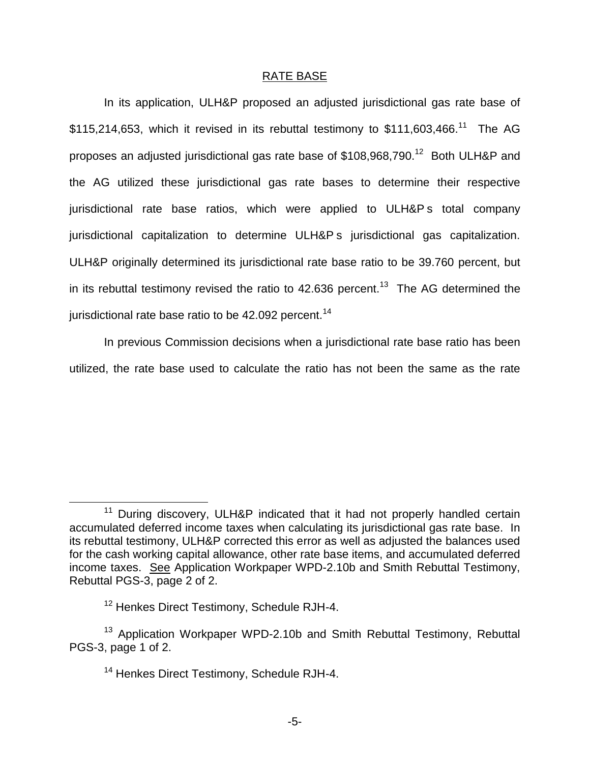## RATE BASE

In its application, ULH&P proposed an adjusted jurisdictional gas rate base of $115,214,653, which it revised in its rebuttal testimony to $111,603,466.[11] The AG proposes an adjusted jurisdictional gas rate base of $108,968,790.[12] Both ULH&P and the AG utilized these jurisdictional gas rate bases to determine their respective jurisdictional rate base ratios, which were applied to ULH&P s total company jurisdictional capitalization to determine ULH&P s jurisdictional gas capitalization. ULH&P originally determined its jurisdictional rate base ratio to be 39.760 percent, but in its rebuttal testimony revised the ratio to 42.636 percent.[13] The AG determined the jurisdictional rate base ratio to be 42.092 percent.[14]

In previous Commission decisions when a jurisdictional rate base ratio has been utilized, the rate base used to calculate the ratio has not been the same as the rate

---

[11] During discovery, ULH&P indicated that it had not properly handled certain accumulated deferred income taxes when calculating its jurisdictional gas rate base. In its rebuttal testimony, ULH&P corrected this error as well as adjusted the balances used for the cash working capital allowance, other rate base items, and accumulated deferred income taxes. See Application Workpaper WPD-2.10b and Smith Rebuttal Testimony, Rebuttal PGS-3, page 2 of 2.

[12] Henkes Direct Testimony, Schedule RJH-4.

[13] Application Workpaper WPD-2.10b and Smith Rebuttal Testimony, Rebuttal PGS-3, page 1 of 2.

[14] Henkes Direct Testimony, Schedule RJH-4.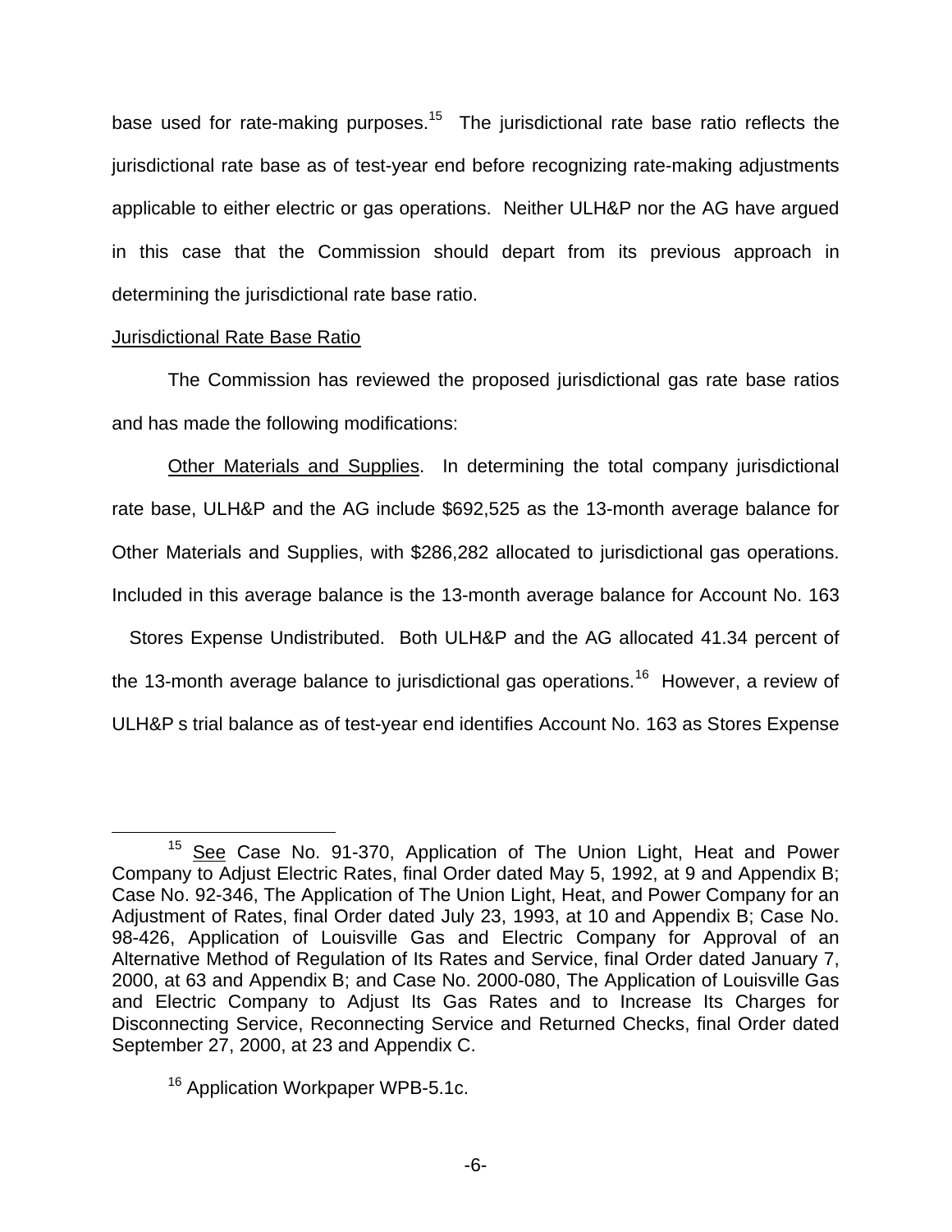base used for rate-making purposes.[15] The jurisdictional rate base ratio reflects the jurisdictional rate base as of test-year end before recognizing rate-making adjustments applicable to either electric or gas operations. Neither ULH&P nor the AG have argued in this case that the Commission should depart from its previous approach in determining the jurisdictional rate base ratio.

Jurisdictional Rate Base Ratio

The Commission has reviewed the proposed jurisdictional gas rate base ratios and has made the following modifications:

Other Materials and Supplies. In determining the total company jurisdictional rate base, ULH&P and the AG include $692,525 as the 13-month average balance for Other Materials and Supplies, with $286,282 allocated to jurisdictional gas operations. Included in this average balance is the 13-month average balance for Account No. 163 Stores Expense Undistributed. Both ULH&P and the AG allocated 41.34 percent of the 13-month average balance to jurisdictional gas operations.[16] However, a review of ULH&P s trial balance as of test-year end identifies Account No. 163 as Stores Expense

---

[15] See Case No. 91-370, Application of The Union Light, Heat and Power Company to Adjust Electric Rates, final Order dated May 5, 1992, at 9 and Appendix B; Case No. 92-346, The Application of The Union Light, Heat, and Power Company for an Adjustment of Rates, final Order dated July 23, 1993, at 10 and Appendix B; Case No. 98-426, Application of Louisville Gas and Electric Company for Approval of an Alternative Method of Regulation of Its Rates and Service, final Order dated January 7, 2000, at 63 and Appendix B; and Case No. 2000-080, The Application of Louisville Gas and Electric Company to Adjust Its Gas Rates and to Increase Its Charges for Disconnecting Service, Reconnecting Service and Returned Checks, final Order dated September 27, 2000, at 23 and Appendix C.

[16] Application Workpaper WPB-5.1c.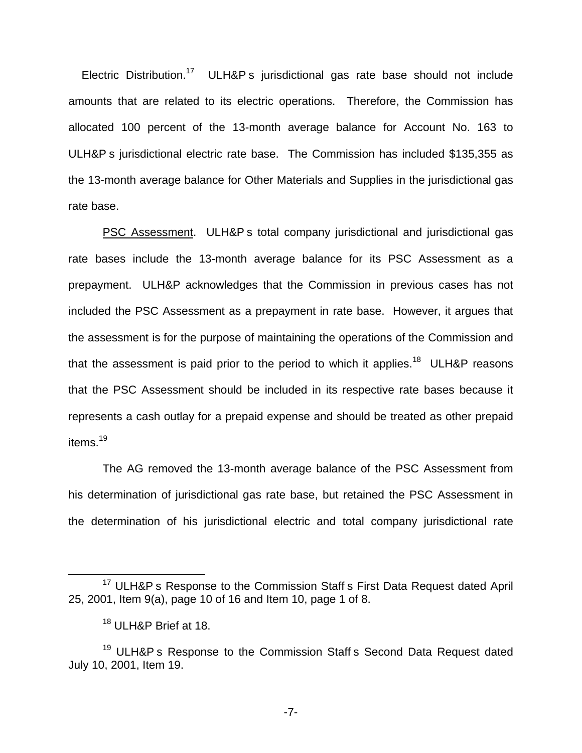Electric Distribution.[17] ULH&P s jurisdictional gas rate base should not include amounts that are related to its electric operations. Therefore, the Commission has allocated 100 percent of the 13-month average balance for Account No. 163 to ULH&P s jurisdictional electric rate base. The Commission has included $135,355 as the 13-month average balance for Other Materials and Supplies in the jurisdictional gas rate base.

PSC Assessment. ULH&P s total company jurisdictional and jurisdictional gas rate bases include the 13-month average balance for its PSC Assessment as a prepayment. ULH&P acknowledges that the Commission in previous cases has not included the PSC Assessment as a prepayment in rate base. However, it argues that the assessment is for the purpose of maintaining the operations of the Commission and that the assessment is paid prior to the period to which it applies.[18] ULH&P reasons that the PSC Assessment should be included in its respective rate bases because it represents a cash outlay for a prepaid expense and should be treated as other prepaid items.[19]

The AG removed the 13-month average balance of the PSC Assessment from his determination of jurisdictional gas rate base, but retained the PSC Assessment in the determination of his jurisdictional electric and total company jurisdictional rate

---

[17] ULH&P s Response to the Commission Staff s First Data Request dated April 25, 2001, Item 9(a), page 10 of 16 and Item 10, page 1 of 8.

[18] ULH&P Brief at 18.

[19] ULH&P s Response to the Commission Staff s Second Data Request dated July 10, 2001, Item 19.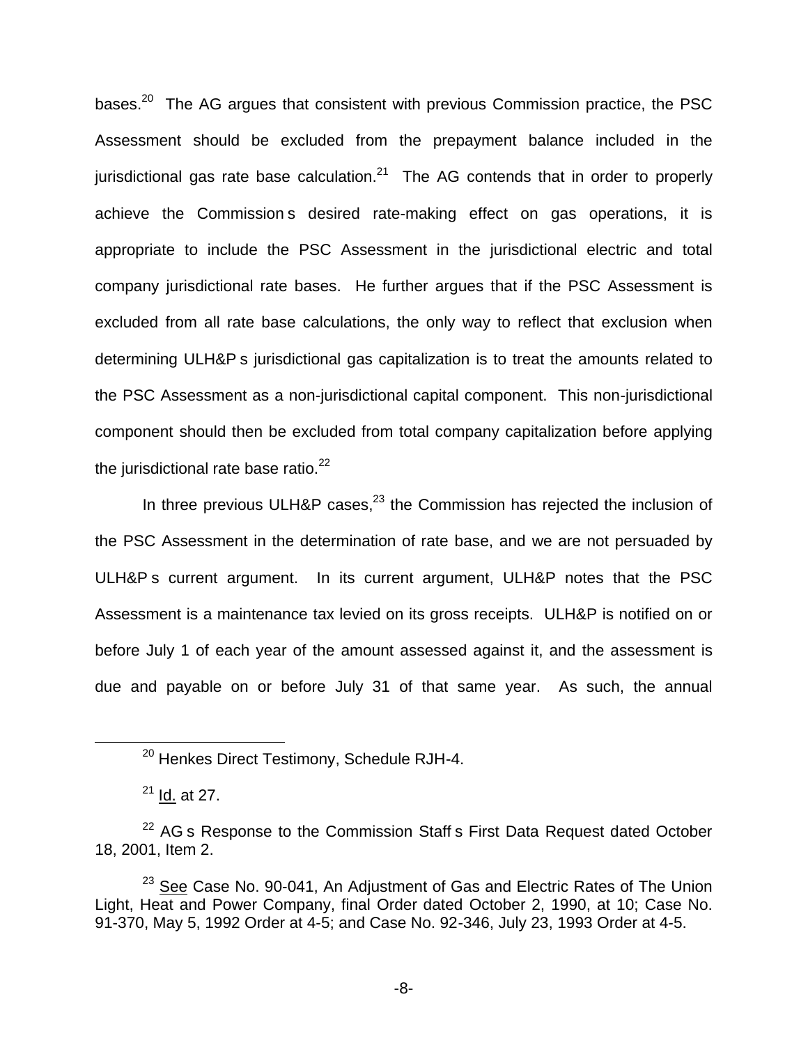bases.[20] The AG argues that consistent with previous Commission practice, the PSC Assessment should be excluded from the prepayment balance included in the jurisdictional gas rate base calculation.[21] The AG contends that in order to properly achieve the Commission s desired rate-making effect on gas operations, it is appropriate to include the PSC Assessment in the jurisdictional electric and total company jurisdictional rate bases. He further argues that if the PSC Assessment is excluded from all rate base calculations, the only way to reflect that exclusion when determining ULH&P s jurisdictional gas capitalization is to treat the amounts related to the PSC Assessment as a non-jurisdictional capital component. This non-jurisdictional component should then be excluded from total company capitalization before applying the jurisdictional rate base ratio.[22]

In three previous ULH&P cases,[23] the Commission has rejected the inclusion of the PSC Assessment in the determination of rate base, and we are not persuaded by ULH&P s current argument. In its current argument, ULH&P notes that the PSC Assessment is a maintenance tax levied on its gross receipts. ULH&P is notified on or before July 1 of each year of the amount assessed against it, and the assessment is due and payable on or before July 31 of that same year. As such, the annual

---

[20] Henkes Direct Testimony, Schedule RJH-4.

[21] Id. at 27.

[22] AG s Response to the Commission Staff s First Data Request dated October 18, 2001, Item 2.

[23] See Case No. 90-041, An Adjustment of Gas and Electric Rates of The Union Light, Heat and Power Company, final Order dated October 2, 1990, at 10; Case No. 91-370, May 5, 1992 Order at 4-5; and Case No. 92-346, July 23, 1993 Order at 4-5.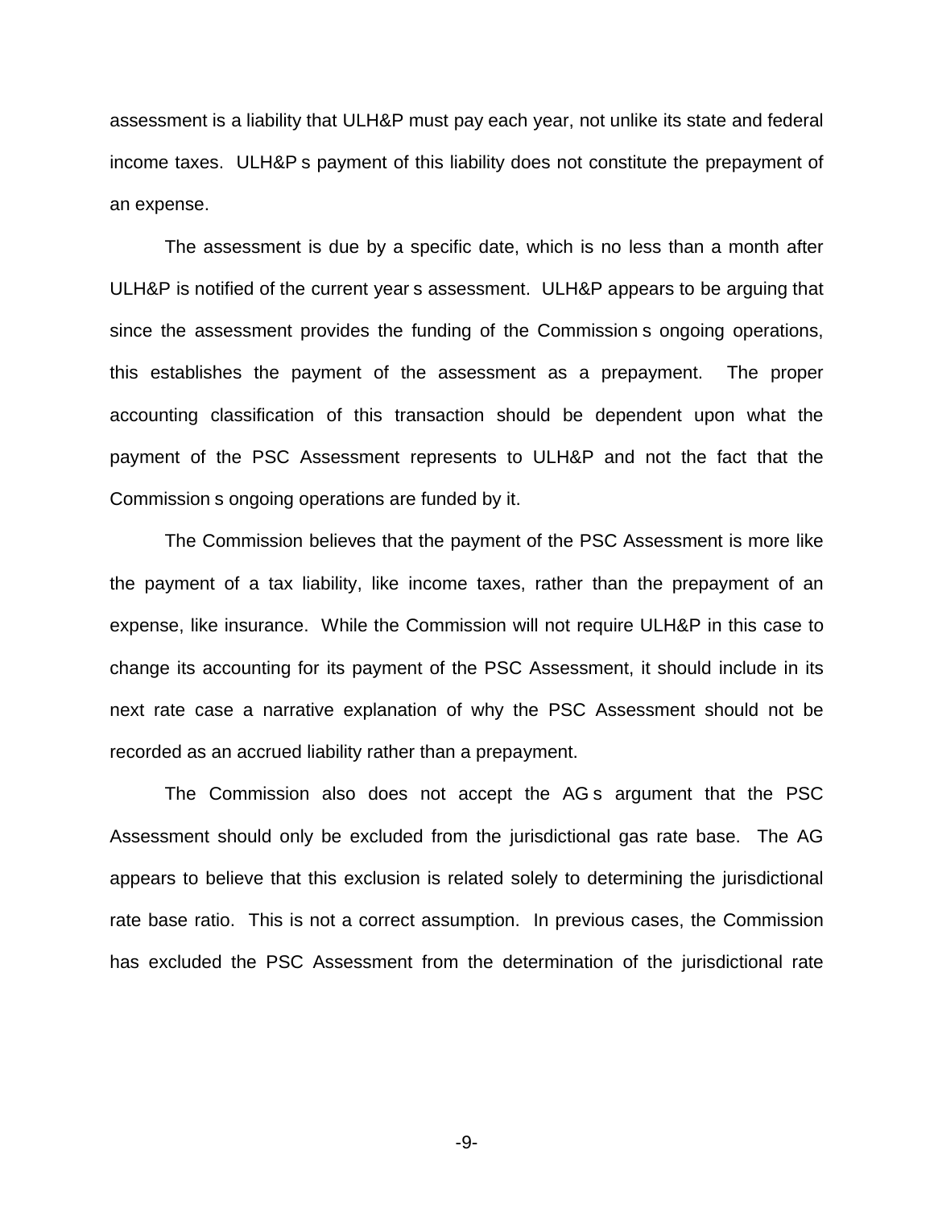assessment is a liability that ULH&P must pay each year, not unlike its state and federal income taxes. ULH&P s payment of this liability does not constitute the prepayment of an expense.

The assessment is due by a specific date, which is no less than a month after ULH&P is notified of the current year s assessment. ULH&P appears to be arguing that since the assessment provides the funding of the Commission s ongoing operations, this establishes the payment of the assessment as a prepayment. The proper accounting classification of this transaction should be dependent upon what the payment of the PSC Assessment represents to ULH&P and not the fact that the Commission s ongoing operations are funded by it.

The Commission believes that the payment of the PSC Assessment is more like the payment of a tax liability, like income taxes, rather than the prepayment of an expense, like insurance. While the Commission will not require ULH&P in this case to change its accounting for its payment of the PSC Assessment, it should include in its next rate case a narrative explanation of why the PSC Assessment should not be recorded as an accrued liability rather than a prepayment.

The Commission also does not accept the AG s argument that the PSC Assessment should only be excluded from the jurisdictional gas rate base. The AG appears to believe that this exclusion is related solely to determining the jurisdictional rate base ratio. This is not a correct assumption. In previous cases, the Commission has excluded the PSC Assessment from the determination of the jurisdictional rate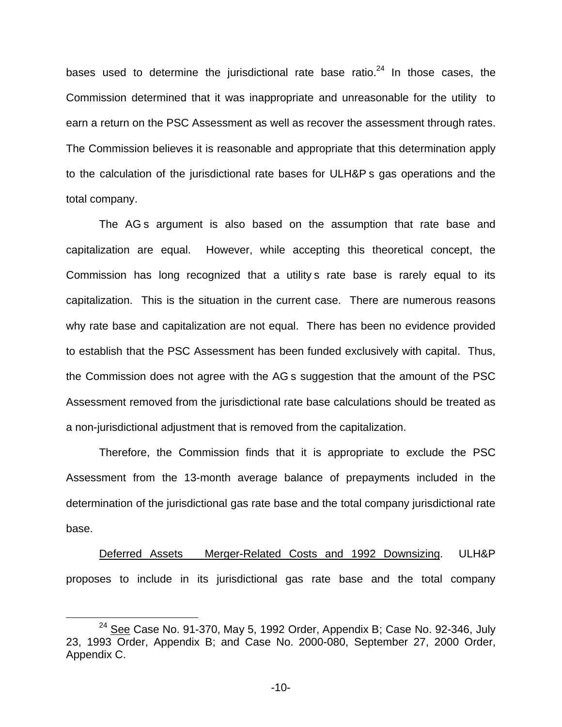bases used to determine the jurisdictional rate base ratio.[24] In those cases, the Commission determined that it was inappropriate and unreasonable for the utility to earn a return on the PSC Assessment as well as recover the assessment through rates. The Commission believes it is reasonable and appropriate that this determination apply to the calculation of the jurisdictional rate bases for ULH&P s gas operations and the total company.

The AG s argument is also based on the assumption that rate base and capitalization are equal. However, while accepting this theoretical concept, the Commission has long recognized that a utility s rate base is rarely equal to its capitalization. This is the situation in the current case. There are numerous reasons why rate base and capitalization are not equal. There has been no evidence provided to establish that the PSC Assessment has been funded exclusively with capital. Thus, the Commission does not agree with the AG s suggestion that the amount of the PSC Assessment removed from the jurisdictional rate base calculations should be treated as a non-jurisdictional adjustment that is removed from the capitalization.

Therefore, the Commission finds that it is appropriate to exclude the PSC Assessment from the 13-month average balance of prepayments included in the determination of the jurisdictional gas rate base and the total company jurisdictional rate base.

Deferred Assets Merger-Related Costs and 1992 Downsizing. ULH&P proposes to include in its jurisdictional gas rate base and the total company

[24] See Case No. 91-370, May 5, 1992 Order, Appendix B; Case No. 92-346, July 23, 1993 Order, Appendix B; and Case No. 2000-080, September 27, 2000 Order, Appendix C.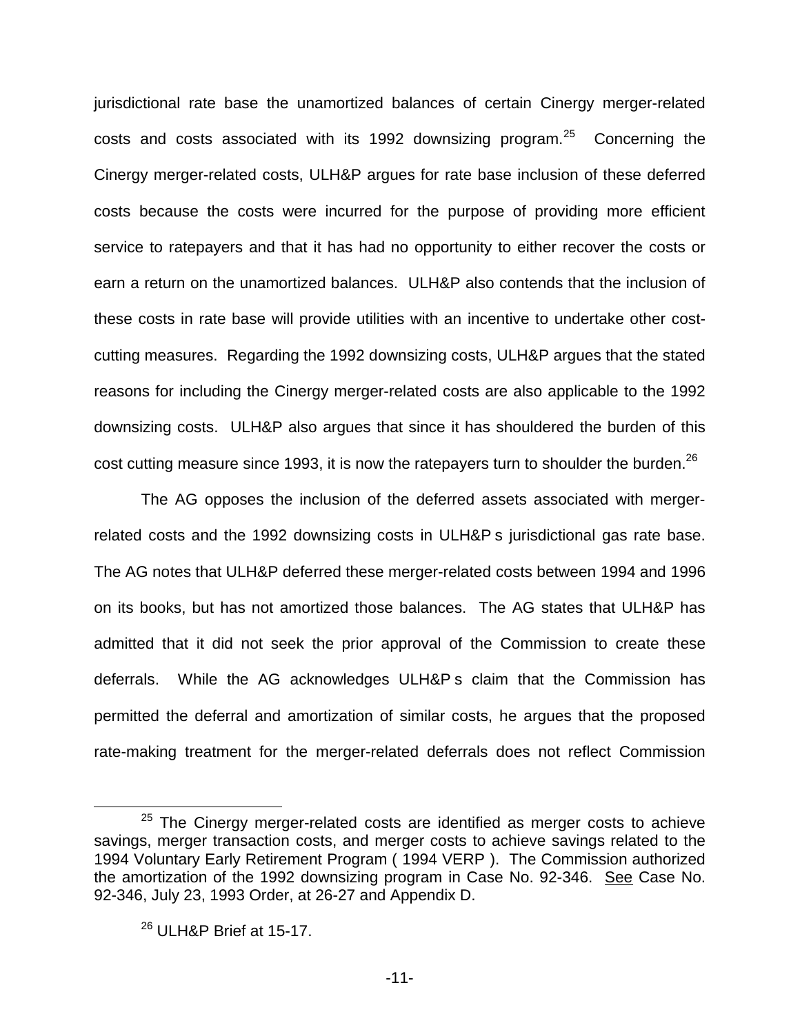jurisdictional rate base the unamortized balances of certain Cinergy merger-related costs and costs associated with its 1992 downsizing program.[25] Concerning the Cinergy merger-related costs, ULH&P argues for rate base inclusion of these deferred costs because the costs were incurred for the purpose of providing more efficient service to ratepayers and that it has had no opportunity to either recover the costs or earn a return on the unamortized balances. ULH&P also contends that the inclusion of these costs in rate base will provide utilities with an incentive to undertake other cost-cutting measures. Regarding the 1992 downsizing costs, ULH&P argues that the stated reasons for including the Cinergy merger-related costs are also applicable to the 1992 downsizing costs. ULH&P also argues that since it has shouldered the burden of this cost cutting measure since 1993, it is now the ratepayers turn to shoulder the burden.[26]

The AG opposes the inclusion of the deferred assets associated with merger-related costs and the 1992 downsizing costs in ULH&P s jurisdictional gas rate base. The AG notes that ULH&P deferred these merger-related costs between 1994 and 1996 on its books, but has not amortized those balances. The AG states that ULH&P has admitted that it did not seek the prior approval of the Commission to create these deferrals. While the AG acknowledges ULH&P s claim that the Commission has permitted the deferral and amortization of similar costs, he argues that the proposed rate-making treatment for the merger-related deferrals does not reflect Commission

---

[25] The Cinergy merger-related costs are identified as merger costs to achieve savings, merger transaction costs, and merger costs to achieve savings related to the 1994 Voluntary Early Retirement Program ( 1994 VERP ). The Commission authorized the amortization of the 1992 downsizing program in Case No. 92-346. See Case No. 92-346, July 23, 1993 Order, at 26-27 and Appendix D.

[26] ULH&P Brief at 15-17.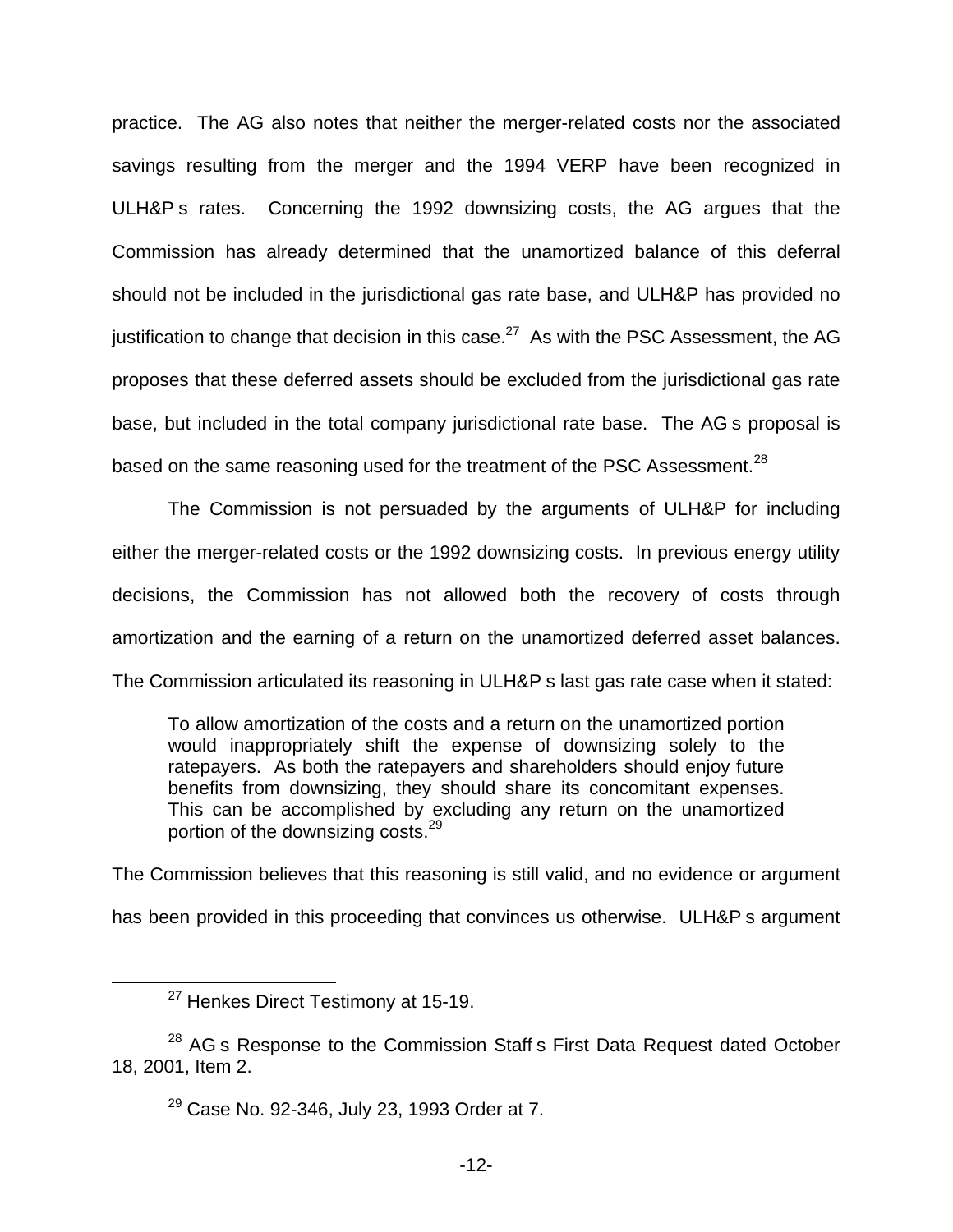practice. The AG also notes that neither the merger-related costs nor the associated savings resulting from the merger and the 1994 VERP have been recognized in ULH&P s rates. Concerning the 1992 downsizing costs, the AG argues that the Commission has already determined that the unamortized balance of this deferral should not be included in the jurisdictional gas rate base, and ULH&P has provided no justification to change that decision in this case.[27] As with the PSC Assessment, the AG proposes that these deferred assets should be excluded from the jurisdictional gas rate base, but included in the total company jurisdictional rate base. The AG s proposal is based on the same reasoning used for the treatment of the PSC Assessment.[28]

The Commission is not persuaded by the arguments of ULH&P for including either the merger-related costs or the 1992 downsizing costs. In previous energy utility decisions, the Commission has not allowed both the recovery of costs through amortization and the earning of a return on the unamortized deferred asset balances. The Commission articulated its reasoning in ULH&P s last gas rate case when it stated:

> To allow amortization of the costs and a return on the unamortized portion would inappropriately shift the expense of downsizing solely to the ratepayers. As both the ratepayers and shareholders should enjoy future benefits from downsizing, they should share its concomitant expenses. This can be accomplished by excluding any return on the unamortized portion of the downsizing costs.[29]

The Commission believes that this reasoning is still valid, and no evidence or argument has been provided in this proceeding that convinces us otherwise. ULH&P s argument

---

[27] Henkes Direct Testimony at 15-19.

[28] AG s Response to the Commission Staff s First Data Request dated October 18, 2001, Item 2.

[29] Case No. 92-346, July 23, 1993 Order at 7.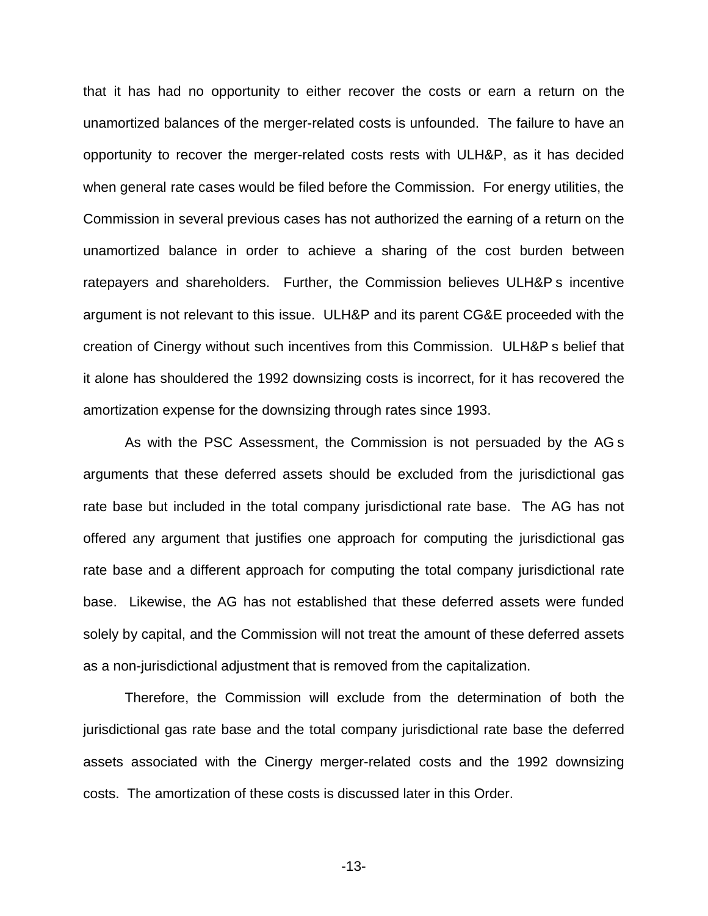that it has had no opportunity to either recover the costs or earn a return on the unamortized balances of the merger-related costs is unfounded. The failure to have an opportunity to recover the merger-related costs rests with ULH&P, as it has decided when general rate cases would be filed before the Commission. For energy utilities, the Commission in several previous cases has not authorized the earning of a return on the unamortized balance in order to achieve a sharing of the cost burden between ratepayers and shareholders. Further, the Commission believes ULH&P s incentive argument is not relevant to this issue. ULH&P and its parent CG&E proceeded with the creation of Cinergy without such incentives from this Commission. ULH&P s belief that it alone has shouldered the 1992 downsizing costs is incorrect, for it has recovered the amortization expense for the downsizing through rates since 1993.

As with the PSC Assessment, the Commission is not persuaded by the AG s arguments that these deferred assets should be excluded from the jurisdictional gas rate base but included in the total company jurisdictional rate base. The AG has not offered any argument that justifies one approach for computing the jurisdictional gas rate base and a different approach for computing the total company jurisdictional rate base. Likewise, the AG has not established that these deferred assets were funded solely by capital, and the Commission will not treat the amount of these deferred assets as a non-jurisdictional adjustment that is removed from the capitalization.

Therefore, the Commission will exclude from the determination of both the jurisdictional gas rate base and the total company jurisdictional rate base the deferred assets associated with the Cinergy merger-related costs and the 1992 downsizing costs. The amortization of these costs is discussed later in this Order.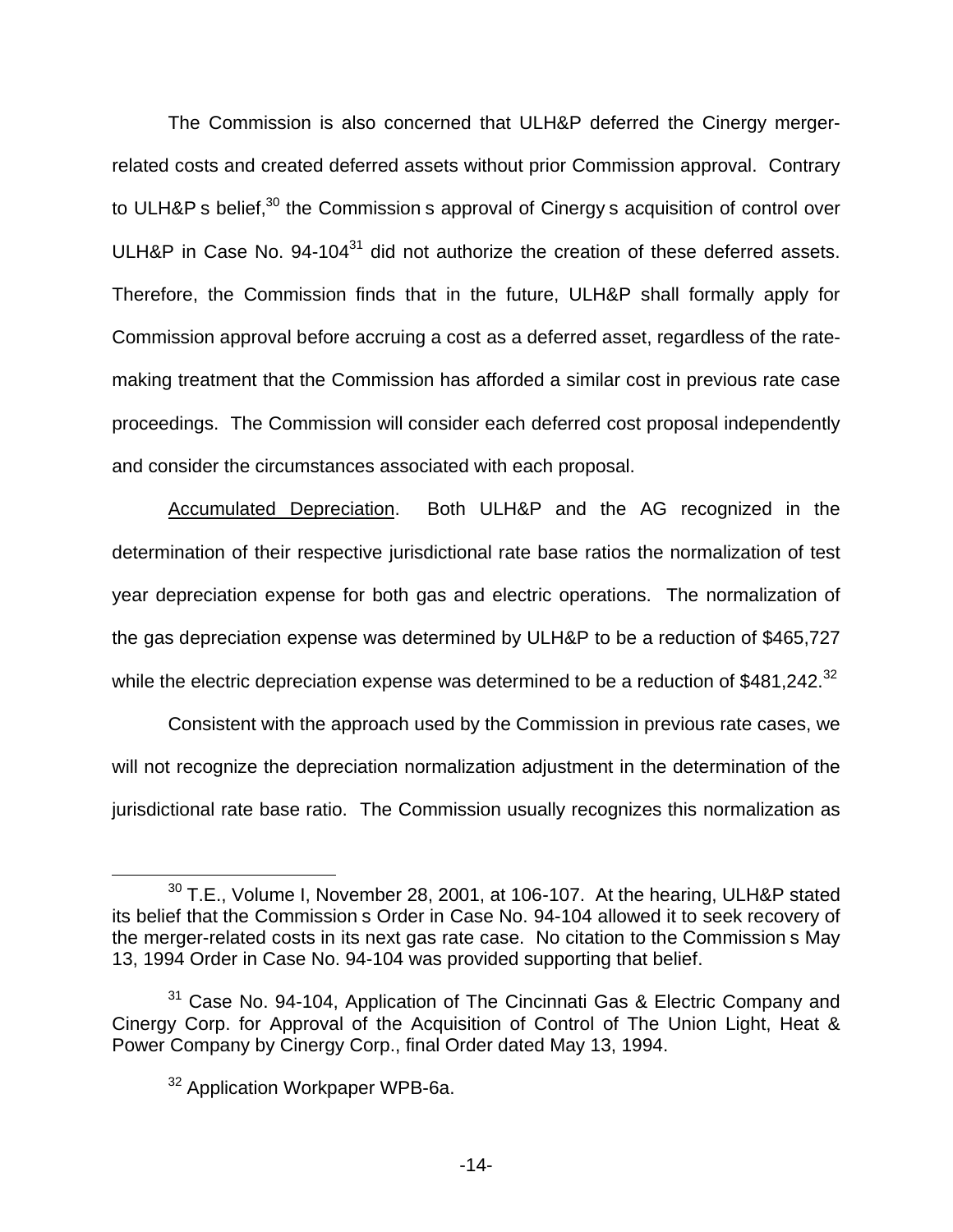The Commission is also concerned that ULH&P deferred the Cinergy merger-related costs and created deferred assets without prior Commission approval. Contrary to ULH&P s belief,[30] the Commission s approval of Cinergy s acquisition of control over ULH&P in Case No. 94-104[31] did not authorize the creation of these deferred assets. Therefore, the Commission finds that in the future, ULH&P shall formally apply for Commission approval before accruing a cost as a deferred asset, regardless of the rate-making treatment that the Commission has afforded a similar cost in previous rate case proceedings. The Commission will consider each deferred cost proposal independently and consider the circumstances associated with each proposal.

Accumulated Depreciation. Both ULH&P and the AG recognized in the determination of their respective jurisdictional rate base ratios the normalization of test year depreciation expense for both gas and electric operations. The normalization of the gas depreciation expense was determined by ULH&P to be a reduction of $465,727 while the electric depreciation expense was determined to be a reduction of $481,242.[32]

Consistent with the approach used by the Commission in previous rate cases, we will not recognize the depreciation normalization adjustment in the determination of the jurisdictional rate base ratio. The Commission usually recognizes this normalization as

---

[30] T.E., Volume I, November 28, 2001, at 106-107. At the hearing, ULH&P stated its belief that the Commission s Order in Case No. 94-104 allowed it to seek recovery of the merger-related costs in its next gas rate case. No citation to the Commission s May 13, 1994 Order in Case No. 94-104 was provided supporting that belief.

[31] Case No. 94-104, Application of The Cincinnati Gas & Electric Company and Cinergy Corp. for Approval of the Acquisition of Control of The Union Light, Heat & Power Company by Cinergy Corp., final Order dated May 13, 1994.

[32] Application Workpaper WPB-6a.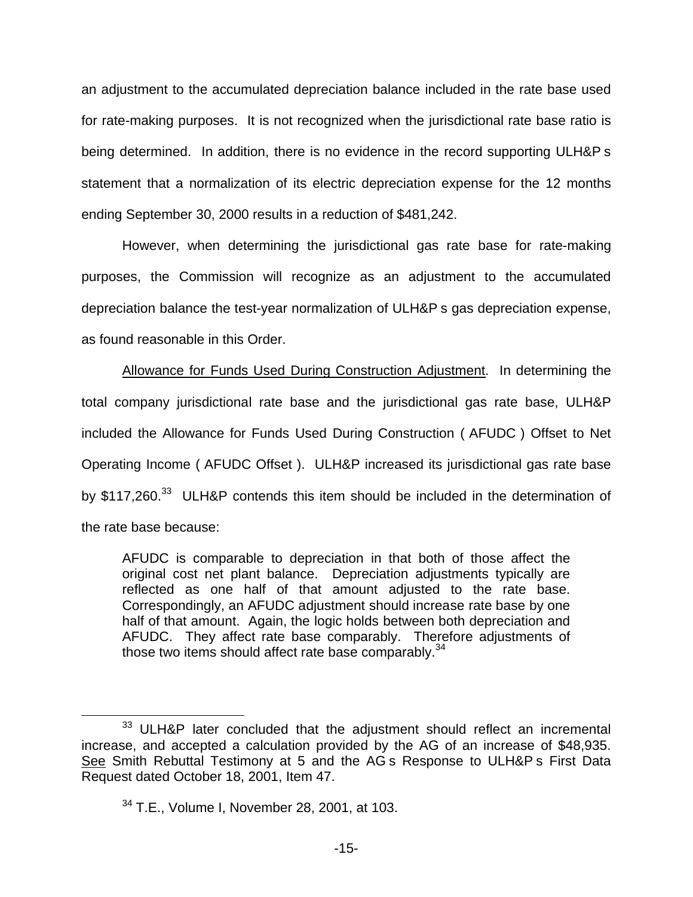an adjustment to the accumulated depreciation balance included in the rate base used for rate-making purposes. It is not recognized when the jurisdictional rate base ratio is being determined. In addition, there is no evidence in the record supporting ULH&P s statement that a normalization of its electric depreciation expense for the 12 months ending September 30, 2000 results in a reduction of $481,242.

However, when determining the jurisdictional gas rate base for rate-making purposes, the Commission will recognize as an adjustment to the accumulated depreciation balance the test-year normalization of ULH&P s gas depreciation expense, as found reasonable in this Order.

Allowance for Funds Used During Construction Adjustment. In determining the total company jurisdictional rate base and the jurisdictional gas rate base, ULH&P included the Allowance for Funds Used During Construction ( AFUDC ) Offset to Net Operating Income ( AFUDC Offset ). ULH&P increased its jurisdictional gas rate base by $117,260.[33] ULH&P contends this item should be included in the determination of the rate base because:

> AFUDC is comparable to depreciation in that both of those affect the original cost net plant balance. Depreciation adjustments typically are reflected as one half of that amount adjusted to the rate base. Correspondingly, an AFUDC adjustment should increase rate base by one half of that amount. Again, the logic holds between both depreciation and AFUDC. They affect rate base comparably. Therefore adjustments of those two items should affect rate base comparably.[34]

---

[33] ULH&P later concluded that the adjustment should reflect an incremental increase, and accepted a calculation provided by the AG of an increase of $48,935. See Smith Rebuttal Testimony at 5 and the AG s Response to ULH&P s First Data Request dated October 18, 2001, Item 47.

[34] T.E., Volume I, November 28, 2001, at 103.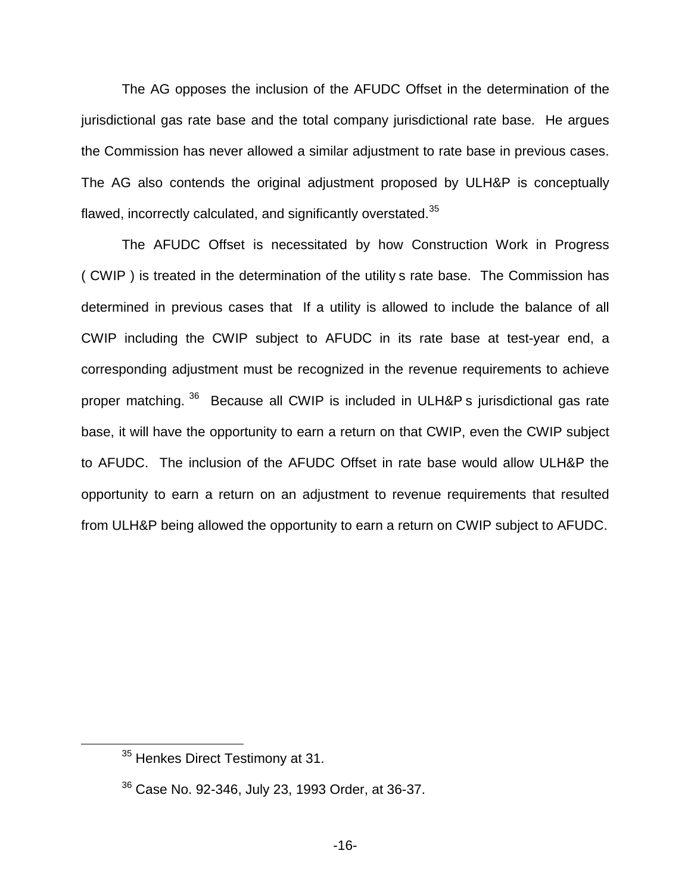The AG opposes the inclusion of the AFUDC Offset in the determination of the jurisdictional gas rate base and the total company jurisdictional rate base. He argues the Commission has never allowed a similar adjustment to rate base in previous cases. The AG also contends the original adjustment proposed by ULH&P is conceptually flawed, incorrectly calculated, and significantly overstated.[35]

The AFUDC Offset is necessitated by how Construction Work in Progress ( CWIP ) is treated in the determination of the utility s rate base. The Commission has determined in previous cases that If a utility is allowed to include the balance of all CWIP including the CWIP subject to AFUDC in its rate base at test-year end, a corresponding adjustment must be recognized in the revenue requirements to achieve proper matching. [36] Because all CWIP is included in ULH&P s jurisdictional gas rate base, it will have the opportunity to earn a return on that CWIP, even the CWIP subject to AFUDC. The inclusion of the AFUDC Offset in rate base would allow ULH&P the opportunity to earn a return on an adjustment to revenue requirements that resulted from ULH&P being allowed the opportunity to earn a return on CWIP subject to AFUDC.

[35] Henkes Direct Testimony at 31.

[36] Case No. 92-346, July 23, 1993 Order, at 36-37.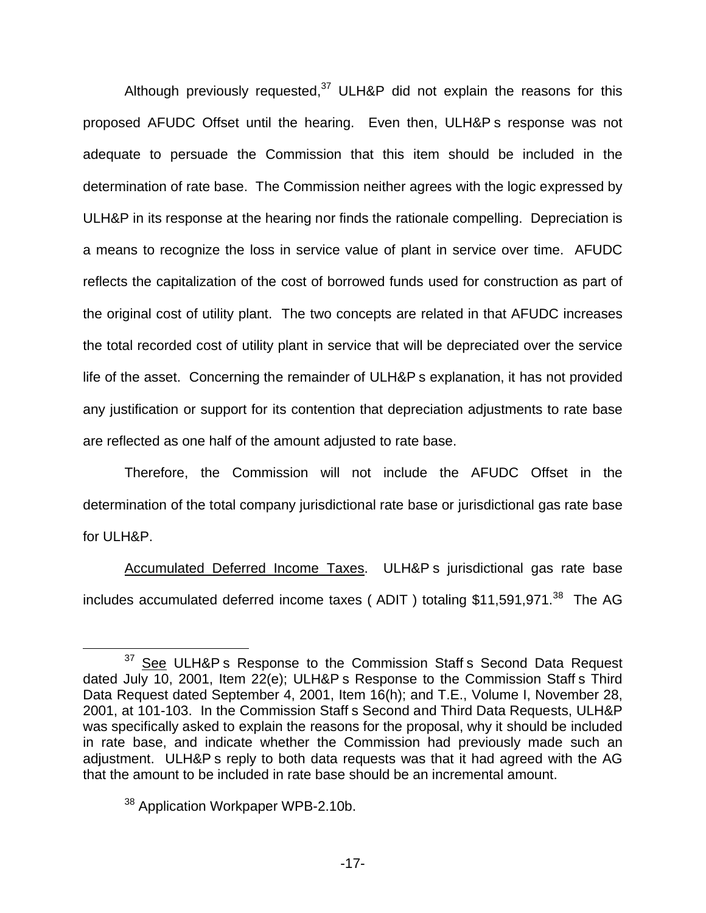Although previously requested,[37] ULH&P did not explain the reasons for this proposed AFUDC Offset until the hearing. Even then, ULH&P s response was not adequate to persuade the Commission that this item should be included in the determination of rate base. The Commission neither agrees with the logic expressed by ULH&P in its response at the hearing nor finds the rationale compelling. Depreciation is a means to recognize the loss in service value of plant in service over time. AFUDC reflects the capitalization of the cost of borrowed funds used for construction as part of the original cost of utility plant. The two concepts are related in that AFUDC increases the total recorded cost of utility plant in service that will be depreciated over the service life of the asset. Concerning the remainder of ULH&P s explanation, it has not provided any justification or support for its contention that depreciation adjustments to rate base are reflected as one half of the amount adjusted to rate base.

Therefore, the Commission will not include the AFUDC Offset in the determination of the total company jurisdictional rate base or jurisdictional gas rate base for ULH&P.

<u>Accumulated Deferred Income Taxes</u>. ULH&P s jurisdictional gas rate base includes accumulated deferred income taxes ( ADIT ) totaling $11,591,971.[38] The AG

---

[37] <u>See</u> ULH&P s Response to the Commission Staff s Second Data Request dated July 10, 2001, Item 22(e); ULH&P s Response to the Commission Staff s Third Data Request dated September 4, 2001, Item 16(h); and T.E., Volume I, November 28, 2001, at 101-103. In the Commission Staff s Second and Third Data Requests, ULH&P was specifically asked to explain the reasons for the proposal, why it should be included in rate base, and indicate whether the Commission had previously made such an adjustment. ULH&P s reply to both data requests was that it had agreed with the AG that the amount to be included in rate base should be an incremental amount.

[38] Application Workpaper WPB-2.10b.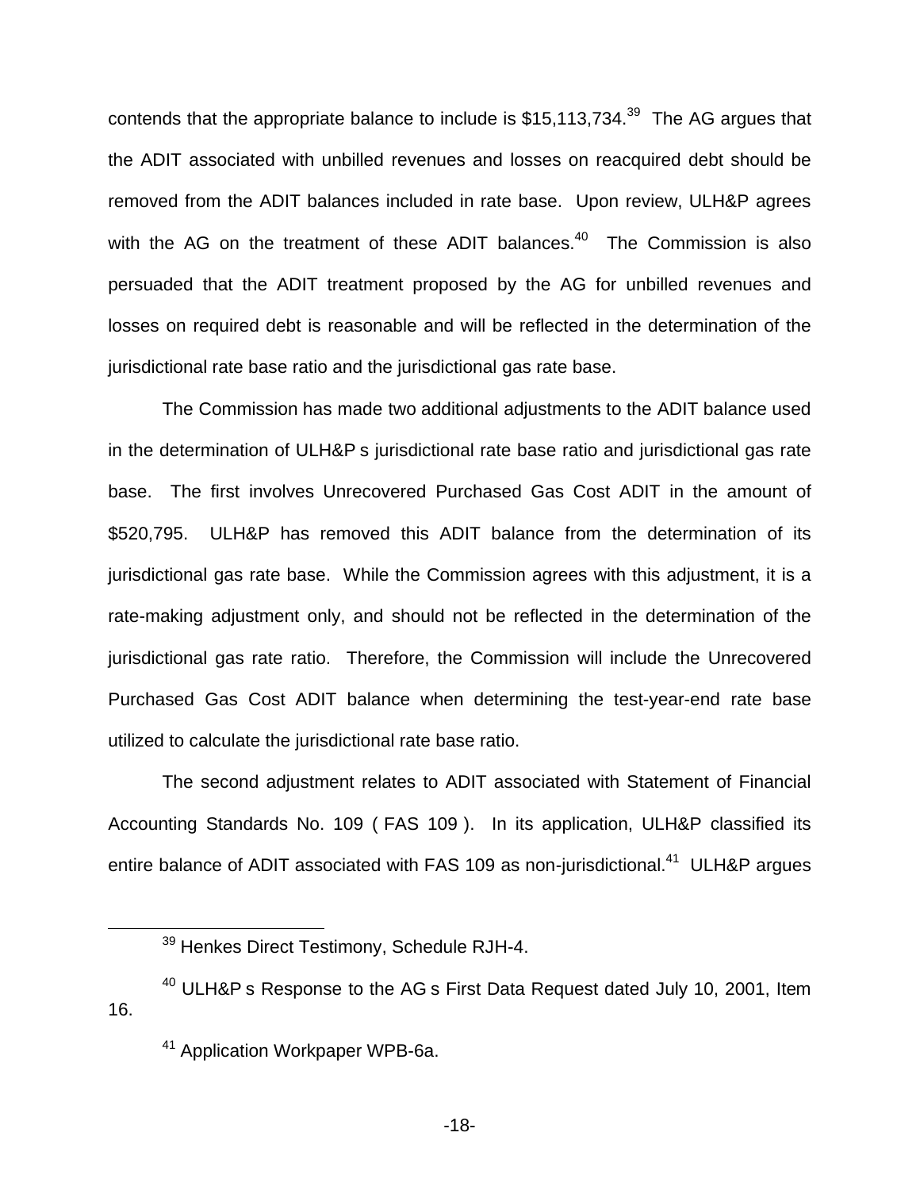contends that the appropriate balance to include is $15,113,734.[39] The AG argues that the ADIT associated with unbilled revenues and losses on reacquired debt should be removed from the ADIT balances included in rate base. Upon review, ULH&P agrees with the AG on the treatment of these ADIT balances.[40] The Commission is also persuaded that the ADIT treatment proposed by the AG for unbilled revenues and losses on required debt is reasonable and will be reflected in the determination of the jurisdictional rate base ratio and the jurisdictional gas rate base.

The Commission has made two additional adjustments to the ADIT balance used in the determination of ULH&P s jurisdictional rate base ratio and jurisdictional gas rate base. The first involves Unrecovered Purchased Gas Cost ADIT in the amount of $520,795. ULH&P has removed this ADIT balance from the determination of its jurisdictional gas rate base. While the Commission agrees with this adjustment, it is a rate-making adjustment only, and should not be reflected in the determination of the jurisdictional gas rate ratio. Therefore, the Commission will include the Unrecovered Purchased Gas Cost ADIT balance when determining the test-year-end rate base utilized to calculate the jurisdictional rate base ratio.

The second adjustment relates to ADIT associated with Statement of Financial Accounting Standards No. 109 ( FAS 109 ). In its application, ULH&P classified its entire balance of ADIT associated with FAS 109 as non-jurisdictional.[41] ULH&P argues

---

[39] Henkes Direct Testimony, Schedule RJH-4.

[40] ULH&P s Response to the AG s First Data Request dated July 10, 2001, Item 16.

[41] Application Workpaper WPB-6a.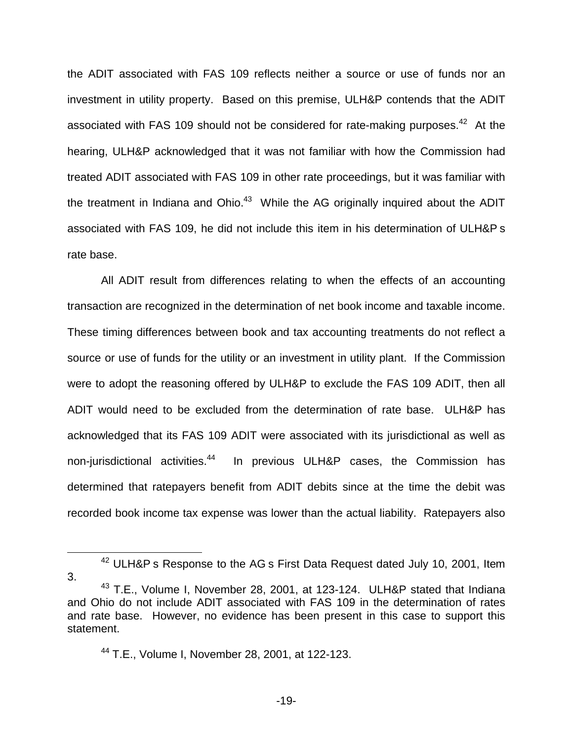the ADIT associated with FAS 109 reflects neither a source or use of funds nor an investment in utility property. Based on this premise, ULH&P contends that the ADIT associated with FAS 109 should not be considered for rate-making purposes.[42] At the hearing, ULH&P acknowledged that it was not familiar with how the Commission had treated ADIT associated with FAS 109 in other rate proceedings, but it was familiar with the treatment in Indiana and Ohio.[43] While the AG originally inquired about the ADIT associated with FAS 109, he did not include this item in his determination of ULH&P s rate base.

All ADIT result from differences relating to when the effects of an accounting transaction are recognized in the determination of net book income and taxable income. These timing differences between book and tax accounting treatments do not reflect a source or use of funds for the utility or an investment in utility plant. If the Commission were to adopt the reasoning offered by ULH&P to exclude the FAS 109 ADIT, then all ADIT would need to be excluded from the determination of rate base. ULH&P has acknowledged that its FAS 109 ADIT were associated with its jurisdictional as well as non-jurisdictional activities.[44] In previous ULH&P cases, the Commission has determined that ratepayers benefit from ADIT debits since at the time the debit was recorded book income tax expense was lower than the actual liability. Ratepayers also

---

[42] ULH&P s Response to the AG s First Data Request dated July 10, 2001, Item 3.

[43] T.E., Volume I, November 28, 2001, at 123-124. ULH&P stated that Indiana and Ohio do not include ADIT associated with FAS 109 in the determination of rates and rate base. However, no evidence has been present in this case to support this statement.

[44] T.E., Volume I, November 28, 2001, at 122-123.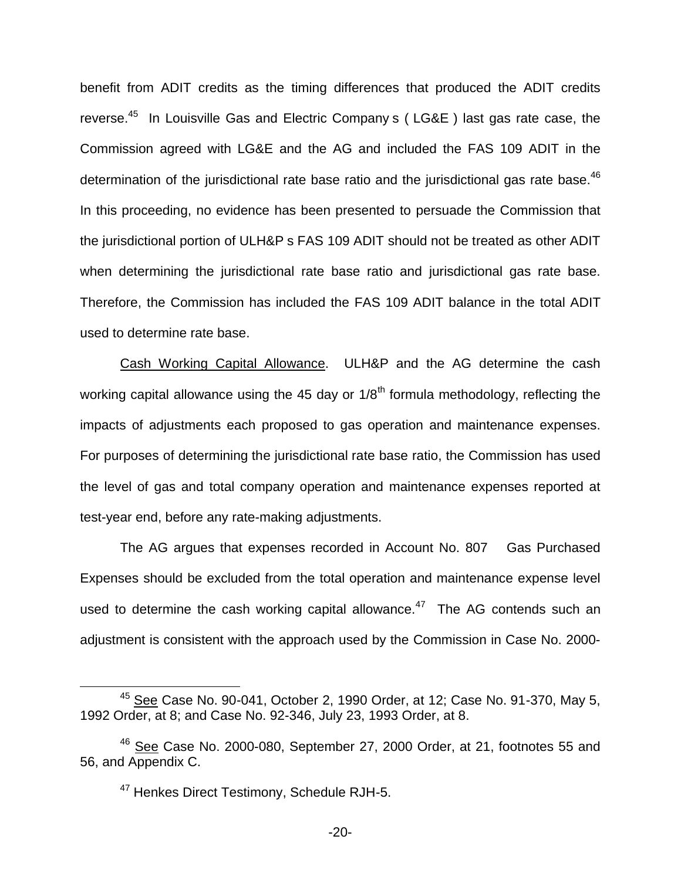benefit from ADIT credits as the timing differences that produced the ADIT credits reverse.[45] In Louisville Gas and Electric Company s ( LG&E ) last gas rate case, the Commission agreed with LG&E and the AG and included the FAS 109 ADIT in the determination of the jurisdictional rate base ratio and the jurisdictional gas rate base.[46] In this proceeding, no evidence has been presented to persuade the Commission that the jurisdictional portion of ULH&P s FAS 109 ADIT should not be treated as other ADIT when determining the jurisdictional rate base ratio and jurisdictional gas rate base. Therefore, the Commission has included the FAS 109 ADIT balance in the total ADIT used to determine rate base.

Cash Working Capital Allowance. ULH&P and the AG determine the cash working capital allowance using the 45 day or 1/8th formula methodology, reflecting the impacts of adjustments each proposed to gas operation and maintenance expenses. For purposes of determining the jurisdictional rate base ratio, the Commission has used the level of gas and total company operation and maintenance expenses reported at test-year end, before any rate-making adjustments.

The AG argues that expenses recorded in Account No. 807 Gas Purchased Expenses should be excluded from the total operation and maintenance expense level used to determine the cash working capital allowance.[47] The AG contends such an adjustment is consistent with the approach used by the Commission in Case No. 2000-

---

[45] See Case No. 90-041, October 2, 1990 Order, at 12; Case No. 91-370, May 5, 1992 Order, at 8; and Case No. 92-346, July 23, 1993 Order, at 8.

[46] See Case No. 2000-080, September 27, 2000 Order, at 21, footnotes 55 and 56, and Appendix C.

[47] Henkes Direct Testimony, Schedule RJH-5.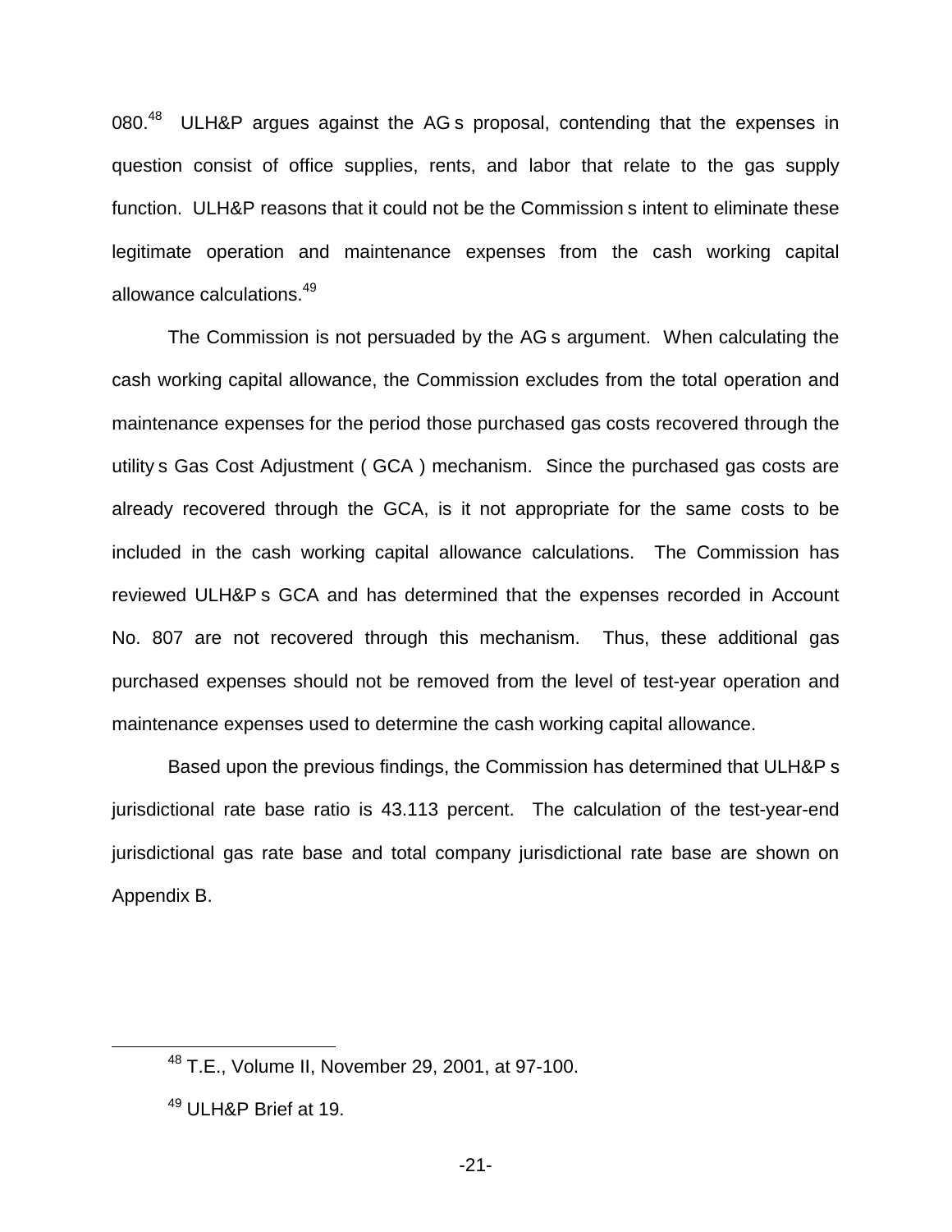080.[48] ULH&P argues against the AG s proposal, contending that the expenses in question consist of office supplies, rents, and labor that relate to the gas supply function. ULH&P reasons that it could not be the Commission s intent to eliminate these legitimate operation and maintenance expenses from the cash working capital allowance calculations.[49]

The Commission is not persuaded by the AG s argument. When calculating the cash working capital allowance, the Commission excludes from the total operation and maintenance expenses for the period those purchased gas costs recovered through the utility s Gas Cost Adjustment ( GCA ) mechanism. Since the purchased gas costs are already recovered through the GCA, is it not appropriate for the same costs to be included in the cash working capital allowance calculations. The Commission has reviewed ULH&P s GCA and has determined that the expenses recorded in Account No. 807 are not recovered through this mechanism. Thus, these additional gas purchased expenses should not be removed from the level of test-year operation and maintenance expenses used to determine the cash working capital allowance.

Based upon the previous findings, the Commission has determined that ULH&P s jurisdictional rate base ratio is 43.113 percent. The calculation of the test-year-end jurisdictional gas rate base and total company jurisdictional rate base are shown on Appendix B.

[48] T.E., Volume II, November 29, 2001, at 97-100.

[49] ULH&P Brief at 19.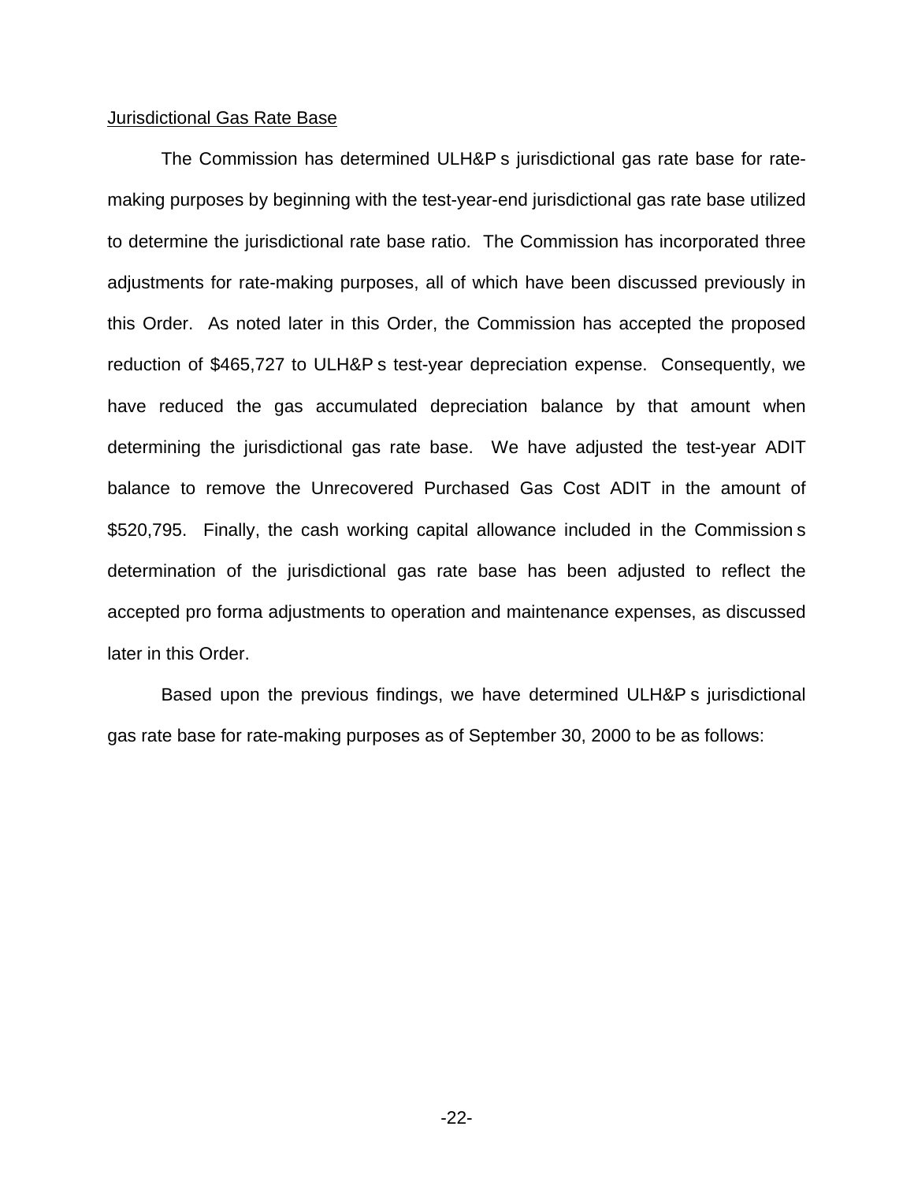Jurisdictional Gas Rate Base

The Commission has determined ULH&P s jurisdictional gas rate base for rate-making purposes by beginning with the test-year-end jurisdictional gas rate base utilized to determine the jurisdictional rate base ratio. The Commission has incorporated three adjustments for rate-making purposes, all of which have been discussed previously in this Order. As noted later in this Order, the Commission has accepted the proposed reduction of $465,727 to ULH&P s test-year depreciation expense. Consequently, we have reduced the gas accumulated depreciation balance by that amount when determining the jurisdictional gas rate base. We have adjusted the test-year ADIT balance to remove the Unrecovered Purchased Gas Cost ADIT in the amount of $520,795. Finally, the cash working capital allowance included in the Commission s determination of the jurisdictional gas rate base has been adjusted to reflect the accepted pro forma adjustments to operation and maintenance expenses, as discussed later in this Order.

Based upon the previous findings, we have determined ULH&P s jurisdictional gas rate base for rate-making purposes as of September 30, 2000 to be as follows: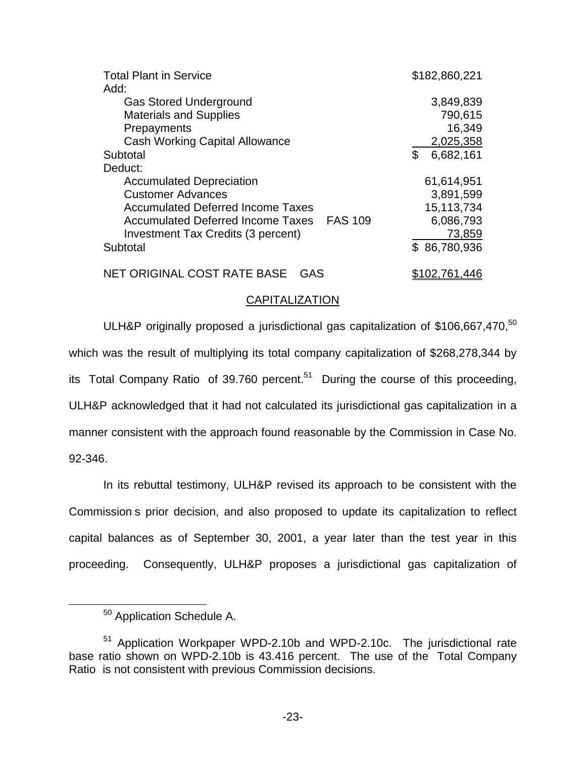| | |
|---|---|
| Total Plant in Service | $182,860,221 |
| Add: | |
| Gas Stored Underground | 3,849,839 |
| Materials and Supplies | 790,615 |
| Prepayments | 16,349 |
| Cash Working Capital Allowance | 2,025,358 |
| Subtotal | $ 6,682,161 |
| Deduct: | |
| Accumulated Depreciation | 61,614,951 |
| Customer Advances | 3,891,599 |
| Accumulated Deferred Income Taxes | 15,113,734 |
| Accumulated Deferred Income Taxes FAS 109 | 6,086,793 |
| Investment Tax Credits (3 percent) | 73,859 |
| Subtotal | $ 86,780,936 |
| NET ORIGINAL COST RATE BASE GAS | $102,761,446 |

## CAPITALIZATION

ULH&P originally proposed a jurisdictional gas capitalization of $106,667,470,[50] which was the result of multiplying its total company capitalization of $268,278,344 by its Total Company Ratio of 39.760 percent.[51] During the course of this proceeding, ULH&P acknowledged that it had not calculated its jurisdictional gas capitalization in a manner consistent with the approach found reasonable by the Commission in Case No. 92-346.

In its rebuttal testimony, ULH&P revised its approach to be consistent with the Commission s prior decision, and also proposed to update its capitalization to reflect capital balances as of September 30, 2001, a year later than the test year in this proceeding. Consequently, ULH&P proposes a jurisdictional gas capitalization of

[50] Application Schedule A.

[51] Application Workpaper WPD-2.10b and WPD-2.10c. The jurisdictional rate base ratio shown on WPD-2.10b is 43.416 percent. The use of the Total Company Ratio is not consistent with previous Commission decisions.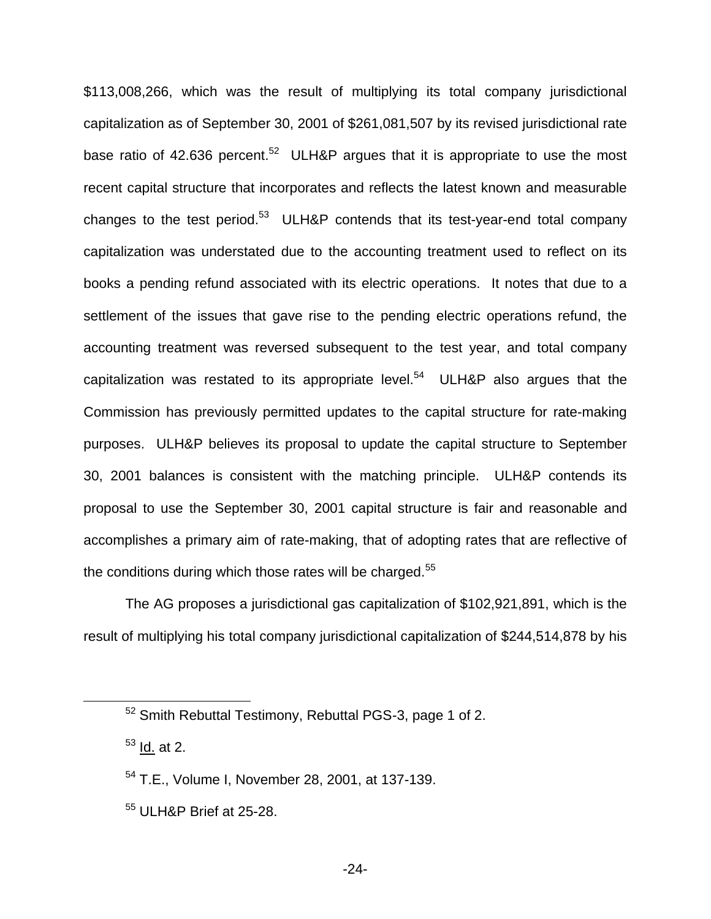$113,008,266, which was the result of multiplying its total company jurisdictional capitalization as of September 30, 2001 of $261,081,507 by its revised jurisdictional rate base ratio of 42.636 percent.[52] ULH&P argues that it is appropriate to use the most recent capital structure that incorporates and reflects the latest known and measurable changes to the test period.[53] ULH&P contends that its test-year-end total company capitalization was understated due to the accounting treatment used to reflect on its books a pending refund associated with its electric operations. It notes that due to a settlement of the issues that gave rise to the pending electric operations refund, the accounting treatment was reversed subsequent to the test year, and total company capitalization was restated to its appropriate level.[54] ULH&P also argues that the Commission has previously permitted updates to the capital structure for rate-making purposes. ULH&P believes its proposal to update the capital structure to September 30, 2001 balances is consistent with the matching principle. ULH&P contends its proposal to use the September 30, 2001 capital structure is fair and reasonable and accomplishes a primary aim of rate-making, that of adopting rates that are reflective of the conditions during which those rates will be charged.[55]

The AG proposes a jurisdictional gas capitalization of $102,921,891, which is the result of multiplying his total company jurisdictional capitalization of $244,514,878 by his

---

[52] Smith Rebuttal Testimony, Rebuttal PGS-3, page 1 of 2.

[53] Id. at 2.

[54] T.E., Volume I, November 28, 2001, at 137-139.

[55] ULH&P Brief at 25-28.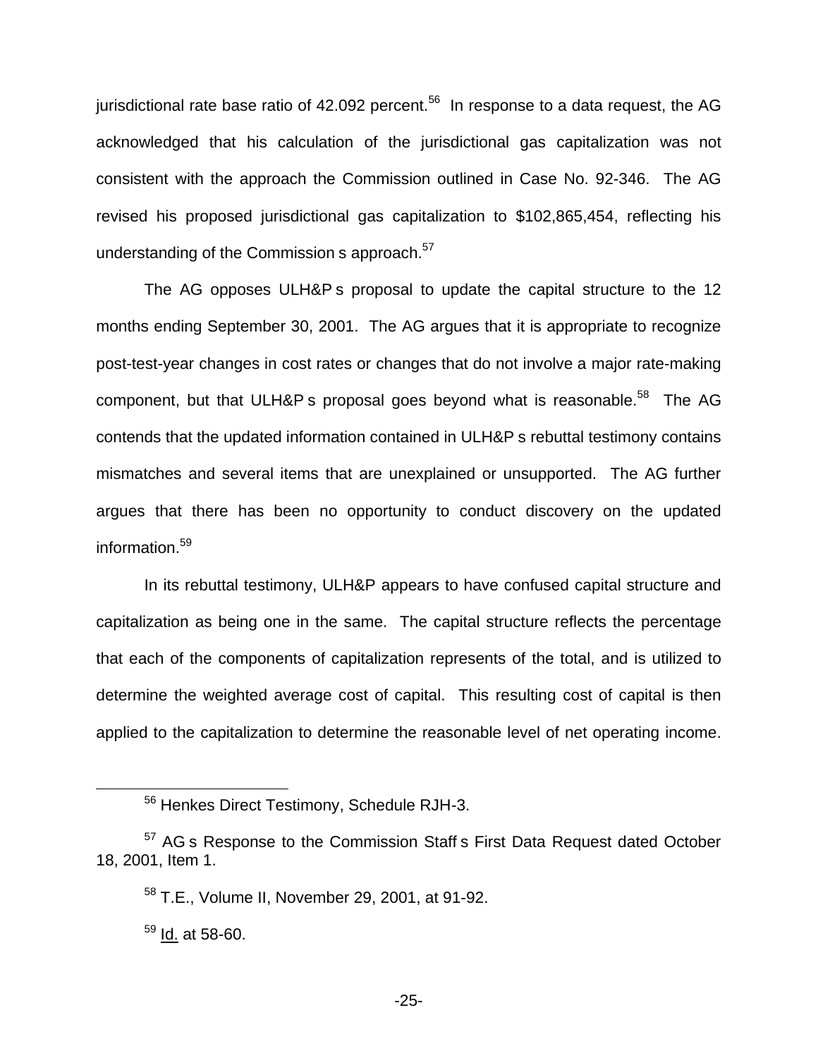jurisdictional rate base ratio of 42.092 percent.[56] In response to a data request, the AG acknowledged that his calculation of the jurisdictional gas capitalization was not consistent with the approach the Commission outlined in Case No. 92-346. The AG revised his proposed jurisdictional gas capitalization to $102,865,454, reflecting his understanding of the Commission s approach.[57]

The AG opposes ULH&P s proposal to update the capital structure to the 12 months ending September 30, 2001. The AG argues that it is appropriate to recognize post-test-year changes in cost rates or changes that do not involve a major rate-making component, but that ULH&P s proposal goes beyond what is reasonable.[58] The AG contends that the updated information contained in ULH&P s rebuttal testimony contains mismatches and several items that are unexplained or unsupported. The AG further argues that there has been no opportunity to conduct discovery on the updated information.[59]

In its rebuttal testimony, ULH&P appears to have confused capital structure and capitalization as being one in the same. The capital structure reflects the percentage that each of the components of capitalization represents of the total, and is utilized to determine the weighted average cost of capital. This resulting cost of capital is then applied to the capitalization to determine the reasonable level of net operating income.

---

[56] Henkes Direct Testimony, Schedule RJH-3.

[57] AG s Response to the Commission Staff s First Data Request dated October 18, 2001, Item 1.

[58] T.E., Volume II, November 29, 2001, at 91-92.

[59] Id. at 58-60.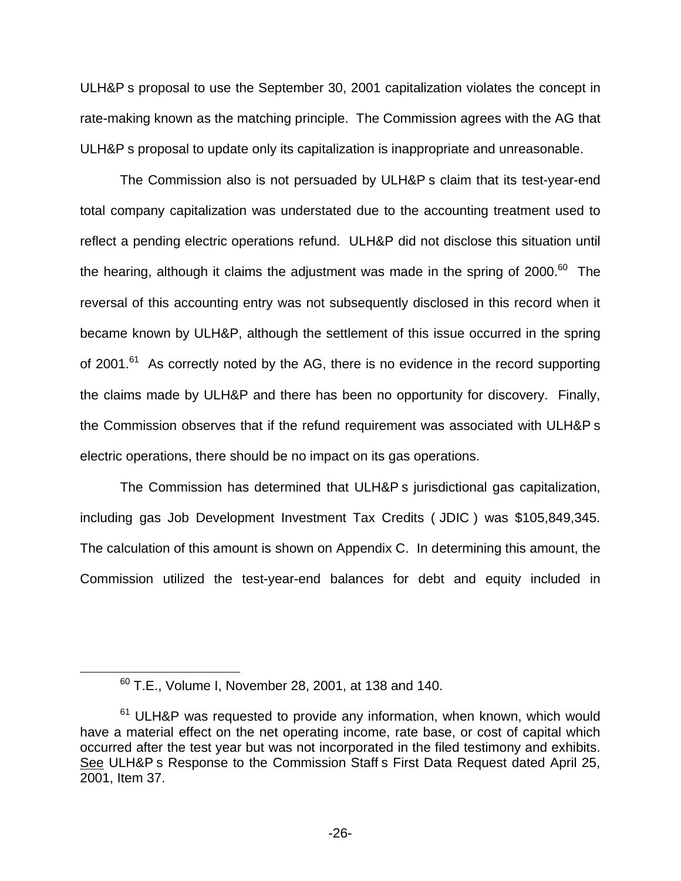ULH&P s proposal to use the September 30, 2001 capitalization violates the concept in rate-making known as the matching principle. The Commission agrees with the AG that ULH&P s proposal to update only its capitalization is inappropriate and unreasonable.

The Commission also is not persuaded by ULH&P s claim that its test-year-end total company capitalization was understated due to the accounting treatment used to reflect a pending electric operations refund. ULH&P did not disclose this situation until the hearing, although it claims the adjustment was made in the spring of 2000.[60] The reversal of this accounting entry was not subsequently disclosed in this record when it became known by ULH&P, although the settlement of this issue occurred in the spring of 2001.[61] As correctly noted by the AG, there is no evidence in the record supporting the claims made by ULH&P and there has been no opportunity for discovery. Finally, the Commission observes that if the refund requirement was associated with ULH&P s electric operations, there should be no impact on its gas operations.

The Commission has determined that ULH&P s jurisdictional gas capitalization, including gas Job Development Investment Tax Credits ( JDIC ) was $105,849,345. The calculation of this amount is shown on Appendix C. In determining this amount, the Commission utilized the test-year-end balances for debt and equity included in

---

[60] T.E., Volume I, November 28, 2001, at 138 and 140.

[61] ULH&P was requested to provide any information, when known, which would have a material effect on the net operating income, rate base, or cost of capital which occurred after the test year but was not incorporated in the filed testimony and exhibits. See ULH&P s Response to the Commission Staff s First Data Request dated April 25, 2001, Item 37.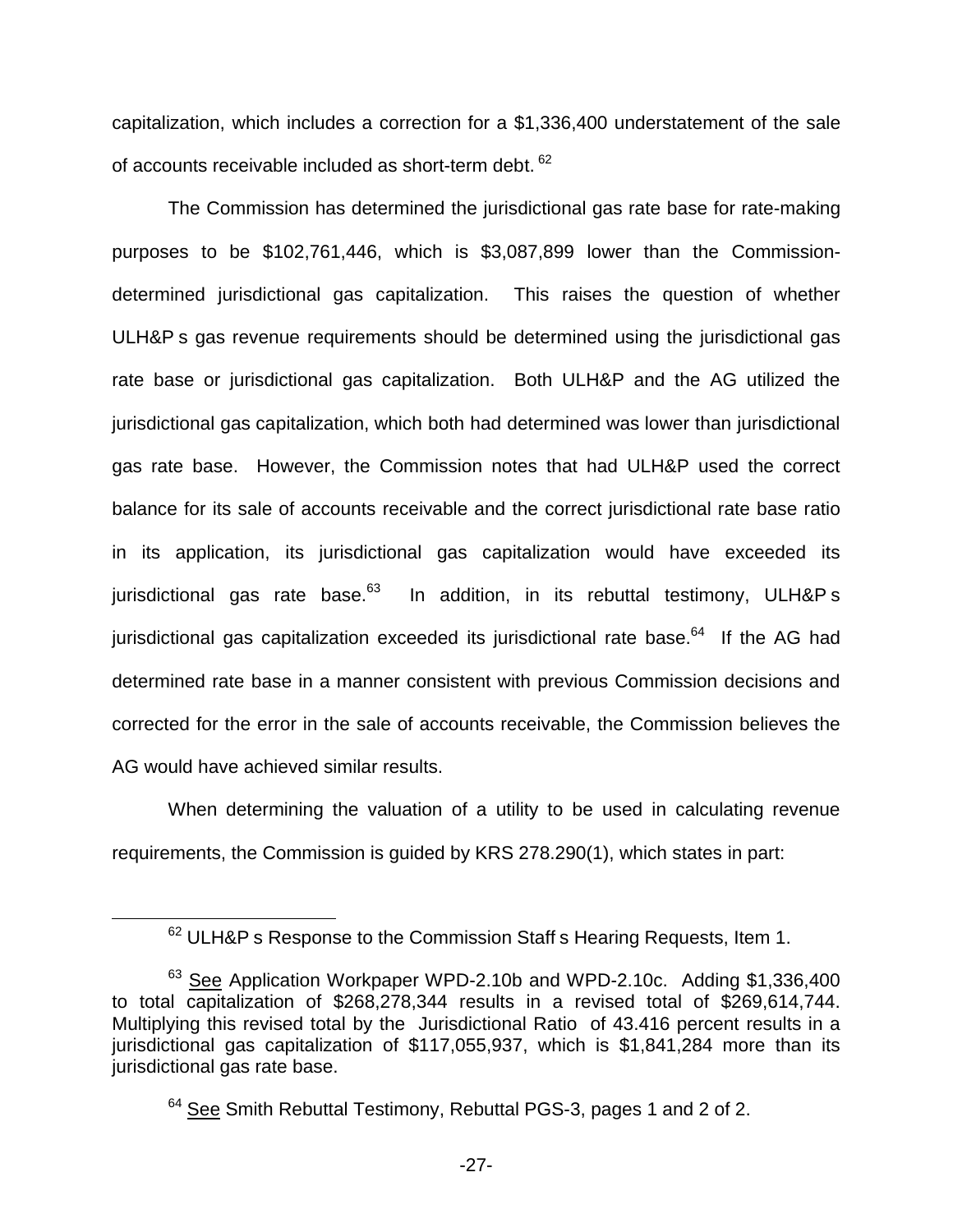capitalization, which includes a correction for a $1,336,400 understatement of the sale of accounts receivable included as short-term debt.[62]

The Commission has determined the jurisdictional gas rate base for rate-making purposes to be $102,761,446, which is $3,087,899 lower than the Commission-determined jurisdictional gas capitalization. This raises the question of whether ULH&P s gas revenue requirements should be determined using the jurisdictional gas rate base or jurisdictional gas capitalization. Both ULH&P and the AG utilized the jurisdictional gas capitalization, which both had determined was lower than jurisdictional gas rate base. However, the Commission notes that had ULH&P used the correct balance for its sale of accounts receivable and the correct jurisdictional rate base ratio in its application, its jurisdictional gas capitalization would have exceeded its jurisdictional gas rate base.[63] In addition, in its rebuttal testimony, ULH&P s jurisdictional gas capitalization exceeded its jurisdictional rate base.[64] If the AG had determined rate base in a manner consistent with previous Commission decisions and corrected for the error in the sale of accounts receivable, the Commission believes the AG would have achieved similar results.

When determining the valuation of a utility to be used in calculating revenue requirements, the Commission is guided by KRS 278.290(1), which states in part:

---

[62] ULH&P s Response to the Commission Staff s Hearing Requests, Item 1.

[63] See Application Workpaper WPD-2.10b and WPD-2.10c. Adding $1,336,400 to total capitalization of $268,278,344 results in a revised total of $269,614,744. Multiplying this revised total by the Jurisdictional Ratio of 43.416 percent results in a jurisdictional gas capitalization of $117,055,937, which is $1,841,284 more than its jurisdictional gas rate base.

[64] See Smith Rebuttal Testimony, Rebuttal PGS-3, pages 1 and 2 of 2.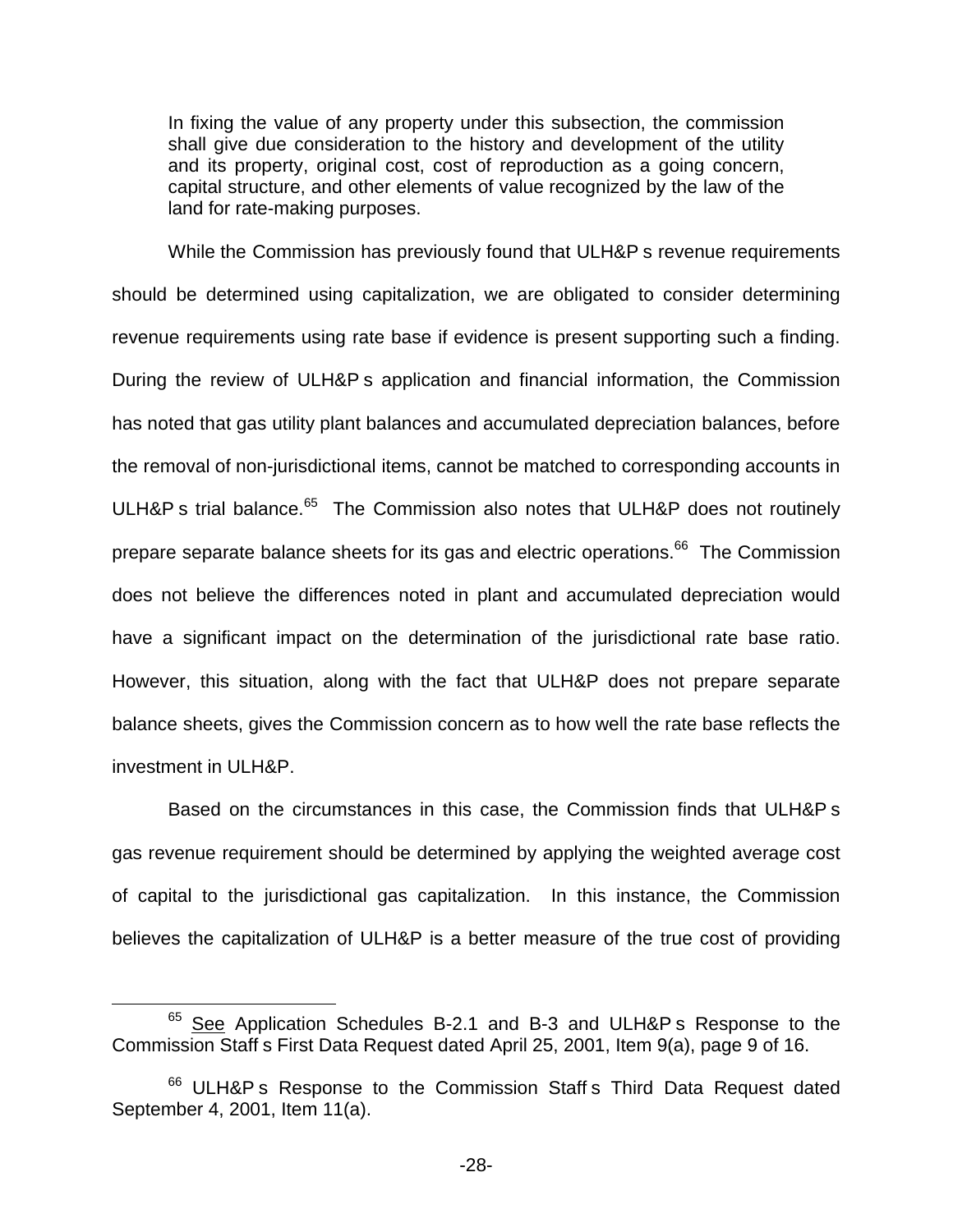> In fixing the value of any property under this subsection, the commission shall give due consideration to the history and development of the utility and its property, original cost, cost of reproduction as a going concern, capital structure, and other elements of value recognized by the law of the land for rate-making purposes.

While the Commission has previously found that ULH&P s revenue requirements should be determined using capitalization, we are obligated to consider determining revenue requirements using rate base if evidence is present supporting such a finding. During the review of ULH&P s application and financial information, the Commission has noted that gas utility plant balances and accumulated depreciation balances, before the removal of non-jurisdictional items, cannot be matched to corresponding accounts in ULH&P s trial balance.[65] The Commission also notes that ULH&P does not routinely prepare separate balance sheets for its gas and electric operations.[66] The Commission does not believe the differences noted in plant and accumulated depreciation would have a significant impact on the determination of the jurisdictional rate base ratio. However, this situation, along with the fact that ULH&P does not prepare separate balance sheets, gives the Commission concern as to how well the rate base reflects the investment in ULH&P.

Based on the circumstances in this case, the Commission finds that ULH&P s gas revenue requirement should be determined by applying the weighted average cost of capital to the jurisdictional gas capitalization. In this instance, the Commission believes the capitalization of ULH&P is a better measure of the true cost of providing

---

[65] See Application Schedules B-2.1 and B-3 and ULH&P s Response to the Commission Staff s First Data Request dated April 25, 2001, Item 9(a), page 9 of 16.

[66] ULH&P s Response to the Commission Staff s Third Data Request dated September 4, 2001, Item 11(a).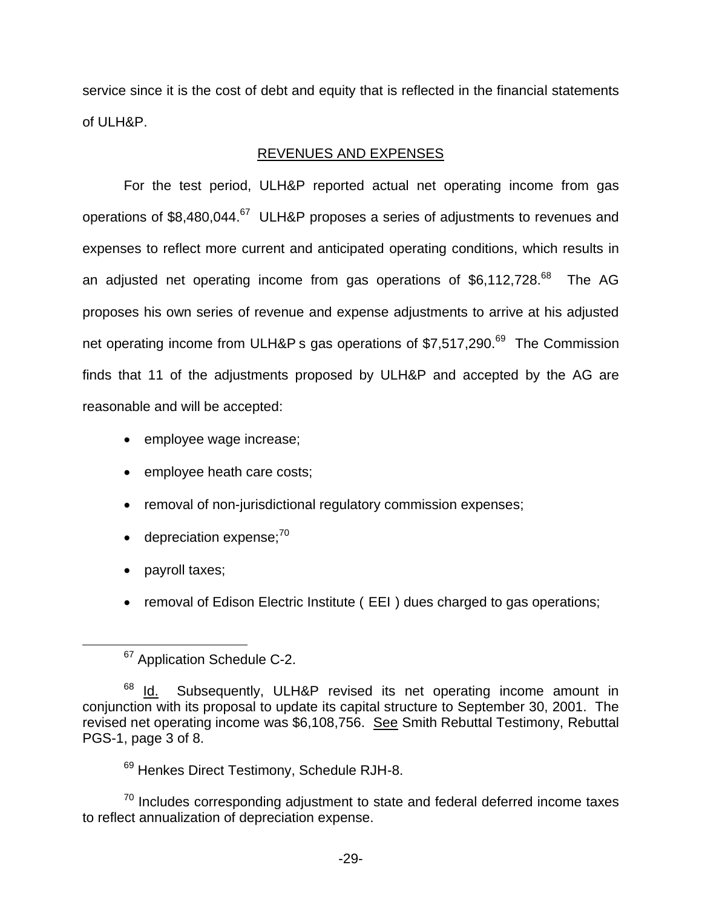service since it is the cost of debt and equity that is reflected in the financial statements of ULH&P.

REVENUES AND EXPENSES

For the test period, ULH&P reported actual net operating income from gas operations of $8,480,044.[67] ULH&P proposes a series of adjustments to revenues and expenses to reflect more current and anticipated operating conditions, which results in an adjusted net operating income from gas operations of $6,112,728.[68] The AG proposes his own series of revenue and expense adjustments to arrive at his adjusted net operating income from ULH&P s gas operations of $7,517,290.[69] The Commission finds that 11 of the adjustments proposed by ULH&P and accepted by the AG are reasonable and will be accepted:

- employee wage increase;
- employee heath care costs;
- removal of non-jurisdictional regulatory commission expenses;
- depreciation expense;[70]
- payroll taxes;
- removal of Edison Electric Institute ( EEI ) dues charged to gas operations;

---

[67] Application Schedule C-2.

[68] Id. Subsequently, ULH&P revised its net operating income amount in conjunction with its proposal to update its capital structure to September 30, 2001. The revised net operating income was $6,108,756. See Smith Rebuttal Testimony, Rebuttal PGS-1, page 3 of 8.

[69] Henkes Direct Testimony, Schedule RJH-8.

[70] Includes corresponding adjustment to state and federal deferred income taxes to reflect annualization of depreciation expense.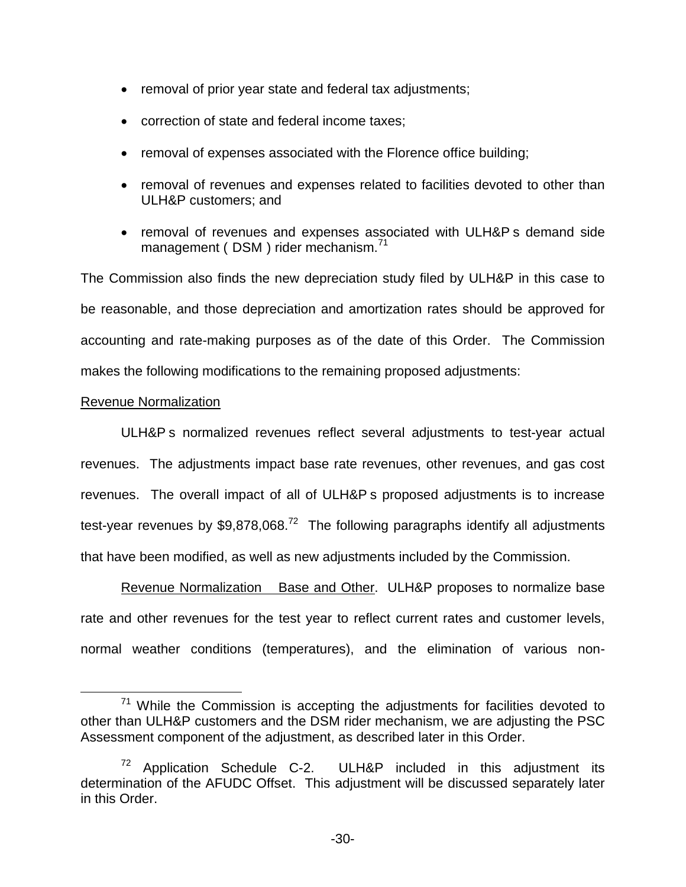- removal of prior year state and federal tax adjustments;
- correction of state and federal income taxes;
- removal of expenses associated with the Florence office building;
- removal of revenues and expenses related to facilities devoted to other than ULH&P customers; and
- removal of revenues and expenses associated with ULH&P s demand side management ( DSM ) rider mechanism.[71]

The Commission also finds the new depreciation study filed by ULH&P in this case to be reasonable, and those depreciation and amortization rates should be approved for accounting and rate-making purposes as of the date of this Order. The Commission makes the following modifications to the remaining proposed adjustments:

<u>Revenue Normalization</u>

ULH&P s normalized revenues reflect several adjustments to test-year actual revenues. The adjustments impact base rate revenues, other revenues, and gas cost revenues. The overall impact of all of ULH&P s proposed adjustments is to increase test-year revenues by $9,878,068.[72] The following paragraphs identify all adjustments that have been modified, as well as new adjustments included by the Commission.

<u>Revenue Normalization Base and Other</u>. ULH&P proposes to normalize base rate and other revenues for the test year to reflect current rates and customer levels, normal weather conditions (temperatures), and the elimination of various non-

---

[71] While the Commission is accepting the adjustments for facilities devoted to other than ULH&P customers and the DSM rider mechanism, we are adjusting the PSC Assessment component of the adjustment, as described later in this Order.

[72] Application Schedule C-2. ULH&P included in this adjustment its determination of the AFUDC Offset. This adjustment will be discussed separately later in this Order.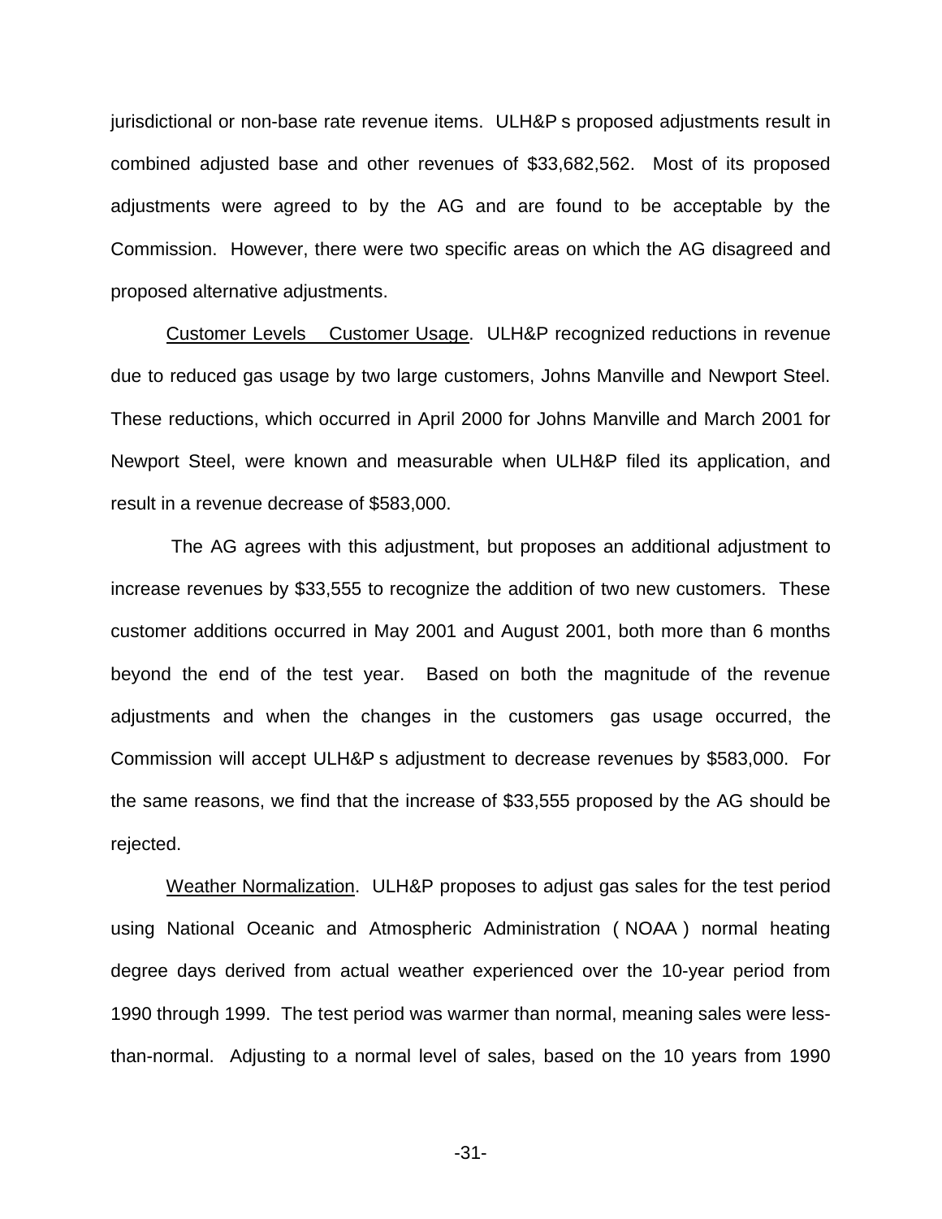jurisdictional or non-base rate revenue items. ULH&P s proposed adjustments result in combined adjusted base and other revenues of $33,682,562. Most of its proposed adjustments were agreed to by the AG and are found to be acceptable by the Commission. However, there were two specific areas on which the AG disagreed and proposed alternative adjustments.

<u>Customer Levels  Customer Usage</u>. ULH&P recognized reductions in revenue due to reduced gas usage by two large customers, Johns Manville and Newport Steel. These reductions, which occurred in April 2000 for Johns Manville and March 2001 for Newport Steel, were known and measurable when ULH&P filed its application, and result in a revenue decrease of $583,000.

The AG agrees with this adjustment, but proposes an additional adjustment to increase revenues by $33,555 to recognize the addition of two new customers. These customer additions occurred in May 2001 and August 2001, both more than 6 months beyond the end of the test year. Based on both the magnitude of the revenue adjustments and when the changes in the customers gas usage occurred, the Commission will accept ULH&P s adjustment to decrease revenues by $583,000. For the same reasons, we find that the increase of $33,555 proposed by the AG should be rejected.

<u>Weather Normalization</u>. ULH&P proposes to adjust gas sales for the test period using National Oceanic and Atmospheric Administration ( NOAA ) normal heating degree days derived from actual weather experienced over the 10-year period from 1990 through 1999. The test period was warmer than normal, meaning sales were less-than-normal. Adjusting to a normal level of sales, based on the 10 years from 1990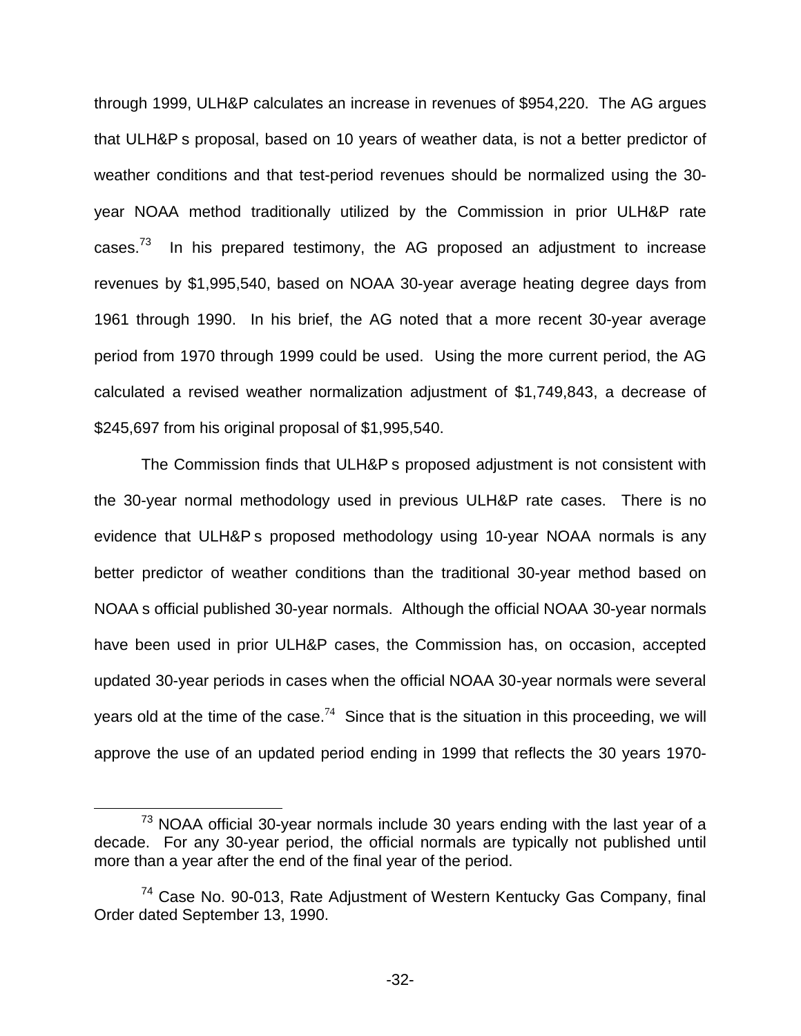through 1999, ULH&P calculates an increase in revenues of $954,220. The AG argues that ULH&P s proposal, based on 10 years of weather data, is not a better predictor of weather conditions and that test-period revenues should be normalized using the 30-year NOAA method traditionally utilized by the Commission in prior ULH&P rate cases.[73] In his prepared testimony, the AG proposed an adjustment to increase revenues by $1,995,540, based on NOAA 30-year average heating degree days from 1961 through 1990. In his brief, the AG noted that a more recent 30-year average period from 1970 through 1999 could be used. Using the more current period, the AG calculated a revised weather normalization adjustment of $1,749,843, a decrease of $245,697 from his original proposal of $1,995,540.

The Commission finds that ULH&P s proposed adjustment is not consistent with the 30-year normal methodology used in previous ULH&P rate cases. There is no evidence that ULH&P s proposed methodology using 10-year NOAA normals is any better predictor of weather conditions than the traditional 30-year method based on NOAA s official published 30-year normals. Although the official NOAA 30-year normals have been used in prior ULH&P cases, the Commission has, on occasion, accepted updated 30-year periods in cases when the official NOAA 30-year normals were several years old at the time of the case.[74] Since that is the situation in this proceeding, we will approve the use of an updated period ending in 1999 that reflects the 30 years 1970-

---

[73] NOAA official 30-year normals include 30 years ending with the last year of a decade. For any 30-year period, the official normals are typically not published until more than a year after the end of the final year of the period.

[74] Case No. 90-013, Rate Adjustment of Western Kentucky Gas Company, final Order dated September 13, 1990.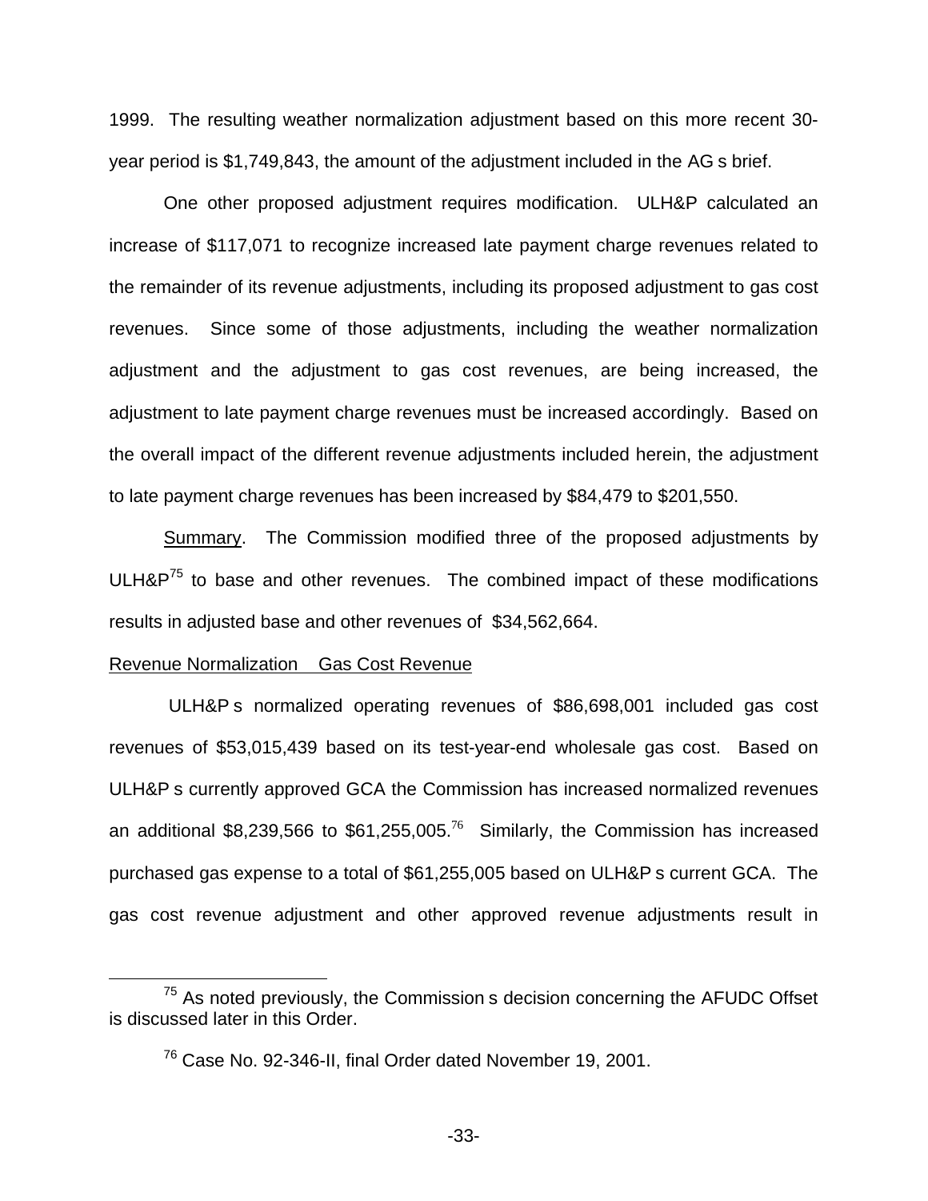1999. The resulting weather normalization adjustment based on this more recent 30-year period is $1,749,843, the amount of the adjustment included in the AG s brief.

One other proposed adjustment requires modification. ULH&P calculated an increase of $117,071 to recognize increased late payment charge revenues related to the remainder of its revenue adjustments, including its proposed adjustment to gas cost revenues. Since some of those adjustments, including the weather normalization adjustment and the adjustment to gas cost revenues, are being increased, the adjustment to late payment charge revenues must be increased accordingly. Based on the overall impact of the different revenue adjustments included herein, the adjustment to late payment charge revenues has been increased by $84,479 to $201,550.

<u>Summary</u>. The Commission modified three of the proposed adjustments by ULH&P[75] to base and other revenues. The combined impact of these modifications results in adjusted base and other revenues of $34,562,664.

<u>Revenue Normalization Gas Cost Revenue</u>

ULH&P s normalized operating revenues of $86,698,001 included gas cost revenues of $53,015,439 based on its test-year-end wholesale gas cost. Based on ULH&P s currently approved GCA the Commission has increased normalized revenues an additional $8,239,566 to $61,255,005.[76] Similarly, the Commission has increased purchased gas expense to a total of $61,255,005 based on ULH&P s current GCA. The gas cost revenue adjustment and other approved revenue adjustments result in

[75] As noted previously, the Commission s decision concerning the AFUDC Offset is discussed later in this Order.

[76] Case No. 92-346-II, final Order dated November 19, 2001.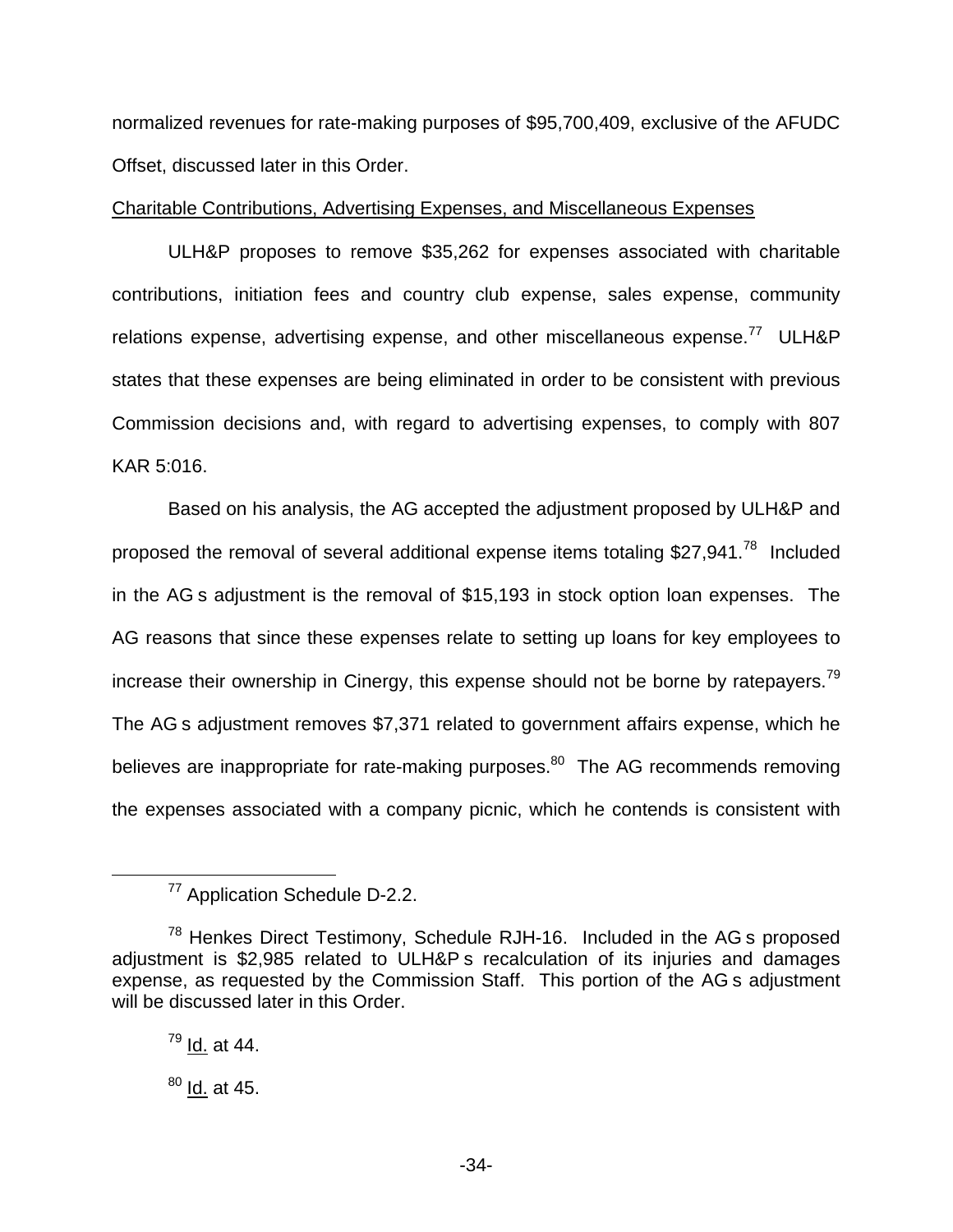normalized revenues for rate-making purposes of $95,700,409, exclusive of the AFUDC Offset, discussed later in this Order.

Charitable Contributions, Advertising Expenses, and Miscellaneous Expenses

ULH&P proposes to remove $35,262 for expenses associated with charitable contributions, initiation fees and country club expense, sales expense, community relations expense, advertising expense, and other miscellaneous expense.[77] ULH&P states that these expenses are being eliminated in order to be consistent with previous Commission decisions and, with regard to advertising expenses, to comply with 807 KAR 5:016.

Based on his analysis, the AG accepted the adjustment proposed by ULH&P and proposed the removal of several additional expense items totaling $27,941.[78] Included in the AG s adjustment is the removal of $15,193 in stock option loan expenses. The AG reasons that since these expenses relate to setting up loans for key employees to increase their ownership in Cinergy, this expense should not be borne by ratepayers.[79] The AG s adjustment removes $7,371 related to government affairs expense, which he believes are inappropriate for rate-making purposes.[80] The AG recommends removing the expenses associated with a company picnic, which he contends is consistent with

[77] Application Schedule D-2.2.

[78] Henkes Direct Testimony, Schedule RJH-16. Included in the AG s proposed adjustment is $2,985 related to ULH&P s recalculation of its injuries and damages expense, as requested by the Commission Staff. This portion of the AG s adjustment will be discussed later in this Order.

[79] Id. at 44.

[80] Id. at 45.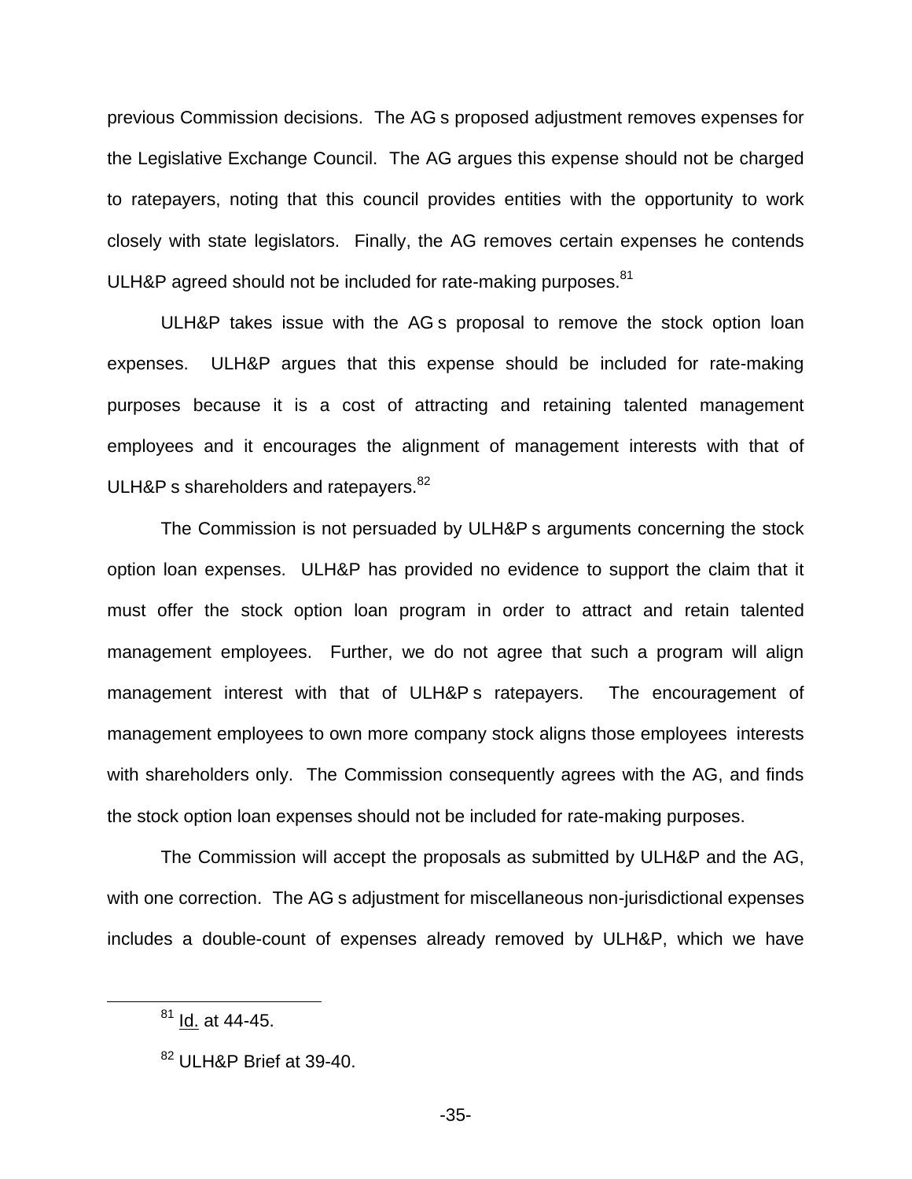previous Commission decisions. The AG s proposed adjustment removes expenses for the Legislative Exchange Council. The AG argues this expense should not be charged to ratepayers, noting that this council provides entities with the opportunity to work closely with state legislators. Finally, the AG removes certain expenses he contends ULH&P agreed should not be included for rate-making purposes.[81]

ULH&P takes issue with the AG s proposal to remove the stock option loan expenses. ULH&P argues that this expense should be included for rate-making purposes because it is a cost of attracting and retaining talented management employees and it encourages the alignment of management interests with that of ULH&P s shareholders and ratepayers.[82]

The Commission is not persuaded by ULH&P s arguments concerning the stock option loan expenses. ULH&P has provided no evidence to support the claim that it must offer the stock option loan program in order to attract and retain talented management employees. Further, we do not agree that such a program will align management interest with that of ULH&P s ratepayers. The encouragement of management employees to own more company stock aligns those employees interests with shareholders only. The Commission consequently agrees with the AG, and finds the stock option loan expenses should not be included for rate-making purposes.

The Commission will accept the proposals as submitted by ULH&P and the AG, with one correction. The AG s adjustment for miscellaneous non-jurisdictional expenses includes a double-count of expenses already removed by ULH&P, which we have

---

[81] Id. at 44-45.

[82] ULH&P Brief at 39-40.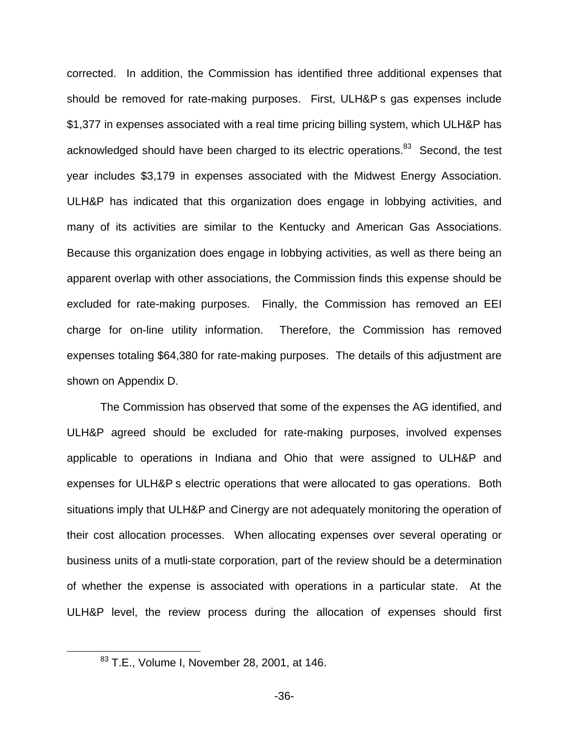corrected. In addition, the Commission has identified three additional expenses that should be removed for rate-making purposes. First, ULH&P s gas expenses include $1,377 in expenses associated with a real time pricing billing system, which ULH&P has acknowledged should have been charged to its electric operations.[83] Second, the test year includes $3,179 in expenses associated with the Midwest Energy Association. ULH&P has indicated that this organization does engage in lobbying activities, and many of its activities are similar to the Kentucky and American Gas Associations. Because this organization does engage in lobbying activities, as well as there being an apparent overlap with other associations, the Commission finds this expense should be excluded for rate-making purposes. Finally, the Commission has removed an EEI charge for on-line utility information. Therefore, the Commission has removed expenses totaling $64,380 for rate-making purposes. The details of this adjustment are shown on Appendix D.

The Commission has observed that some of the expenses the AG identified, and ULH&P agreed should be excluded for rate-making purposes, involved expenses applicable to operations in Indiana and Ohio that were assigned to ULH&P and expenses for ULH&P s electric operations that were allocated to gas operations. Both situations imply that ULH&P and Cinergy are not adequately monitoring the operation of their cost allocation processes. When allocating expenses over several operating or business units of a mutli-state corporation, part of the review should be a determination of whether the expense is associated with operations in a particular state. At the ULH&P level, the review process during the allocation of expenses should first

[83] T.E., Volume I, November 28, 2001, at 146.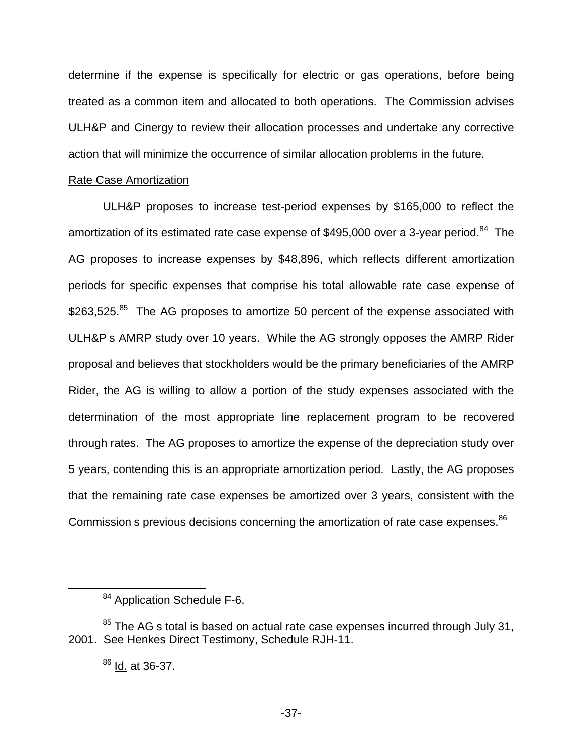determine if the expense is specifically for electric or gas operations, before being treated as a common item and allocated to both operations. The Commission advises ULH&P and Cinergy to review their allocation processes and undertake any corrective action that will minimize the occurrence of similar allocation problems in the future.

Rate Case Amortization

ULH&P proposes to increase test-period expenses by $165,000 to reflect the amortization of its estimated rate case expense of $495,000 over a 3-year period.[84] The AG proposes to increase expenses by $48,896, which reflects different amortization periods for specific expenses that comprise his total allowable rate case expense of $263,525.[85] The AG proposes to amortize 50 percent of the expense associated with ULH&P s AMRP study over 10 years. While the AG strongly opposes the AMRP Rider proposal and believes that stockholders would be the primary beneficiaries of the AMRP Rider, the AG is willing to allow a portion of the study expenses associated with the determination of the most appropriate line replacement program to be recovered through rates. The AG proposes to amortize the expense of the depreciation study over 5 years, contending this is an appropriate amortization period. Lastly, the AG proposes that the remaining rate case expenses be amortized over 3 years, consistent with the Commission s previous decisions concerning the amortization of rate case expenses.[86]

[84] Application Schedule F-6.

[85] The AG s total is based on actual rate case expenses incurred through July 31, 2001. See Henkes Direct Testimony, Schedule RJH-11.

[86] Id. at 36-37.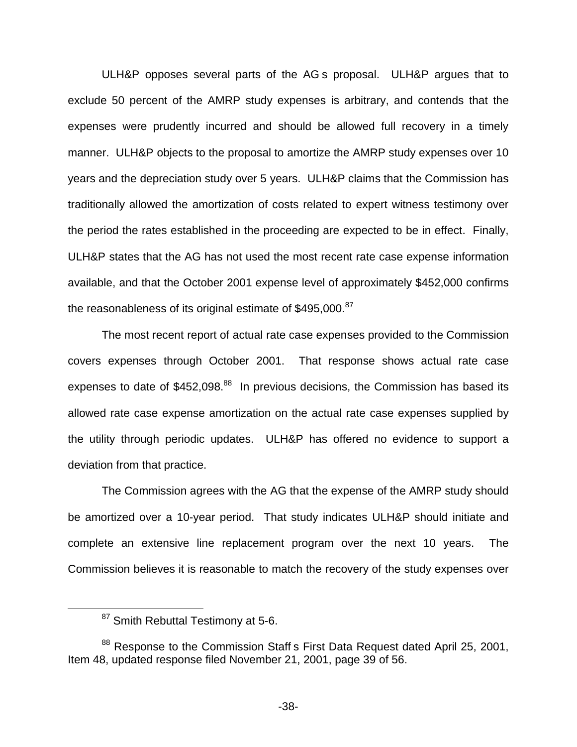ULH&P opposes several parts of the AG s proposal. ULH&P argues that to exclude 50 percent of the AMRP study expenses is arbitrary, and contends that the expenses were prudently incurred and should be allowed full recovery in a timely manner. ULH&P objects to the proposal to amortize the AMRP study expenses over 10 years and the depreciation study over 5 years. ULH&P claims that the Commission has traditionally allowed the amortization of costs related to expert witness testimony over the period the rates established in the proceeding are expected to be in effect. Finally, ULH&P states that the AG has not used the most recent rate case expense information available, and that the October 2001 expense level of approximately $452,000 confirms the reasonableness of its original estimate of $495,000.[87]

The most recent report of actual rate case expenses provided to the Commission covers expenses through October 2001. That response shows actual rate case expenses to date of $452,098.[88] In previous decisions, the Commission has based its allowed rate case expense amortization on the actual rate case expenses supplied by the utility through periodic updates. ULH&P has offered no evidence to support a deviation from that practice.

The Commission agrees with the AG that the expense of the AMRP study should be amortized over a 10-year period. That study indicates ULH&P should initiate and complete an extensive line replacement program over the next 10 years. The Commission believes it is reasonable to match the recovery of the study expenses over

[87] Smith Rebuttal Testimony at 5-6.

[88] Response to the Commission Staff s First Data Request dated April 25, 2001, Item 48, updated response filed November 21, 2001, page 39 of 56.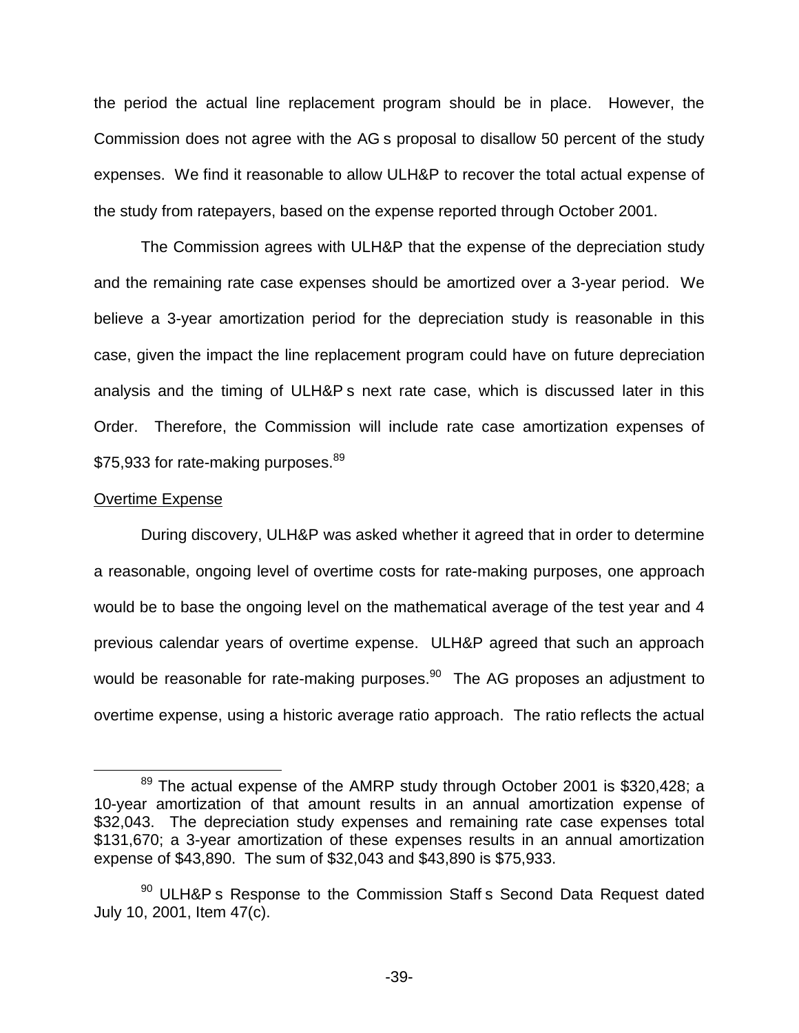the period the actual line replacement program should be in place. However, the Commission does not agree with the AG s proposal to disallow 50 percent of the study expenses. We find it reasonable to allow ULH&P to recover the total actual expense of the study from ratepayers, based on the expense reported through October 2001.

The Commission agrees with ULH&P that the expense of the depreciation study and the remaining rate case expenses should be amortized over a 3-year period. We believe a 3-year amortization period for the depreciation study is reasonable in this case, given the impact the line replacement program could have on future depreciation analysis and the timing of ULH&P s next rate case, which is discussed later in this Order. Therefore, the Commission will include rate case amortization expenses of $75,933 for rate-making purposes.[89]

Overtime Expense

During discovery, ULH&P was asked whether it agreed that in order to determine a reasonable, ongoing level of overtime costs for rate-making purposes, one approach would be to base the ongoing level on the mathematical average of the test year and 4 previous calendar years of overtime expense. ULH&P agreed that such an approach would be reasonable for rate-making purposes.[90] The AG proposes an adjustment to overtime expense, using a historic average ratio approach. The ratio reflects the actual

[89] The actual expense of the AMRP study through October 2001 is $320,428; a 10-year amortization of that amount results in an annual amortization expense of $32,043. The depreciation study expenses and remaining rate case expenses total $131,670; a 3-year amortization of these expenses results in an annual amortization expense of $43,890. The sum of $32,043 and $43,890 is $75,933.

[90] ULH&P s Response to the Commission Staff s Second Data Request dated July 10, 2001, Item 47(c).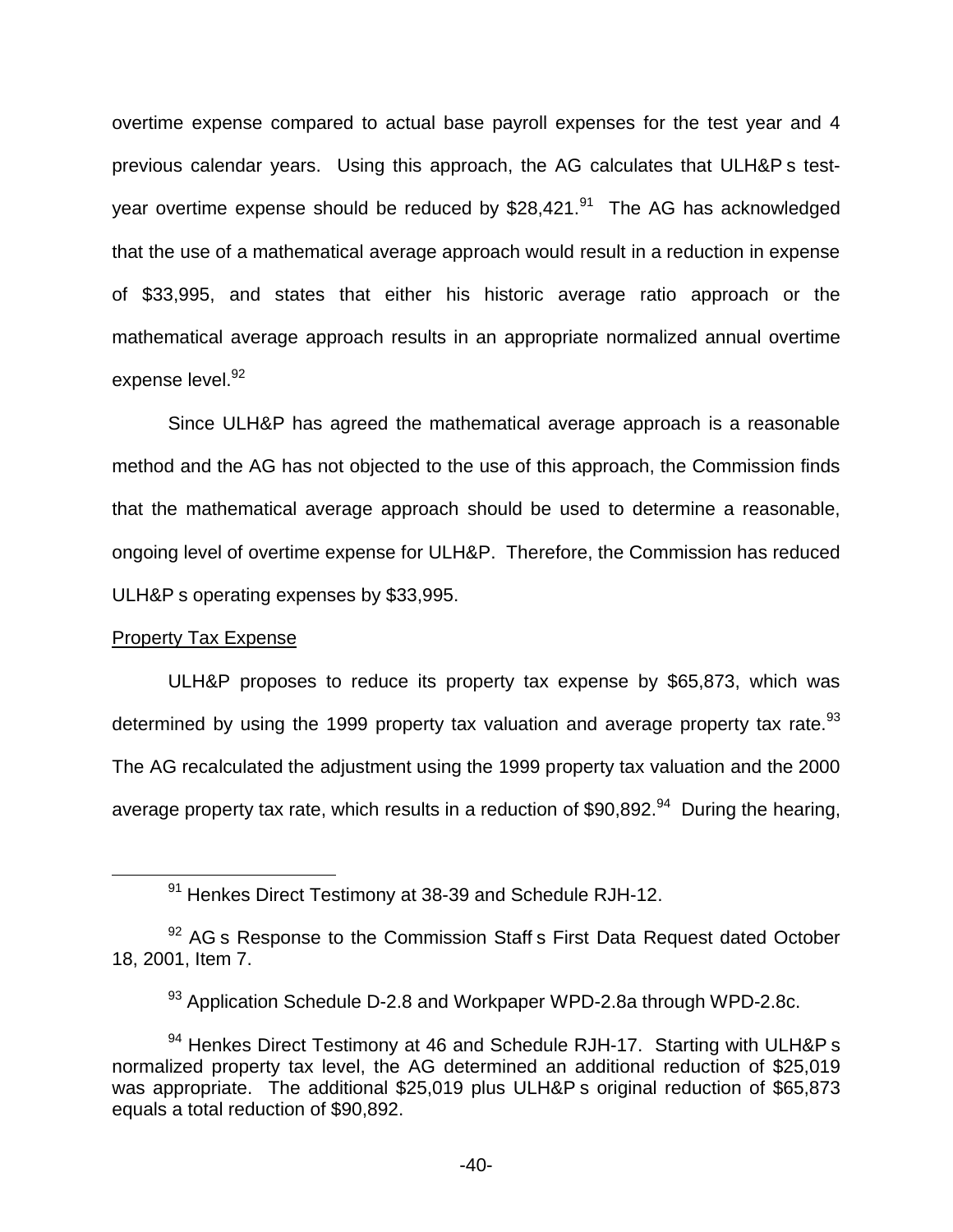overtime expense compared to actual base payroll expenses for the test year and 4 previous calendar years. Using this approach, the AG calculates that ULH&P s test-year overtime expense should be reduced by $28,421.[91] The AG has acknowledged that the use of a mathematical average approach would result in a reduction in expense of $33,995, and states that either his historic average ratio approach or the mathematical average approach results in an appropriate normalized annual overtime expense level.[92]

Since ULH&P has agreed the mathematical average approach is a reasonable method and the AG has not objected to the use of this approach, the Commission finds that the mathematical average approach should be used to determine a reasonable, ongoing level of overtime expense for ULH&P. Therefore, the Commission has reduced ULH&P s operating expenses by $33,995.

Property Tax Expense

ULH&P proposes to reduce its property tax expense by $65,873, which was determined by using the 1999 property tax valuation and average property tax rate.[93] The AG recalculated the adjustment using the 1999 property tax valuation and the 2000 average property tax rate, which results in a reduction of $90,892.[94] During the hearing,

---

[91] Henkes Direct Testimony at 38-39 and Schedule RJH-12.

[92] AG s Response to the Commission Staff s First Data Request dated October 18, 2001, Item 7.

[93] Application Schedule D-2.8 and Workpaper WPD-2.8a through WPD-2.8c.

[94] Henkes Direct Testimony at 46 and Schedule RJH-17. Starting with ULH&P s normalized property tax level, the AG determined an additional reduction of $25,019 was appropriate. The additional $25,019 plus ULH&P s original reduction of $65,873 equals a total reduction of $90,892.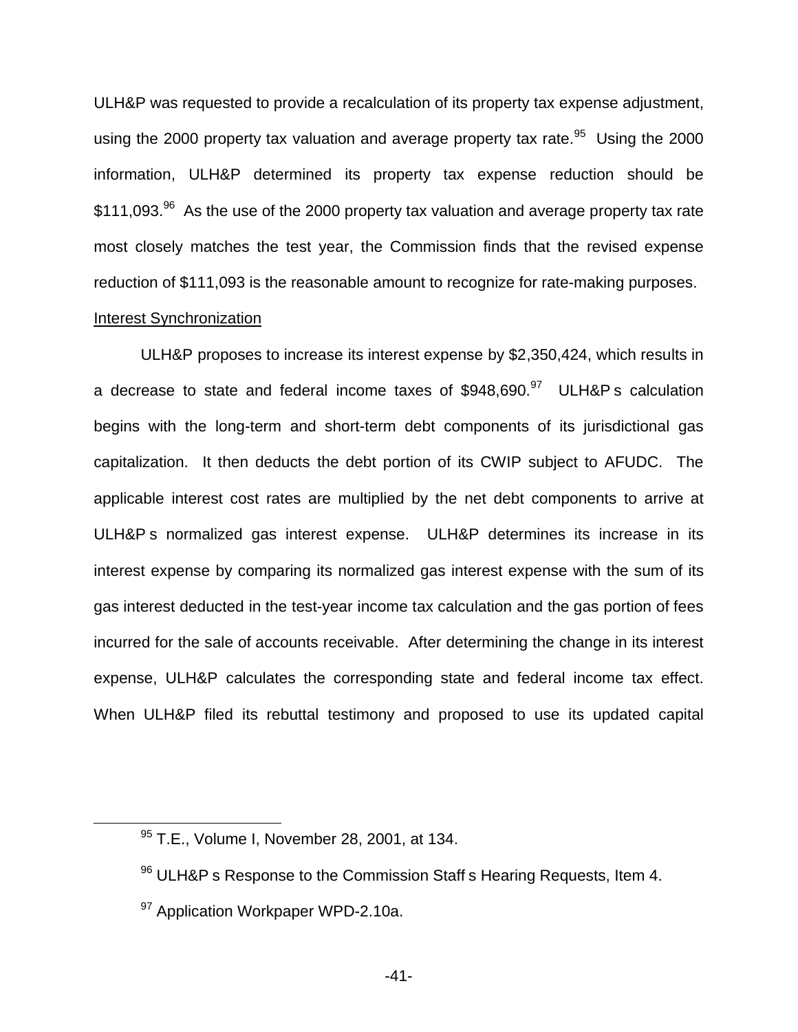ULH&P was requested to provide a recalculation of its property tax expense adjustment, using the 2000 property tax valuation and average property tax rate.[95] Using the 2000 information, ULH&P determined its property tax expense reduction should be $111,093.[96] As the use of the 2000 property tax valuation and average property tax rate most closely matches the test year, the Commission finds that the revised expense reduction of $111,093 is the reasonable amount to recognize for rate-making purposes.

Interest Synchronization

ULH&P proposes to increase its interest expense by $2,350,424, which results in a decrease to state and federal income taxes of $948,690.[97] ULH&P s calculation begins with the long-term and short-term debt components of its jurisdictional gas capitalization. It then deducts the debt portion of its CWIP subject to AFUDC. The applicable interest cost rates are multiplied by the net debt components to arrive at ULH&P s normalized gas interest expense. ULH&P determines its increase in its interest expense by comparing its normalized gas interest expense with the sum of its gas interest deducted in the test-year income tax calculation and the gas portion of fees incurred for the sale of accounts receivable. After determining the change in its interest expense, ULH&P calculates the corresponding state and federal income tax effect. When ULH&P filed its rebuttal testimony and proposed to use its updated capital

[95] T.E., Volume I, November 28, 2001, at 134.

[96] ULH&P s Response to the Commission Staff s Hearing Requests, Item 4.

[97] Application Workpaper WPD-2.10a.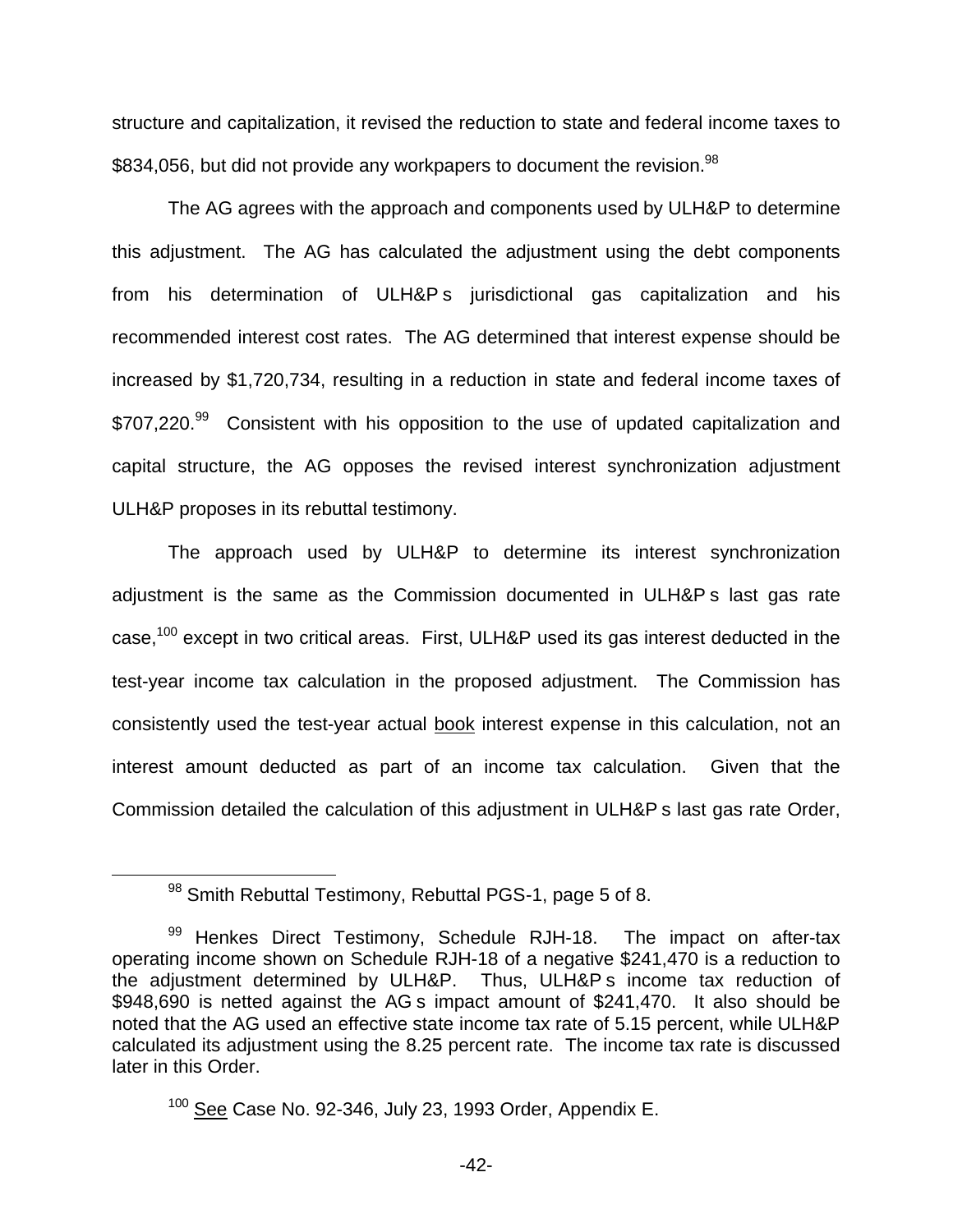structure and capitalization, it revised the reduction to state and federal income taxes to $834,056, but did not provide any workpapers to document the revision.[98]

The AG agrees with the approach and components used by ULH&P to determine this adjustment. The AG has calculated the adjustment using the debt components from his determination of ULH&P s jurisdictional gas capitalization and his recommended interest cost rates. The AG determined that interest expense should be increased by $1,720,734, resulting in a reduction in state and federal income taxes of $707,220.[99] Consistent with his opposition to the use of updated capitalization and capital structure, the AG opposes the revised interest synchronization adjustment ULH&P proposes in its rebuttal testimony.

The approach used by ULH&P to determine its interest synchronization adjustment is the same as the Commission documented in ULH&P s last gas rate case,[100] except in two critical areas. First, ULH&P used its gas interest deducted in the test-year income tax calculation in the proposed adjustment. The Commission has consistently used the test-year actual <u>book</u> interest expense in this calculation, not an interest amount deducted as part of an income tax calculation. Given that the Commission detailed the calculation of this adjustment in ULH&P s last gas rate Order,

---

[98] Smith Rebuttal Testimony, Rebuttal PGS-1, page 5 of 8.

[99] Henkes Direct Testimony, Schedule RJH-18. The impact on after-tax operating income shown on Schedule RJH-18 of a negative $241,470 is a reduction to the adjustment determined by ULH&P. Thus, ULH&P s income tax reduction of $948,690 is netted against the AG s impact amount of $241,470. It also should be noted that the AG used an effective state income tax rate of 5.15 percent, while ULH&P calculated its adjustment using the 8.25 percent rate. The income tax rate is discussed later in this Order.

[100] <u>See</u> Case No. 92-346, July 23, 1993 Order, Appendix E.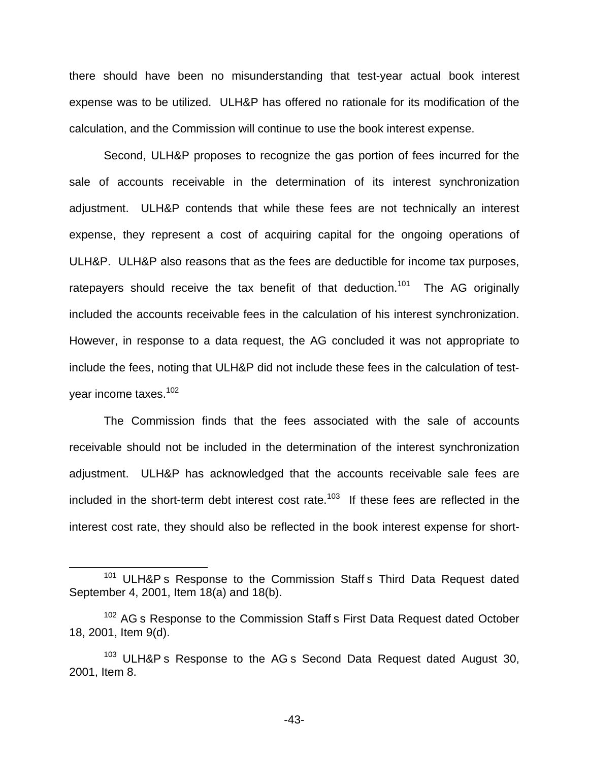there should have been no misunderstanding that test-year actual book interest expense was to be utilized. ULH&P has offered no rationale for its modification of the calculation, and the Commission will continue to use the book interest expense.

Second, ULH&P proposes to recognize the gas portion of fees incurred for the sale of accounts receivable in the determination of its interest synchronization adjustment. ULH&P contends that while these fees are not technically an interest expense, they represent a cost of acquiring capital for the ongoing operations of ULH&P. ULH&P also reasons that as the fees are deductible for income tax purposes, ratepayers should receive the tax benefit of that deduction.[101] The AG originally included the accounts receivable fees in the calculation of his interest synchronization. However, in response to a data request, the AG concluded it was not appropriate to include the fees, noting that ULH&P did not include these fees in the calculation of test-year income taxes.[102]

The Commission finds that the fees associated with the sale of accounts receivable should not be included in the determination of the interest synchronization adjustment. ULH&P has acknowledged that the accounts receivable sale fees are included in the short-term debt interest cost rate.[103] If these fees are reflected in the interest cost rate, they should also be reflected in the book interest expense for short-

---

[101] ULH&P s Response to the Commission Staff s Third Data Request dated September 4, 2001, Item 18(a) and 18(b).

[102] AG s Response to the Commission Staff s First Data Request dated October 18, 2001, Item 9(d).

[103] ULH&P s Response to the AG s Second Data Request dated August 30, 2001, Item 8.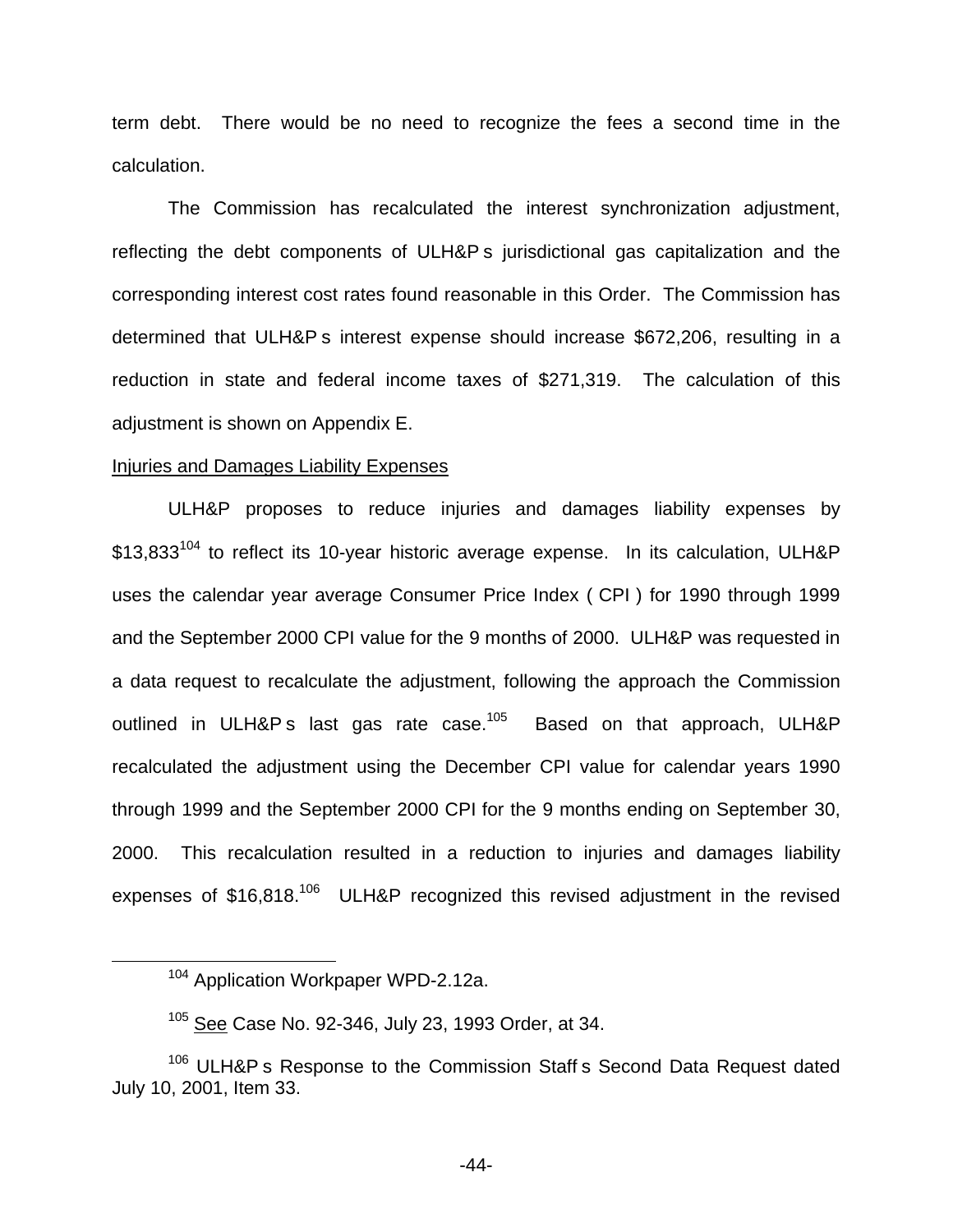term debt. There would be no need to recognize the fees a second time in the calculation.

The Commission has recalculated the interest synchronization adjustment, reflecting the debt components of ULH&P s jurisdictional gas capitalization and the corresponding interest cost rates found reasonable in this Order. The Commission has determined that ULH&P s interest expense should increase $672,206, resulting in a reduction in state and federal income taxes of $271,319. The calculation of this adjustment is shown on Appendix E.

<u>Injuries and Damages Liability Expenses</u>

ULH&P proposes to reduce injuries and damages liability expenses by $13,833[104] to reflect its 10-year historic average expense. In its calculation, ULH&P uses the calendar year average Consumer Price Index ( CPI ) for 1990 through 1999 and the September 2000 CPI value for the 9 months of 2000. ULH&P was requested in a data request to recalculate the adjustment, following the approach the Commission outlined in ULH&P s last gas rate case.[105] Based on that approach, ULH&P recalculated the adjustment using the December CPI value for calendar years 1990 through 1999 and the September 2000 CPI for the 9 months ending on September 30, 2000. This recalculation resulted in a reduction to injuries and damages liability expenses of $16,818.[106] ULH&P recognized this revised adjustment in the revised

[104] Application Workpaper WPD-2.12a.

[105] <u>See</u> Case No. 92-346, July 23, 1993 Order, at 34.

[106] ULH&P s Response to the Commission Staff s Second Data Request dated July 10, 2001, Item 33.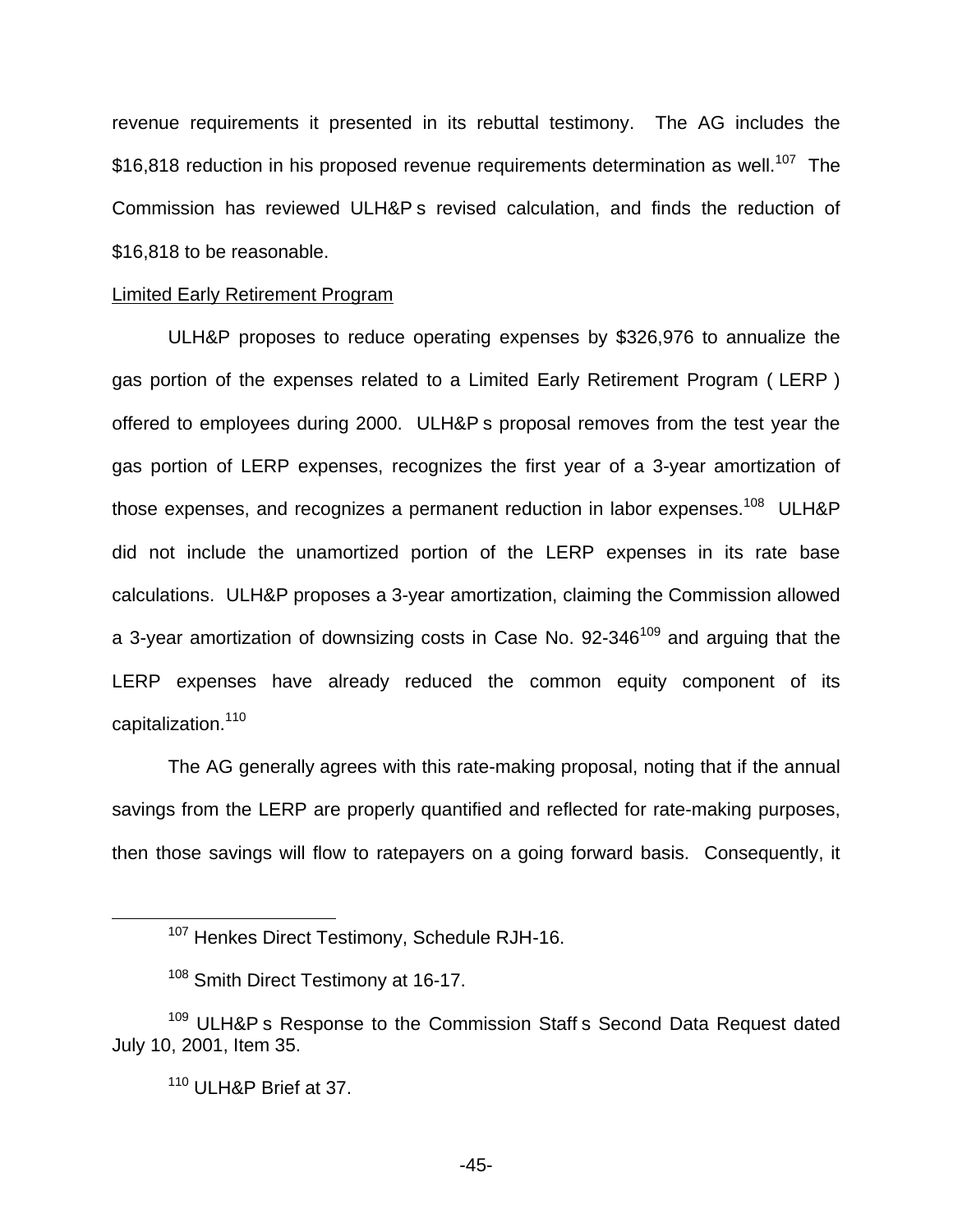revenue requirements it presented in its rebuttal testimony. The AG includes the $16,818 reduction in his proposed revenue requirements determination as well.[107] The Commission has reviewed ULH&P s revised calculation, and finds the reduction of $16,818 to be reasonable.

Limited Early Retirement Program

ULH&P proposes to reduce operating expenses by $326,976 to annualize the gas portion of the expenses related to a Limited Early Retirement Program ( LERP ) offered to employees during 2000. ULH&P s proposal removes from the test year the gas portion of LERP expenses, recognizes the first year of a 3-year amortization of those expenses, and recognizes a permanent reduction in labor expenses.[108] ULH&P did not include the unamortized portion of the LERP expenses in its rate base calculations. ULH&P proposes a 3-year amortization, claiming the Commission allowed a 3-year amortization of downsizing costs in Case No. 92-346[109] and arguing that the LERP expenses have already reduced the common equity component of its capitalization.[110]

The AG generally agrees with this rate-making proposal, noting that if the annual savings from the LERP are properly quantified and reflected for rate-making purposes, then those savings will flow to ratepayers on a going forward basis. Consequently, it

---

[107] Henkes Direct Testimony, Schedule RJH-16.

[108] Smith Direct Testimony at 16-17.

[109] ULH&P s Response to the Commission Staff s Second Data Request dated July 10, 2001, Item 35.

[110] ULH&P Brief at 37.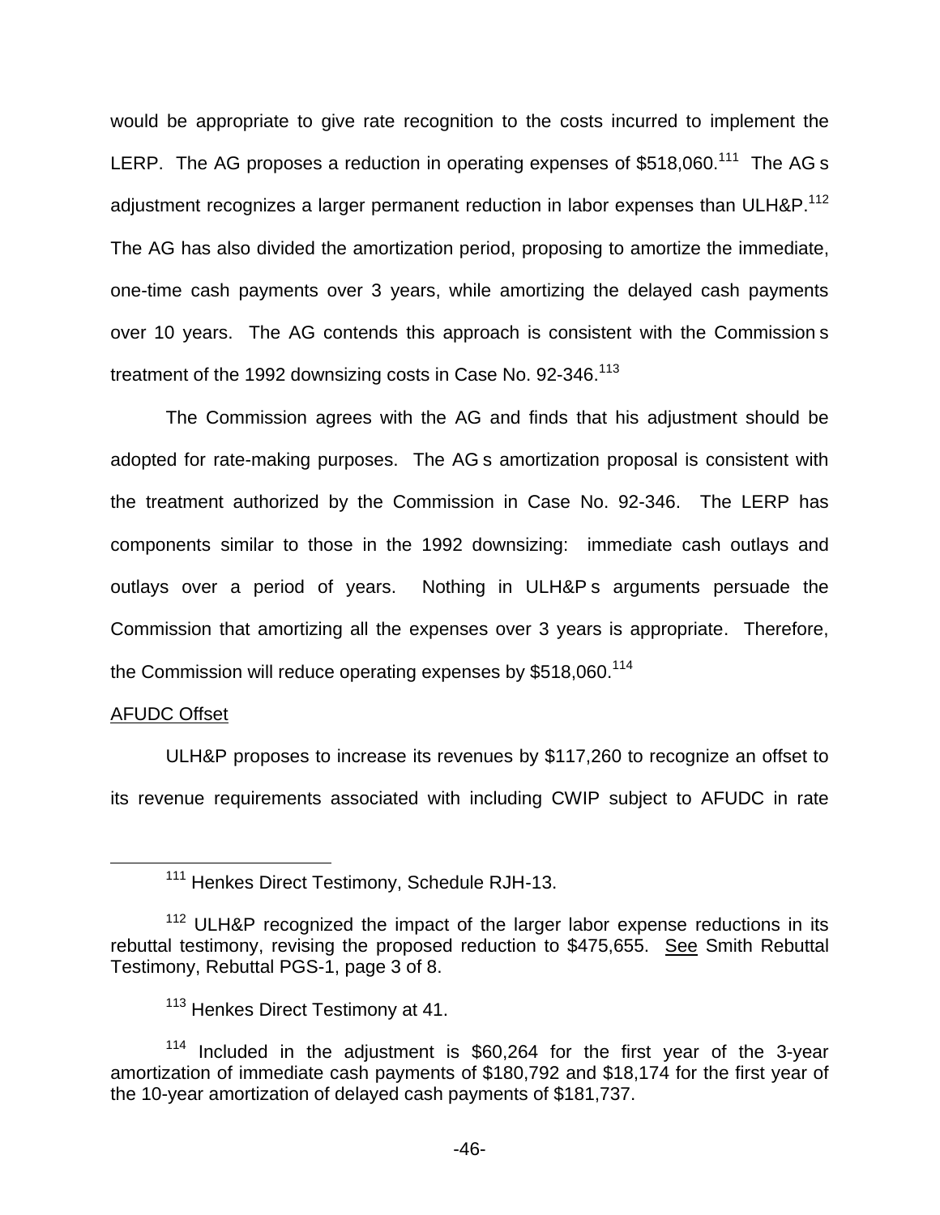would be appropriate to give rate recognition to the costs incurred to implement the LERP. The AG proposes a reduction in operating expenses of $518,060.[111] The AG s adjustment recognizes a larger permanent reduction in labor expenses than ULH&P.[112] The AG has also divided the amortization period, proposing to amortize the immediate, one-time cash payments over 3 years, while amortizing the delayed cash payments over 10 years. The AG contends this approach is consistent with the Commission s treatment of the 1992 downsizing costs in Case No. 92-346.[113]

The Commission agrees with the AG and finds that his adjustment should be adopted for rate-making purposes. The AG s amortization proposal is consistent with the treatment authorized by the Commission in Case No. 92-346. The LERP has components similar to those in the 1992 downsizing: immediate cash outlays and outlays over a period of years. Nothing in ULH&P s arguments persuade the Commission that amortizing all the expenses over 3 years is appropriate. Therefore, the Commission will reduce operating expenses by $518,060.[114]

<u>AFUDC Offset</u>

ULH&P proposes to increase its revenues by $117,260 to recognize an offset to its revenue requirements associated with including CWIP subject to AFUDC in rate

---

[111] Henkes Direct Testimony, Schedule RJH-13.

[112] ULH&P recognized the impact of the larger labor expense reductions in its rebuttal testimony, revising the proposed reduction to $475,655. <u>See</u> Smith Rebuttal Testimony, Rebuttal PGS-1, page 3 of 8.

[113] Henkes Direct Testimony at 41.

[114] Included in the adjustment is $60,264 for the first year of the 3-year amortization of immediate cash payments of $180,792 and $18,174 for the first year of the 10-year amortization of delayed cash payments of $181,737.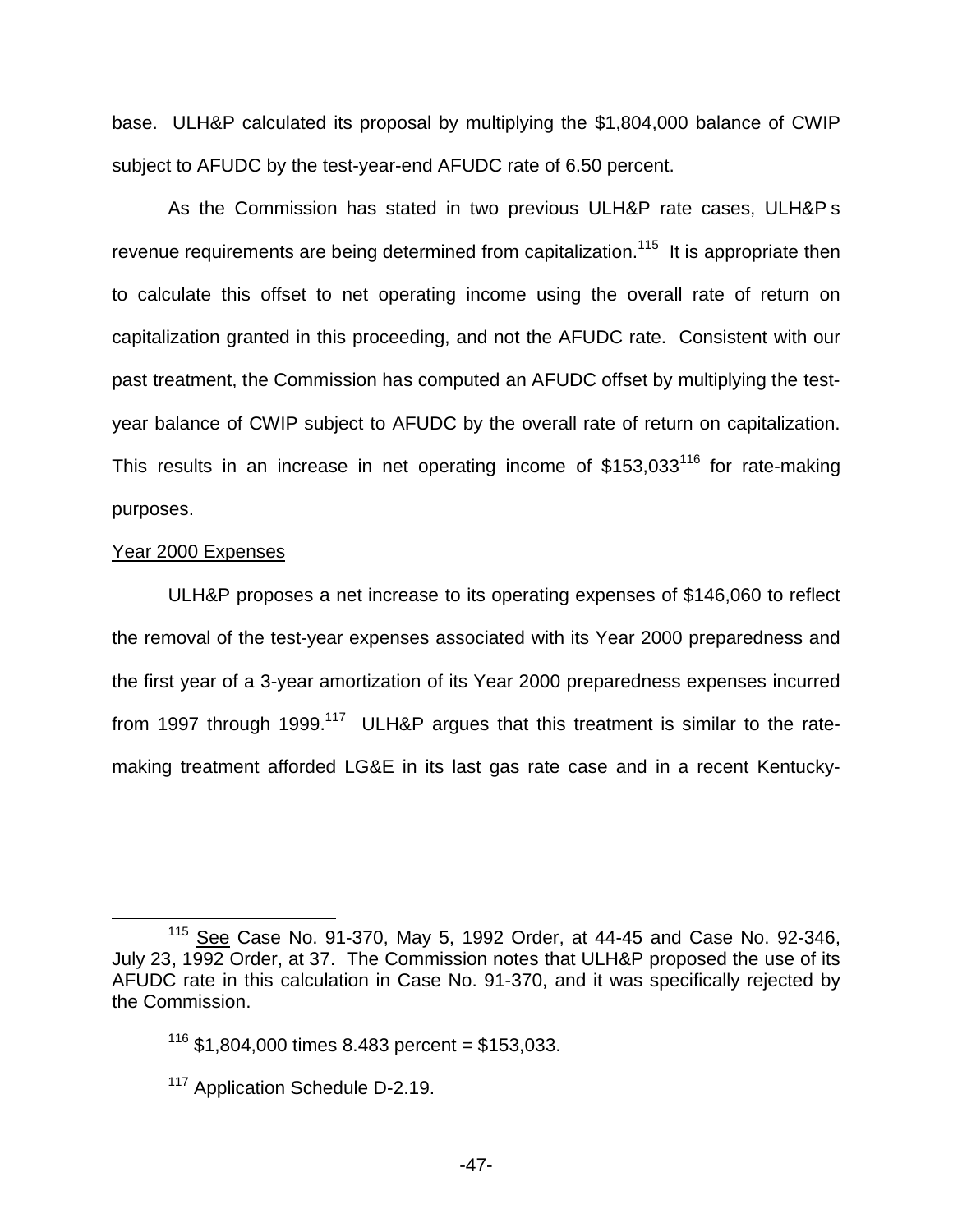base. ULH&P calculated its proposal by multiplying the $1,804,000 balance of CWIP subject to AFUDC by the test-year-end AFUDC rate of 6.50 percent.

As the Commission has stated in two previous ULH&P rate cases, ULH&P s revenue requirements are being determined from capitalization.[115] It is appropriate then to calculate this offset to net operating income using the overall rate of return on capitalization granted in this proceeding, and not the AFUDC rate. Consistent with our past treatment, the Commission has computed an AFUDC offset by multiplying the test-year balance of CWIP subject to AFUDC by the overall rate of return on capitalization. This results in an increase in net operating income of $153,033[116] for rate-making purposes.

<u>Year 2000 Expenses</u>

ULH&P proposes a net increase to its operating expenses of $146,060 to reflect the removal of the test-year expenses associated with its Year 2000 preparedness and the first year of a 3-year amortization of its Year 2000 preparedness expenses incurred from 1997 through 1999.[117] ULH&P argues that this treatment is similar to the rate-making treatment afforded LG&E in its last gas rate case and in a recent Kentucky-

---

[115] <u>See</u> Case No. 91-370, May 5, 1992 Order, at 44-45 and Case No. 92-346, July 23, 1992 Order, at 37. The Commission notes that ULH&P proposed the use of its AFUDC rate in this calculation in Case No. 91-370, and it was specifically rejected by the Commission.

[116] $1,804,000 times 8.483 percent = $153,033.

[117] Application Schedule D-2.19.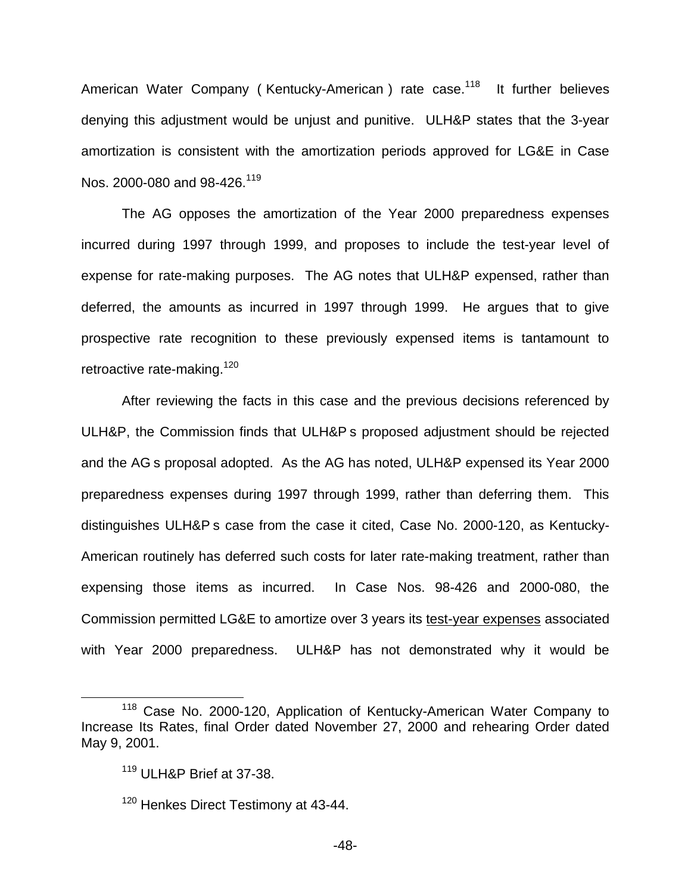American Water Company ( Kentucky-American ) rate case.[118] It further believes denying this adjustment would be unjust and punitive. ULH&P states that the 3-year amortization is consistent with the amortization periods approved for LG&E in Case Nos. 2000-080 and 98-426.[119]

The AG opposes the amortization of the Year 2000 preparedness expenses incurred during 1997 through 1999, and proposes to include the test-year level of expense for rate-making purposes. The AG notes that ULH&P expensed, rather than deferred, the amounts as incurred in 1997 through 1999. He argues that to give prospective rate recognition to these previously expensed items is tantamount to retroactive rate-making.[120]

After reviewing the facts in this case and the previous decisions referenced by ULH&P, the Commission finds that ULH&P s proposed adjustment should be rejected and the AG s proposal adopted. As the AG has noted, ULH&P expensed its Year 2000 preparedness expenses during 1997 through 1999, rather than deferring them. This distinguishes ULH&P s case from the case it cited, Case No. 2000-120, as Kentucky-American routinely has deferred such costs for later rate-making treatment, rather than expensing those items as incurred. In Case Nos. 98-426 and 2000-080, the Commission permitted LG&E to amortize over 3 years its <u>test-year expenses</u> associated with Year 2000 preparedness. ULH&P has not demonstrated why it would be

---

[118] Case No. 2000-120, Application of Kentucky-American Water Company to Increase Its Rates, final Order dated November 27, 2000 and rehearing Order dated May 9, 2001.

[119] ULH&P Brief at 37-38.

[120] Henkes Direct Testimony at 43-44.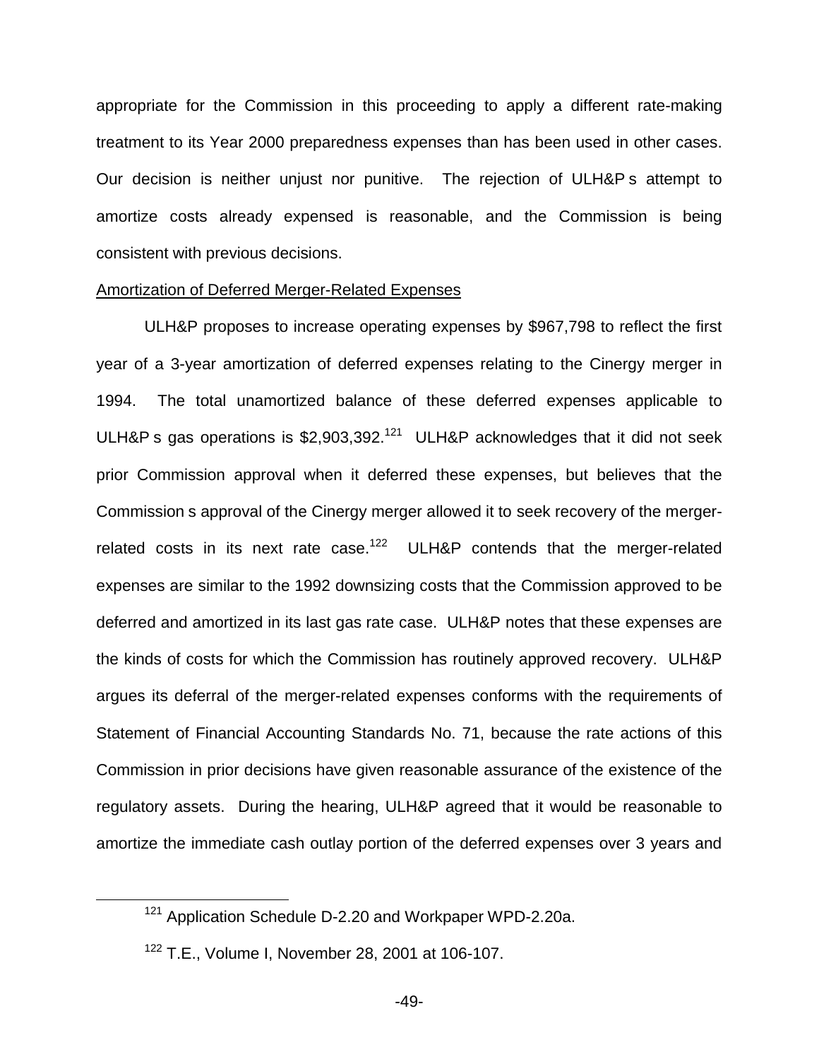appropriate for the Commission in this proceeding to apply a different rate-making treatment to its Year 2000 preparedness expenses than has been used in other cases. Our decision is neither unjust nor punitive. The rejection of ULH&P s attempt to amortize costs already expensed is reasonable, and the Commission is being consistent with previous decisions.

<u>Amortization of Deferred Merger-Related Expenses</u>

ULH&P proposes to increase operating expenses by $967,798 to reflect the first year of a 3-year amortization of deferred expenses relating to the Cinergy merger in 1994. The total unamortized balance of these deferred expenses applicable to ULH&P s gas operations is $2,903,392.[121] ULH&P acknowledges that it did not seek prior Commission approval when it deferred these expenses, but believes that the Commission s approval of the Cinergy merger allowed it to seek recovery of the merger-related costs in its next rate case.[122] ULH&P contends that the merger-related expenses are similar to the 1992 downsizing costs that the Commission approved to be deferred and amortized in its last gas rate case. ULH&P notes that these expenses are the kinds of costs for which the Commission has routinely approved recovery. ULH&P argues its deferral of the merger-related expenses conforms with the requirements of Statement of Financial Accounting Standards No. 71, because the rate actions of this Commission in prior decisions have given reasonable assurance of the existence of the regulatory assets. During the hearing, ULH&P agreed that it would be reasonable to amortize the immediate cash outlay portion of the deferred expenses over 3 years and

---

[121] Application Schedule D-2.20 and Workpaper WPD-2.20a.

[122] T.E., Volume I, November 28, 2001 at 106-107.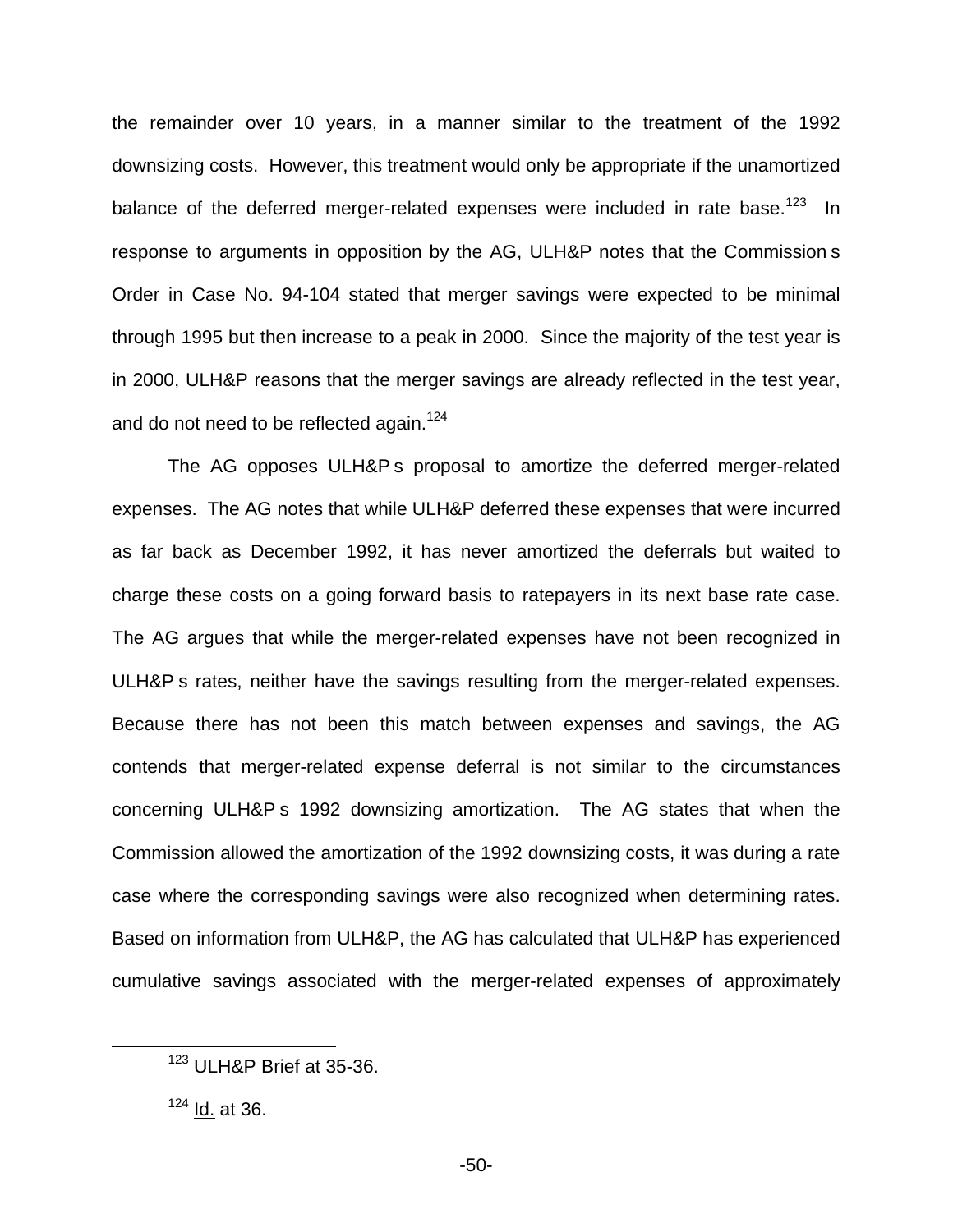the remainder over 10 years, in a manner similar to the treatment of the 1992 downsizing costs. However, this treatment would only be appropriate if the unamortized balance of the deferred merger-related expenses were included in rate base.[123] In response to arguments in opposition by the AG, ULH&P notes that the Commission s Order in Case No. 94-104 stated that merger savings were expected to be minimal through 1995 but then increase to a peak in 2000. Since the majority of the test year is in 2000, ULH&P reasons that the merger savings are already reflected in the test year, and do not need to be reflected again.[124]

The AG opposes ULH&P s proposal to amortize the deferred merger-related expenses. The AG notes that while ULH&P deferred these expenses that were incurred as far back as December 1992, it has never amortized the deferrals but waited to charge these costs on a going forward basis to ratepayers in its next base rate case. The AG argues that while the merger-related expenses have not been recognized in ULH&P s rates, neither have the savings resulting from the merger-related expenses. Because there has not been this match between expenses and savings, the AG contends that merger-related expense deferral is not similar to the circumstances concerning ULH&P s 1992 downsizing amortization. The AG states that when the Commission allowed the amortization of the 1992 downsizing costs, it was during a rate case where the corresponding savings were also recognized when determining rates. Based on information from ULH&P, the AG has calculated that ULH&P has experienced cumulative savings associated with the merger-related expenses of approximately

---

[123] ULH&P Brief at 35-36.

[124] Id. at 36.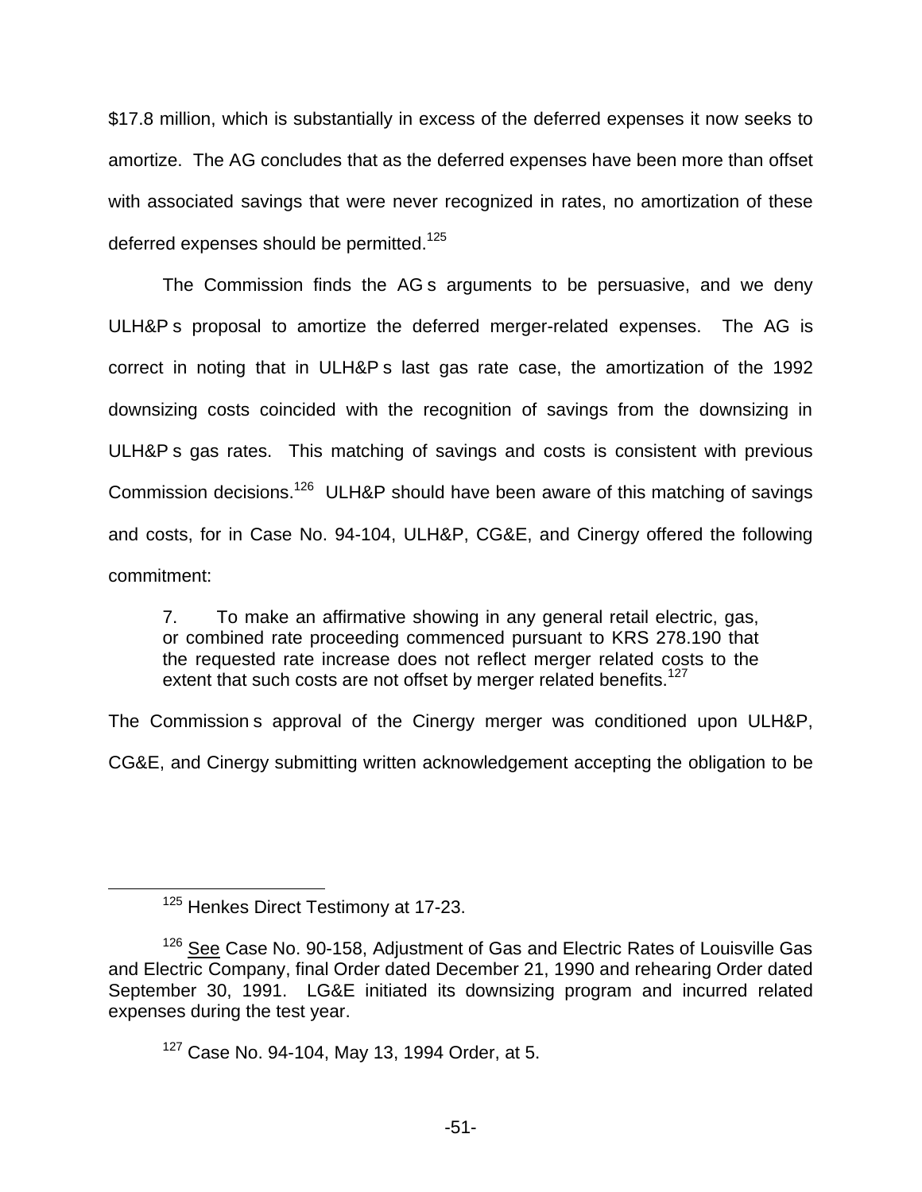$17.8 million, which is substantially in excess of the deferred expenses it now seeks to amortize. The AG concludes that as the deferred expenses have been more than offset with associated savings that were never recognized in rates, no amortization of these deferred expenses should be permitted.[125]

The Commission finds the AG s arguments to be persuasive, and we deny ULH&P s proposal to amortize the deferred merger-related expenses. The AG is correct in noting that in ULH&P s last gas rate case, the amortization of the 1992 downsizing costs coincided with the recognition of savings from the downsizing in ULH&P s gas rates. This matching of savings and costs is consistent with previous Commission decisions.[126] ULH&P should have been aware of this matching of savings and costs, for in Case No. 94-104, ULH&P, CG&E, and Cinergy offered the following commitment:

> 7. To make an affirmative showing in any general retail electric, gas, or combined rate proceeding commenced pursuant to KRS 278.190 that the requested rate increase does not reflect merger related costs to the extent that such costs are not offset by merger related benefits.[127]

The Commission s approval of the Cinergy merger was conditioned upon ULH&P, CG&E, and Cinergy submitting written acknowledgement accepting the obligation to be

---

[125] Henkes Direct Testimony at 17-23.

[126] See Case No. 90-158, Adjustment of Gas and Electric Rates of Louisville Gas and Electric Company, final Order dated December 21, 1990 and rehearing Order dated September 30, 1991. LG&E initiated its downsizing program and incurred related expenses during the test year.

[127] Case No. 94-104, May 13, 1994 Order, at 5.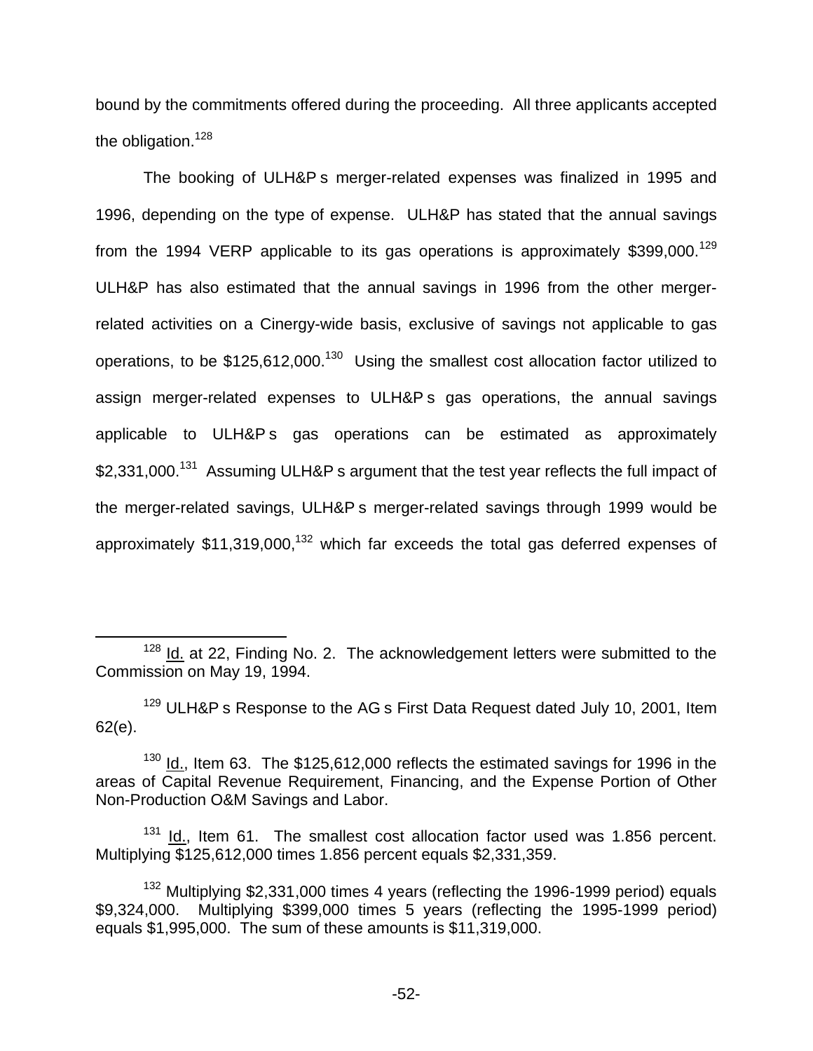bound by the commitments offered during the proceeding. All three applicants accepted the obligation.[128]

The booking of ULH&P s merger-related expenses was finalized in 1995 and 1996, depending on the type of expense. ULH&P has stated that the annual savings from the 1994 VERP applicable to its gas operations is approximately $399,000.[129] ULH&P has also estimated that the annual savings in 1996 from the other merger-related activities on a Cinergy-wide basis, exclusive of savings not applicable to gas operations, to be $125,612,000.[130] Using the smallest cost allocation factor utilized to assign merger-related expenses to ULH&P s gas operations, the annual savings applicable to ULH&P s gas operations can be estimated as approximately $2,331,000.[131] Assuming ULH&P s argument that the test year reflects the full impact of the merger-related savings, ULH&P s merger-related savings through 1999 would be approximately $11,319,000,[132] which far exceeds the total gas deferred expenses of

---

[128] Id. at 22, Finding No. 2. The acknowledgement letters were submitted to the Commission on May 19, 1994.

[129] ULH&P s Response to the AG s First Data Request dated July 10, 2001, Item 62(e).

[130] Id., Item 63. The $125,612,000 reflects the estimated savings for 1996 in the areas of Capital Revenue Requirement, Financing, and the Expense Portion of Other Non-Production O&M Savings and Labor.

[131] Id., Item 61. The smallest cost allocation factor used was 1.856 percent. Multiplying $125,612,000 times 1.856 percent equals $2,331,359.

[132] Multiplying $2,331,000 times 4 years (reflecting the 1996-1999 period) equals $9,324,000. Multiplying $399,000 times 5 years (reflecting the 1995-1999 period) equals $1,995,000. The sum of these amounts is $11,319,000.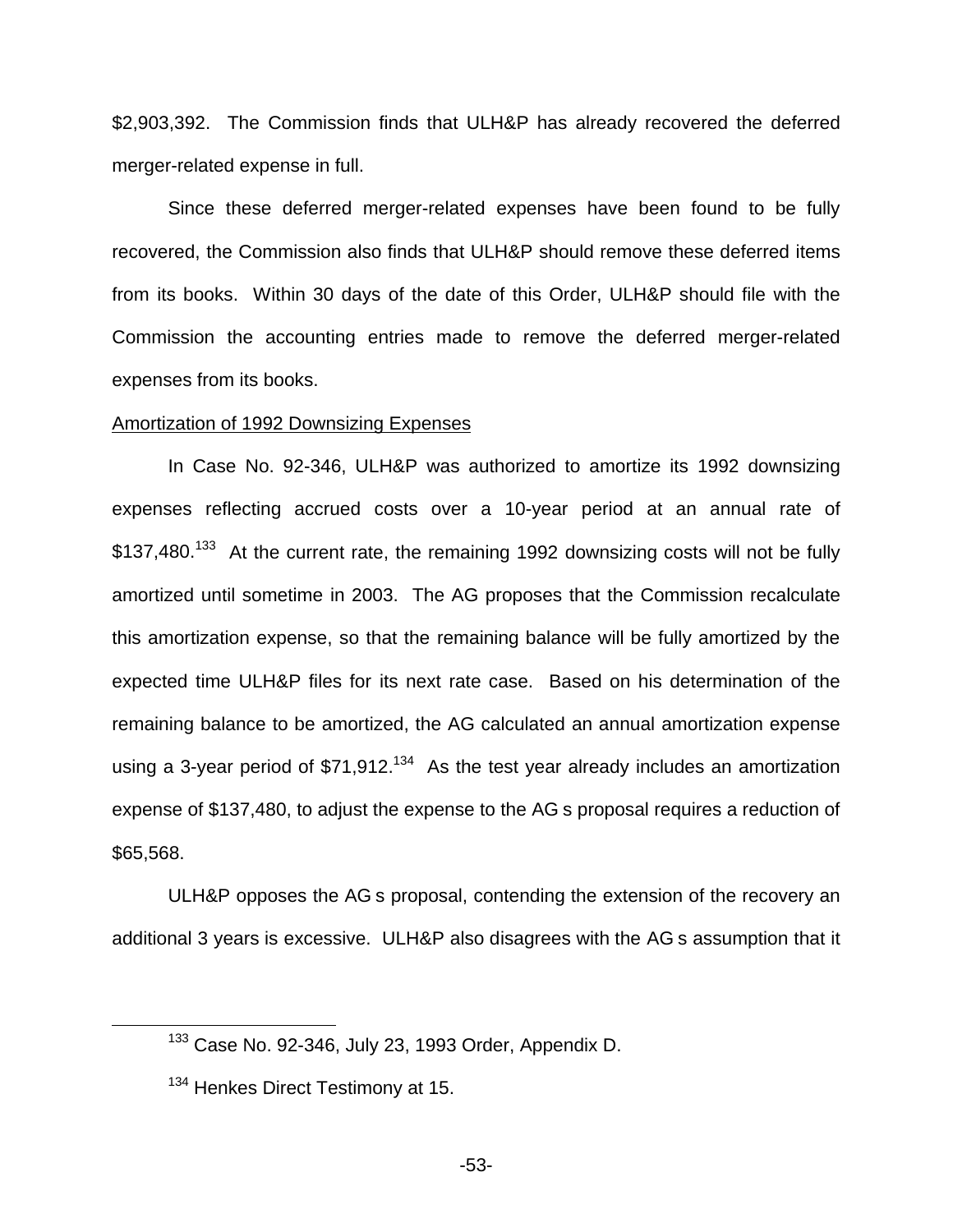$2,903,392. The Commission finds that ULH&P has already recovered the deferred merger-related expense in full.

Since these deferred merger-related expenses have been found to be fully recovered, the Commission also finds that ULH&P should remove these deferred items from its books. Within 30 days of the date of this Order, ULH&P should file with the Commission the accounting entries made to remove the deferred merger-related expenses from its books.

Amortization of 1992 Downsizing Expenses

In Case No. 92-346, ULH&P was authorized to amortize its 1992 downsizing expenses reflecting accrued costs over a 10-year period at an annual rate of $137,480.[133] At the current rate, the remaining 1992 downsizing costs will not be fully amortized until sometime in 2003. The AG proposes that the Commission recalculate this amortization expense, so that the remaining balance will be fully amortized by the expected time ULH&P files for its next rate case. Based on his determination of the remaining balance to be amortized, the AG calculated an annual amortization expense using a 3-year period of $71,912.[134] As the test year already includes an amortization expense of $137,480, to adjust the expense to the AG s proposal requires a reduction of $65,568.

ULH&P opposes the AG s proposal, contending the extension of the recovery an additional 3 years is excessive. ULH&P also disagrees with the AG s assumption that it

[133] Case No. 92-346, July 23, 1993 Order, Appendix D.

[134] Henkes Direct Testimony at 15.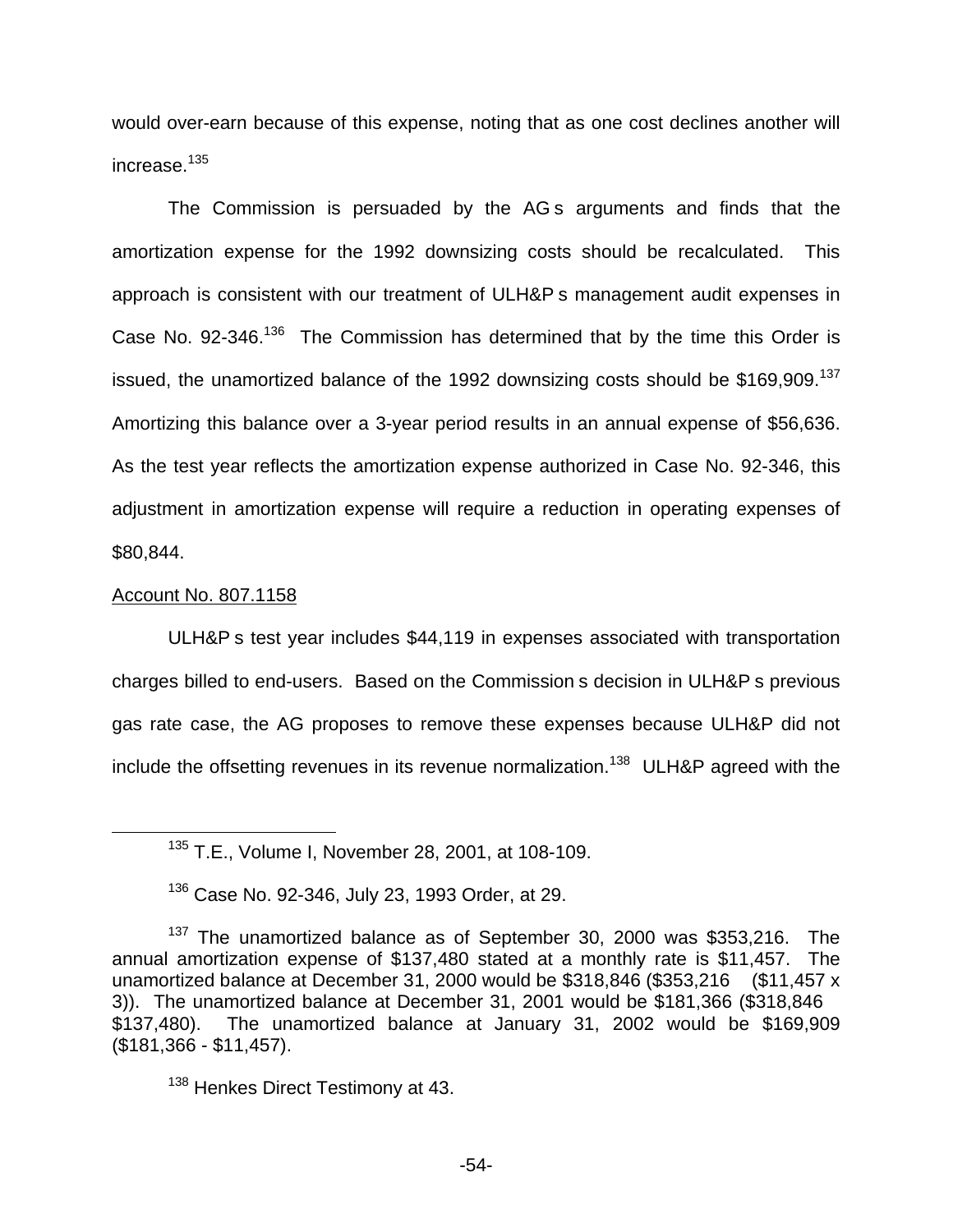would over-earn because of this expense, noting that as one cost declines another will increase.[135]

The Commission is persuaded by the AG s arguments and finds that the amortization expense for the 1992 downsizing costs should be recalculated. This approach is consistent with our treatment of ULH&P s management audit expenses in Case No. 92-346.[136] The Commission has determined that by the time this Order is issued, the unamortized balance of the 1992 downsizing costs should be $169,909.[137] Amortizing this balance over a 3-year period results in an annual expense of $56,636. As the test year reflects the amortization expense authorized in Case No. 92-346, this adjustment in amortization expense will require a reduction in operating expenses of $80,844.

<u>Account No. 807.1158</u>

ULH&P s test year includes $44,119 in expenses associated with transportation charges billed to end-users. Based on the Commission s decision in ULH&P s previous gas rate case, the AG proposes to remove these expenses because ULH&P did not include the offsetting revenues in its revenue normalization.[138] ULH&P agreed with the

---

[135] T.E., Volume I, November 28, 2001, at 108-109.

[136] Case No. 92-346, July 23, 1993 Order, at 29.

[137] The unamortized balance as of September 30, 2000 was $353,216. The annual amortization expense of $137,480 stated at a monthly rate is $11,457. The unamortized balance at December 31, 2000 would be $318,846 ($353,216 ($11,457 x 3)). The unamortized balance at December 31, 2001 would be $181,366 ($318,846 $137,480). The unamortized balance at January 31, 2002 would be $169,909 ($181,366 - $11,457).

[138] Henkes Direct Testimony at 43.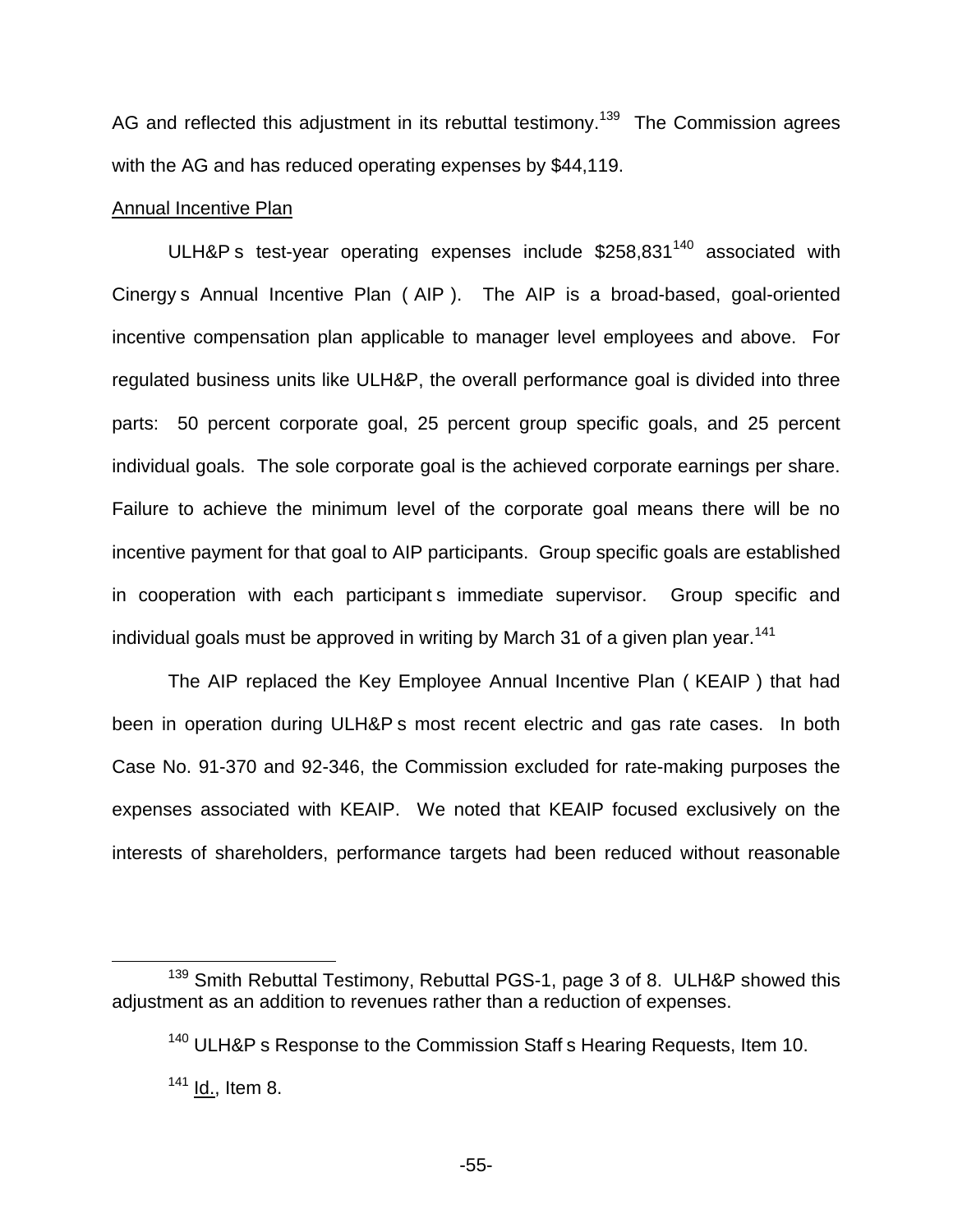AG and reflected this adjustment in its rebuttal testimony.[139] The Commission agrees with the AG and has reduced operating expenses by $44,119.

Annual Incentive Plan

ULH&P s test-year operating expenses include $258,831[140] associated with Cinergy s Annual Incentive Plan ( AIP ). The AIP is a broad-based, goal-oriented incentive compensation plan applicable to manager level employees and above. For regulated business units like ULH&P, the overall performance goal is divided into three parts: 50 percent corporate goal, 25 percent group specific goals, and 25 percent individual goals. The sole corporate goal is the achieved corporate earnings per share. Failure to achieve the minimum level of the corporate goal means there will be no incentive payment for that goal to AIP participants. Group specific goals are established in cooperation with each participant s immediate supervisor. Group specific and individual goals must be approved in writing by March 31 of a given plan year.[141]

The AIP replaced the Key Employee Annual Incentive Plan ( KEAIP ) that had been in operation during ULH&P s most recent electric and gas rate cases. In both Case No. 91-370 and 92-346, the Commission excluded for rate-making purposes the expenses associated with KEAIP. We noted that KEAIP focused exclusively on the interests of shareholders, performance targets had been reduced without reasonable

---

[139] Smith Rebuttal Testimony, Rebuttal PGS-1, page 3 of 8. ULH&P showed this adjustment as an addition to revenues rather than a reduction of expenses.

[140] ULH&P s Response to the Commission Staff s Hearing Requests, Item 10.

[141] Id., Item 8.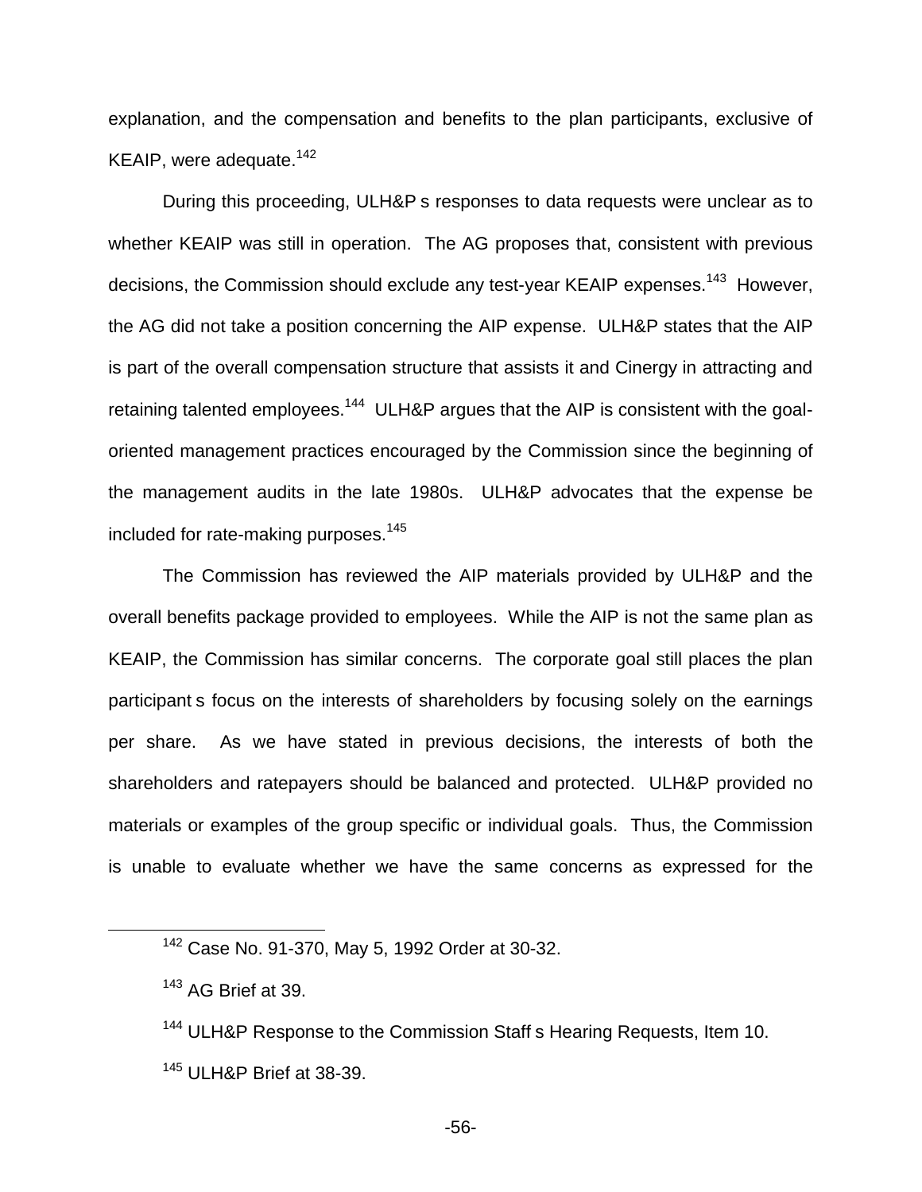explanation, and the compensation and benefits to the plan participants, exclusive of KEAIP, were adequate.[142]

During this proceeding, ULH&P s responses to data requests were unclear as to whether KEAIP was still in operation. The AG proposes that, consistent with previous decisions, the Commission should exclude any test-year KEAIP expenses.[143] However, the AG did not take a position concerning the AIP expense. ULH&P states that the AIP is part of the overall compensation structure that assists it and Cinergy in attracting and retaining talented employees.[144] ULH&P argues that the AIP is consistent with the goal-oriented management practices encouraged by the Commission since the beginning of the management audits in the late 1980s. ULH&P advocates that the expense be included for rate-making purposes.[145]

The Commission has reviewed the AIP materials provided by ULH&P and the overall benefits package provided to employees. While the AIP is not the same plan as KEAIP, the Commission has similar concerns. The corporate goal still places the plan participant s focus on the interests of shareholders by focusing solely on the earnings per share. As we have stated in previous decisions, the interests of both the shareholders and ratepayers should be balanced and protected. ULH&P provided no materials or examples of the group specific or individual goals. Thus, the Commission is unable to evaluate whether we have the same concerns as expressed for the

[142] Case No. 91-370, May 5, 1992 Order at 30-32.

[143] AG Brief at 39.

[144] ULH&P Response to the Commission Staff s Hearing Requests, Item 10.

[145] ULH&P Brief at 38-39.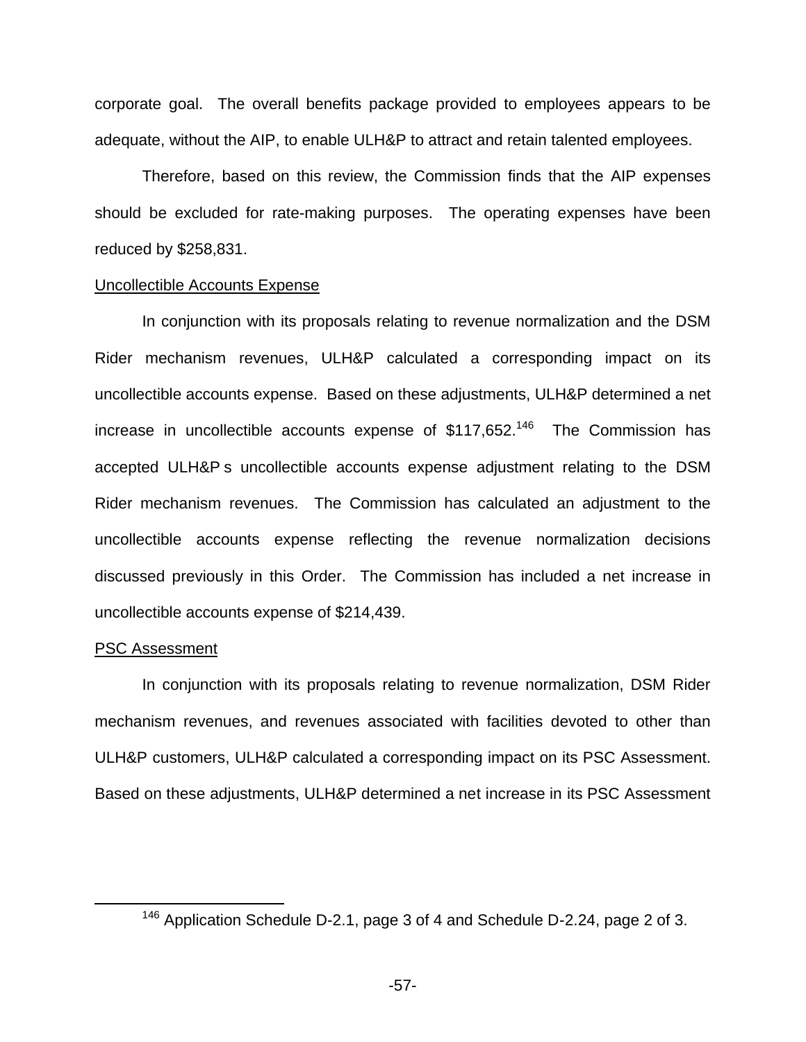corporate goal. The overall benefits package provided to employees appears to be adequate, without the AIP, to enable ULH&P to attract and retain talented employees.

Therefore, based on this review, the Commission finds that the AIP expenses should be excluded for rate-making purposes. The operating expenses have been reduced by $258,831.

<u>Uncollectible Accounts Expense</u>

In conjunction with its proposals relating to revenue normalization and the DSM Rider mechanism revenues, ULH&P calculated a corresponding impact on its uncollectible accounts expense. Based on these adjustments, ULH&P determined a net increase in uncollectible accounts expense of $117,652.[146] The Commission has accepted ULH&P s uncollectible accounts expense adjustment relating to the DSM Rider mechanism revenues. The Commission has calculated an adjustment to the uncollectible accounts expense reflecting the revenue normalization decisions discussed previously in this Order. The Commission has included a net increase in uncollectible accounts expense of $214,439.

<u>PSC Assessment</u>

In conjunction with its proposals relating to revenue normalization, DSM Rider mechanism revenues, and revenues associated with facilities devoted to other than ULH&P customers, ULH&P calculated a corresponding impact on its PSC Assessment. Based on these adjustments, ULH&P determined a net increase in its PSC Assessment

---

[146] Application Schedule D-2.1, page 3 of 4 and Schedule D-2.24, page 2 of 3.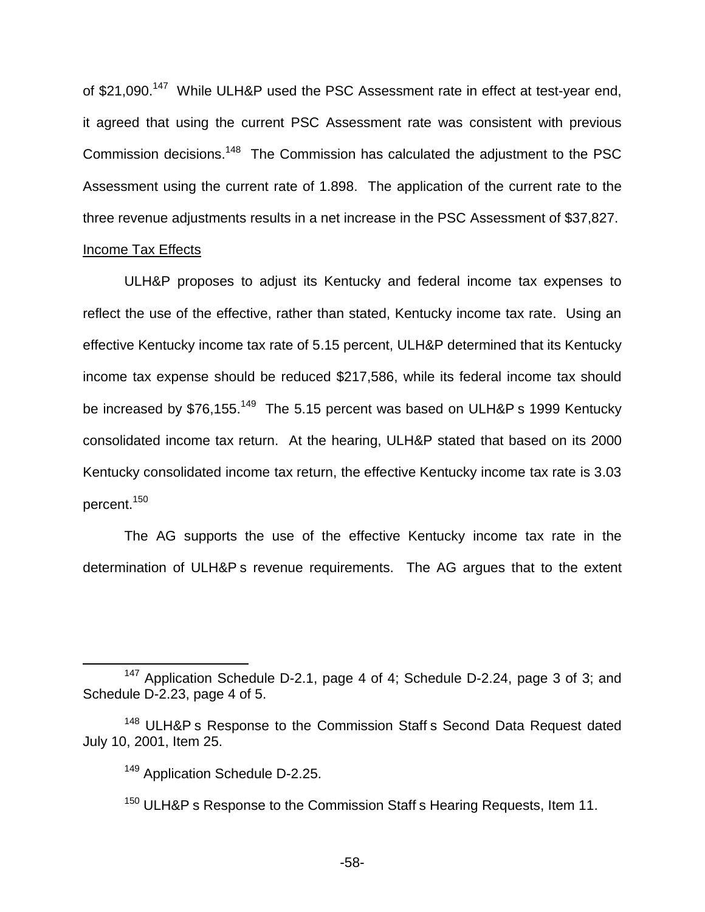of $21,090.[147] While ULH&P used the PSC Assessment rate in effect at test-year end, it agreed that using the current PSC Assessment rate was consistent with previous Commission decisions.[148] The Commission has calculated the adjustment to the PSC Assessment using the current rate of 1.898. The application of the current rate to the three revenue adjustments results in a net increase in the PSC Assessment of $37,827.

Income Tax Effects

ULH&P proposes to adjust its Kentucky and federal income tax expenses to reflect the use of the effective, rather than stated, Kentucky income tax rate. Using an effective Kentucky income tax rate of 5.15 percent, ULH&P determined that its Kentucky income tax expense should be reduced $217,586, while its federal income tax should be increased by $76,155.[149] The 5.15 percent was based on ULH&P s 1999 Kentucky consolidated income tax return. At the hearing, ULH&P stated that based on its 2000 Kentucky consolidated income tax return, the effective Kentucky income tax rate is 3.03 percent.[150]

The AG supports the use of the effective Kentucky income tax rate in the determination of ULH&P s revenue requirements. The AG argues that to the extent

---

[147] Application Schedule D-2.1, page 4 of 4; Schedule D-2.24, page 3 of 3; and Schedule D-2.23, page 4 of 5.

[148] ULH&P s Response to the Commission Staff s Second Data Request dated July 10, 2001, Item 25.

[149] Application Schedule D-2.25.

[150] ULH&P s Response to the Commission Staff s Hearing Requests, Item 11.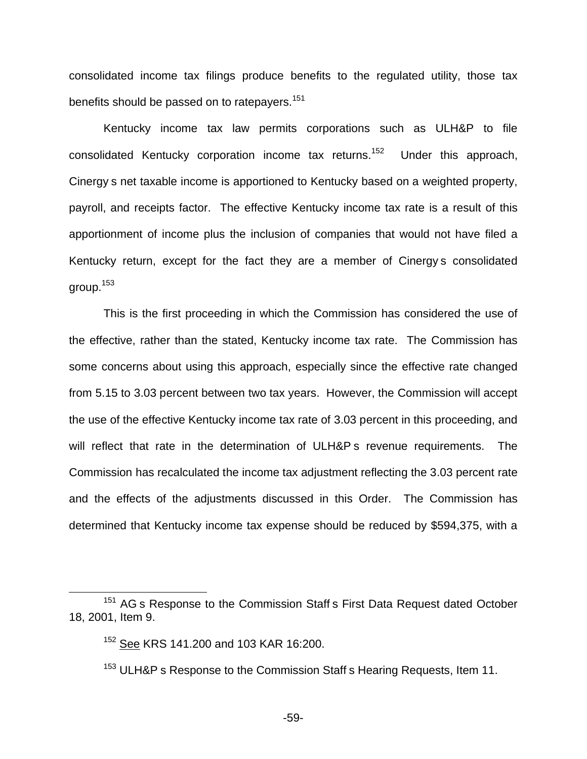consolidated income tax filings produce benefits to the regulated utility, those tax benefits should be passed on to ratepayers.[151]

Kentucky income tax law permits corporations such as ULH&P to file consolidated Kentucky corporation income tax returns.[152] Under this approach, Cinergy s net taxable income is apportioned to Kentucky based on a weighted property, payroll, and receipts factor. The effective Kentucky income tax rate is a result of this apportionment of income plus the inclusion of companies that would not have filed a Kentucky return, except for the fact they are a member of Cinergy s consolidated group.[153]

This is the first proceeding in which the Commission has considered the use of the effective, rather than the stated, Kentucky income tax rate. The Commission has some concerns about using this approach, especially since the effective rate changed from 5.15 to 3.03 percent between two tax years. However, the Commission will accept the use of the effective Kentucky income tax rate of 3.03 percent in this proceeding, and will reflect that rate in the determination of ULH&P s revenue requirements. The Commission has recalculated the income tax adjustment reflecting the 3.03 percent rate and the effects of the adjustments discussed in this Order. The Commission has determined that Kentucky income tax expense should be reduced by $594,375, with a

---

[151] AG s Response to the Commission Staff s First Data Request dated October 18, 2001, Item 9.

[152] See KRS 141.200 and 103 KAR 16:200.

[153] ULH&P s Response to the Commission Staff s Hearing Requests, Item 11.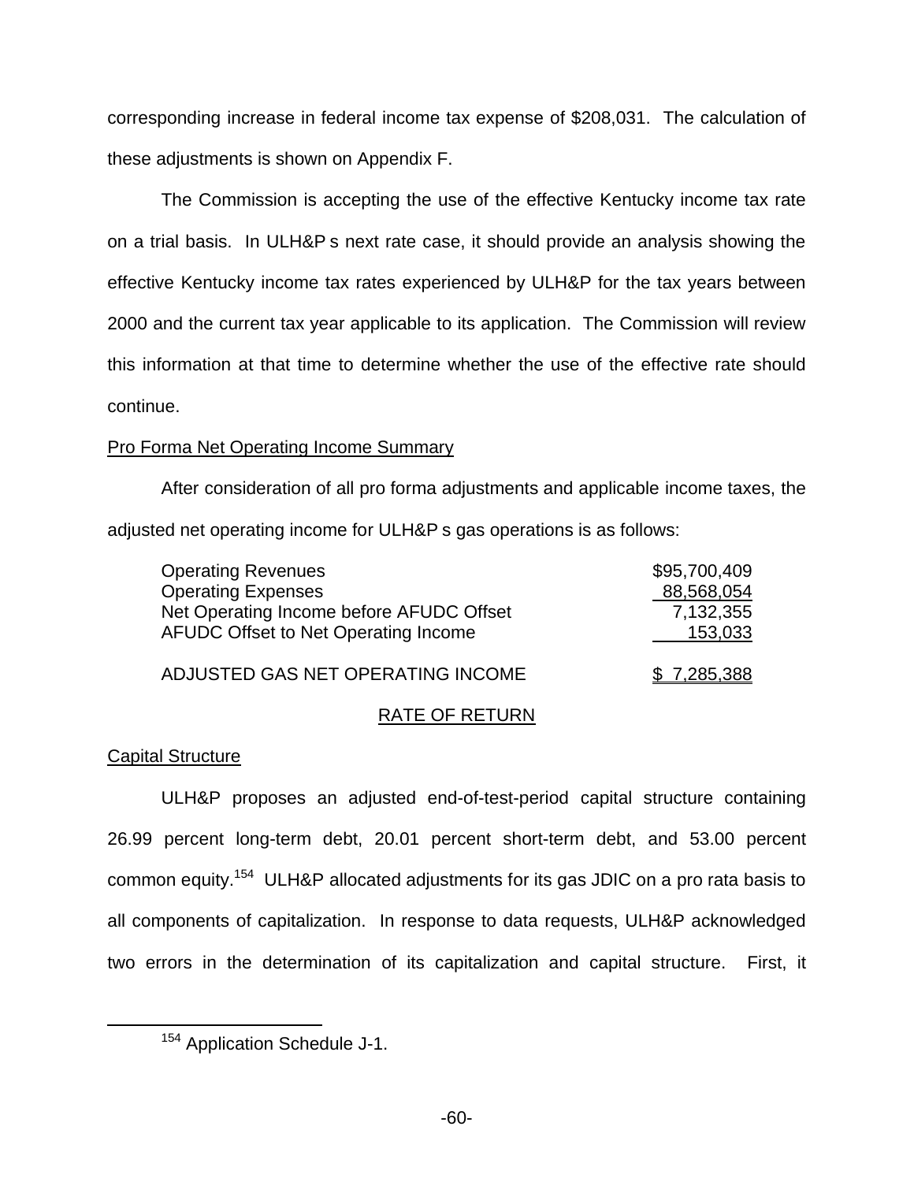corresponding increase in federal income tax expense of $208,031. The calculation of these adjustments is shown on Appendix F.

The Commission is accepting the use of the effective Kentucky income tax rate on a trial basis. In ULH&P s next rate case, it should provide an analysis showing the effective Kentucky income tax rates experienced by ULH&P for the tax years between 2000 and the current tax year applicable to its application. The Commission will review this information at that time to determine whether the use of the effective rate should continue.

Pro Forma Net Operating Income Summary

After consideration of all pro forma adjustments and applicable income taxes, the adjusted net operating income for ULH&P s gas operations is as follows:

| | |
|---|---|
| Operating Revenues | $95,700,409 |
| Operating Expenses | 88,568,054 |
| Net Operating Income before AFUDC Offset | 7,132,355 |
| AFUDC Offset to Net Operating Income | 153,033 |
| ADJUSTED GAS NET OPERATING INCOME | $ 7,285,388 |

## RATE OF RETURN

Capital Structure

ULH&P proposes an adjusted end-of-test-period capital structure containing 26.99 percent long-term debt, 20.01 percent short-term debt, and 53.00 percent common equity.[154] ULH&P allocated adjustments for its gas JDIC on a pro rata basis to all components of capitalization. In response to data requests, ULH&P acknowledged two errors in the determination of its capitalization and capital structure. First, it

[154] Application Schedule J-1.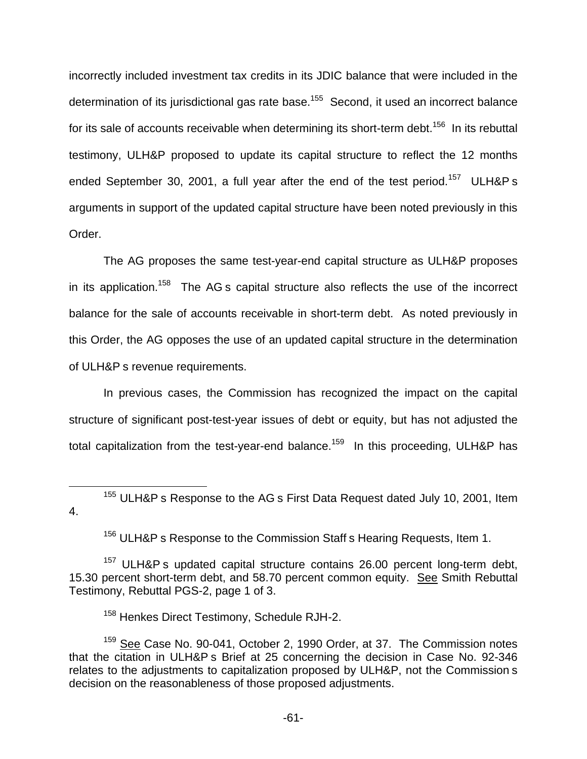incorrectly included investment tax credits in its JDIC balance that were included in the determination of its jurisdictional gas rate base.[155] Second, it used an incorrect balance for its sale of accounts receivable when determining its short-term debt.[156] In its rebuttal testimony, ULH&P proposed to update its capital structure to reflect the 12 months ended September 30, 2001, a full year after the end of the test period.[157] ULH&P s arguments in support of the updated capital structure have been noted previously in this Order.

The AG proposes the same test-year-end capital structure as ULH&P proposes in its application.[158] The AG s capital structure also reflects the use of the incorrect balance for the sale of accounts receivable in short-term debt. As noted previously in this Order, the AG opposes the use of an updated capital structure in the determination of ULH&P s revenue requirements.

In previous cases, the Commission has recognized the impact on the capital structure of significant post-test-year issues of debt or equity, but has not adjusted the total capitalization from the test-year-end balance.[159] In this proceeding, ULH&P has

---

[155] ULH&P s Response to the AG s First Data Request dated July 10, 2001, Item 4.

[156] ULH&P s Response to the Commission Staff s Hearing Requests, Item 1.

[157] ULH&P s updated capital structure contains 26.00 percent long-term debt, 15.30 percent short-term debt, and 58.70 percent common equity. See Smith Rebuttal Testimony, Rebuttal PGS-2, page 1 of 3.

[158] Henkes Direct Testimony, Schedule RJH-2.

[159] See Case No. 90-041, October 2, 1990 Order, at 37. The Commission notes that the citation in ULH&P s Brief at 25 concerning the decision in Case No. 92-346 relates to the adjustments to capitalization proposed by ULH&P, not the Commission s decision on the reasonableness of those proposed adjustments.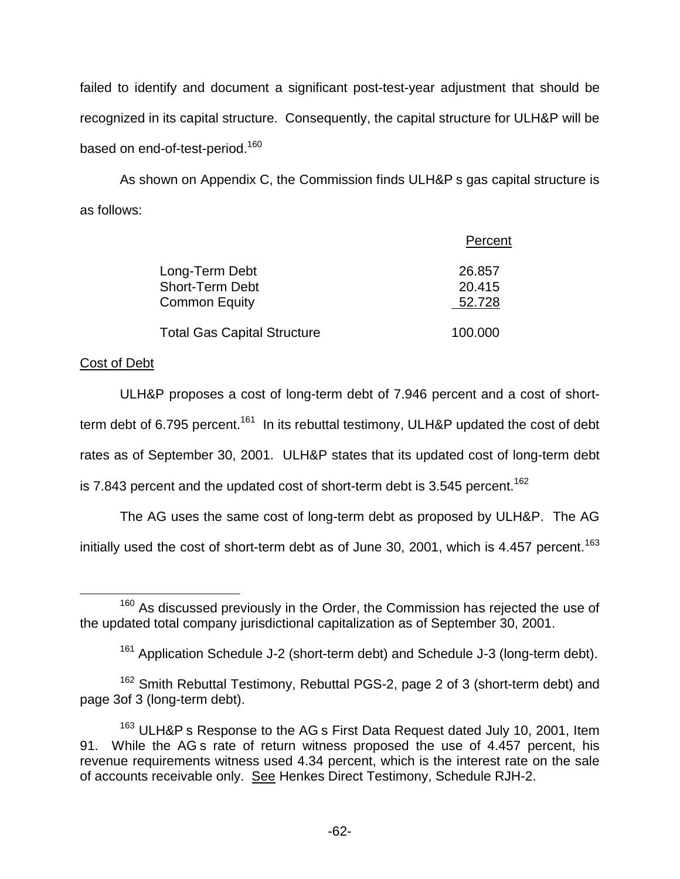failed to identify and document a significant post-test-year adjustment that should be recognized in its capital structure. Consequently, the capital structure for ULH&P will be based on end-of-test-period.[160]

As shown on Appendix C, the Commission finds ULH&P s gas capital structure is as follows:

| | Percent |
|---|---|
| Long-Term Debt | 26.857 |
| Short-Term Debt | 20.415 |
| Common Equity | 52.728 |
| Total Gas Capital Structure | 100.000 |

Cost of Debt

ULH&P proposes a cost of long-term debt of 7.946 percent and a cost of short-term debt of 6.795 percent.[161] In its rebuttal testimony, ULH&P updated the cost of debt rates as of September 30, 2001. ULH&P states that its updated cost of long-term debt is 7.843 percent and the updated cost of short-term debt is 3.545 percent.[162]

The AG uses the same cost of long-term debt as proposed by ULH&P. The AG initially used the cost of short-term debt as of June 30, 2001, which is 4.457 percent.[163]

---

[160] As discussed previously in the Order, the Commission has rejected the use of the updated total company jurisdictional capitalization as of September 30, 2001.

[161] Application Schedule J-2 (short-term debt) and Schedule J-3 (long-term debt).

[162] Smith Rebuttal Testimony, Rebuttal PGS-2, page 2 of 3 (short-term debt) and page 3of 3 (long-term debt).

[163] ULH&P s Response to the AG s First Data Request dated July 10, 2001, Item 91. While the AG s rate of return witness proposed the use of 4.457 percent, his revenue requirements witness used 4.34 percent, which is the interest rate on the sale of accounts receivable only. See Henkes Direct Testimony, Schedule RJH-2.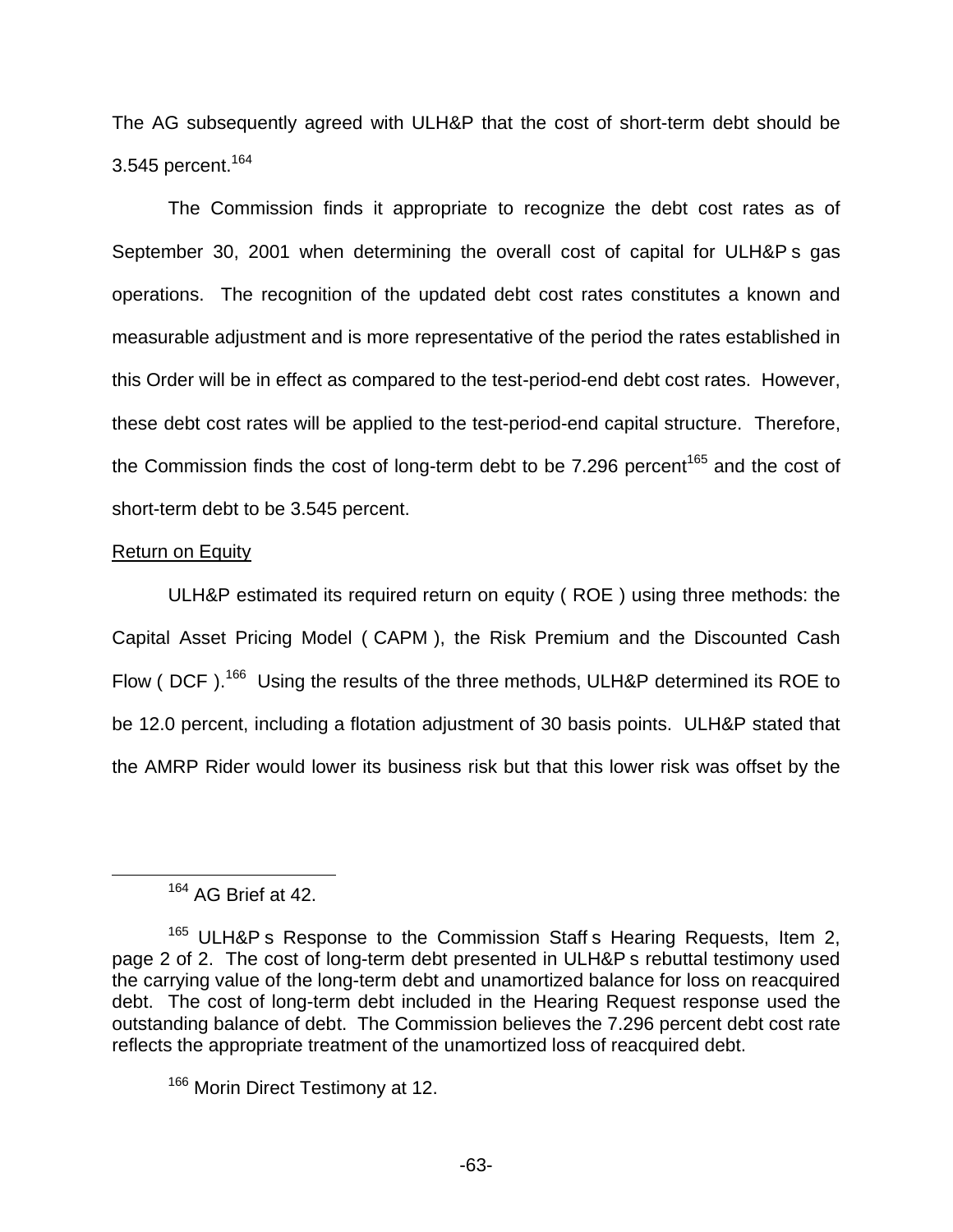The AG subsequently agreed with ULH&P that the cost of short-term debt should be 3.545 percent.[164]

The Commission finds it appropriate to recognize the debt cost rates as of September 30, 2001 when determining the overall cost of capital for ULH&P s gas operations. The recognition of the updated debt cost rates constitutes a known and measurable adjustment and is more representative of the period the rates established in this Order will be in effect as compared to the test-period-end debt cost rates. However, these debt cost rates will be applied to the test-period-end capital structure. Therefore, the Commission finds the cost of long-term debt to be 7.296 percent[165] and the cost of short-term debt to be 3.545 percent.

Return on Equity

ULH&P estimated its required return on equity ( ROE ) using three methods: the Capital Asset Pricing Model ( CAPM ), the Risk Premium and the Discounted Cash Flow ( DCF ).[166] Using the results of the three methods, ULH&P determined its ROE to be 12.0 percent, including a flotation adjustment of 30 basis points. ULH&P stated that the AMRP Rider would lower its business risk but that this lower risk was offset by the

---

[164] AG Brief at 42.

[165] ULH&P s Response to the Commission Staff s Hearing Requests, Item 2, page 2 of 2. The cost of long-term debt presented in ULH&P s rebuttal testimony used the carrying value of the long-term debt and unamortized balance for loss on reacquired debt. The cost of long-term debt included in the Hearing Request response used the outstanding balance of debt. The Commission believes the 7.296 percent debt cost rate reflects the appropriate treatment of the unamortized loss of reacquired debt.

[166] Morin Direct Testimony at 12.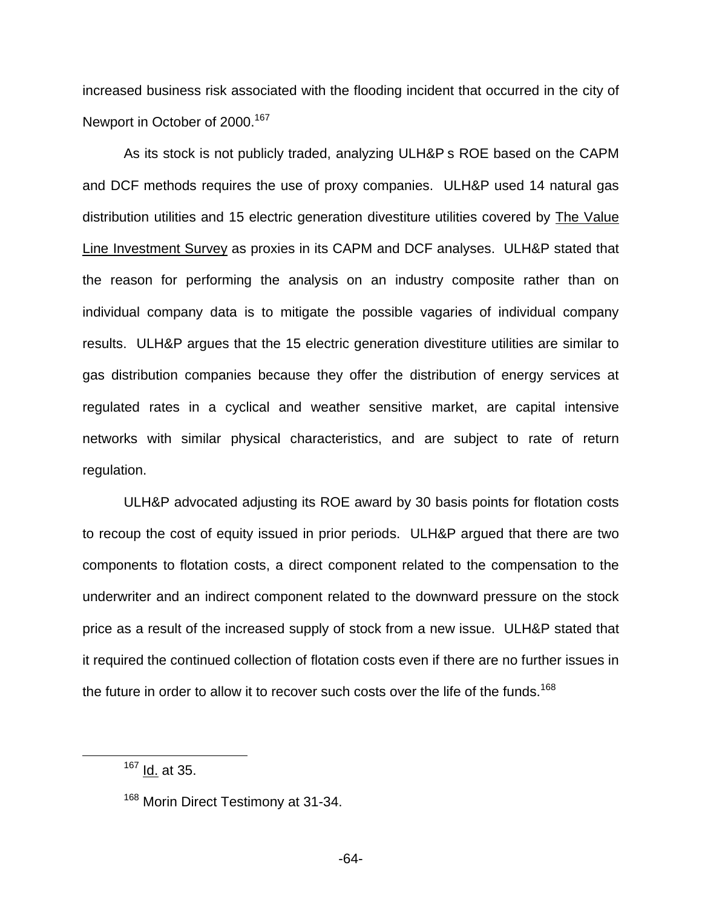increased business risk associated with the flooding incident that occurred in the city of Newport in October of 2000.[167]

As its stock is not publicly traded, analyzing ULH&P s ROE based on the CAPM and DCF methods requires the use of proxy companies. ULH&P used 14 natural gas distribution utilities and 15 electric generation divestiture utilities covered by The Value Line Investment Survey as proxies in its CAPM and DCF analyses. ULH&P stated that the reason for performing the analysis on an industry composite rather than on individual company data is to mitigate the possible vagaries of individual company results. ULH&P argues that the 15 electric generation divestiture utilities are similar to gas distribution companies because they offer the distribution of energy services at regulated rates in a cyclical and weather sensitive market, are capital intensive networks with similar physical characteristics, and are subject to rate of return regulation.

ULH&P advocated adjusting its ROE award by 30 basis points for flotation costs to recoup the cost of equity issued in prior periods. ULH&P argued that there are two components to flotation costs, a direct component related to the compensation to the underwriter and an indirect component related to the downward pressure on the stock price as a result of the increased supply of stock from a new issue. ULH&P stated that it required the continued collection of flotation costs even if there are no further issues in the future in order to allow it to recover such costs over the life of the funds.[168]

---

[167] Id. at 35.

[168] Morin Direct Testimony at 31-34.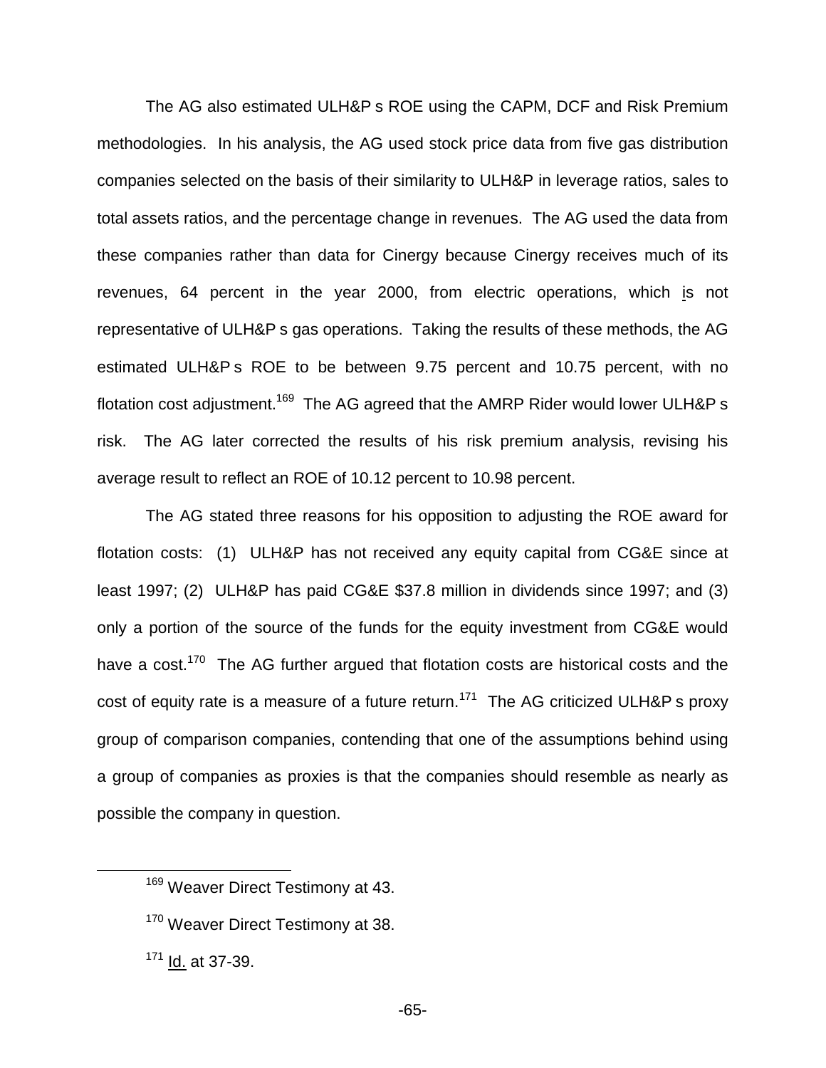The AG also estimated ULH&P s ROE using the CAPM, DCF and Risk Premium methodologies. In his analysis, the AG used stock price data from five gas distribution companies selected on the basis of their similarity to ULH&P in leverage ratios, sales to total assets ratios, and the percentage change in revenues. The AG used the data from these companies rather than data for Cinergy because Cinergy receives much of its revenues, 64 percent in the year 2000, from electric operations, which is not representative of ULH&P s gas operations. Taking the results of these methods, the AG estimated ULH&P s ROE to be between 9.75 percent and 10.75 percent, with no flotation cost adjustment.[169] The AG agreed that the AMRP Rider would lower ULH&P s risk. The AG later corrected the results of his risk premium analysis, revising his average result to reflect an ROE of 10.12 percent to 10.98 percent.

The AG stated three reasons for his opposition to adjusting the ROE award for flotation costs: (1) ULH&P has not received any equity capital from CG&E since at least 1997; (2) ULH&P has paid CG&E $37.8 million in dividends since 1997; and (3) only a portion of the source of the funds for the equity investment from CG&E would have a cost.[170] The AG further argued that flotation costs are historical costs and the cost of equity rate is a measure of a future return.[171] The AG criticized ULH&P s proxy group of comparison companies, contending that one of the assumptions behind using a group of companies as proxies is that the companies should resemble as nearly as possible the company in question.

---

[169] Weaver Direct Testimony at 43.

[170] Weaver Direct Testimony at 38.

[171] Id. at 37-39.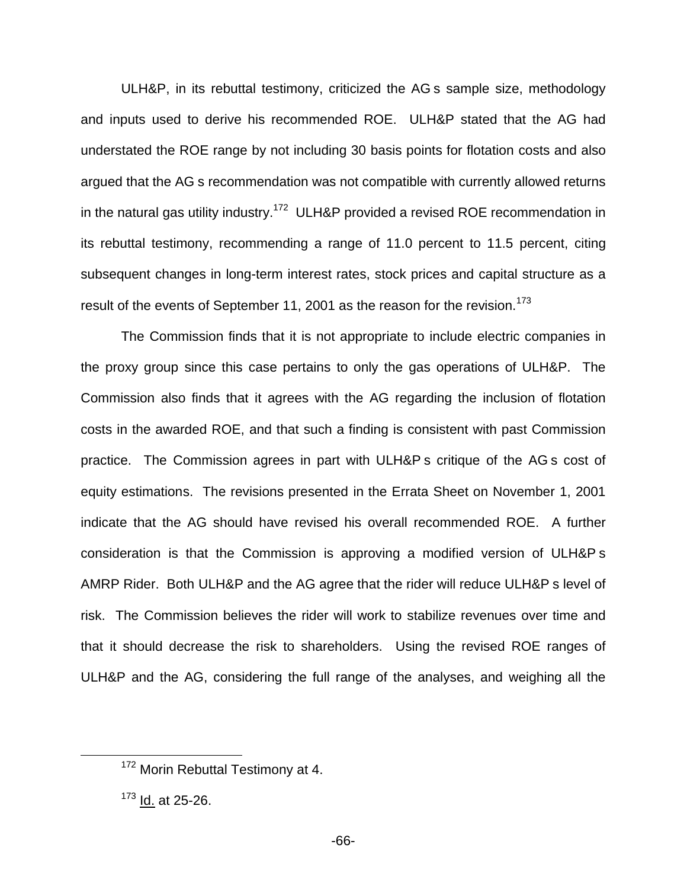ULH&P, in its rebuttal testimony, criticized the AG s sample size, methodology and inputs used to derive his recommended ROE. ULH&P stated that the AG had understated the ROE range by not including 30 basis points for flotation costs and also argued that the AG s recommendation was not compatible with currently allowed returns in the natural gas utility industry.[172] ULH&P provided a revised ROE recommendation in its rebuttal testimony, recommending a range of 11.0 percent to 11.5 percent, citing subsequent changes in long-term interest rates, stock prices and capital structure as a result of the events of September 11, 2001 as the reason for the revision.[173]

The Commission finds that it is not appropriate to include electric companies in the proxy group since this case pertains to only the gas operations of ULH&P. The Commission also finds that it agrees with the AG regarding the inclusion of flotation costs in the awarded ROE, and that such a finding is consistent with past Commission practice. The Commission agrees in part with ULH&P s critique of the AG s cost of equity estimations. The revisions presented in the Errata Sheet on November 1, 2001 indicate that the AG should have revised his overall recommended ROE. A further consideration is that the Commission is approving a modified version of ULH&P s AMRP Rider. Both ULH&P and the AG agree that the rider will reduce ULH&P s level of risk. The Commission believes the rider will work to stabilize revenues over time and that it should decrease the risk to shareholders. Using the revised ROE ranges of ULH&P and the AG, considering the full range of the analyses, and weighing all the

---

[172] Morin Rebuttal Testimony at 4.

[173] Id. at 25-26.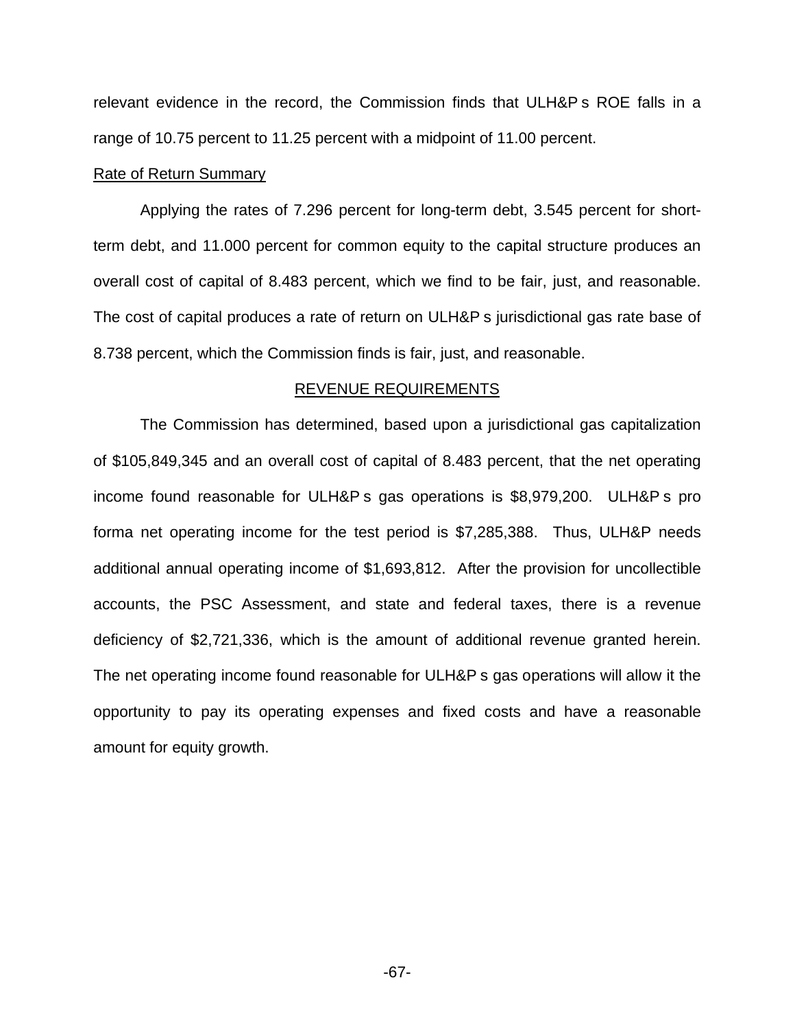relevant evidence in the record, the Commission finds that ULH&P s ROE falls in a range of 10.75 percent to 11.25 percent with a midpoint of 11.00 percent.

Rate of Return Summary

Applying the rates of 7.296 percent for long-term debt, 3.545 percent for short-term debt, and 11.000 percent for common equity to the capital structure produces an overall cost of capital of 8.483 percent, which we find to be fair, just, and reasonable. The cost of capital produces a rate of return on ULH&P s jurisdictional gas rate base of 8.738 percent, which the Commission finds is fair, just, and reasonable.

## REVENUE REQUIREMENTS

The Commission has determined, based upon a jurisdictional gas capitalization of $105,849,345 and an overall cost of capital of 8.483 percent, that the net operating income found reasonable for ULH&P s gas operations is $8,979,200. ULH&P s pro forma net operating income for the test period is $7,285,388. Thus, ULH&P needs additional annual operating income of $1,693,812. After the provision for uncollectible accounts, the PSC Assessment, and state and federal taxes, there is a revenue deficiency of $2,721,336, which is the amount of additional revenue granted herein. The net operating income found reasonable for ULH&P s gas operations will allow it the opportunity to pay its operating expenses and fixed costs and have a reasonable amount for equity growth.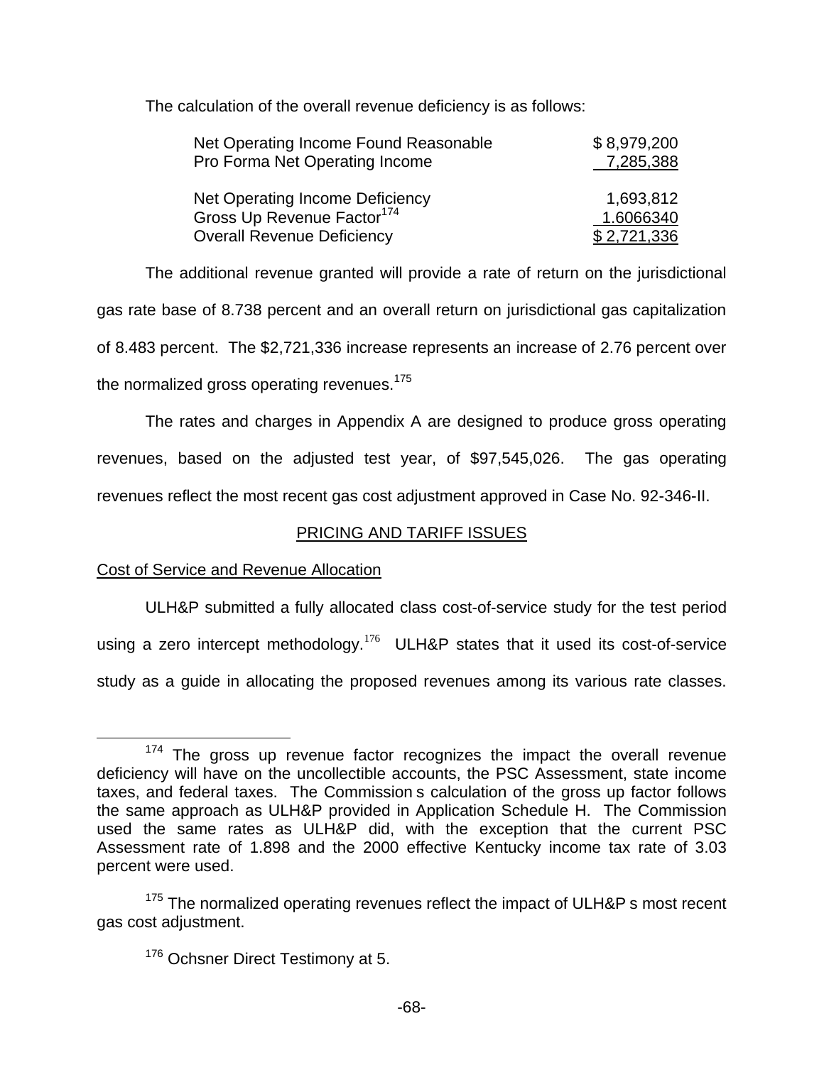The calculation of the overall revenue deficiency is as follows:

| | |
|---|---|
| Net Operating Income Found Reasonable | $ 8,979,200 |
| Pro Forma Net Operating Income | 7,285,388 |
| Net Operating Income Deficiency | 1,693,812 |
| Gross Up Revenue Factor[174] | 1.6066340 |
| Overall Revenue Deficiency | $ 2,721,336 |

The additional revenue granted will provide a rate of return on the jurisdictional gas rate base of 8.738 percent and an overall return on jurisdictional gas capitalization of 8.483 percent. The $2,721,336 increase represents an increase of 2.76 percent over the normalized gross operating revenues.[175]

The rates and charges in Appendix A are designed to produce gross operating revenues, based on the adjusted test year, of $97,545,026. The gas operating revenues reflect the most recent gas cost adjustment approved in Case No. 92-346-II.

## PRICING AND TARIFF ISSUES

### Cost of Service and Revenue Allocation

ULH&P submitted a fully allocated class cost-of-service study for the test period using a zero intercept methodology.[176] ULH&P states that it used its cost-of-service study as a guide in allocating the proposed revenues among its various rate classes.

[174] The gross up revenue factor recognizes the impact the overall revenue deficiency will have on the uncollectible accounts, the PSC Assessment, state income taxes, and federal taxes. The Commission s calculation of the gross up factor follows the same approach as ULH&P provided in Application Schedule H. The Commission used the same rates as ULH&P did, with the exception that the current PSC Assessment rate of 1.898 and the 2000 effective Kentucky income tax rate of 3.03 percent were used.

[175] The normalized operating revenues reflect the impact of ULH&P s most recent gas cost adjustment.

[176] Ochsner Direct Testimony at 5.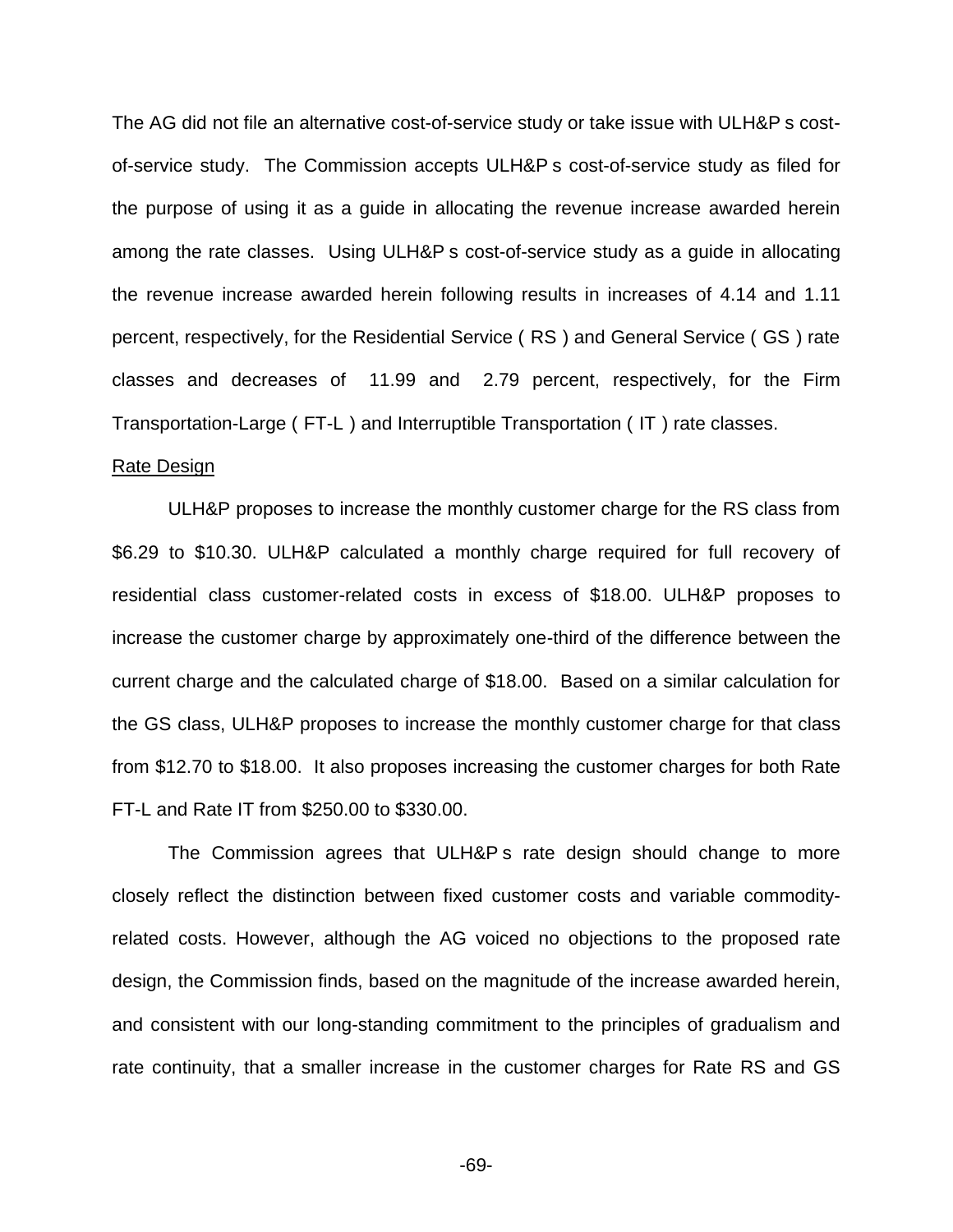The AG did not file an alternative cost-of-service study or take issue with ULH&P s cost-of-service study. The Commission accepts ULH&P s cost-of-service study as filed for the purpose of using it as a guide in allocating the revenue increase awarded herein among the rate classes. Using ULH&P s cost-of-service study as a guide in allocating the revenue increase awarded herein following results in increases of 4.14 and 1.11 percent, respectively, for the Residential Service ( RS ) and General Service ( GS ) rate classes and decreases of 11.99 and 2.79 percent, respectively, for the Firm Transportation-Large ( FT-L ) and Interruptible Transportation ( IT ) rate classes.

Rate Design

ULH&P proposes to increase the monthly customer charge for the RS class from \$6.29 to \$10.30. ULH&P calculated a monthly charge required for full recovery of residential class customer-related costs in excess of \$18.00. ULH&P proposes to increase the customer charge by approximately one-third of the difference between the current charge and the calculated charge of \$18.00. Based on a similar calculation for the GS class, ULH&P proposes to increase the monthly customer charge for that class from \$12.70 to \$18.00. It also proposes increasing the customer charges for both Rate FT-L and Rate IT from \$250.00 to \$330.00.

The Commission agrees that ULH&P s rate design should change to more closely reflect the distinction between fixed customer costs and variable commodity-related costs. However, although the AG voiced no objections to the proposed rate design, the Commission finds, based on the magnitude of the increase awarded herein, and consistent with our long-standing commitment to the principles of gradualism and rate continuity, that a smaller increase in the customer charges for Rate RS and GS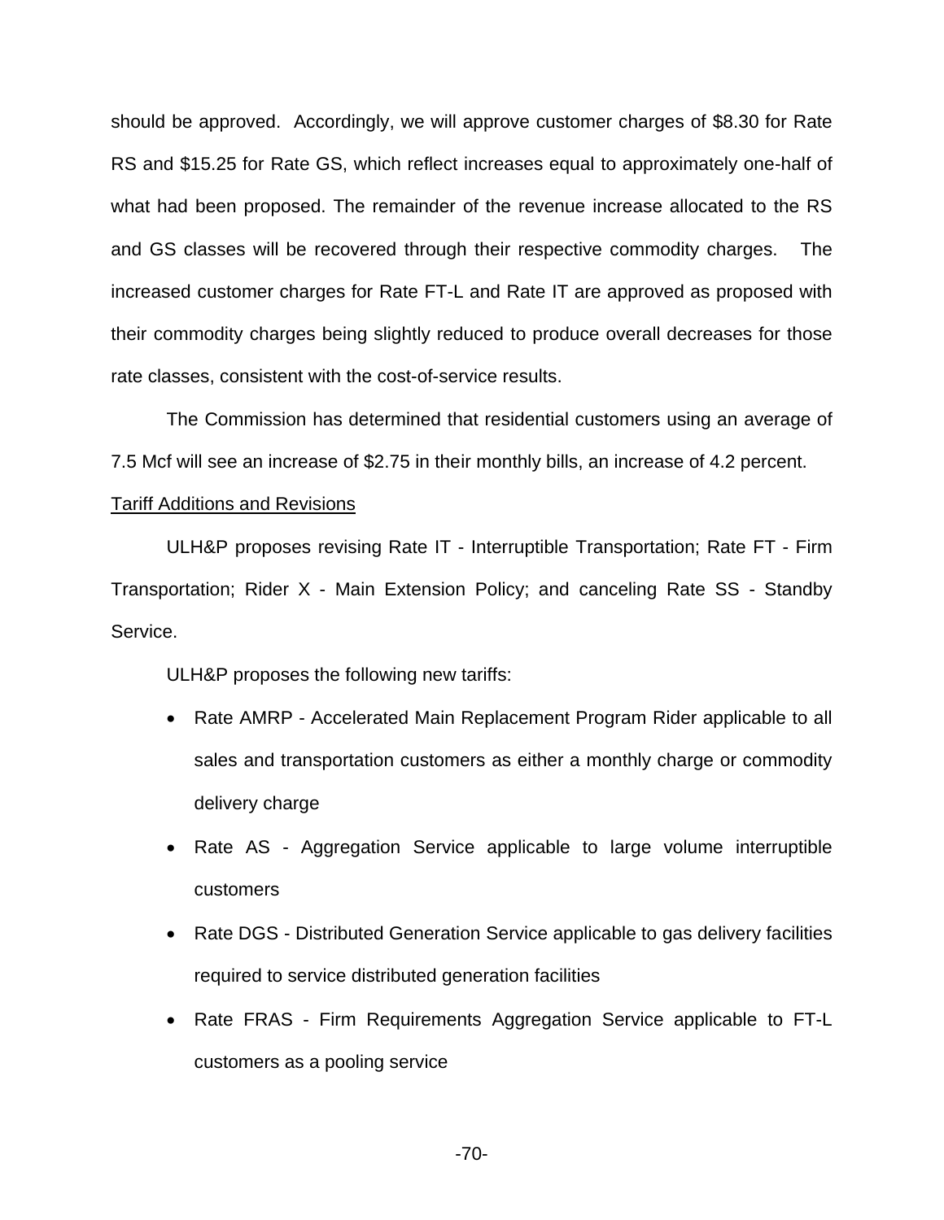should be approved. Accordingly, we will approve customer charges of $8.30 for Rate RS and $15.25 for Rate GS, which reflect increases equal to approximately one-half of what had been proposed. The remainder of the revenue increase allocated to the RS and GS classes will be recovered through their respective commodity charges. The increased customer charges for Rate FT-L and Rate IT are approved as proposed with their commodity charges being slightly reduced to produce overall decreases for those rate classes, consistent with the cost-of-service results.

The Commission has determined that residential customers using an average of 7.5 Mcf will see an increase of $2.75 in their monthly bills, an increase of 4.2 percent.

<u>Tariff Additions and Revisions</u>

ULH&P proposes revising Rate IT - Interruptible Transportation; Rate FT - Firm Transportation; Rider X - Main Extension Policy; and canceling Rate SS - Standby Service.

ULH&P proposes the following new tariffs:

- Rate AMRP - Accelerated Main Replacement Program Rider applicable to all sales and transportation customers as either a monthly charge or commodity delivery charge
- Rate AS - Aggregation Service applicable to large volume interruptible customers
- Rate DGS - Distributed Generation Service applicable to gas delivery facilities required to service distributed generation facilities
- Rate FRAS - Firm Requirements Aggregation Service applicable to FT-L customers as a pooling service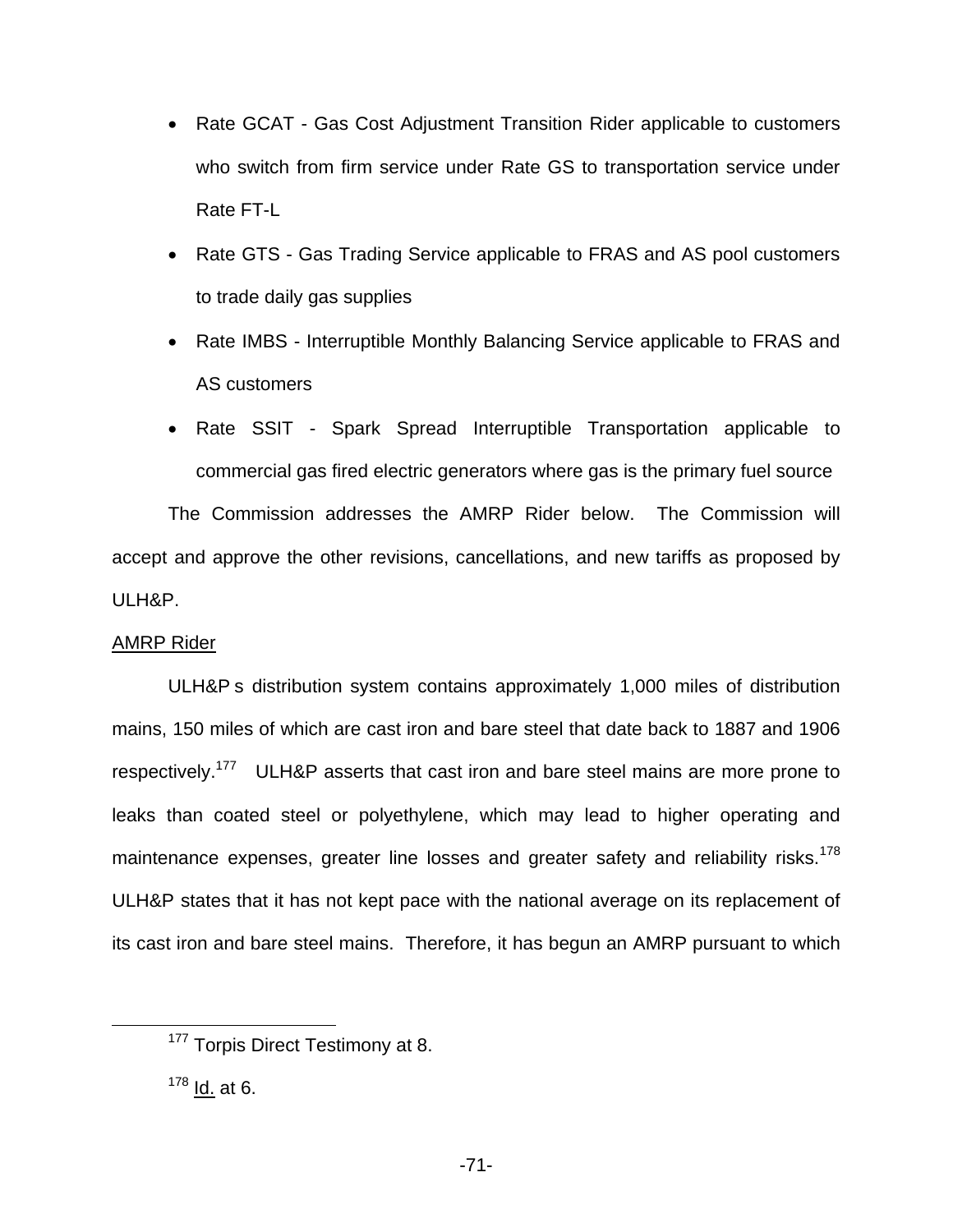- Rate GCAT - Gas Cost Adjustment Transition Rider applicable to customers who switch from firm service under Rate GS to transportation service under Rate FT-L
- Rate GTS - Gas Trading Service applicable to FRAS and AS pool customers to trade daily gas supplies
- Rate IMBS - Interruptible Monthly Balancing Service applicable to FRAS and AS customers
- Rate SSIT - Spark Spread Interruptible Transportation applicable to commercial gas fired electric generators where gas is the primary fuel source

The Commission addresses the AMRP Rider below. The Commission will accept and approve the other revisions, cancellations, and new tariffs as proposed by ULH&P.

AMRP Rider

ULH&P s distribution system contains approximately 1,000 miles of distribution mains, 150 miles of which are cast iron and bare steel that date back to 1887 and 1906 respectively.[177] ULH&P asserts that cast iron and bare steel mains are more prone to leaks than coated steel or polyethylene, which may lead to higher operating and maintenance expenses, greater line losses and greater safety and reliability risks.[178] ULH&P states that it has not kept pace with the national average on its replacement of its cast iron and bare steel mains. Therefore, it has begun an AMRP pursuant to which

[177] Torpis Direct Testimony at 8.

[178] Id. at 6.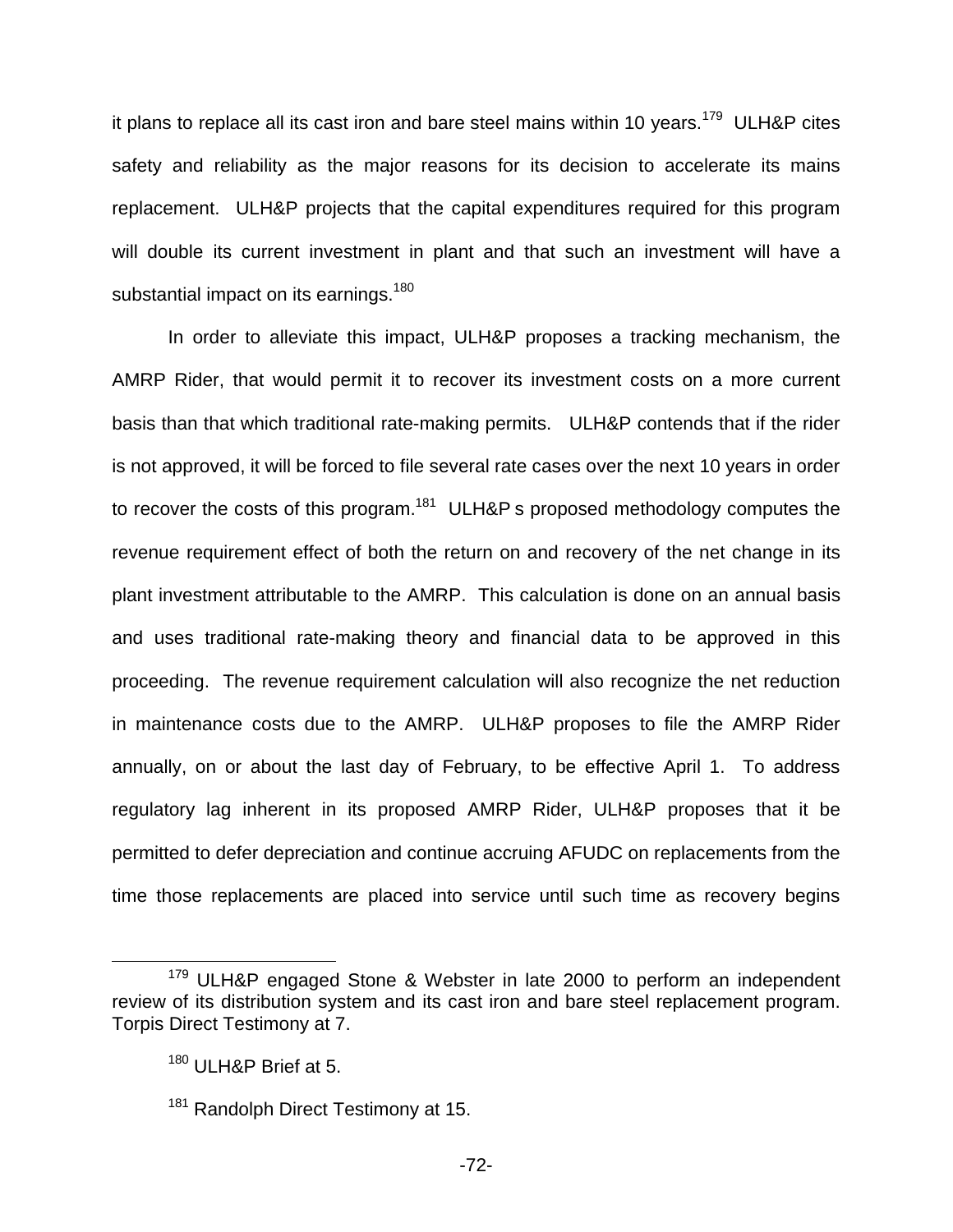it plans to replace all its cast iron and bare steel mains within 10 years.[179] ULH&P cites safety and reliability as the major reasons for its decision to accelerate its mains replacement. ULH&P projects that the capital expenditures required for this program will double its current investment in plant and that such an investment will have a substantial impact on its earnings.[180]

In order to alleviate this impact, ULH&P proposes a tracking mechanism, the AMRP Rider, that would permit it to recover its investment costs on a more current basis than that which traditional rate-making permits. ULH&P contends that if the rider is not approved, it will be forced to file several rate cases over the next 10 years in order to recover the costs of this program.[181] ULH&P s proposed methodology computes the revenue requirement effect of both the return on and recovery of the net change in its plant investment attributable to the AMRP. This calculation is done on an annual basis and uses traditional rate-making theory and financial data to be approved in this proceeding. The revenue requirement calculation will also recognize the net reduction in maintenance costs due to the AMRP. ULH&P proposes to file the AMRP Rider annually, on or about the last day of February, to be effective April 1. To address regulatory lag inherent in its proposed AMRP Rider, ULH&P proposes that it be permitted to defer depreciation and continue accruing AFUDC on replacements from the time those replacements are placed into service until such time as recovery begins

---

[179] ULH&P engaged Stone & Webster in late 2000 to perform an independent review of its distribution system and its cast iron and bare steel replacement program. Torpis Direct Testimony at 7.

[180] ULH&P Brief at 5.

[181] Randolph Direct Testimony at 15.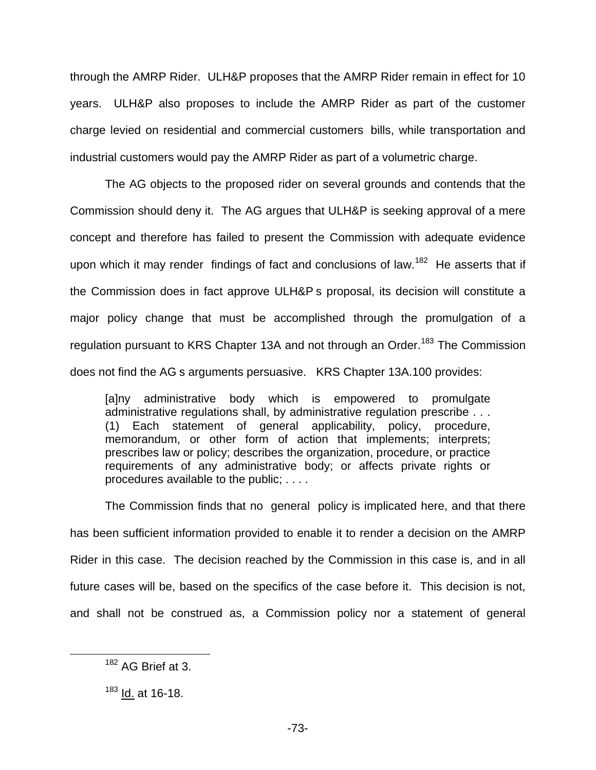through the AMRP Rider. ULH&P proposes that the AMRP Rider remain in effect for 10 years. ULH&P also proposes to include the AMRP Rider as part of the customer charge levied on residential and commercial customers bills, while transportation and industrial customers would pay the AMRP Rider as part of a volumetric charge.

The AG objects to the proposed rider on several grounds and contends that the Commission should deny it. The AG argues that ULH&P is seeking approval of a mere concept and therefore has failed to present the Commission with adequate evidence upon which it may render findings of fact and conclusions of law.[182] He asserts that if the Commission does in fact approve ULH&P s proposal, its decision will constitute a major policy change that must be accomplished through the promulgation of a regulation pursuant to KRS Chapter 13A and not through an Order.[183] The Commission does not find the AG s arguments persuasive. KRS Chapter 13A.100 provides:

> [a]ny administrative body which is empowered to promulgate administrative regulations shall, by administrative regulation prescribe . . . (1) Each statement of general applicability, policy, procedure, memorandum, or other form of action that implements; interprets; prescribes law or policy; describes the organization, procedure, or practice requirements of any administrative body; or affects private rights or procedures available to the public; . . . .

The Commission finds that no general policy is implicated here, and that there has been sufficient information provided to enable it to render a decision on the AMRP Rider in this case. The decision reached by the Commission in this case is, and in all future cases will be, based on the specifics of the case before it. This decision is not, and shall not be construed as, a Commission policy nor a statement of general

---

[182] AG Brief at 3.

[183] Id. at 16-18.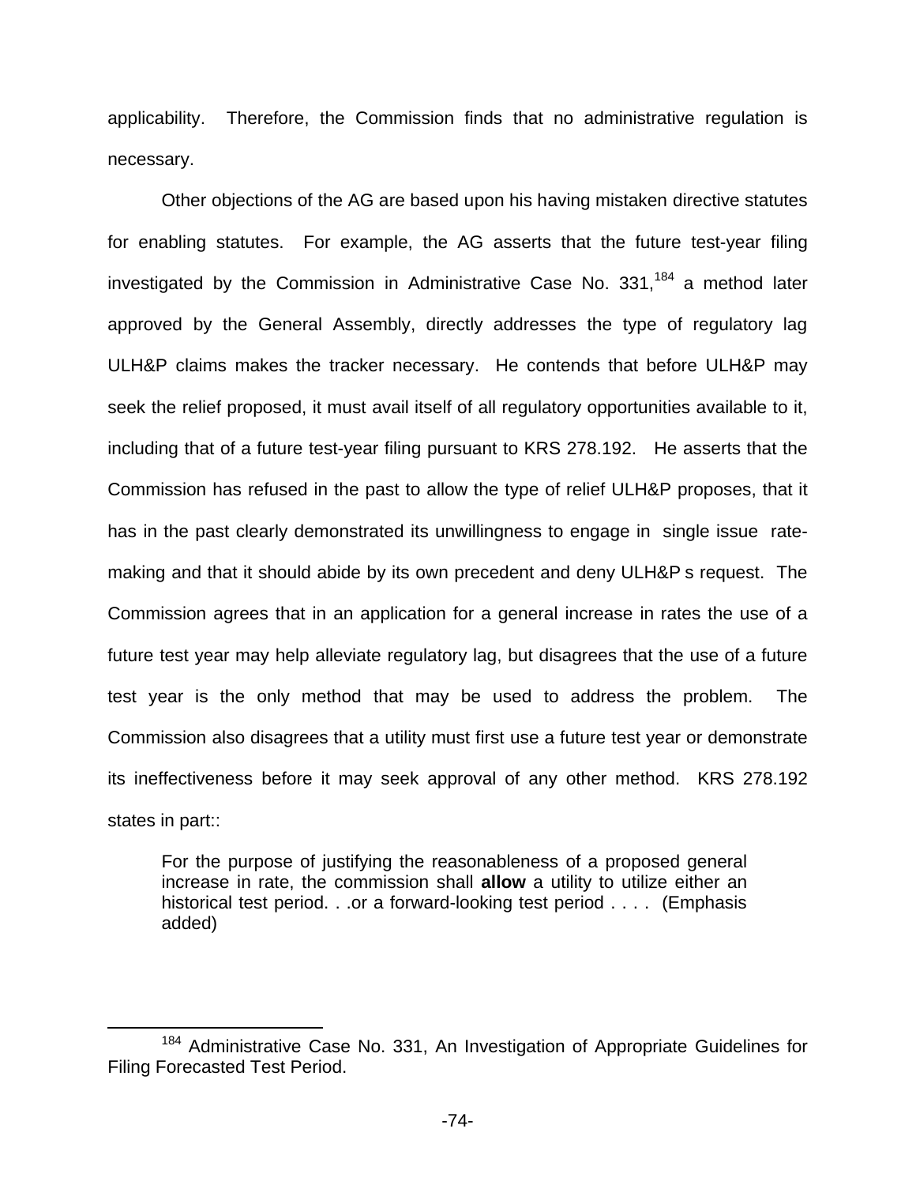applicability. Therefore, the Commission finds that no administrative regulation is necessary.

Other objections of the AG are based upon his having mistaken directive statutes for enabling statutes. For example, the AG asserts that the future test-year filing investigated by the Commission in Administrative Case No. 331,[184] a method later approved by the General Assembly, directly addresses the type of regulatory lag ULH&P claims makes the tracker necessary. He contends that before ULH&P may seek the relief proposed, it must avail itself of all regulatory opportunities available to it, including that of a future test-year filing pursuant to KRS 278.192. He asserts that the Commission has refused in the past to allow the type of relief ULH&P proposes, that it has in the past clearly demonstrated its unwillingness to engage in single issue rate-making and that it should abide by its own precedent and deny ULH&P s request. The Commission agrees that in an application for a general increase in rates the use of a future test year may help alleviate regulatory lag, but disagrees that the use of a future test year is the only method that may be used to address the problem. The Commission also disagrees that a utility must first use a future test year or demonstrate its ineffectiveness before it may seek approval of any other method. KRS 278.192 states in part::

> For the purpose of justifying the reasonableness of a proposed general increase in rate, the commission shall **allow** a utility to utilize either an historical test period. . .or a forward-looking test period . . . . (Emphasis added)

---

[184] Administrative Case No. 331, An Investigation of Appropriate Guidelines for Filing Forecasted Test Period.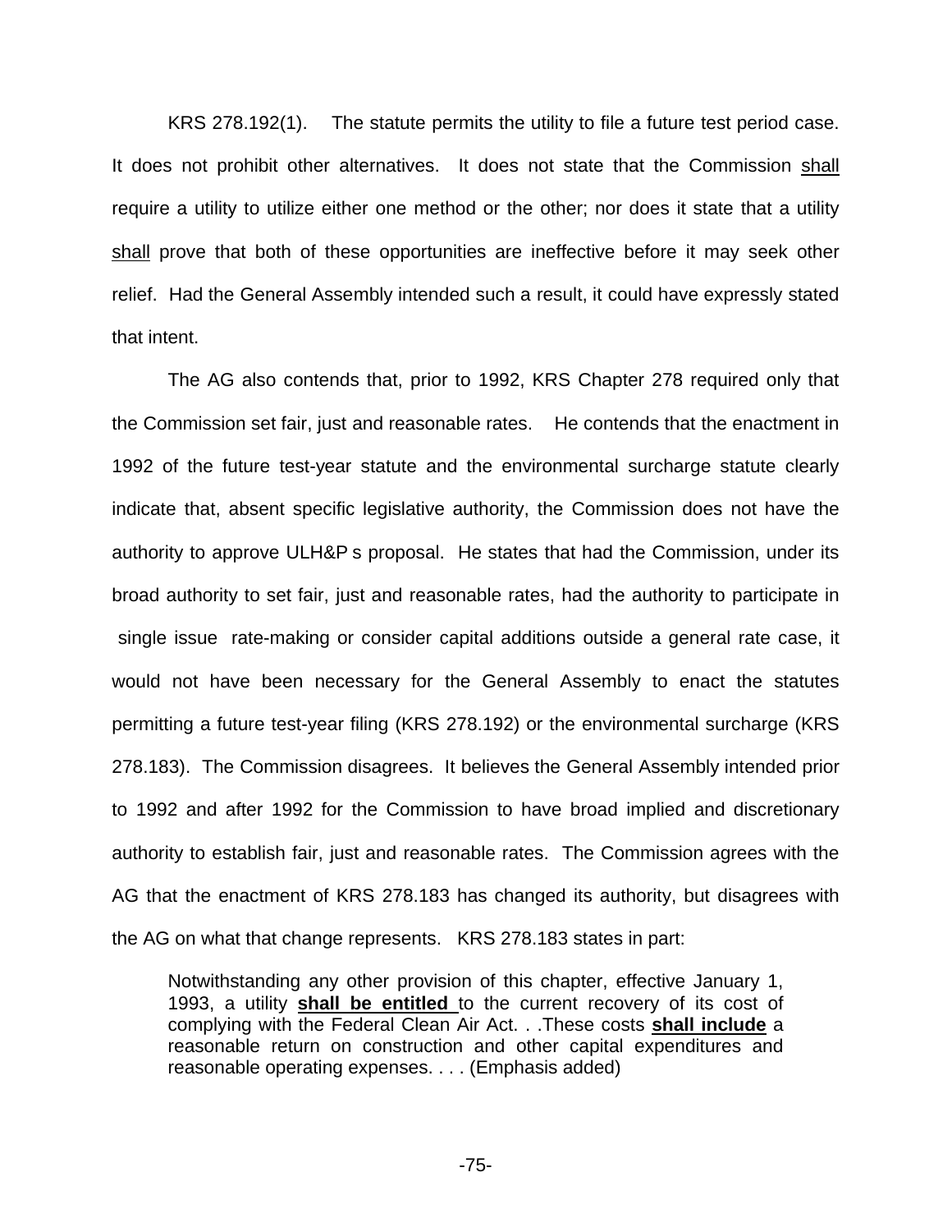KRS 278.192(1). The statute permits the utility to file a future test period case. It does not prohibit other alternatives. It does not state that the Commission <u>shall</u> require a utility to utilize either one method or the other; nor does it state that a utility <u>shall</u> prove that both of these opportunities are ineffective before it may seek other relief. Had the General Assembly intended such a result, it could have expressly stated that intent.

The AG also contends that, prior to 1992, KRS Chapter 278 required only that the Commission set fair, just and reasonable rates. He contends that the enactment in 1992 of the future test-year statute and the environmental surcharge statute clearly indicate that, absent specific legislative authority, the Commission does not have the authority to approve ULH&P s proposal. He states that had the Commission, under its broad authority to set fair, just and reasonable rates, had the authority to participate in single issue rate-making or consider capital additions outside a general rate case, it would not have been necessary for the General Assembly to enact the statutes permitting a future test-year filing (KRS 278.192) or the environmental surcharge (KRS 278.183). The Commission disagrees. It believes the General Assembly intended prior to 1992 and after 1992 for the Commission to have broad implied and discretionary authority to establish fair, just and reasonable rates. The Commission agrees with the AG that the enactment of KRS 278.183 has changed its authority, but disagrees with the AG on what that change represents. KRS 278.183 states in part:

> Notwithstanding any other provision of this chapter, effective January 1, 1993, a utility <u>**shall be entitled**</u> to the current recovery of its cost of complying with the Federal Clean Air Act. . .These costs <u>**shall include**</u> a reasonable return on construction and other capital expenditures and reasonable operating expenses. . . . (Emphasis added)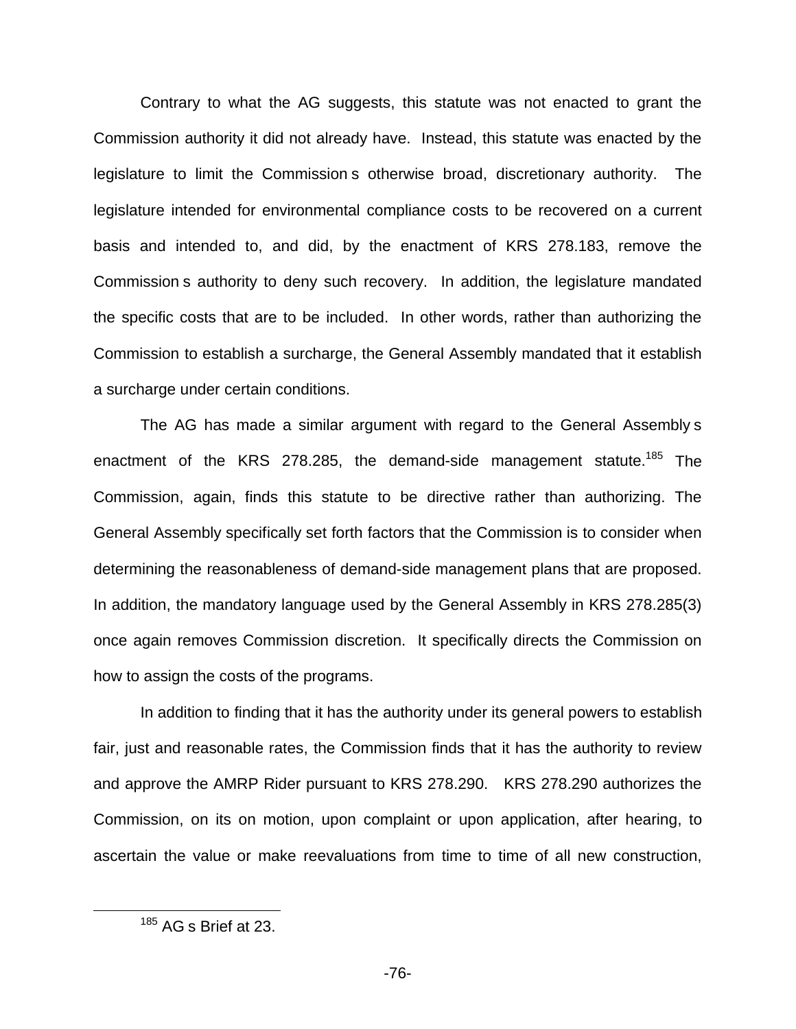Contrary to what the AG suggests, this statute was not enacted to grant the Commission authority it did not already have. Instead, this statute was enacted by the legislature to limit the Commission s otherwise broad, discretionary authority. The legislature intended for environmental compliance costs to be recovered on a current basis and intended to, and did, by the enactment of KRS 278.183, remove the Commission s authority to deny such recovery. In addition, the legislature mandated the specific costs that are to be included. In other words, rather than authorizing the Commission to establish a surcharge, the General Assembly mandated that it establish a surcharge under certain conditions.

The AG has made a similar argument with regard to the General Assembly s enactment of the KRS 278.285, the demand-side management statute.[185] The Commission, again, finds this statute to be directive rather than authorizing. The General Assembly specifically set forth factors that the Commission is to consider when determining the reasonableness of demand-side management plans that are proposed. In addition, the mandatory language used by the General Assembly in KRS 278.285(3) once again removes Commission discretion. It specifically directs the Commission on how to assign the costs of the programs.

In addition to finding that it has the authority under its general powers to establish fair, just and reasonable rates, the Commission finds that it has the authority to review and approve the AMRP Rider pursuant to KRS 278.290. KRS 278.290 authorizes the Commission, on its on motion, upon complaint or upon application, after hearing, to ascertain the value or make reevaluations from time to time of all new construction,

[185] AG s Brief at 23.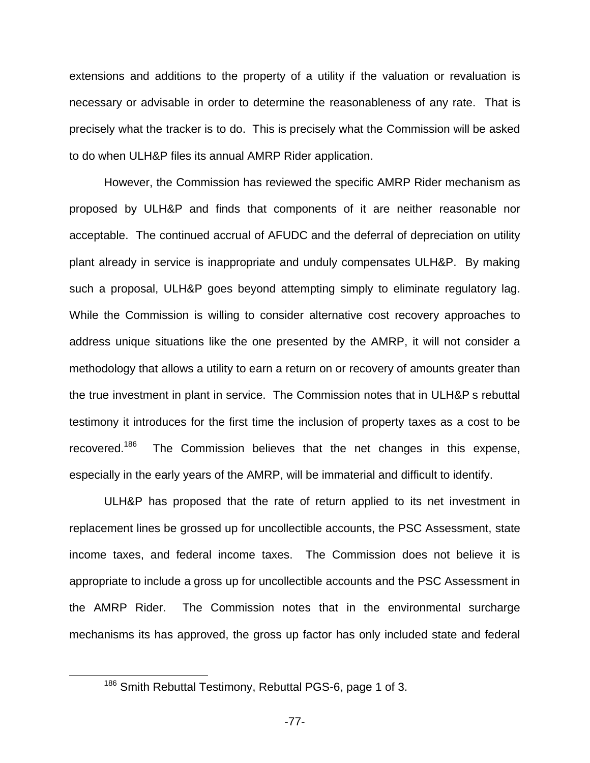extensions and additions to the property of a utility if the valuation or revaluation is necessary or advisable in order to determine the reasonableness of any rate. That is precisely what the tracker is to do. This is precisely what the Commission will be asked to do when ULH&P files its annual AMRP Rider application.

However, the Commission has reviewed the specific AMRP Rider mechanism as proposed by ULH&P and finds that components of it are neither reasonable nor acceptable. The continued accrual of AFUDC and the deferral of depreciation on utility plant already in service is inappropriate and unduly compensates ULH&P. By making such a proposal, ULH&P goes beyond attempting simply to eliminate regulatory lag. While the Commission is willing to consider alternative cost recovery approaches to address unique situations like the one presented by the AMRP, it will not consider a methodology that allows a utility to earn a return on or recovery of amounts greater than the true investment in plant in service. The Commission notes that in ULH&P s rebuttal testimony it introduces for the first time the inclusion of property taxes as a cost to be recovered.[186] The Commission believes that the net changes in this expense, especially in the early years of the AMRP, will be immaterial and difficult to identify.

ULH&P has proposed that the rate of return applied to its net investment in replacement lines be grossed up for uncollectible accounts, the PSC Assessment, state income taxes, and federal income taxes. The Commission does not believe it is appropriate to include a gross up for uncollectible accounts and the PSC Assessment in the AMRP Rider. The Commission notes that in the environmental surcharge mechanisms its has approved, the gross up factor has only included state and federal

[186] Smith Rebuttal Testimony, Rebuttal PGS-6, page 1 of 3.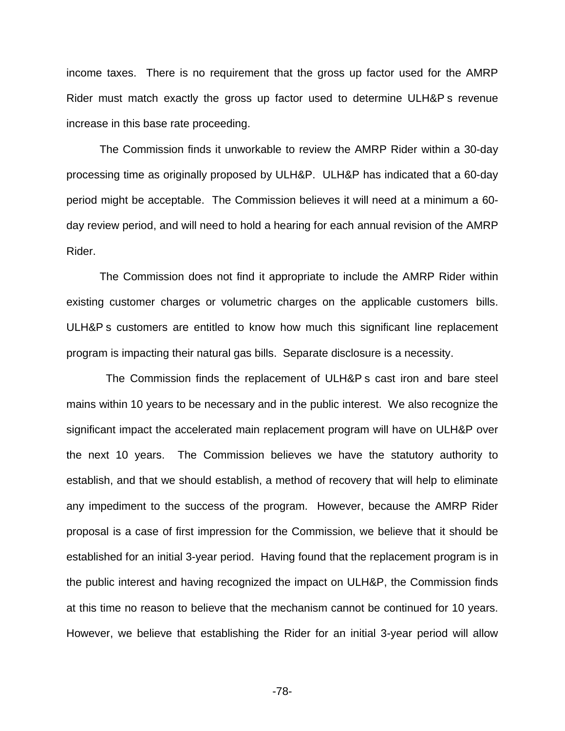income taxes. There is no requirement that the gross up factor used for the AMRP Rider must match exactly the gross up factor used to determine ULH&P s revenue increase in this base rate proceeding.

The Commission finds it unworkable to review the AMRP Rider within a 30-day processing time as originally proposed by ULH&P. ULH&P has indicated that a 60-day period might be acceptable. The Commission believes it will need at a minimum a 60-day review period, and will need to hold a hearing for each annual revision of the AMRP Rider.

The Commission does not find it appropriate to include the AMRP Rider within existing customer charges or volumetric charges on the applicable customers bills. ULH&P s customers are entitled to know how much this significant line replacement program is impacting their natural gas bills. Separate disclosure is a necessity.

The Commission finds the replacement of ULH&P s cast iron and bare steel mains within 10 years to be necessary and in the public interest. We also recognize the significant impact the accelerated main replacement program will have on ULH&P over the next 10 years. The Commission believes we have the statutory authority to establish, and that we should establish, a method of recovery that will help to eliminate any impediment to the success of the program. However, because the AMRP Rider proposal is a case of first impression for the Commission, we believe that it should be established for an initial 3-year period. Having found that the replacement program is in the public interest and having recognized the impact on ULH&P, the Commission finds at this time no reason to believe that the mechanism cannot be continued for 10 years. However, we believe that establishing the Rider for an initial 3-year period will allow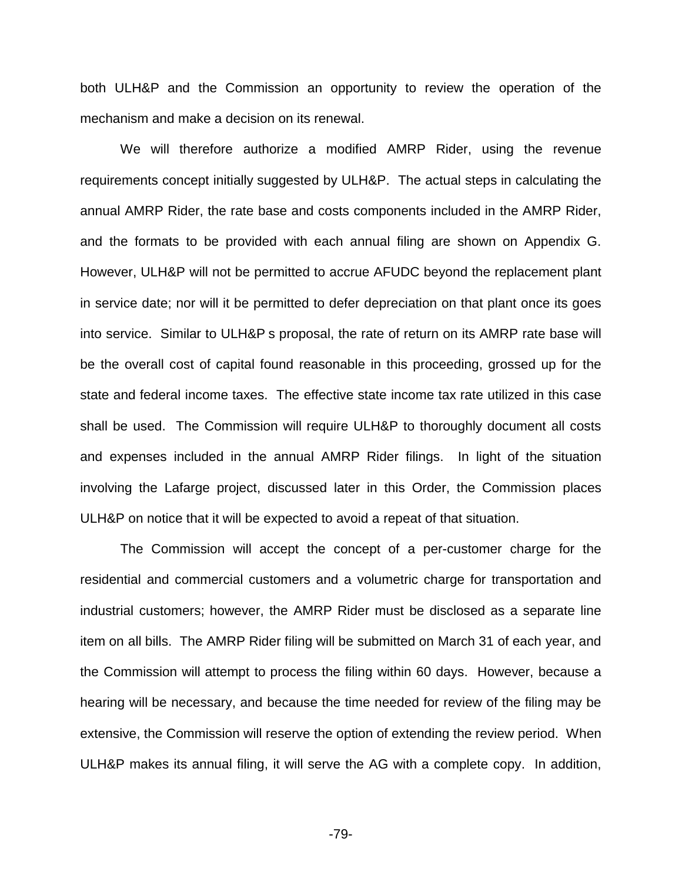both ULH&P and the Commission an opportunity to review the operation of the mechanism and make a decision on its renewal.

We will therefore authorize a modified AMRP Rider, using the revenue requirements concept initially suggested by ULH&P. The actual steps in calculating the annual AMRP Rider, the rate base and costs components included in the AMRP Rider, and the formats to be provided with each annual filing are shown on Appendix G. However, ULH&P will not be permitted to accrue AFUDC beyond the replacement plant in service date; nor will it be permitted to defer depreciation on that plant once its goes into service. Similar to ULH&P s proposal, the rate of return on its AMRP rate base will be the overall cost of capital found reasonable in this proceeding, grossed up for the state and federal income taxes. The effective state income tax rate utilized in this case shall be used. The Commission will require ULH&P to thoroughly document all costs and expenses included in the annual AMRP Rider filings. In light of the situation involving the Lafarge project, discussed later in this Order, the Commission places ULH&P on notice that it will be expected to avoid a repeat of that situation.

The Commission will accept the concept of a per-customer charge for the residential and commercial customers and a volumetric charge for transportation and industrial customers; however, the AMRP Rider must be disclosed as a separate line item on all bills. The AMRP Rider filing will be submitted on March 31 of each year, and the Commission will attempt to process the filing within 60 days. However, because a hearing will be necessary, and because the time needed for review of the filing may be extensive, the Commission will reserve the option of extending the review period. When ULH&P makes its annual filing, it will serve the AG with a complete copy. In addition,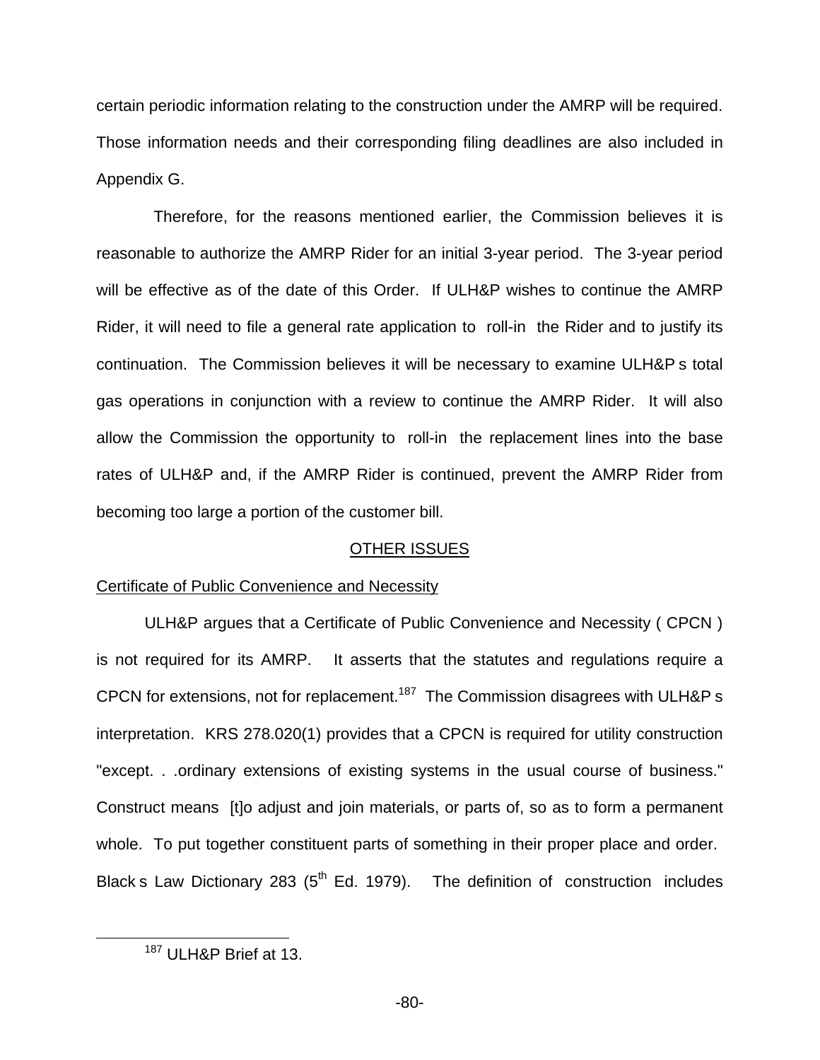certain periodic information relating to the construction under the AMRP will be required. Those information needs and their corresponding filing deadlines are also included in Appendix G.

Therefore, for the reasons mentioned earlier, the Commission believes it is reasonable to authorize the AMRP Rider for an initial 3-year period. The 3-year period will be effective as of the date of this Order. If ULH&P wishes to continue the AMRP Rider, it will need to file a general rate application to roll-in the Rider and to justify its continuation. The Commission believes it will be necessary to examine ULH&P s total gas operations in conjunction with a review to continue the AMRP Rider. It will also allow the Commission the opportunity to roll-in the replacement lines into the base rates of ULH&P and, if the AMRP Rider is continued, prevent the AMRP Rider from becoming too large a portion of the customer bill.

## OTHER ISSUES

### Certificate of Public Convenience and Necessity

ULH&P argues that a Certificate of Public Convenience and Necessity ( CPCN ) is not required for its AMRP. It asserts that the statutes and regulations require a CPCN for extensions, not for replacement.[187] The Commission disagrees with ULH&P s interpretation. KRS 278.020(1) provides that a CPCN is required for utility construction "except. . .ordinary extensions of existing systems in the usual course of business." Construct means [t]o adjust and join materials, or parts of, so as to form a permanent whole. To put together constituent parts of something in their proper place and order. Black s Law Dictionary 283 (5th Ed. 1979). The definition of construction includes

[187] ULH&P Brief at 13.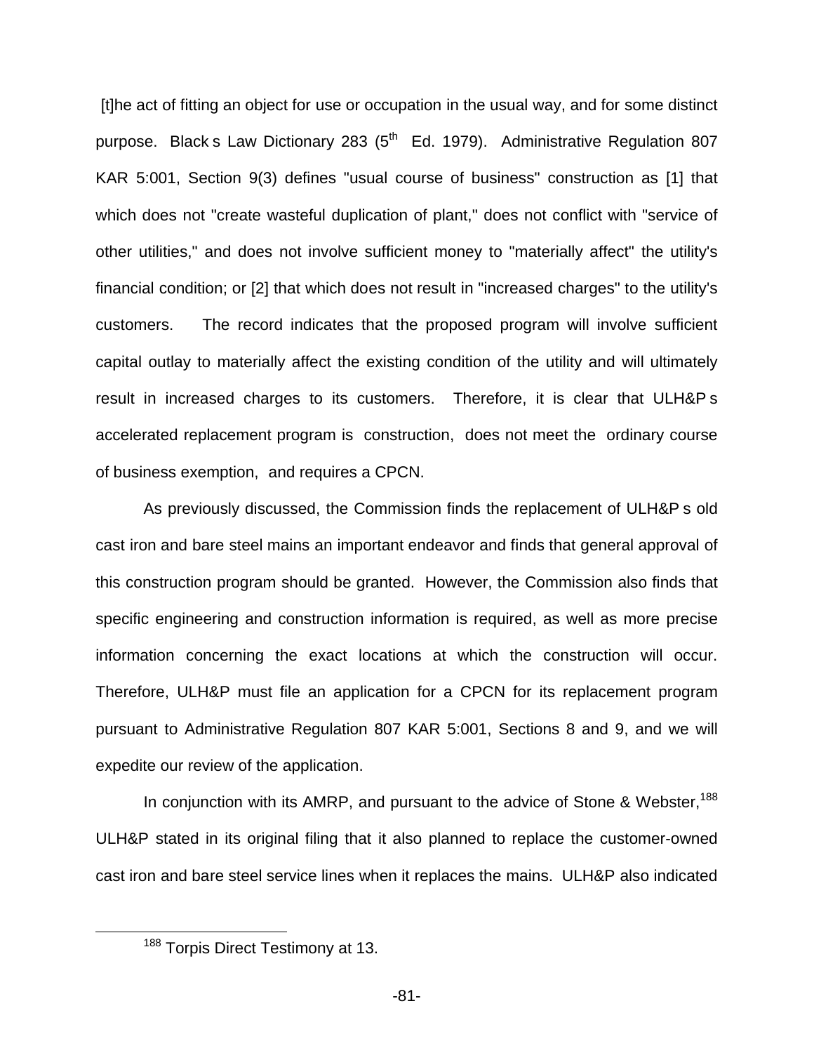[t]he act of fitting an object for use or occupation in the usual way, and for some distinct purpose. Black s Law Dictionary 283 (5th Ed. 1979). Administrative Regulation 807 KAR 5:001, Section 9(3) defines "usual course of business" construction as [1] that which does not "create wasteful duplication of plant," does not conflict with "service of other utilities," and does not involve sufficient money to "materially affect" the utility's financial condition; or [2] that which does not result in "increased charges" to the utility's customers. The record indicates that the proposed program will involve sufficient capital outlay to materially affect the existing condition of the utility and will ultimately result in increased charges to its customers. Therefore, it is clear that ULH&P s accelerated replacement program is construction, does not meet the ordinary course of business exemption, and requires a CPCN.

As previously discussed, the Commission finds the replacement of ULH&P s old cast iron and bare steel mains an important endeavor and finds that general approval of this construction program should be granted. However, the Commission also finds that specific engineering and construction information is required, as well as more precise information concerning the exact locations at which the construction will occur. Therefore, ULH&P must file an application for a CPCN for its replacement program pursuant to Administrative Regulation 807 KAR 5:001, Sections 8 and 9, and we will expedite our review of the application.

In conjunction with its AMRP, and pursuant to the advice of Stone & Webster,[188] ULH&P stated in its original filing that it also planned to replace the customer-owned cast iron and bare steel service lines when it replaces the mains. ULH&P also indicated

---

[188] Torpis Direct Testimony at 13.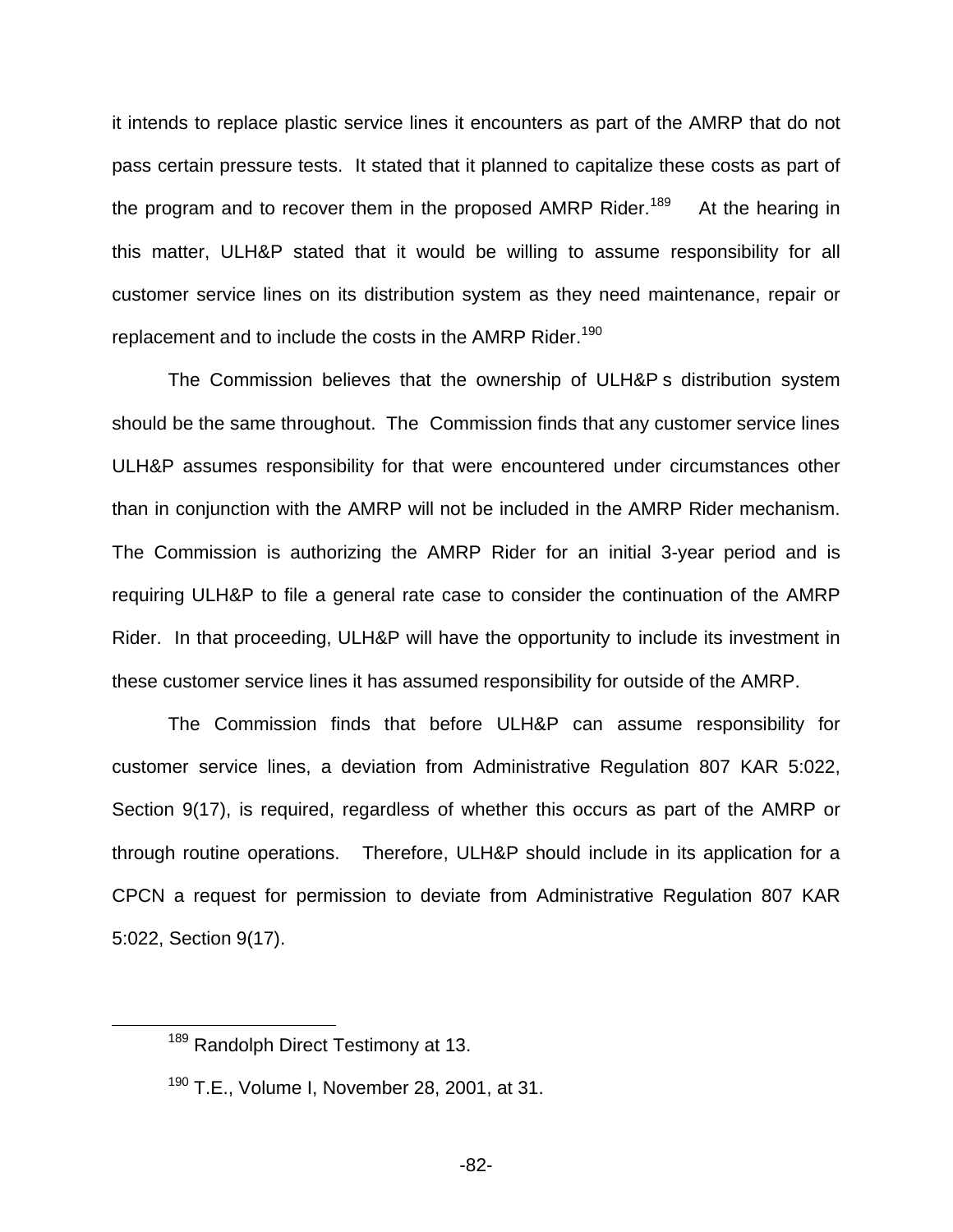it intends to replace plastic service lines it encounters as part of the AMRP that do not pass certain pressure tests. It stated that it planned to capitalize these costs as part of the program and to recover them in the proposed AMRP Rider.[189] At the hearing in this matter, ULH&P stated that it would be willing to assume responsibility for all customer service lines on its distribution system as they need maintenance, repair or replacement and to include the costs in the AMRP Rider.[190]

The Commission believes that the ownership of ULH&P s distribution system should be the same throughout. The Commission finds that any customer service lines ULH&P assumes responsibility for that were encountered under circumstances other than in conjunction with the AMRP will not be included in the AMRP Rider mechanism. The Commission is authorizing the AMRP Rider for an initial 3-year period and is requiring ULH&P to file a general rate case to consider the continuation of the AMRP Rider. In that proceeding, ULH&P will have the opportunity to include its investment in these customer service lines it has assumed responsibility for outside of the AMRP.

The Commission finds that before ULH&P can assume responsibility for customer service lines, a deviation from Administrative Regulation 807 KAR 5:022, Section 9(17), is required, regardless of whether this occurs as part of the AMRP or through routine operations. Therefore, ULH&P should include in its application for a CPCN a request for permission to deviate from Administrative Regulation 807 KAR 5:022, Section 9(17).

---

[189] Randolph Direct Testimony at 13.

[190] T.E., Volume I, November 28, 2001, at 31.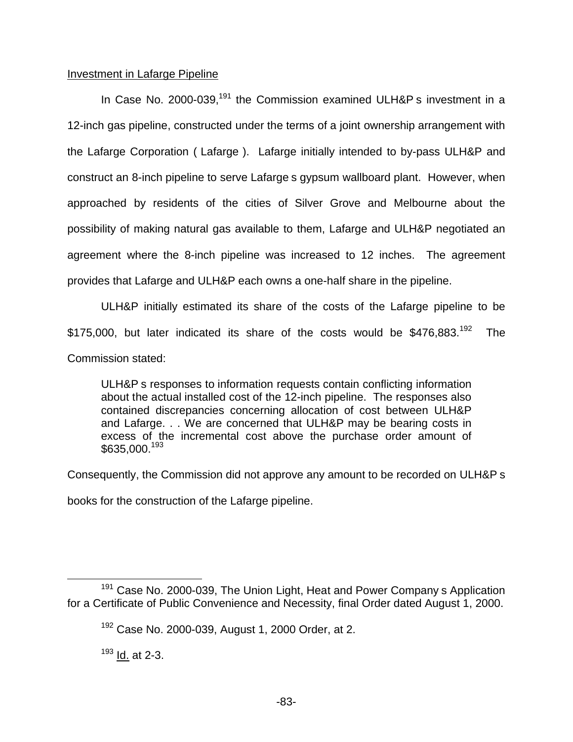Investment in Lafarge Pipeline

In Case No. 2000-039,[191] the Commission examined ULH&P s investment in a 12-inch gas pipeline, constructed under the terms of a joint ownership arrangement with the Lafarge Corporation ( Lafarge ). Lafarge initially intended to by-pass ULH&P and construct an 8-inch pipeline to serve Lafarge s gypsum wallboard plant. However, when approached by residents of the cities of Silver Grove and Melbourne about the possibility of making natural gas available to them, Lafarge and ULH&P negotiated an agreement where the 8-inch pipeline was increased to 12 inches. The agreement provides that Lafarge and ULH&P each owns a one-half share in the pipeline.

ULH&P initially estimated its share of the costs of the Lafarge pipeline to be $175,000, but later indicated its share of the costs would be $476,883.[192] The Commission stated:

> ULH&P s responses to information requests contain conflicting information about the actual installed cost of the 12-inch pipeline. The responses also contained discrepancies concerning allocation of cost between ULH&P and Lafarge. . . We are concerned that ULH&P may be bearing costs in excess of the incremental cost above the purchase order amount of $635,000.[193]

Consequently, the Commission did not approve any amount to be recorded on ULH&P s books for the construction of the Lafarge pipeline.

---

[191] Case No. 2000-039, The Union Light, Heat and Power Company s Application for a Certificate of Public Convenience and Necessity, final Order dated August 1, 2000.

[192] Case No. 2000-039, August 1, 2000 Order, at 2.

[193] Id. at 2-3.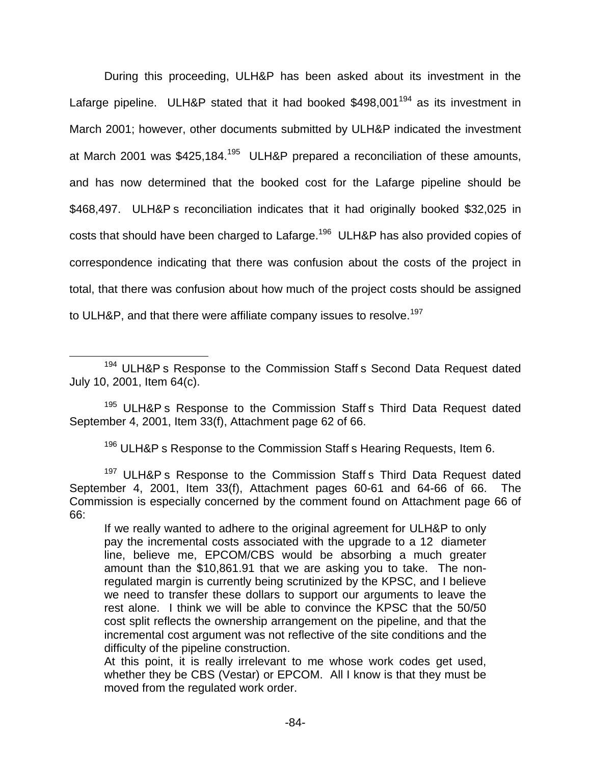During this proceeding, ULH&P has been asked about its investment in the Lafarge pipeline. ULH&P stated that it had booked $498,001[194] as its investment in March 2001; however, other documents submitted by ULH&P indicated the investment at March 2001 was $425,184.[195] ULH&P prepared a reconciliation of these amounts, and has now determined that the booked cost for the Lafarge pipeline should be $468,497. ULH&P s reconciliation indicates that it had originally booked $32,025 in costs that should have been charged to Lafarge.[196] ULH&P has also provided copies of correspondence indicating that there was confusion about the costs of the project in total, that there was confusion about how much of the project costs should be assigned to ULH&P, and that there were affiliate company issues to resolve.[197]

---

[194] ULH&P s Response to the Commission Staff s Second Data Request dated July 10, 2001, Item 64(c).

[195] ULH&P s Response to the Commission Staff s Third Data Request dated September 4, 2001, Item 33(f), Attachment page 62 of 66.

[196] ULH&P s Response to the Commission Staff s Hearing Requests, Item 6.

[197] ULH&P s Response to the Commission Staff s Third Data Request dated September 4, 2001, Item 33(f), Attachment pages 60-61 and 64-66 of 66. The Commission is especially concerned by the comment found on Attachment page 66 of 66:

> If we really wanted to adhere to the original agreement for ULH&P to only pay the incremental costs associated with the upgrade to a 12 diameter line, believe me, EPCOM/CBS would be absorbing a much greater amount than the $10,861.91 that we are asking you to take. The non-regulated margin is currently being scrutinized by the KPSC, and I believe we need to transfer these dollars to support our arguments to leave the rest alone. I think we will be able to convince the KPSC that the 50/50 cost split reflects the ownership arrangement on the pipeline, and that the incremental cost argument was not reflective of the site conditions and the difficulty of the pipeline construction.
>
> At this point, it is really irrelevant to me whose work codes get used, whether they be CBS (Vestar) or EPCOM. All I know is that they must be moved from the regulated work order.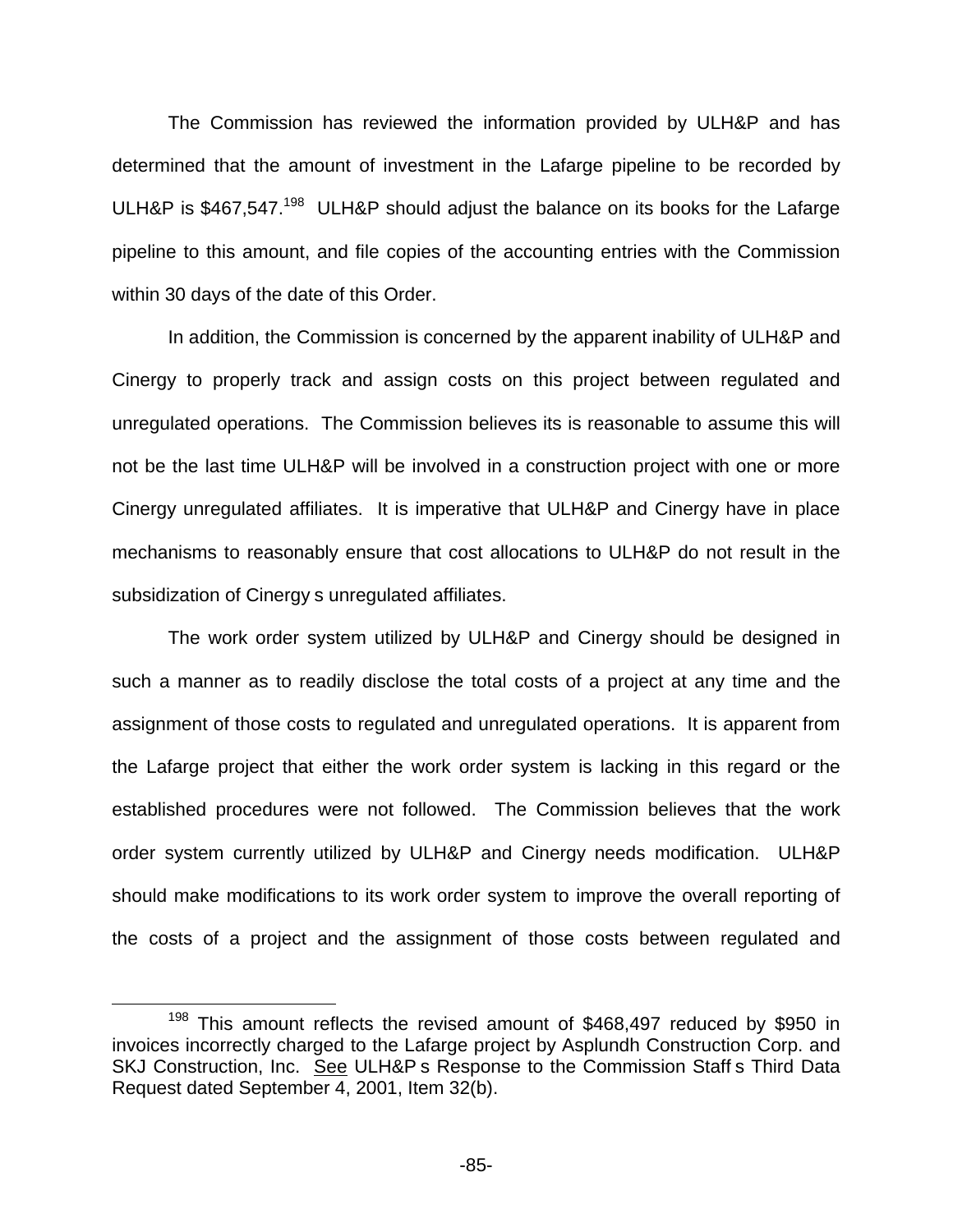The Commission has reviewed the information provided by ULH&P and has determined that the amount of investment in the Lafarge pipeline to be recorded by ULH&P is $467,547.[198] ULH&P should adjust the balance on its books for the Lafarge pipeline to this amount, and file copies of the accounting entries with the Commission within 30 days of the date of this Order.

In addition, the Commission is concerned by the apparent inability of ULH&P and Cinergy to properly track and assign costs on this project between regulated and unregulated operations. The Commission believes its is reasonable to assume this will not be the last time ULH&P will be involved in a construction project with one or more Cinergy unregulated affiliates. It is imperative that ULH&P and Cinergy have in place mechanisms to reasonably ensure that cost allocations to ULH&P do not result in the subsidization of Cinergy s unregulated affiliates.

The work order system utilized by ULH&P and Cinergy should be designed in such a manner as to readily disclose the total costs of a project at any time and the assignment of those costs to regulated and unregulated operations. It is apparent from the Lafarge project that either the work order system is lacking in this regard or the established procedures were not followed. The Commission believes that the work order system currently utilized by ULH&P and Cinergy needs modification. ULH&P should make modifications to its work order system to improve the overall reporting of the costs of a project and the assignment of those costs between regulated and

---

[198] This amount reflects the revised amount of $468,497 reduced by $950 in invoices incorrectly charged to the Lafarge project by Asplundh Construction Corp. and SKJ Construction, Inc. See ULH&P s Response to the Commission Staff s Third Data Request dated September 4, 2001, Item 32(b).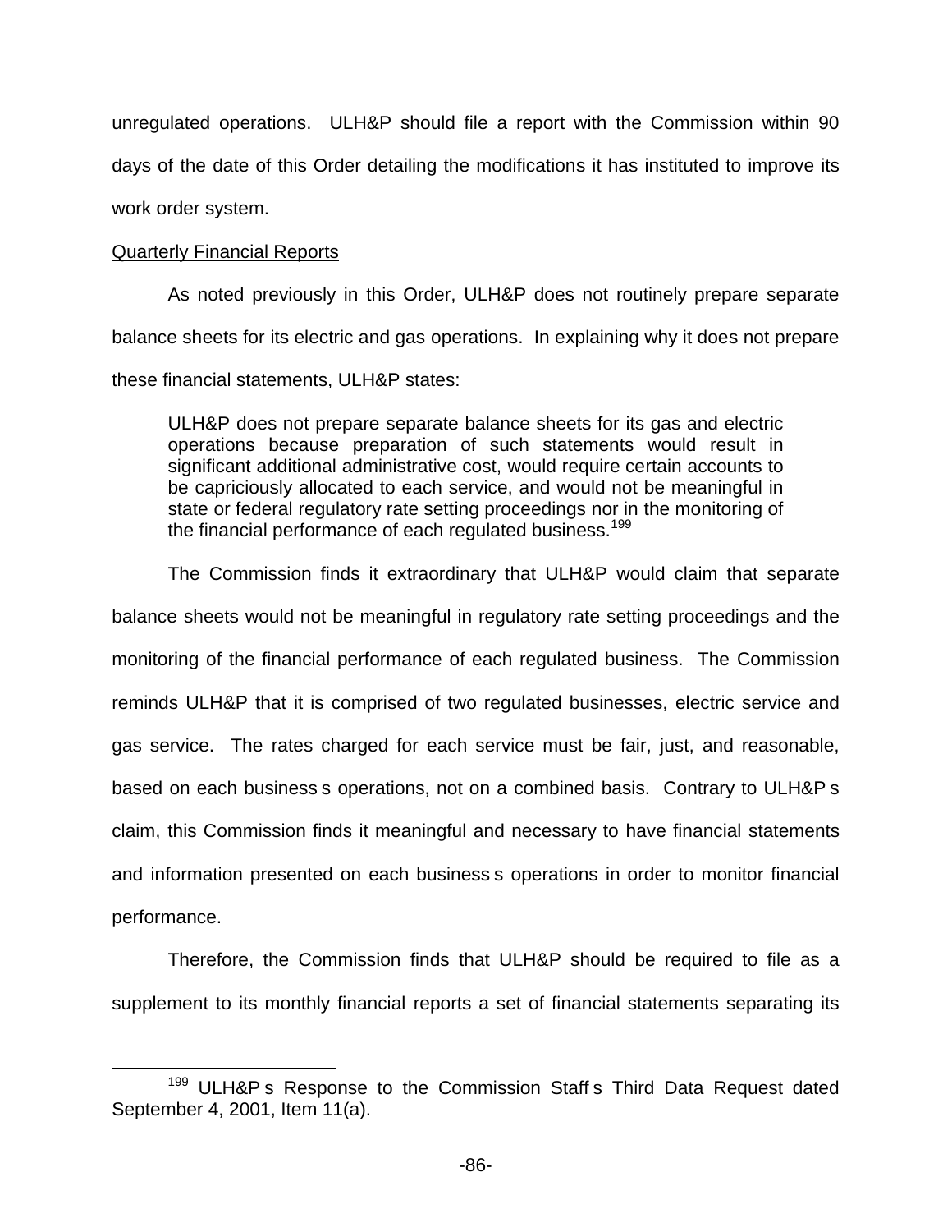unregulated operations. ULH&P should file a report with the Commission within 90 days of the date of this Order detailing the modifications it has instituted to improve its work order system.

Quarterly Financial Reports

As noted previously in this Order, ULH&P does not routinely prepare separate balance sheets for its electric and gas operations. In explaining why it does not prepare these financial statements, ULH&P states:

> ULH&P does not prepare separate balance sheets for its gas and electric operations because preparation of such statements would result in significant additional administrative cost, would require certain accounts to be capriciously allocated to each service, and would not be meaningful in state or federal regulatory rate setting proceedings nor in the monitoring of the financial performance of each regulated business.[199]

The Commission finds it extraordinary that ULH&P would claim that separate balance sheets would not be meaningful in regulatory rate setting proceedings and the monitoring of the financial performance of each regulated business. The Commission reminds ULH&P that it is comprised of two regulated businesses, electric service and gas service. The rates charged for each service must be fair, just, and reasonable, based on each business s operations, not on a combined basis. Contrary to ULH&P s claim, this Commission finds it meaningful and necessary to have financial statements and information presented on each business s operations in order to monitor financial performance.

Therefore, the Commission finds that ULH&P should be required to file as a supplement to its monthly financial reports a set of financial statements separating its

---

[199] ULH&P s Response to the Commission Staff s Third Data Request dated September 4, 2001, Item 11(a).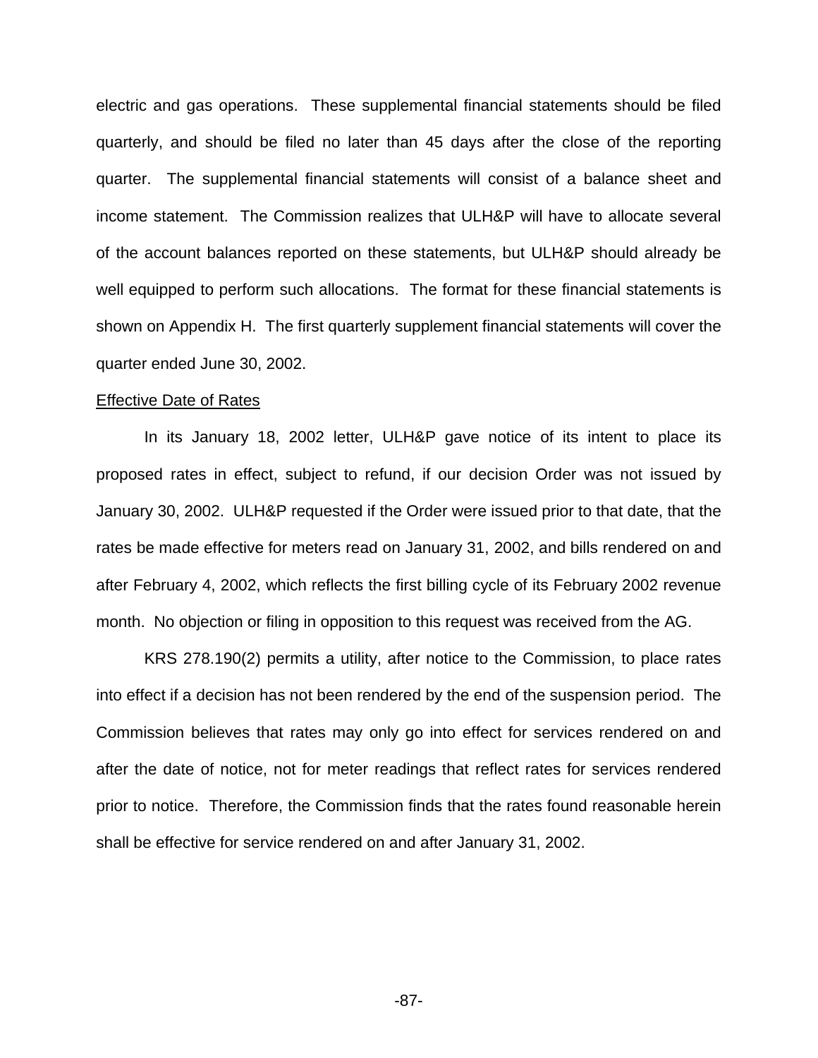electric and gas operations. These supplemental financial statements should be filed quarterly, and should be filed no later than 45 days after the close of the reporting quarter. The supplemental financial statements will consist of a balance sheet and income statement. The Commission realizes that ULH&P will have to allocate several of the account balances reported on these statements, but ULH&P should already be well equipped to perform such allocations. The format for these financial statements is shown on Appendix H. The first quarterly supplement financial statements will cover the quarter ended June 30, 2002.

<u>Effective Date of Rates</u>

In its January 18, 2002 letter, ULH&P gave notice of its intent to place its proposed rates in effect, subject to refund, if our decision Order was not issued by January 30, 2002. ULH&P requested if the Order were issued prior to that date, that the rates be made effective for meters read on January 31, 2002, and bills rendered on and after February 4, 2002, which reflects the first billing cycle of its February 2002 revenue month. No objection or filing in opposition to this request was received from the AG.

KRS 278.190(2) permits a utility, after notice to the Commission, to place rates into effect if a decision has not been rendered by the end of the suspension period. The Commission believes that rates may only go into effect for services rendered on and after the date of notice, not for meter readings that reflect rates for services rendered prior to notice. Therefore, the Commission finds that the rates found reasonable herein shall be effective for service rendered on and after January 31, 2002.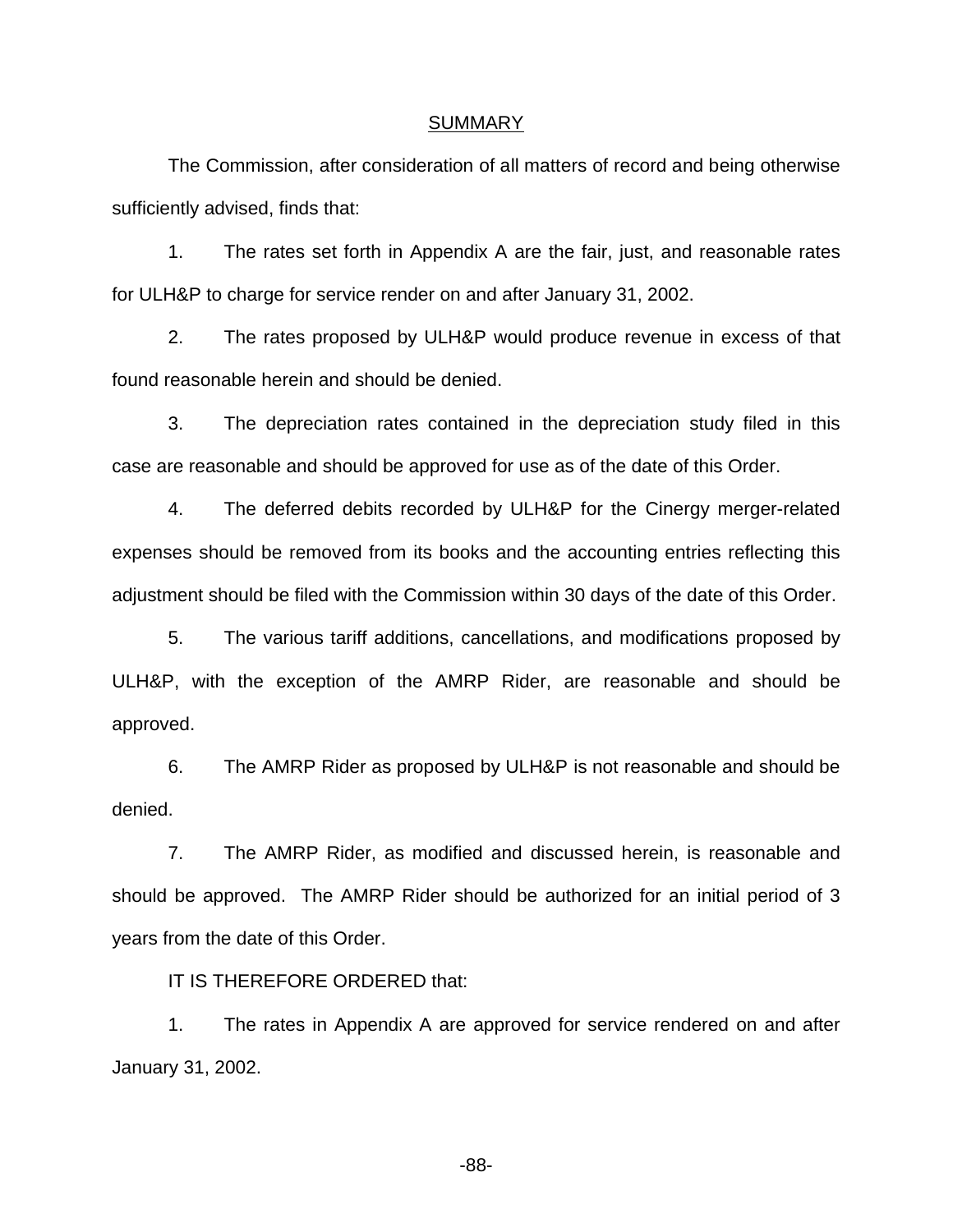## SUMMARY

The Commission, after consideration of all matters of record and being otherwise sufficiently advised, finds that:

1. The rates set forth in Appendix A are the fair, just, and reasonable rates for ULH&P to charge for service render on and after January 31, 2002.

2. The rates proposed by ULH&P would produce revenue in excess of that found reasonable herein and should be denied.

3. The depreciation rates contained in the depreciation study filed in this case are reasonable and should be approved for use as of the date of this Order.

4. The deferred debits recorded by ULH&P for the Cinergy merger-related expenses should be removed from its books and the accounting entries reflecting this adjustment should be filed with the Commission within 30 days of the date of this Order.

5. The various tariff additions, cancellations, and modifications proposed by ULH&P, with the exception of the AMRP Rider, are reasonable and should be approved.

6. The AMRP Rider as proposed by ULH&P is not reasonable and should be denied.

7. The AMRP Rider, as modified and discussed herein, is reasonable and should be approved. The AMRP Rider should be authorized for an initial period of 3 years from the date of this Order.

IT IS THEREFORE ORDERED that:

1. The rates in Appendix A are approved for service rendered on and after January 31, 2002.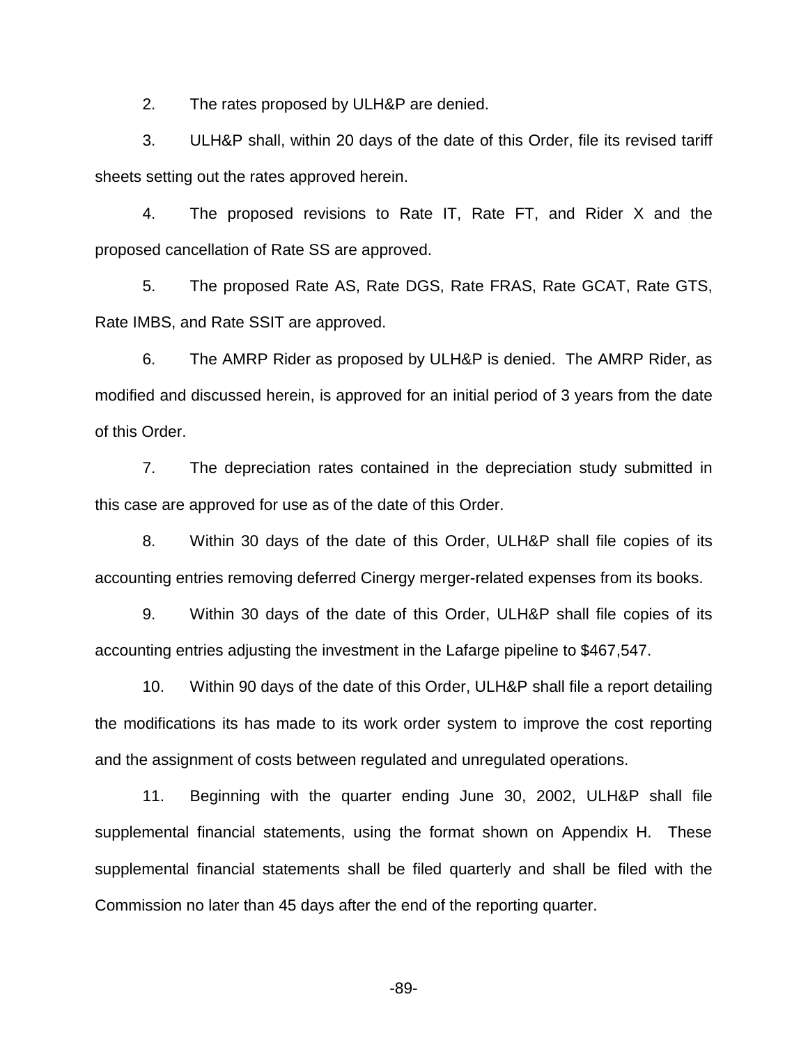2. The rates proposed by ULH&P are denied.

3. ULH&P shall, within 20 days of the date of this Order, file its revised tariff sheets setting out the rates approved herein.

4. The proposed revisions to Rate IT, Rate FT, and Rider X and the proposed cancellation of Rate SS are approved.

5. The proposed Rate AS, Rate DGS, Rate FRAS, Rate GCAT, Rate GTS, Rate IMBS, and Rate SSIT are approved.

6. The AMRP Rider as proposed by ULH&P is denied. The AMRP Rider, as modified and discussed herein, is approved for an initial period of 3 years from the date of this Order.

7. The depreciation rates contained in the depreciation study submitted in this case are approved for use as of the date of this Order.

8. Within 30 days of the date of this Order, ULH&P shall file copies of its accounting entries removing deferred Cinergy merger-related expenses from its books.

9. Within 30 days of the date of this Order, ULH&P shall file copies of its accounting entries adjusting the investment in the Lafarge pipeline to $467,547.

10. Within 90 days of the date of this Order, ULH&P shall file a report detailing the modifications its has made to its work order system to improve the cost reporting and the assignment of costs between regulated and unregulated operations.

11. Beginning with the quarter ending June 30, 2002, ULH&P shall file supplemental financial statements, using the format shown on Appendix H. These supplemental financial statements shall be filed quarterly and shall be filed with the Commission no later than 45 days after the end of the reporting quarter.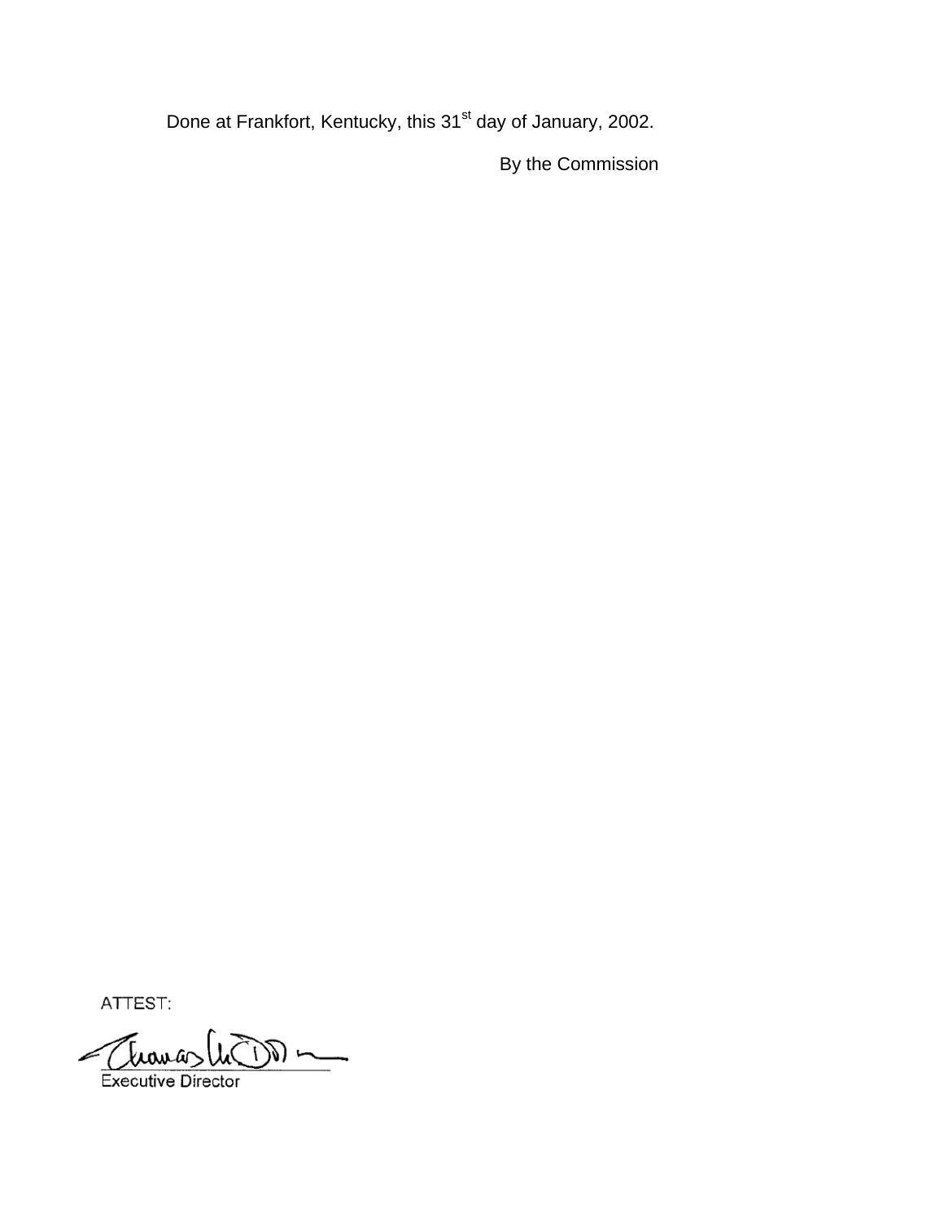Done at Frankfort, Kentucky, this 31st day of January, 2002.

By the Commission

ATTEST:

Executive Director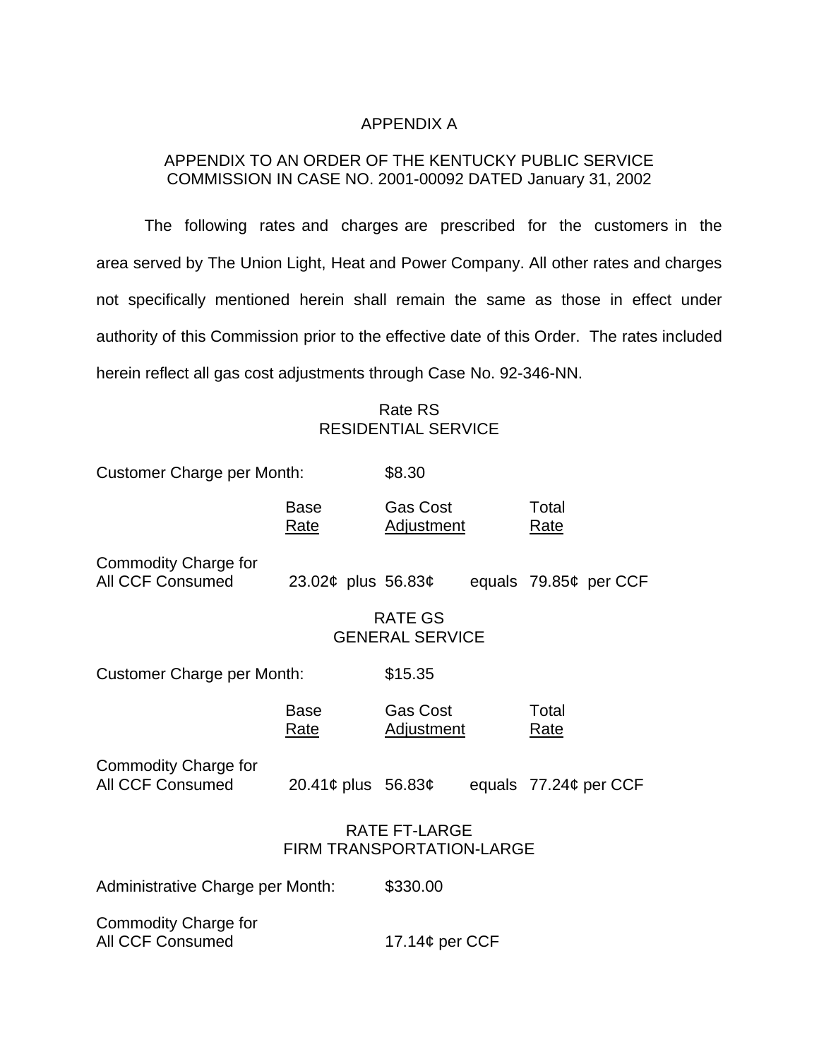# APPENDIX A

## APPENDIX TO AN ORDER OF THE KENTUCKY PUBLIC SERVICE COMMISSION IN CASE NO. 2001-00092 DATED January 31, 2002

The following rates and charges are prescribed for the customers in the area served by The Union Light, Heat and Power Company. All other rates and charges not specifically mentioned herein shall remain the same as those in effect under authority of this Commission prior to the effective date of this Order. The rates included herein reflect all gas cost adjustments through Case No. 92-346-NN.

### Rate RS
### RESIDENTIAL SERVICE

Customer Charge per Month: $8.30

| | Base Rate | | Gas Cost Adjustment | | Total Rate |
|---|---|---|---|---|---|
| Commodity Charge for All CCF Consumed | 23.02¢ | plus | 56.83¢ | equals | 79.85¢ per CCF |

### RATE GS
### GENERAL SERVICE

Customer Charge per Month: $15.35

| | Base Rate | | Gas Cost Adjustment | | Total Rate |
|---|---|---|---|---|---|
| Commodity Charge for All CCF Consumed | 20.41¢ | plus | 56.83¢ | equals | 77.24¢ per CCF |

### RATE FT-LARGE
### FIRM TRANSPORTATION-LARGE

Administrative Charge per Month: $330.00

Commodity Charge for All CCF Consumed 17.14¢ per CCF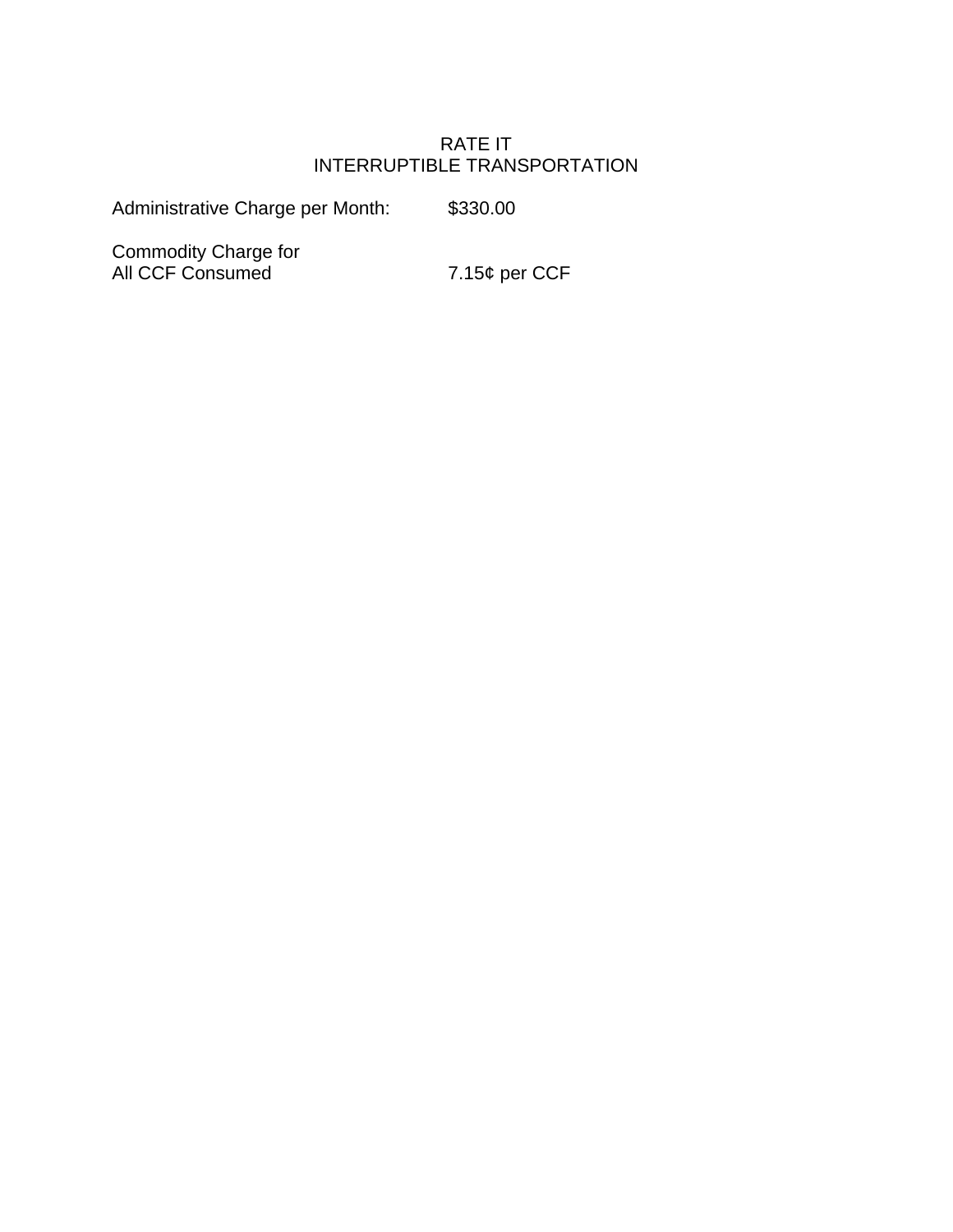# RATE IT
## INTERRUPTIBLE TRANSPORTATION

| | |
|---|---|
| Administrative Charge per Month: | $330.00 |
| Commodity Charge for All CCF Consumed | 7.15¢ per CCF |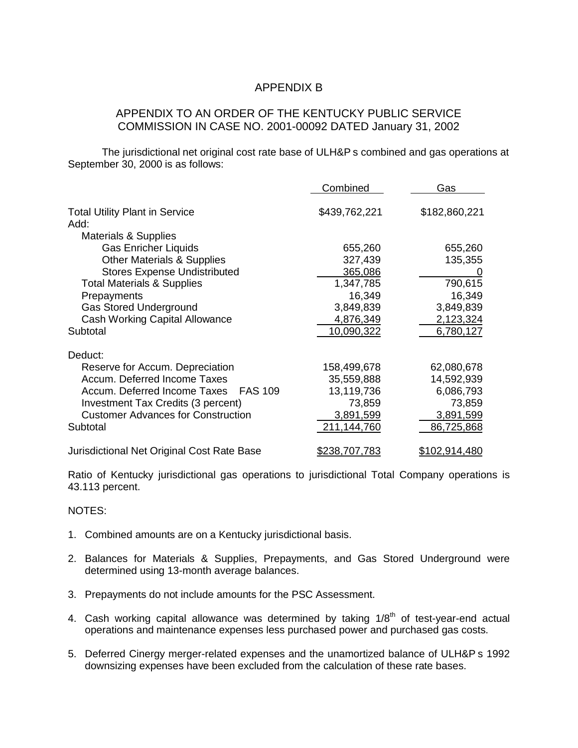# APPENDIX B

## APPENDIX TO AN ORDER OF THE KENTUCKY PUBLIC SERVICE COMMISSION IN CASE NO. 2001-00092 DATED January 31, 2002

The jurisdictional net original cost rate base of ULH&P s combined and gas operations at September 30, 2000 is as follows:

| | Combined | Gas |
|---|---|---|
| Total Utility Plant in Service | $439,762,221 | $182,860,221 |
| Add: | | |
| Materials & Supplies | | |
| Gas Enricher Liquids | 655,260 | 655,260 |
| Other Materials & Supplies | 327,439 | 135,355 |
| Stores Expense Undistributed | 365,086 | 0 |
| Total Materials & Supplies | 1,347,785 | 790,615 |
| Prepayments | 16,349 | 16,349 |
| Gas Stored Underground | 3,849,839 | 3,849,839 |
| Cash Working Capital Allowance | 4,876,349 | 2,123,324 |
| Subtotal | 10,090,322 | 6,780,127 |
| Deduct: | | |
| Reserve for Accum. Depreciation | 158,499,678 | 62,080,678 |
| Accum. Deferred Income Taxes | 35,559,888 | 14,592,939 |
| Accum. Deferred Income Taxes FAS 109 | 13,119,736 | 6,086,793 |
| Investment Tax Credits (3 percent) | 73,859 | 73,859 |
| Customer Advances for Construction | 3,891,599 | 3,891,599 |
| Subtotal | 211,144,760 | 86,725,868 |
| Jurisdictional Net Original Cost Rate Base | $238,707,783 | $102,914,480 |

Ratio of Kentucky jurisdictional gas operations to jurisdictional Total Company operations is 43.113 percent.

NOTES:

1. Combined amounts are on a Kentucky jurisdictional basis.
2. Balances for Materials & Supplies, Prepayments, and Gas Stored Underground were determined using 13-month average balances.
3. Prepayments do not include amounts for the PSC Assessment.
4. Cash working capital allowance was determined by taking $1/8^{th}$ of test-year-end actual operations and maintenance expenses less purchased power and purchased gas costs.
5. Deferred Cinergy merger-related expenses and the unamortized balance of ULH&P s 1992 downsizing expenses have been excluded from the calculation of these rate bases.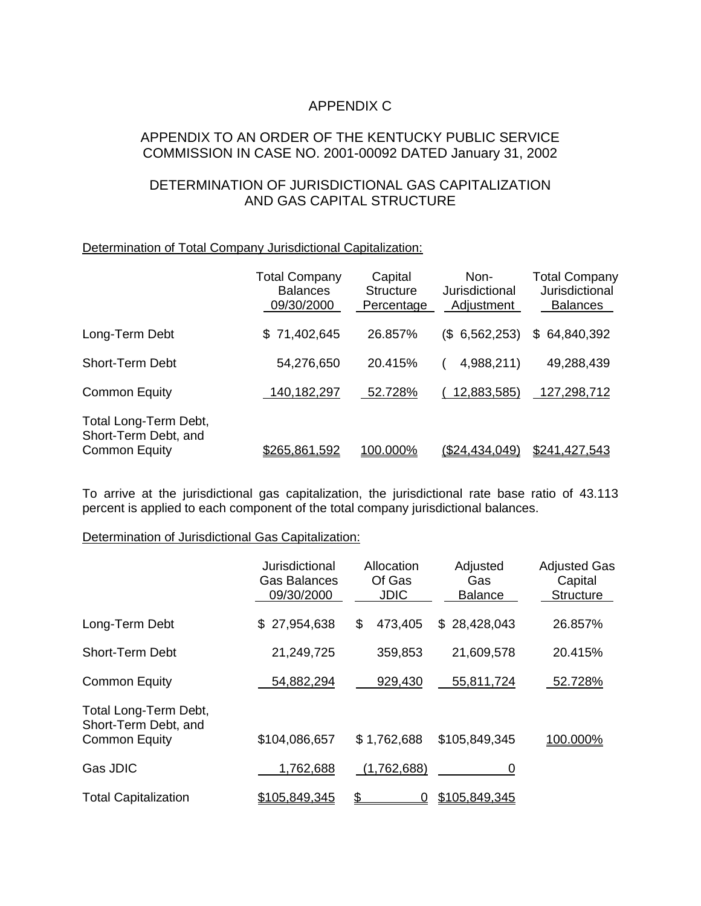# APPENDIX C

## APPENDIX TO AN ORDER OF THE KENTUCKY PUBLIC SERVICE COMMISSION IN CASE NO. 2001-00092 DATED January 31, 2002

## DETERMINATION OF JURISDICTIONAL GAS CAPITALIZATION AND GAS CAPITAL STRUCTURE

Determination of Total Company Jurisdictional Capitalization:

| | Total Company Balances 09/30/2000 | Capital Structure Percentage | Non-Jurisdictional Adjustment | Total Company Jurisdictional Balances |
|---|---|---|---|---|
| Long-Term Debt | $ 71,402,645 | 26.857% | ($ 6,562,253) | $ 64,840,392 |
| Short-Term Debt | 54,276,650 | 20.415% | ( 4,988,211) | 49,288,439 |
| Common Equity | 140,182,297 | 52.728% | ( 12,883,585) | 127,298,712 |
| Total Long-Term Debt, Short-Term Debt, and Common Equity | $265,861,592 | 100.000% | ($24,434,049) | $241,427,543 |

To arrive at the jurisdictional gas capitalization, the jurisdictional rate base ratio of 43.113 percent is applied to each component of the total company jurisdictional balances.

Determination of Jurisdictional Gas Capitalization:

| | Jurisdictional Gas Balances 09/30/2000 | Allocation Of Gas JDIC | Adjusted Gas Balance | Adjusted Gas Capital Structure |
|---|---|---|---|---|
| Long-Term Debt | $ 27,954,638 | $ 473,405 | $ 28,428,043 | 26.857% |
| Short-Term Debt | 21,249,725 | 359,853 | 21,609,578 | 20.415% |
| Common Equity | 54,882,294 | 929,430 | 55,811,724 | 52.728% |
| Total Long-Term Debt, Short-Term Debt, and Common Equity | $104,086,657 | $ 1,762,688 | $105,849,345 | 100.000% |
| Gas JDIC | 1,762,688 | (1,762,688) | 0 | |
| Total Capitalization | $105,849,345 | $ 0 | $105,849,345 | |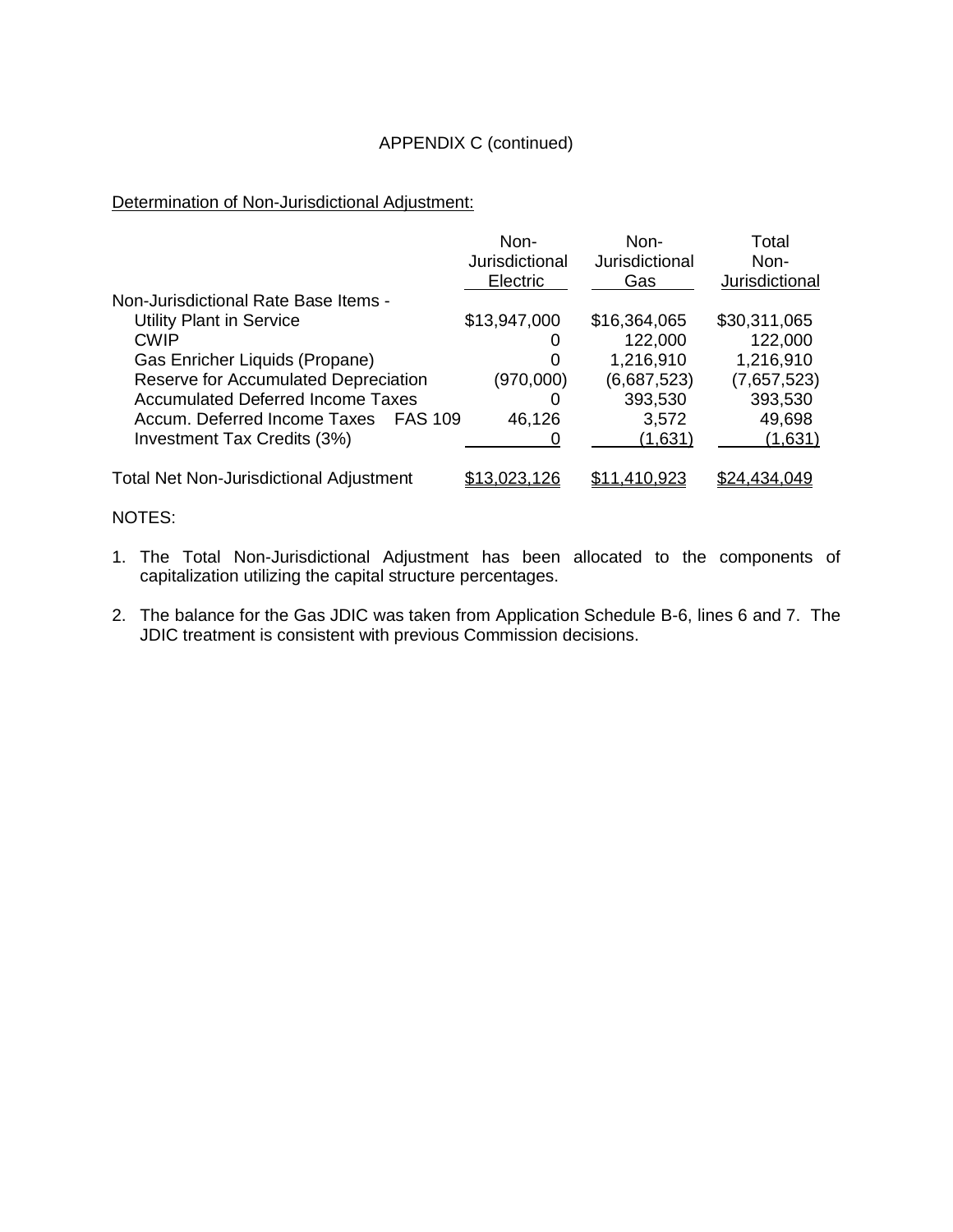APPENDIX C (continued)

Determination of Non-Jurisdictional Adjustment:

| | Non-Jurisdictional Electric | Non-Jurisdictional Gas | Total Non-Jurisdictional |
|---|---|---|---|
| Non-Jurisdictional Rate Base Items - | | | |
| Utility Plant in Service | $13,947,000 | $16,364,065 | $30,311,065 |
| CWIP | 0 | 122,000 | 122,000 |
| Gas Enricher Liquids (Propane) | 0 | 1,216,910 | 1,216,910 |
| Reserve for Accumulated Depreciation | (970,000) | (6,687,523) | (7,657,523) |
| Accumulated Deferred Income Taxes | 0 | 393,530 | 393,530 |
| Accum. Deferred Income Taxes FAS 109 | 46,126 | 3,572 | 49,698 |
| Investment Tax Credits (3%) | 0 | (1,631) | (1,631) |
| Total Net Non-Jurisdictional Adjustment | $13,023,126 | $11,410,923 | $24,434,049 |

NOTES:

1. The Total Non-Jurisdictional Adjustment has been allocated to the components of capitalization utilizing the capital structure percentages.

2. The balance for the Gas JDIC was taken from Application Schedule B-6, lines 6 and 7. The JDIC treatment is consistent with previous Commission decisions.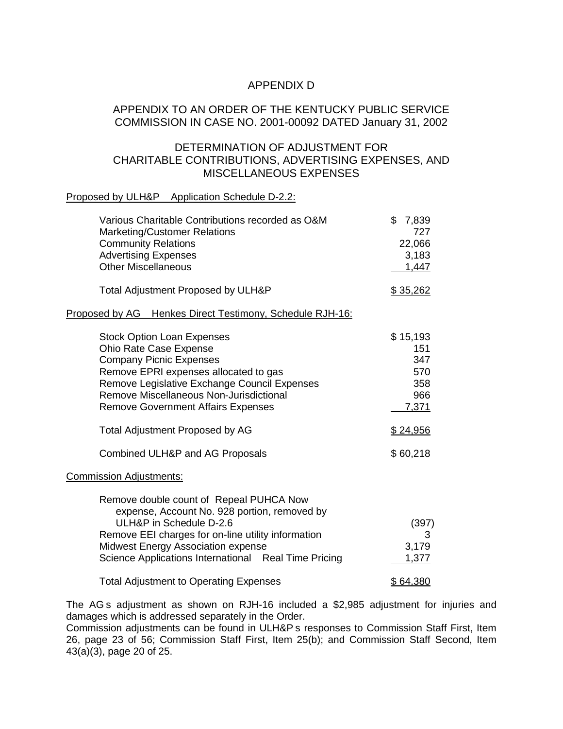# APPENDIX D

## APPENDIX TO AN ORDER OF THE KENTUCKY PUBLIC SERVICE COMMISSION IN CASE NO. 2001-00092 DATED January 31, 2002

## DETERMINATION OF ADJUSTMENT FOR CHARITABLE CONTRIBUTIONS, ADVERTISING EXPENSES, AND MISCELLANEOUS EXPENSES

Proposed by ULH&P Application Schedule D-2.2:

| | |
|---|---|
| Various Charitable Contributions recorded as O&M | $ 7,839 |
| Marketing/Customer Relations | 727 |
| Community Relations | 22,066 |
| Advertising Expenses | 3,183 |
| Other Miscellaneous | 1,447 |
| Total Adjustment Proposed by ULH&P | $ 35,262 |

Proposed by AG Henkes Direct Testimony, Schedule RJH-16:

| | |
|---|---|
| Stock Option Loan Expenses | $ 15,193 |
| Ohio Rate Case Expense | 151 |
| Company Picnic Expenses | 347 |
| Remove EPRI expenses allocated to gas | 570 |
| Remove Legislative Exchange Council Expenses | 358 |
| Remove Miscellaneous Non-Jurisdictional | 966 |
| Remove Government Affairs Expenses | 7,371 |
| Total Adjustment Proposed by AG | $ 24,956 |
| Combined ULH&P and AG Proposals | $ 60,218 |

Commission Adjustments:

| | |
|---|---|
| Remove double count of Repeal PUHCA Now expense, Account No. 928 portion, removed by ULH&P in Schedule D-2.6 | (397) |
| Remove EEI charges for on-line utility information | 3 |
| Midwest Energy Association expense | 3,179 |
| Science Applications International Real Time Pricing | 1,377 |
| Total Adjustment to Operating Expenses | $ 64,380 |

The AG s adjustment as shown on RJH-16 included a $2,985 adjustment for injuries and damages which is addressed separately in the Order.

Commission adjustments can be found in ULH&P s responses to Commission Staff First, Item 26, page 23 of 56; Commission Staff First, Item 25(b); and Commission Staff Second, Item 43(a)(3), page 20 of 25.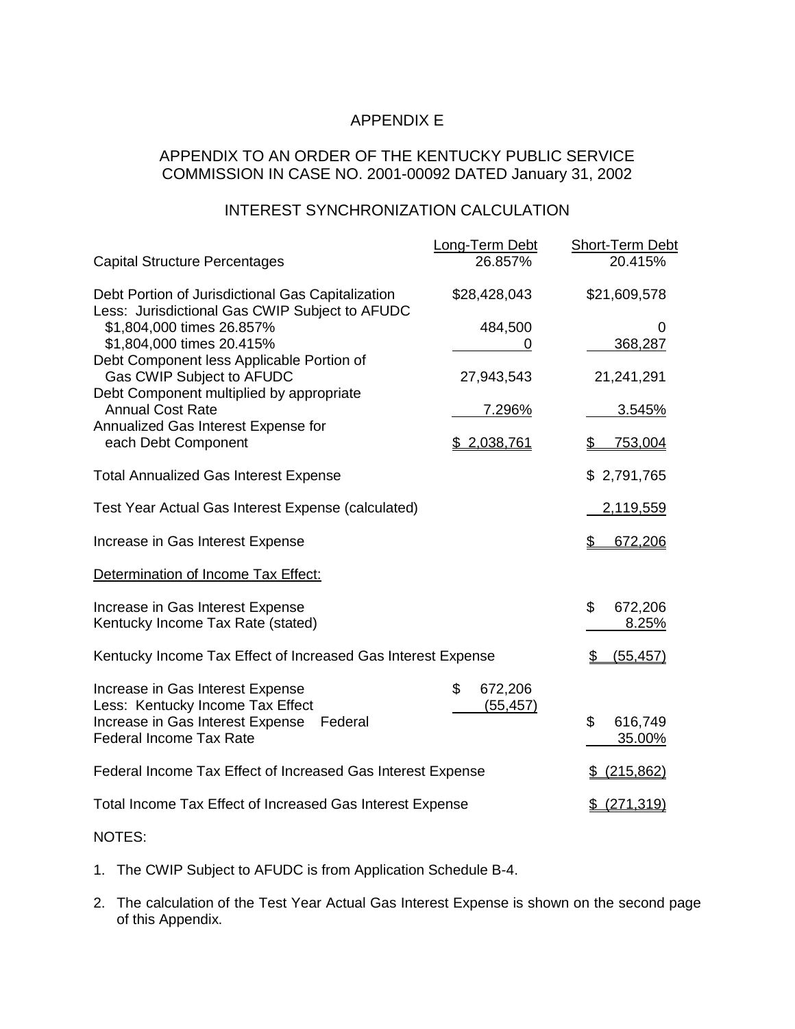# APPENDIX E

## APPENDIX TO AN ORDER OF THE KENTUCKY PUBLIC SERVICE COMMISSION IN CASE NO. 2001-00092 DATED January 31, 2002

### INTEREST SYNCHRONIZATION CALCULATION

| | Long-Term Debt | Short-Term Debt |
|---|---|---|
| Capital Structure Percentages | 26.857% | 20.415% |
| Debt Portion of Jurisdictional Gas Capitalization | $28,428,043 | $21,609,578 |
| Less: Jurisdictional Gas CWIP Subject to AFUDC | | |
| $1,804,000 times 26.857% | 484,500 | 0 |
| $1,804,000 times 20.415% | 0 | 368,287 |
| Debt Component less Applicable Portion of Gas CWIP Subject to AFUDC | 27,943,543 | 21,241,291 |
| Debt Component multiplied by appropriate Annual Cost Rate | 7.296% | 3.545% |
| Annualized Gas Interest Expense for each Debt Component | $ 2,038,761 | $ 753,004 |
| Total Annualized Gas Interest Expense | | $ 2,791,765 |
| Test Year Actual Gas Interest Expense (calculated) | | 2,119,559 |
| Increase in Gas Interest Expense | | $ 672,206 |

Determination of Income Tax Effect:

| | | |
|---|---|---|
| Increase in Gas Interest Expense | | $ 672,206 |
| Kentucky Income Tax Rate (stated) | | 8.25% |
| Kentucky Income Tax Effect of Increased Gas Interest Expense | | $ (55,457) |
| Increase in Gas Interest Expense | $ 672,206 | |
| Less: Kentucky Income Tax Effect | (55,457) | |
| Increase in Gas Interest Expense Federal | | $ 616,749 |
| Federal Income Tax Rate | | 35.00% |
| Federal Income Tax Effect of Increased Gas Interest Expense | | $ (215,862) |
| Total Income Tax Effect of Increased Gas Interest Expense | | $ (271,319) |

NOTES:

1. The CWIP Subject to AFUDC is from Application Schedule B-4.
2. The calculation of the Test Year Actual Gas Interest Expense is shown on the second page of this Appendix.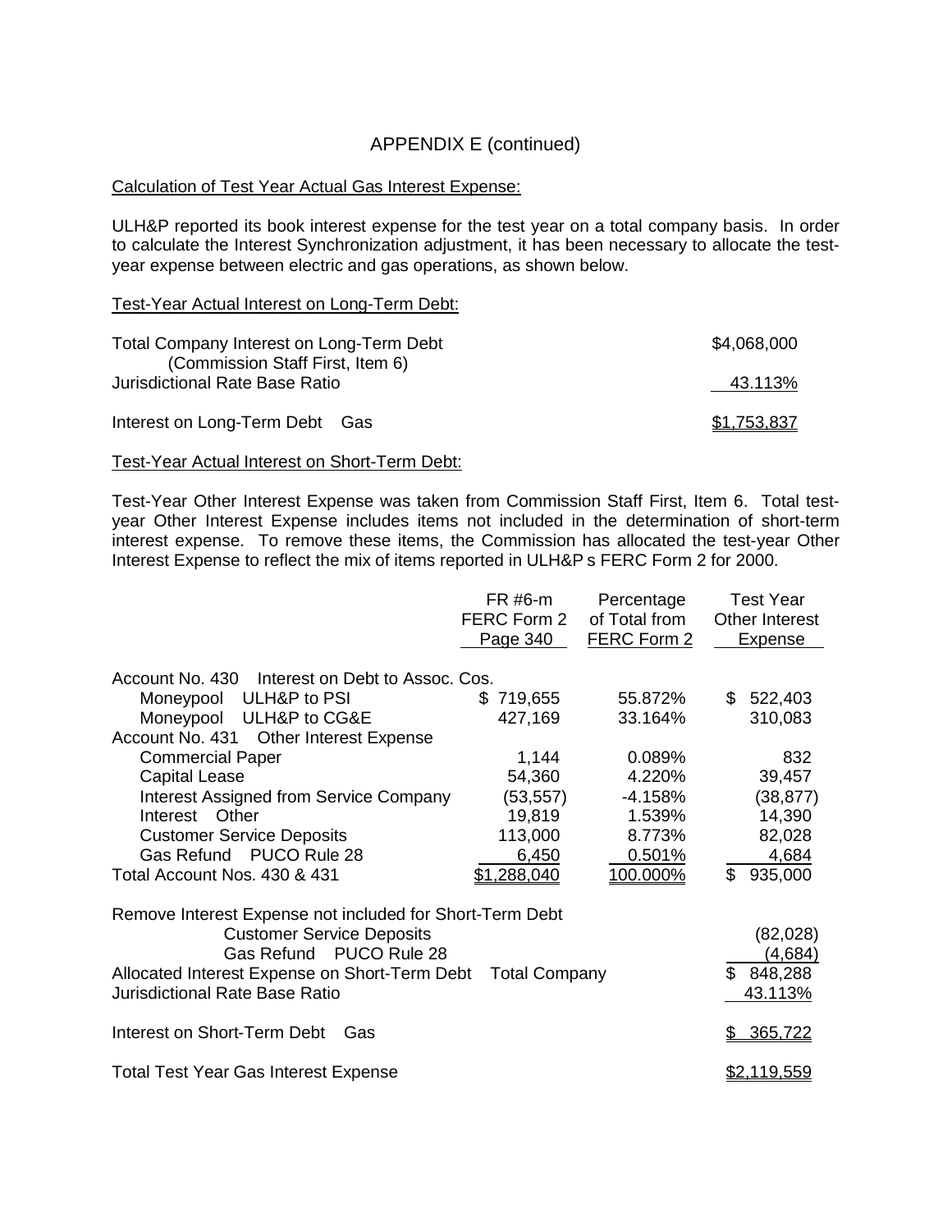APPENDIX E (continued)

Calculation of Test Year Actual Gas Interest Expense:

ULH&P reported its book interest expense for the test year on a total company basis. In order to calculate the Interest Synchronization adjustment, it has been necessary to allocate the test-year expense between electric and gas operations, as shown below.

Test-Year Actual Interest on Long-Term Debt:

| | |
|---|---|
| Total Company Interest on Long-Term Debt (Commission Staff First, Item 6) | $4,068,000 |
| Jurisdictional Rate Base Ratio | 43.113% |
| Interest on Long-Term Debt Gas | $1,753,837 |

Test-Year Actual Interest on Short-Term Debt:

Test-Year Other Interest Expense was taken from Commission Staff First, Item 6. Total test-year Other Interest Expense includes items not included in the determination of short-term interest expense. To remove these items, the Commission has allocated the test-year Other Interest Expense to reflect the mix of items reported in ULH&P s FERC Form 2 for 2000.

| | FR #6-m FERC Form 2 Page 340 | Percentage of Total from FERC Form 2 | Test Year Other Interest Expense |
|---|---|---|---|
| Account No. 430 Interest on Debt to Assoc. Cos. | | | |
| Moneypool ULH&P to PSI | $ 719,655 | 55.872% | $ 522,403 |
| Moneypool ULH&P to CG&E | 427,169 | 33.164% | 310,083 |
| Account No. 431 Other Interest Expense | | | |
| Commercial Paper | 1,144 | 0.089% | 832 |
| Capital Lease | 54,360 | 4.220% | 39,457 |
| Interest Assigned from Service Company | (53,557) | -4.158% | (38,877) |
| Interest Other | 19,819 | 1.539% | 14,390 |
| Customer Service Deposits | 113,000 | 8.773% | 82,028 |
| Gas Refund PUCO Rule 28 | 6,450 | 0.501% | 4,684 |
| Total Account Nos. 430 & 431 | $1,288,040 | 100.000% | $ 935,000 |
| Remove Interest Expense not included for Short-Term Debt | | | |
| Customer Service Deposits | | | (82,028) |
| Gas Refund PUCO Rule 28 | | | (4,684) |
| Allocated Interest Expense on Short-Term Debt Total Company | | | $ 848,288 |
| Jurisdictional Rate Base Ratio | | | 43.113% |
| Interest on Short-Term Debt Gas | | | $ 365,722 |
| Total Test Year Gas Interest Expense | | | $2,119,559 |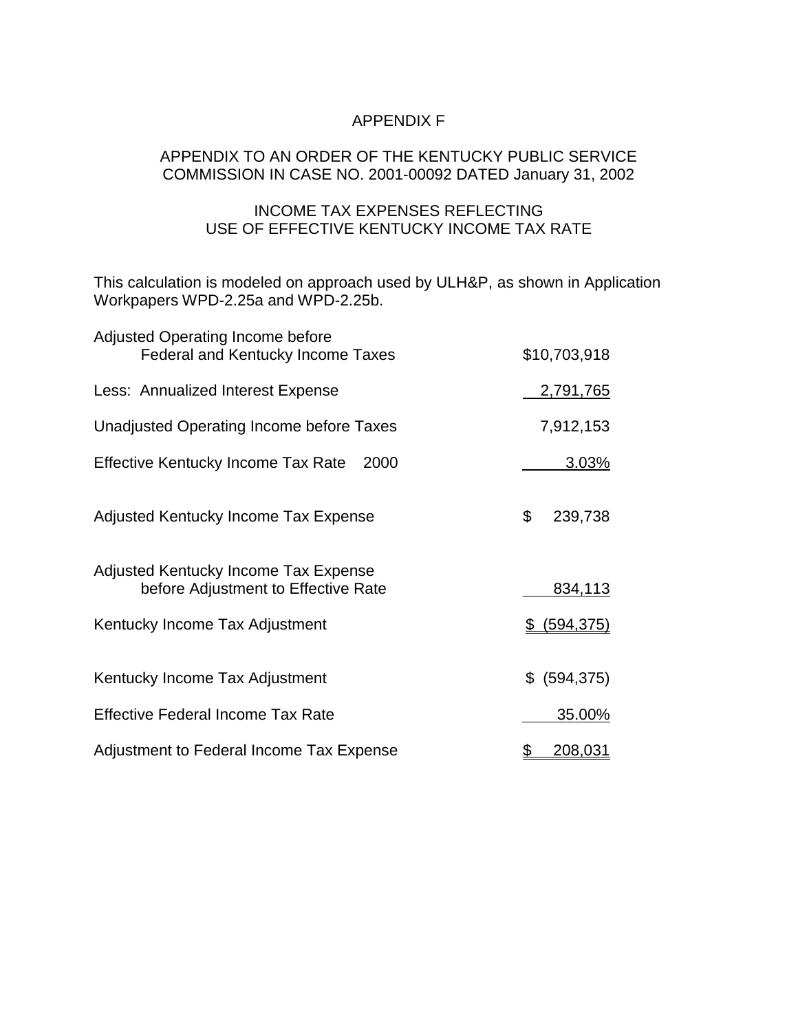# APPENDIX F

## APPENDIX TO AN ORDER OF THE KENTUCKY PUBLIC SERVICE COMMISSION IN CASE NO. 2001-00092 DATED January 31, 2002

## INCOME TAX EXPENSES REFLECTING USE OF EFFECTIVE KENTUCKY INCOME TAX RATE

This calculation is modeled on approach used by ULH&P, as shown in Application Workpapers WPD-2.25a and WPD-2.25b.

| | |
|---|---|
| Adjusted Operating Income before Federal and Kentucky Income Taxes | $10,703,918 |
| Less: Annualized Interest Expense | 2,791,765 |
| Unadjusted Operating Income before Taxes | 7,912,153 |
| Effective Kentucky Income Tax Rate 2000 | 3.03% |
| Adjusted Kentucky Income Tax Expense | $ 239,738 |
| Adjusted Kentucky Income Tax Expense before Adjustment to Effective Rate | 834,113 |
| Kentucky Income Tax Adjustment | $ (594,375) |
| Kentucky Income Tax Adjustment | $ (594,375) |
| Effective Federal Income Tax Rate | 35.00% |
| Adjustment to Federal Income Tax Expense | $ 208,031 |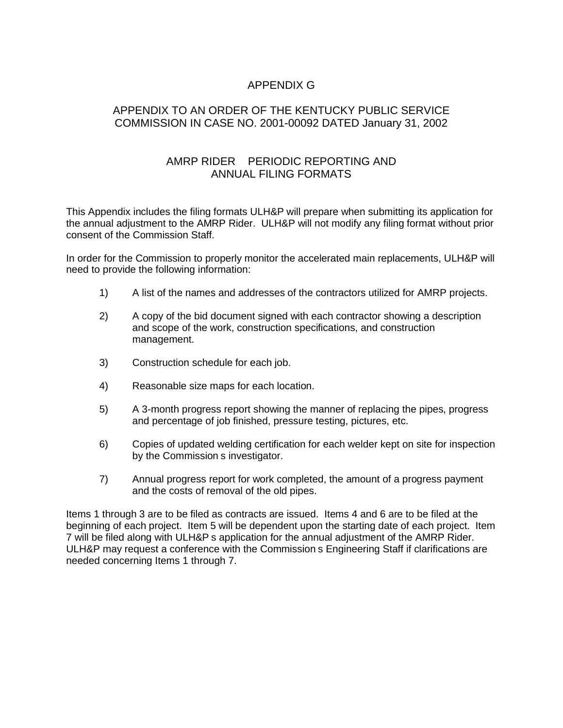# APPENDIX G

## APPENDIX TO AN ORDER OF THE KENTUCKY PUBLIC SERVICE COMMISSION IN CASE NO. 2001-00092 DATED January 31, 2002

## AMRP RIDER PERIODIC REPORTING AND ANNUAL FILING FORMATS

This Appendix includes the filing formats ULH&P will prepare when submitting its application for the annual adjustment to the AMRP Rider. ULH&P will not modify any filing format without prior consent of the Commission Staff.

In order for the Commission to properly monitor the accelerated main replacements, ULH&P will need to provide the following information:

1) A list of the names and addresses of the contractors utilized for AMRP projects.

2) A copy of the bid document signed with each contractor showing a description and scope of the work, construction specifications, and construction management.

3) Construction schedule for each job.

4) Reasonable size maps for each location.

5) A 3-month progress report showing the manner of replacing the pipes, progress and percentage of job finished, pressure testing, pictures, etc.

6) Copies of updated welding certification for each welder kept on site for inspection by the Commission s investigator.

7) Annual progress report for work completed, the amount of a progress payment and the costs of removal of the old pipes.

Items 1 through 3 are to be filed as contracts are issued. Items 4 and 6 are to be filed at the beginning of each project. Item 5 will be dependent upon the starting date of each project. Item 7 will be filed along with ULH&P s application for the annual adjustment of the AMRP Rider. ULH&P may request a conference with the Commission s Engineering Staff if clarifications are needed concerning Items 1 through 7.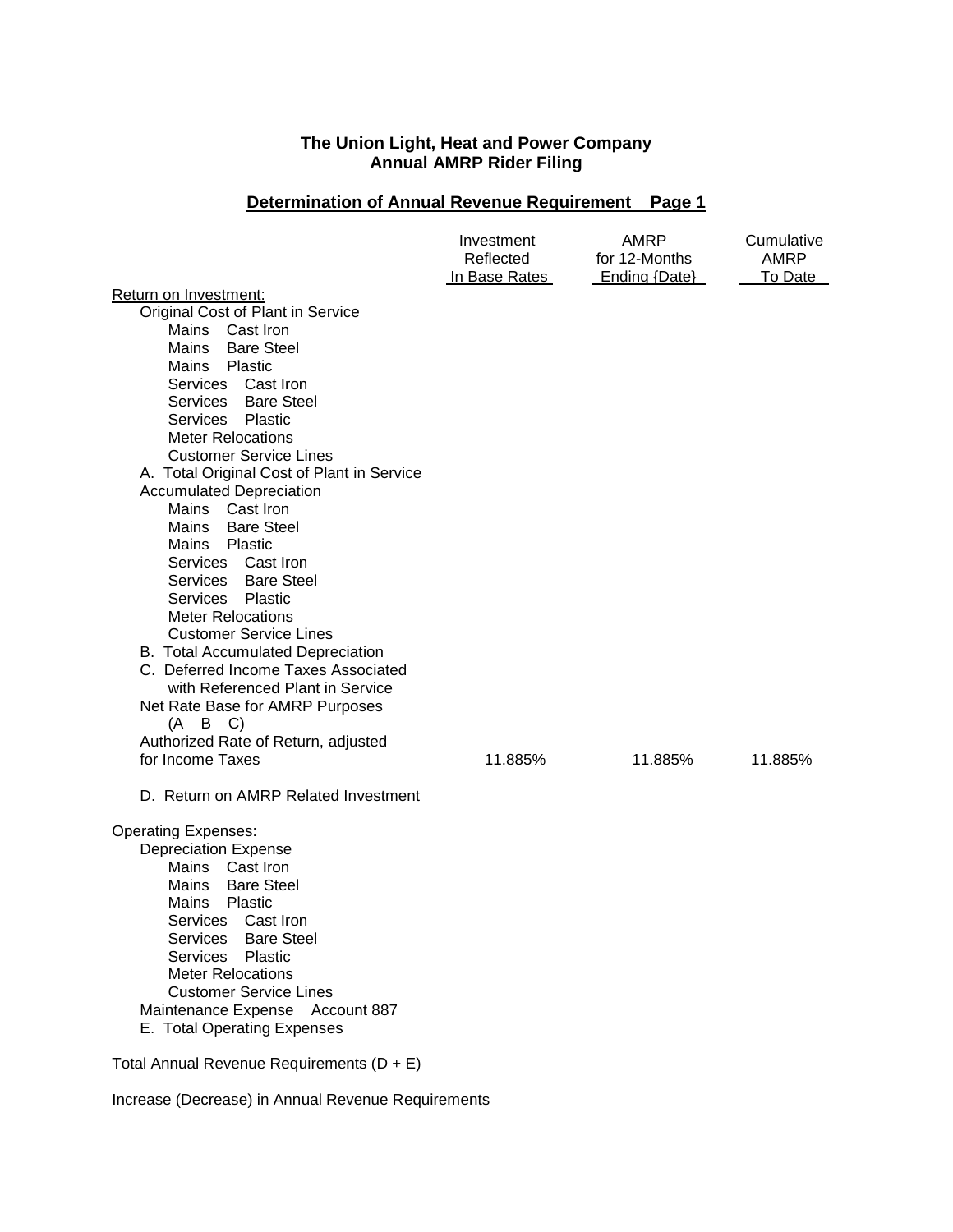**The Union Light, Heat and Power Company**
**Annual AMRP Rider Filing**

**Determination of Annual Revenue Requirement Page 1**

| | Investment Reflected In Base Rates | AMRP for 12-Months Ending {Date} | Cumulative AMRP To Date |
|---|---|---|---|
| Return on Investment: | | | |
| Original Cost of Plant in Service | | | |
| Mains Cast Iron | | | |
| Mains Bare Steel | | | |
| Mains Plastic | | | |
| Services Cast Iron | | | |
| Services Bare Steel | | | |
| Services Plastic | | | |
| Meter Relocations | | | |
| Customer Service Lines | | | |
| A. Total Original Cost of Plant in Service | | | |
| Accumulated Depreciation | | | |
| Mains Cast Iron | | | |
| Mains Bare Steel | | | |
| Mains Plastic | | | |
| Services Cast Iron | | | |
| Services Bare Steel | | | |
| Services Plastic | | | |
| Meter Relocations | | | |
| Customer Service Lines | | | |
| B. Total Accumulated Depreciation | | | |
| C. Deferred Income Taxes Associated with Referenced Plant in Service | | | |
| Net Rate Base for AMRP Purposes (A B C) | | | |
| Authorized Rate of Return, adjusted for Income Taxes | 11.885% | 11.885% | 11.885% |
| D. Return on AMRP Related Investment | | | |
| Operating Expenses: | | | |
| Depreciation Expense | | | |
| Mains Cast Iron | | | |
| Mains Bare Steel | | | |
| Mains Plastic | | | |
| Services Cast Iron | | | |
| Services Bare Steel | | | |
| Services Plastic | | | |
| Meter Relocations | | | |
| Customer Service Lines | | | |
| Maintenance Expense Account 887 | | | |
| E. Total Operating Expenses | | | |
| Total Annual Revenue Requirements (D + E) | | | |
| Increase (Decrease) in Annual Revenue Requirements | | | |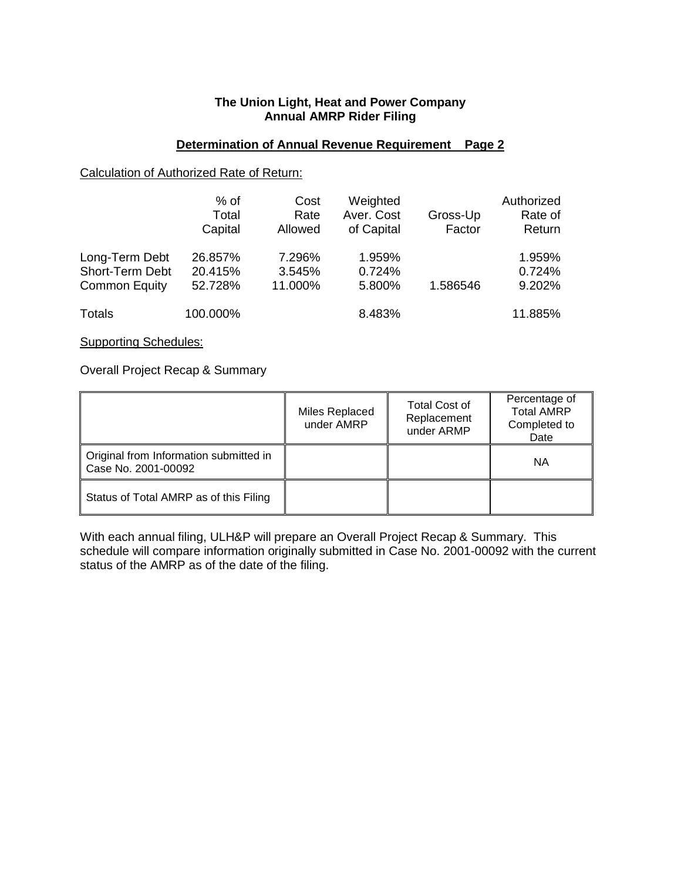**The Union Light, Heat and Power Company**
**Annual AMRP Rider Filing**

## Determination of Annual Revenue Requirement Page 2

Calculation of Authorized Rate of Return:

| | % of Total Capital | Cost Rate Allowed | Weighted Aver. Cost of Capital | Gross-Up Factor | Authorized Rate of Return |
|---|---|---|---|---|---|
| Long-Term Debt | 26.857% | 7.296% | 1.959% | | 1.959% |
| Short-Term Debt | 20.415% | 3.545% | 0.724% | | 0.724% |
| Common Equity | 52.728% | 11.000% | 5.800% | 1.586546 | 9.202% |
| Totals | 100.000% | | 8.483% | | 11.885% |

Supporting Schedules:

Overall Project Recap & Summary

| | Miles Replaced under AMRP | Total Cost of Replacement under ARMP | Percentage of Total AMRP Completed to Date |
|---|---|---|---|
| Original from Information submitted in Case No. 2001-00092 | | | NA |
| Status of Total AMRP as of this Filing | | | |

With each annual filing, ULH&P will prepare an Overall Project Recap & Summary. This schedule will compare information originally submitted in Case No. 2001-00092 with the current status of the AMRP as of the date of the filing.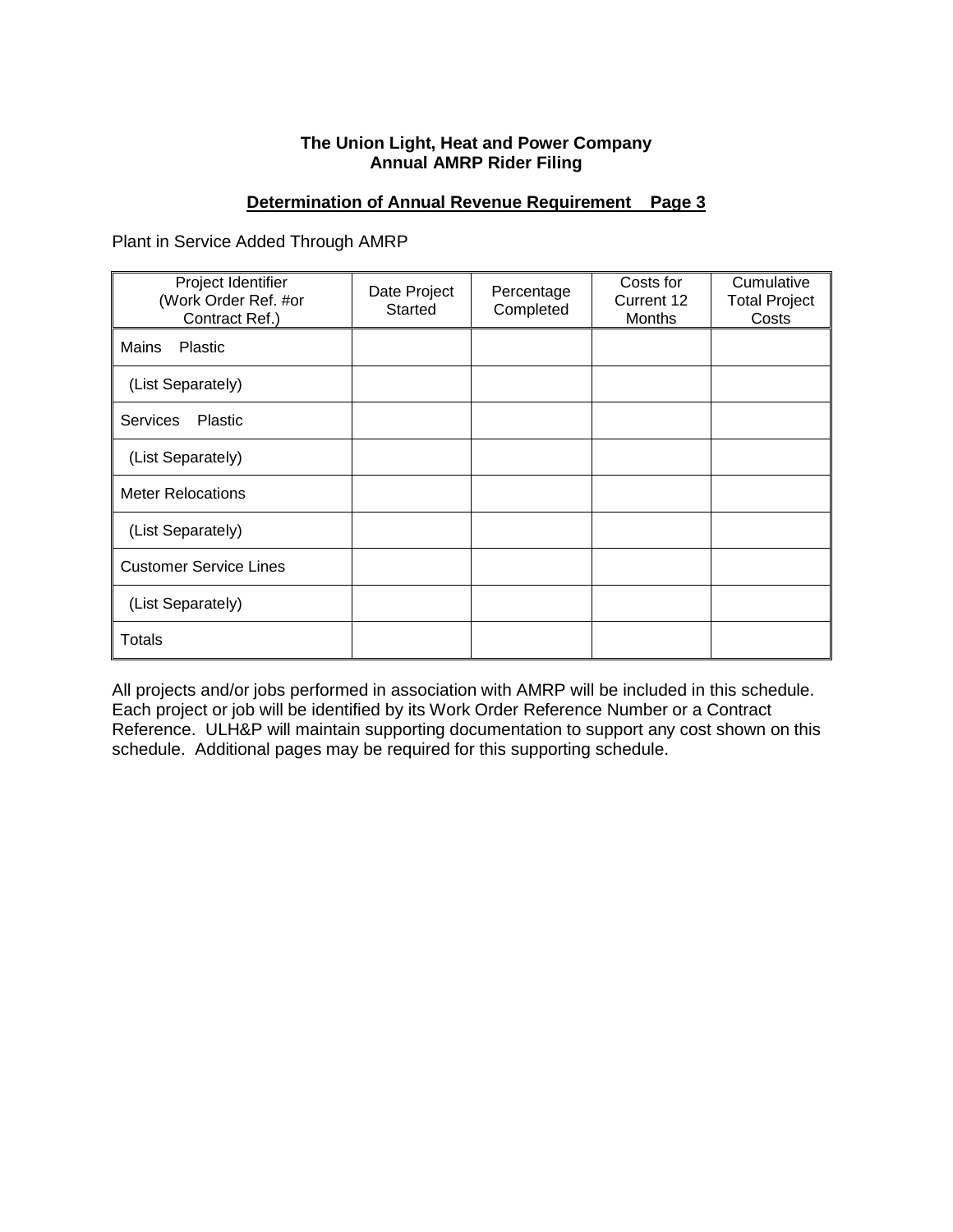**The Union Light, Heat and Power Company**
**Annual AMRP Rider Filing**

**Determination of Annual Revenue Requirement    Page 3**

Plant in Service Added Through AMRP

| Project Identifier (Work Order Ref. #or Contract Ref.) | Date Project Started | Percentage Completed | Costs for Current 12 Months | Cumulative Total Project Costs |
|---|---|---|---|---|
| Mains    Plastic | | | | |
| (List Separately) | | | | |
| Services    Plastic | | | | |
| (List Separately) | | | | |
| Meter Relocations | | | | |
| (List Separately) | | | | |
| Customer Service Lines | | | | |
| (List Separately) | | | | |
| Totals | | | | |

All projects and/or jobs performed in association with AMRP will be included in this schedule. Each project or job will be identified by its Work Order Reference Number or a Contract Reference. ULH&P will maintain supporting documentation to support any cost shown on this schedule. Additional pages may be required for this supporting schedule.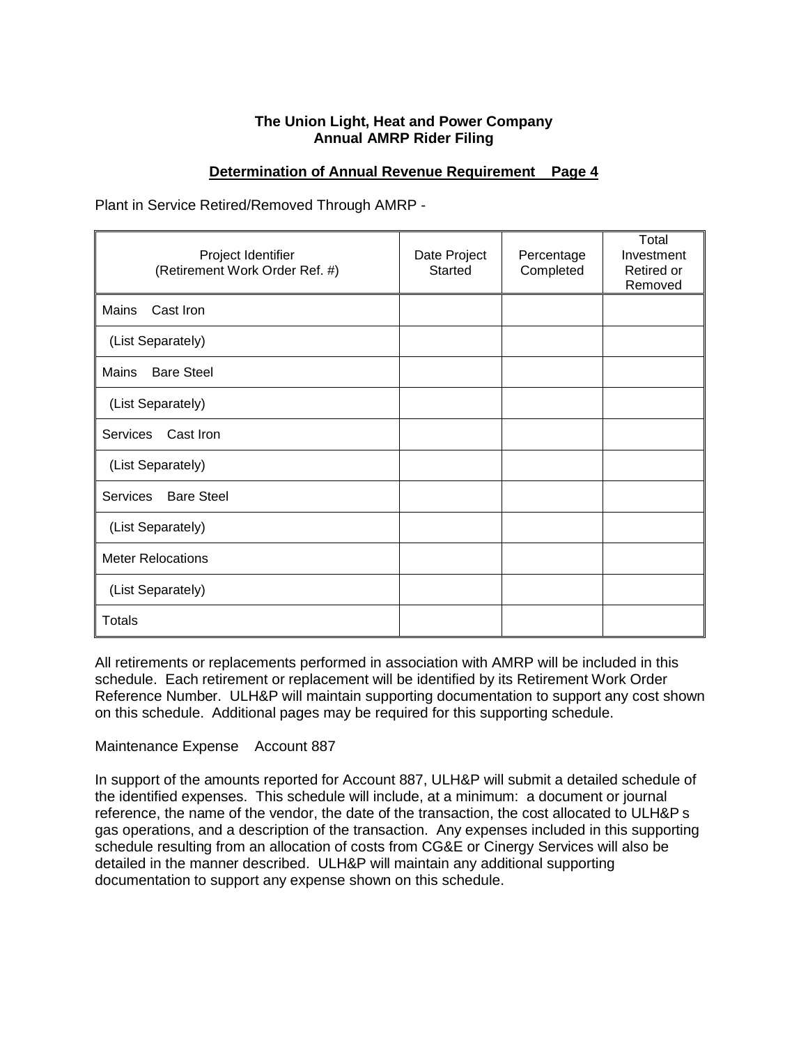**The Union Light, Heat and Power Company**
**Annual AMRP Rider Filing**

**Determination of Annual Revenue Requirement  Page 4**

Plant in Service Retired/Removed Through AMRP -

| Project Identifier (Retirement Work Order Ref. #) | Date Project Started | Percentage Completed | Total Investment Retired or Removed |
|---|---|---|---|
| Mains  Cast Iron | | | |
| (List Separately) | | | |
| Mains  Bare Steel | | | |
| (List Separately) | | | |
| Services  Cast Iron | | | |
| (List Separately) | | | |
| Services  Bare Steel | | | |
| (List Separately) | | | |
| Meter Relocations | | | |
| (List Separately) | | | |
| Totals | | | |

All retirements or replacements performed in association with AMRP will be included in this schedule. Each retirement or replacement will be identified by its Retirement Work Order Reference Number. ULH&P will maintain supporting documentation to support any cost shown on this schedule. Additional pages may be required for this supporting schedule.

Maintenance Expense  Account 887

In support of the amounts reported for Account 887, ULH&P will submit a detailed schedule of the identified expenses. This schedule will include, at a minimum: a document or journal reference, the name of the vendor, the date of the transaction, the cost allocated to ULH&P s gas operations, and a description of the transaction. Any expenses included in this supporting schedule resulting from an allocation of costs from CG&E or Cinergy Services will also be detailed in the manner described. ULH&P will maintain any additional supporting documentation to support any expense shown on this schedule.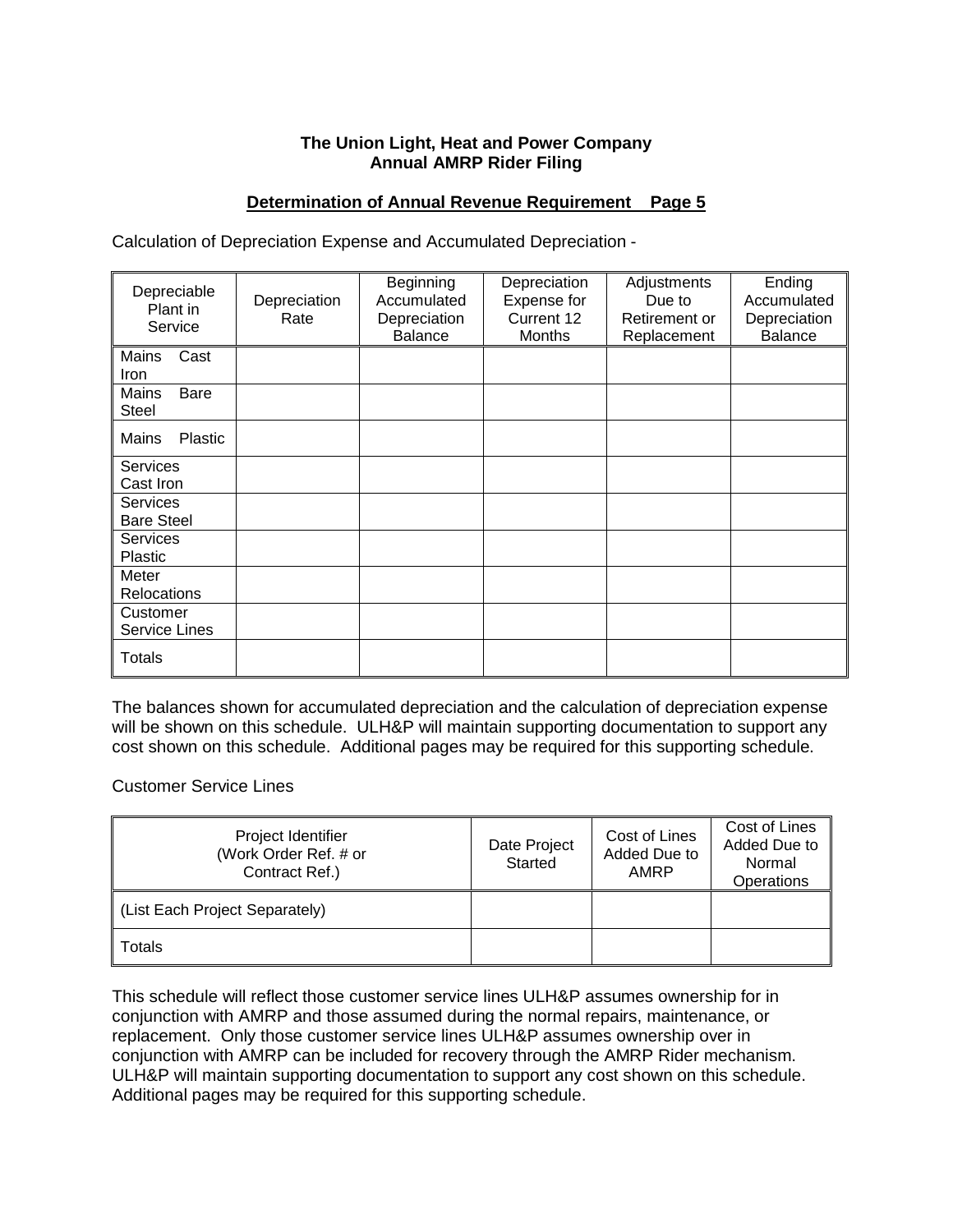**The Union Light, Heat and Power Company**
**Annual AMRP Rider Filing**

**Determination of Annual Revenue Requirement    Page 5**

Calculation of Depreciation Expense and Accumulated Depreciation -

| Depreciable Plant in Service | Depreciation Rate | Beginning Accumulated Depreciation Balance | Depreciation Expense for Current 12 Months | Adjustments Due to Retirement or Replacement | Ending Accumulated Depreciation Balance |
|---|---|---|---|---|---|
| Mains Cast Iron | | | | | |
| Mains Bare Steel | | | | | |
| Mains Plastic | | | | | |
| Services Cast Iron | | | | | |
| Services Bare Steel | | | | | |
| Services Plastic | | | | | |
| Meter Relocations | | | | | |
| Customer Service Lines | | | | | |
| Totals | | | | | |

The balances shown for accumulated depreciation and the calculation of depreciation expense will be shown on this schedule. ULH&P will maintain supporting documentation to support any cost shown on this schedule. Additional pages may be required for this supporting schedule.

Customer Service Lines

| Project Identifier (Work Order Ref. # or Contract Ref.) | Date Project Started | Cost of Lines Added Due to AMRP | Cost of Lines Added Due to Normal Operations |
|---|---|---|---|
| (List Each Project Separately) | | | |
| Totals | | | |

This schedule will reflect those customer service lines ULH&P assumes ownership for in conjunction with AMRP and those assumed during the normal repairs, maintenance, or replacement. Only those customer service lines ULH&P assumes ownership over in conjunction with AMRP can be included for recovery through the AMRP Rider mechanism. ULH&P will maintain supporting documentation to support any cost shown on this schedule. Additional pages may be required for this supporting schedule.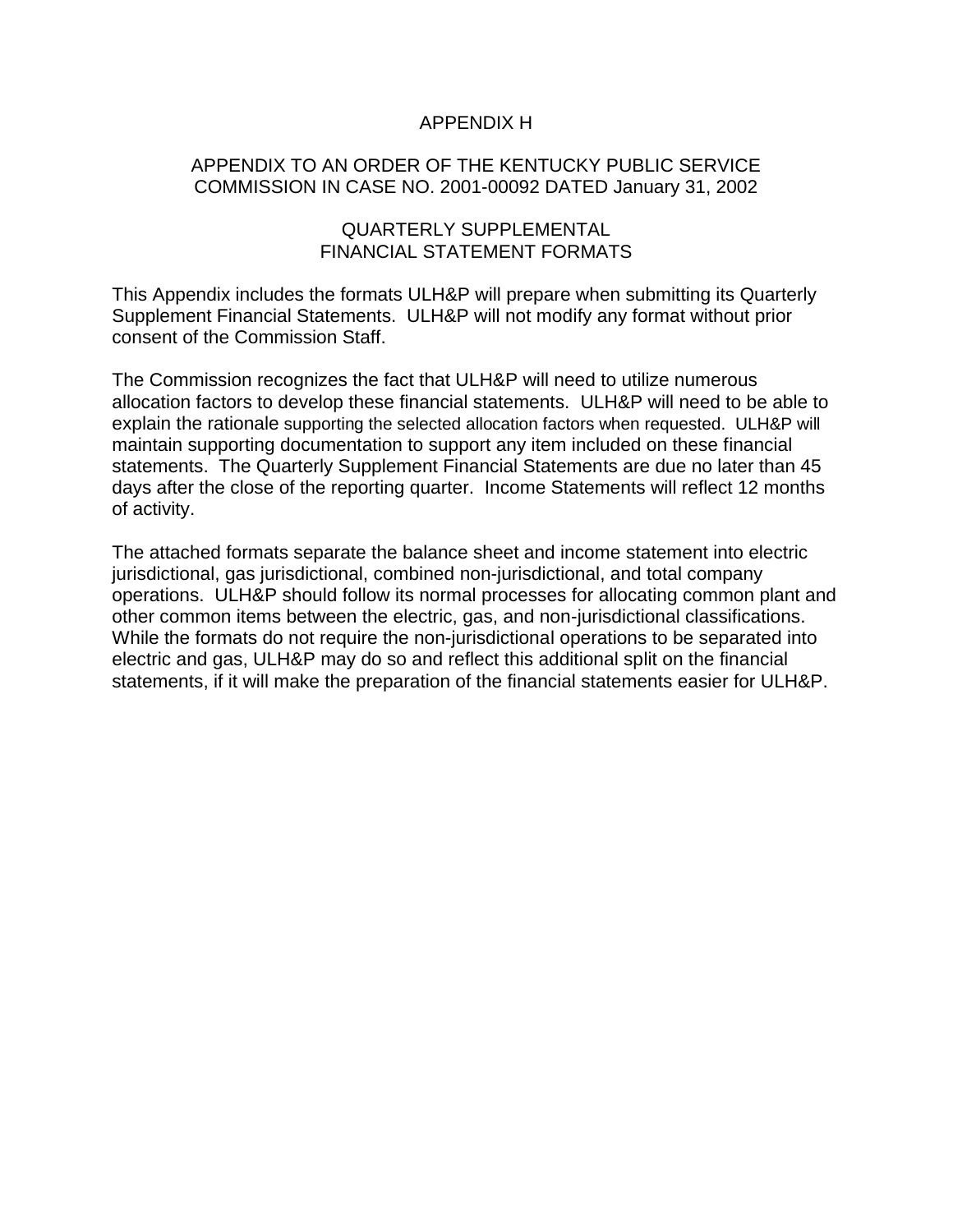# APPENDIX H

## APPENDIX TO AN ORDER OF THE KENTUCKY PUBLIC SERVICE COMMISSION IN CASE NO. 2001-00092 DATED January 31, 2002

## QUARTERLY SUPPLEMENTAL FINANCIAL STATEMENT FORMATS

This Appendix includes the formats ULH&P will prepare when submitting its Quarterly Supplement Financial Statements. ULH&P will not modify any format without prior consent of the Commission Staff.

The Commission recognizes the fact that ULH&P will need to utilize numerous allocation factors to develop these financial statements. ULH&P will need to be able to explain the rationale supporting the selected allocation factors when requested. ULH&P will maintain supporting documentation to support any item included on these financial statements. The Quarterly Supplement Financial Statements are due no later than 45 days after the close of the reporting quarter. Income Statements will reflect 12 months of activity.

The attached formats separate the balance sheet and income statement into electric jurisdictional, gas jurisdictional, combined non-jurisdictional, and total company operations. ULH&P should follow its normal processes for allocating common plant and other common items between the electric, gas, and non-jurisdictional classifications. While the formats do not require the non-jurisdictional operations to be separated into electric and gas, ULH&P may do so and reflect this additional split on the financial statements, if it will make the preparation of the financial statements easier for ULH&P.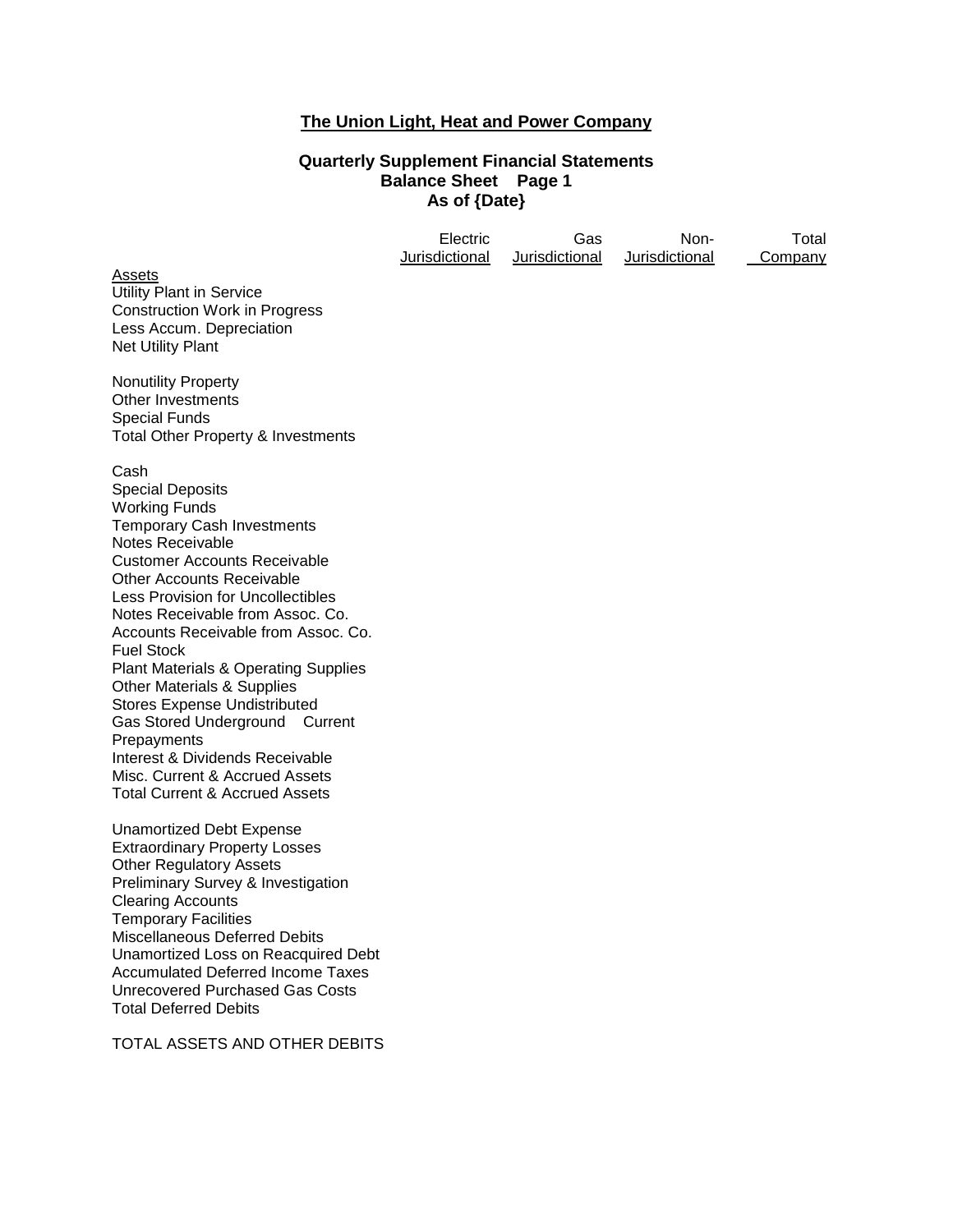# The Union Light, Heat and Power Company

## Quarterly Supplement Financial Statements
## Balance Sheet Page 1
## As of {Date}

| | Electric Jurisdictional | Gas Jurisdictional | Non-Jurisdictional | Total Company |
|---|---|---|---|---|
| Assets | | | | |
| Utility Plant in Service | | | | |
| Construction Work in Progress | | | | |
| Less Accum. Depreciation | | | | |
| Net Utility Plant | | | | |
| | | | | |
| Nonutility Property | | | | |
| Other Investments | | | | |
| Special Funds | | | | |
| Total Other Property & Investments | | | | |
| | | | | |
| Cash | | | | |
| Special Deposits | | | | |
| Working Funds | | | | |
| Temporary Cash Investments | | | | |
| Notes Receivable | | | | |
| Customer Accounts Receivable | | | | |
| Other Accounts Receivable | | | | |
| Less Provision for Uncollectibles | | | | |
| Notes Receivable from Assoc. Co. | | | | |
| Accounts Receivable from Assoc. Co. | | | | |
| Fuel Stock | | | | |
| Plant Materials & Operating Supplies | | | | |
| Other Materials & Supplies | | | | |
| Stores Expense Undistributed | | | | |
| Gas Stored Underground Current | | | | |
| Prepayments | | | | |
| Interest & Dividends Receivable | | | | |
| Misc. Current & Accrued Assets | | | | |
| Total Current & Accrued Assets | | | | |
| | | | | |
| Unamortized Debt Expense | | | | |
| Extraordinary Property Losses | | | | |
| Other Regulatory Assets | | | | |
| Preliminary Survey & Investigation | | | | |
| Clearing Accounts | | | | |
| Temporary Facilities | | | | |
| Miscellaneous Deferred Debits | | | | |
| Unamortized Loss on Reacquired Debt | | | | |
| Accumulated Deferred Income Taxes | | | | |
| Unrecovered Purchased Gas Costs | | | | |
| Total Deferred Debits | | | | |
| | | | | |
| TOTAL ASSETS AND OTHER DEBITS | | | | |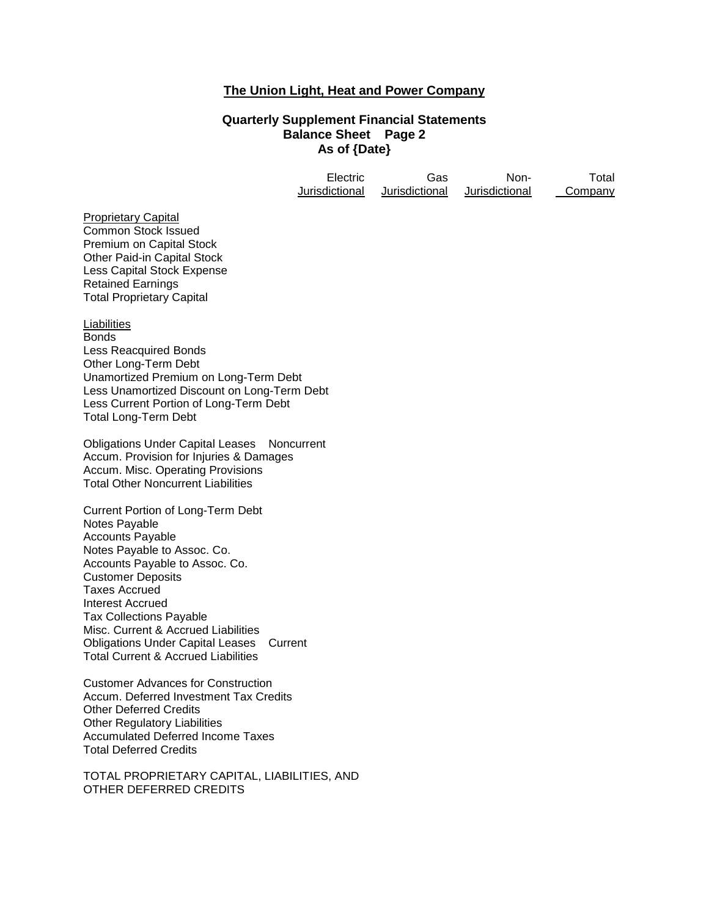**The Union Light, Heat and Power Company**

**Quarterly Supplement Financial Statements**
**Balance Sheet Page 2**
**As of {Date}**

| | Electric Jurisdictional | Gas Jurisdictional | Non-Jurisdictional | Total Company |
|---|---|---|---|---|
| Proprietary Capital | | | | |
| Common Stock Issued | | | | |
| Premium on Capital Stock | | | | |
| Other Paid-in Capital Stock | | | | |
| Less Capital Stock Expense | | | | |
| Retained Earnings | | | | |
| Total Proprietary Capital | | | | |
| | | | | |
| Liabilities | | | | |
| Bonds | | | | |
| Less Reacquired Bonds | | | | |
| Other Long-Term Debt | | | | |
| Unamortized Premium on Long-Term Debt | | | | |
| Less Unamortized Discount on Long-Term Debt | | | | |
| Less Current Portion of Long-Term Debt | | | | |
| Total Long-Term Debt | | | | |
| | | | | |
| Obligations Under Capital Leases Noncurrent | | | | |
| Accum. Provision for Injuries & Damages | | | | |
| Accum. Misc. Operating Provisions | | | | |
| Total Other Noncurrent Liabilities | | | | |
| | | | | |
| Current Portion of Long-Term Debt | | | | |
| Notes Payable | | | | |
| Accounts Payable | | | | |
| Notes Payable to Assoc. Co. | | | | |
| Accounts Payable to Assoc. Co. | | | | |
| Customer Deposits | | | | |
| Taxes Accrued | | | | |
| Interest Accrued | | | | |
| Tax Collections Payable | | | | |
| Misc. Current & Accrued Liabilities | | | | |
| Obligations Under Capital Leases Current | | | | |
| Total Current & Accrued Liabilities | | | | |
| | | | | |
| Customer Advances for Construction | | | | |
| Accum. Deferred Investment Tax Credits | | | | |
| Other Deferred Credits | | | | |
| Other Regulatory Liabilities | | | | |
| Accumulated Deferred Income Taxes | | | | |
| Total Deferred Credits | | | | |
| | | | | |
| TOTAL PROPRIETARY CAPITAL, LIABILITIES, AND OTHER DEFERRED CREDITS | | | | |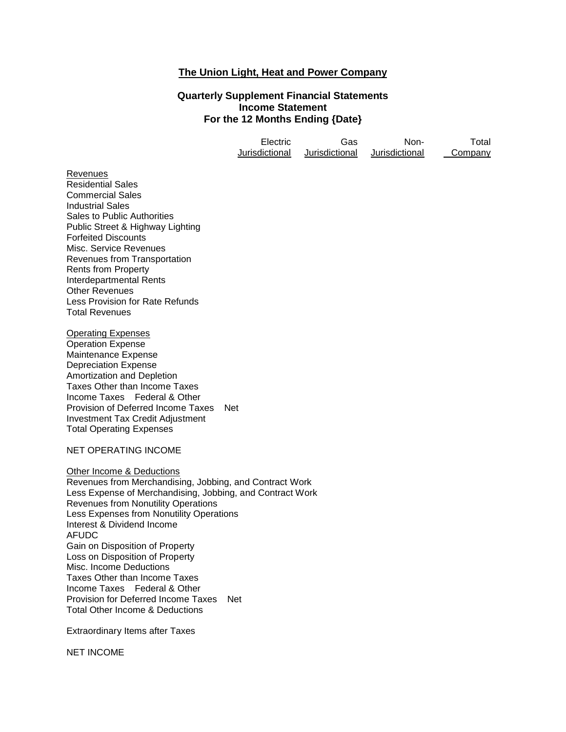**The Union Light, Heat and Power Company**

**Quarterly Supplement Financial Statements**
**Income Statement**
**For the 12 Months Ending {Date}**

| | Electric Jurisdictional | Gas Jurisdictional | Non-Jurisdictional | Total Company |
|---|---|---|---|---|
| Revenues | | | | |
| Residential Sales | | | | |
| Commercial Sales | | | | |
| Industrial Sales | | | | |
| Sales to Public Authorities | | | | |
| Public Street & Highway Lighting | | | | |
| Forfeited Discounts | | | | |
| Misc. Service Revenues | | | | |
| Revenues from Transportation | | | | |
| Rents from Property | | | | |
| Interdepartmental Rents | | | | |
| Other Revenues | | | | |
| Less Provision for Rate Refunds | | | | |
| Total Revenues | | | | |
| Operating Expenses | | | | |
| Operation Expense | | | | |
| Maintenance Expense | | | | |
| Depreciation Expense | | | | |
| Amortization and Depletion | | | | |
| Taxes Other than Income Taxes | | | | |
| Income Taxes Federal & Other | | | | |
| Provision of Deferred Income Taxes Net | | | | |
| Investment Tax Credit Adjustment | | | | |
| Total Operating Expenses | | | | |
| NET OPERATING INCOME | | | | |
| Other Income & Deductions | | | | |
| Revenues from Merchandising, Jobbing, and Contract Work | | | | |
| Less Expense of Merchandising, Jobbing, and Contract Work | | | | |
| Revenues from Nonutility Operations | | | | |
| Less Expenses from Nonutility Operations | | | | |
| Interest & Dividend Income | | | | |
| AFUDC | | | | |
| Gain on Disposition of Property | | | | |
| Loss on Disposition of Property | | | | |
| Misc. Income Deductions | | | | |
| Taxes Other than Income Taxes | | | | |
| Income Taxes Federal & Other | | | | |
| Provision for Deferred Income Taxes Net | | | | |
| Total Other Income & Deductions | | | | |
| Extraordinary Items after Taxes | | | | |
| NET INCOME | | | | |